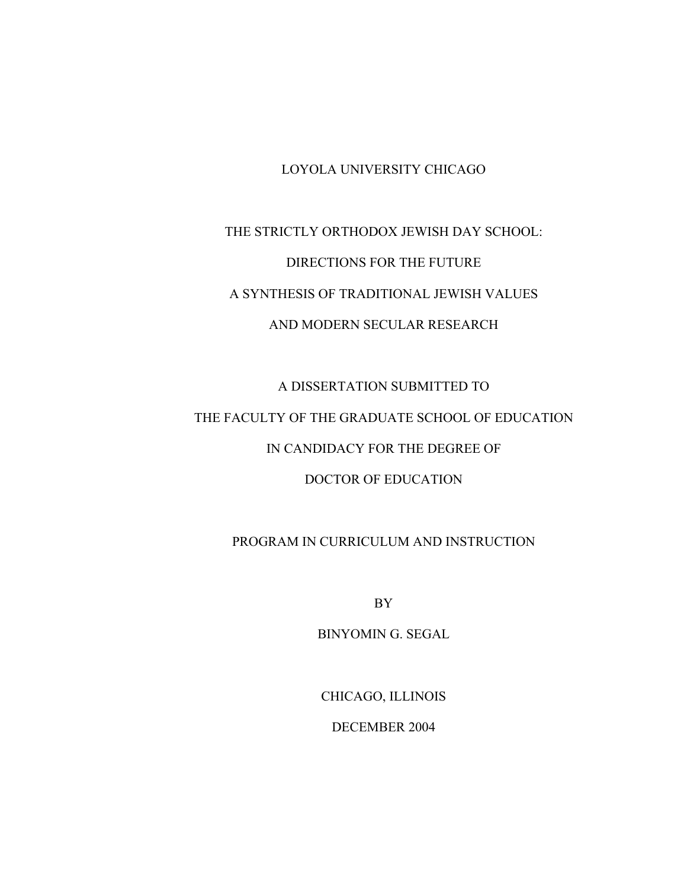LOYOLA UNIVERSITY CHICAGO

# THE STRICTLY ORTHODOX JEWISH DAY SCHOOL: DIRECTIONS FOR THE FUTURE A SYNTHESIS OF TRADITIONAL JEWISH VALUES AND MODERN SECULAR RESEARCH

A DISSERTATION SUBMITTED TO

THE FACULTY OF THE GRADUATE SCHOOL OF EDUCATION

IN CANDIDACY FOR THE DEGREE OF

DOCTOR OF EDUCATION

PROGRAM IN CURRICULUM AND INSTRUCTION

BY

BINYOMIN G. SEGAL

CHICAGO, ILLINOIS

DECEMBER 2004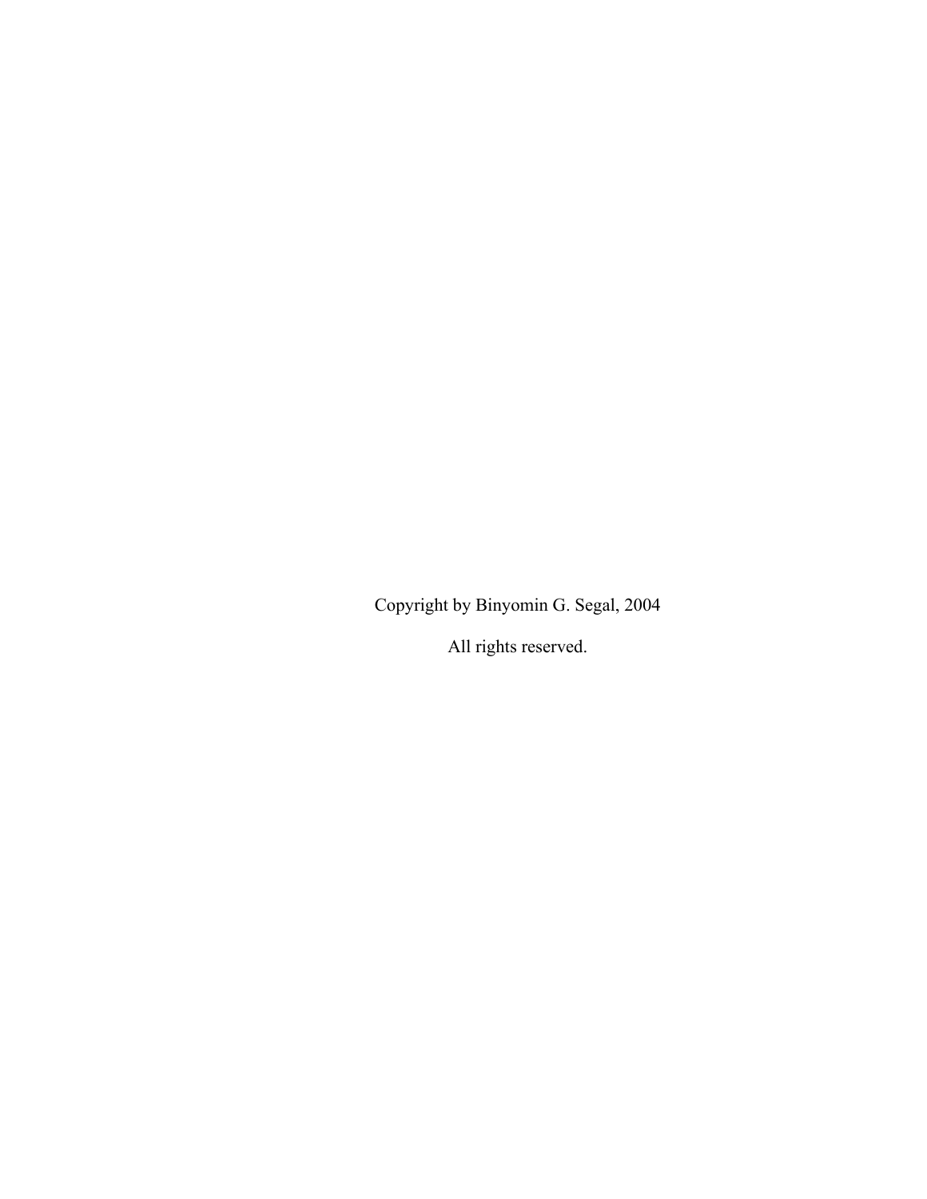Copyright by Binyomin G. Segal, 2004

All rights reserved.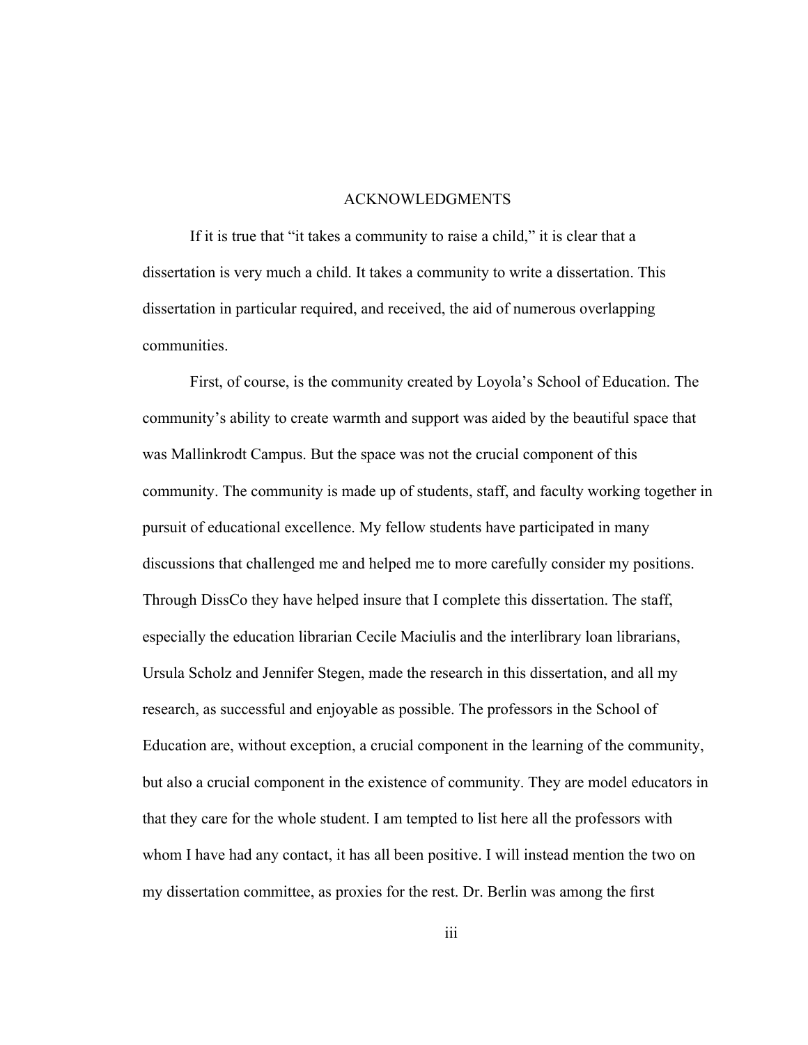# ACKNOWLEDGMENTS

If it is true that "it takes a community to raise a child," it is clear that a dissertation is very much a child. It takes a community to write a dissertation. This dissertation in particular required, and received, the aid of numerous overlapping communities.

First, of course, is the community created by Loyola's School of Education. The community's ability to create warmth and support was aided by the beautiful space that was Mallinkrodt Campus. But the space was not the crucial component of this community. The community is made up of students, staff, and faculty working together in pursuit of educational excellence. My fellow students have participated in many discussions that challenged me and helped me to more carefully consider my positions. Through DissCo they have helped insure that I complete this dissertation. The staff, especially the education librarian Cecile Maciulis and the interlibrary loan librarians, Ursula Scholz and Jennifer Stegen, made the research in this dissertation, and all my research, as successful and enjoyable as possible. The professors in the School of Education are, without exception, a crucial component in the learning of the community, but also a crucial component in the existence of community. They are model educators in that they care for the whole student. I am tempted to list here all the professors with whom I have had any contact, it has all been positive. I will instead mention the two on my dissertation committee, as proxies for the rest. Dr. Berlin was among the first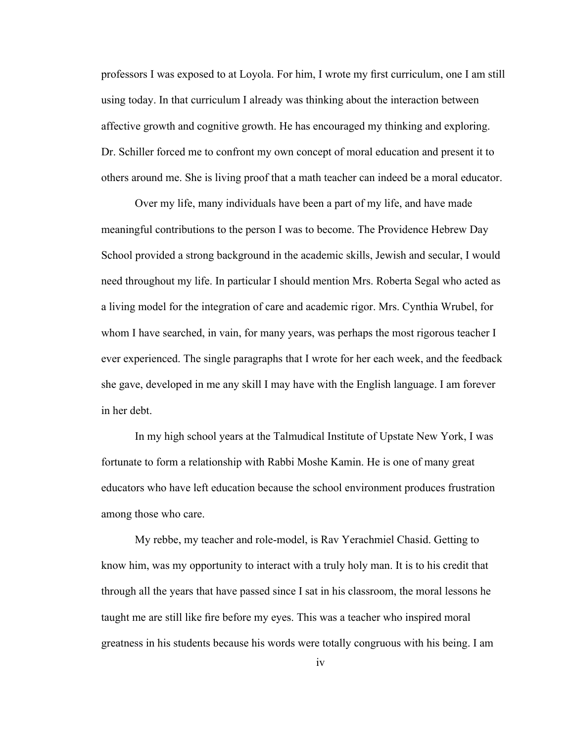professors I was exposed to at Loyola. For him, I wrote my first curriculum, one I am still using today. In that curriculum I already was thinking about the interaction between affective growth and cognitive growth. He has encouraged my thinking and exploring. Dr. Schiller forced me to confront my own concept of moral education and present it to others around me. She is living proof that a math teacher can indeed be a moral educator.

Over my life, many individuals have been a part of my life, and have made meaningful contributions to the person I was to become. The Providence Hebrew Day School provided a strong background in the academic skills, Jewish and secular, I would need throughout my life. In particular I should mention Mrs. Roberta Segal who acted as a living model for the integration of care and academic rigor. Mrs. Cynthia Wrubel, for whom I have searched, in vain, for many years, was perhaps the most rigorous teacher I ever experienced. The single paragraphs that I wrote for her each week, and the feedback she gave, developed in me any skill I may have with the English language. I am forever in her debt.

In my high school years at the Talmudical Institute of Upstate New York, I was fortunate to form a relationship with Rabbi Moshe Kamin. He is one of many great educators who have left education because the school environment produces frustration among those who care.

My rebbe, my teacher and role-model, is Rav Yerachmiel Chasid. Getting to know him, was my opportunity to interact with a truly holy man. It is to his credit that through all the years that have passed since I sat in his classroom, the moral lessons he taught me are still like fire before my eyes. This was a teacher who inspired moral greatness in his students because his words were totally congruous with his being. I am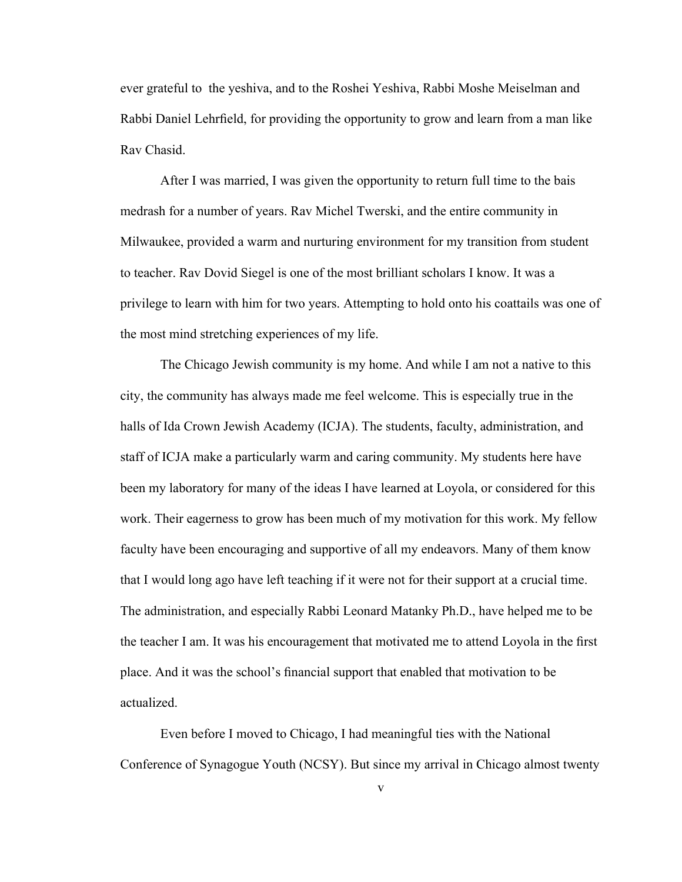ever grateful to the yeshiva, and to the Roshei Yeshiva, Rabbi Moshe Meiselman and Rabbi Daniel Lehrfield, for providing the opportunity to grow and learn from a man like Rav Chasid.

After I was married, I was given the opportunity to return full time to the bais medrash for a number of years. Rav Michel Twerski, and the entire community in Milwaukee, provided a warm and nurturing environment for my transition from student to teacher. Rav Dovid Siegel is one of the most brilliant scholars I know. It was a privilege to learn with him for two years. Attempting to hold onto his coattails was one of the most mind stretching experiences of my life.

The Chicago Jewish community is my home. And while I am not a native to this city, the community has always made me feel welcome. This is especially true in the halls of Ida Crown Jewish Academy (ICJA). The students, faculty, administration, and staff of ICJA make a particularly warm and caring community. My students here have been my laboratory for many of the ideas I have learned at Loyola, or considered for this work. Their eagerness to grow has been much of my motivation for this work. My fellow faculty have been encouraging and supportive of all my endeavors. Many of them know that I would long ago have left teaching if it were not for their support at a crucial time. The administration, and especially Rabbi Leonard Matanky Ph.D., have helped me to be the teacher I am. It was his encouragement that motivated me to attend Loyola in the first place. And it was the school's financial support that enabled that motivation to be actualized.

Even before I moved to Chicago, I had meaningful ties with the National Conference of Synagogue Youth (NCSY). But since my arrival in Chicago almost twenty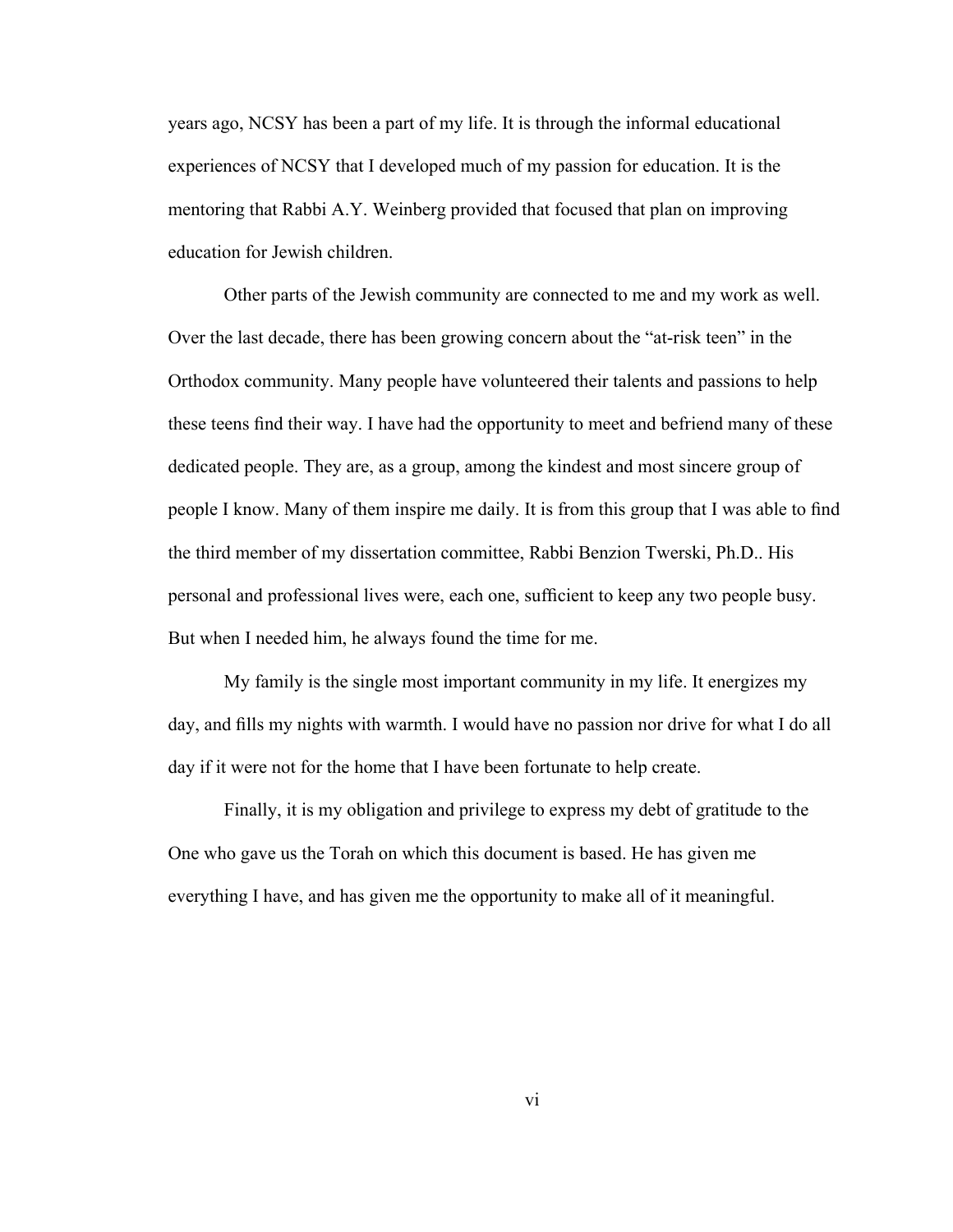years ago, NCSY has been a part of my life. It is through the informal educational experiences of NCSY that I developed much of my passion for education. It is the mentoring that Rabbi A.Y. Weinberg provided that focused that plan on improving education for Jewish children.

Other parts of the Jewish community are connected to me and my work as well. Over the last decade, there has been growing concern about the "at-risk teen" in the Orthodox community. Many people have volunteered their talents and passions to help these teens find their way. I have had the opportunity to meet and befriend many of these dedicated people. They are, as a group, among the kindest and most sincere group of people I know. Many of them inspire me daily. It is from this group that I was able to find the third member of my dissertation committee, Rabbi Benzion Twerski, Ph.D.. His personal and professional lives were, each one, sufficient to keep any two people busy. But when I needed him, he always found the time for me.

My family is the single most important community in my life. It energizes my day, and fills my nights with warmth. I would have no passion nor drive for what I do all day if it were not for the home that I have been fortunate to help create.

Finally, it is my obligation and privilege to express my debt of gratitude to the One who gave us the Torah on which this document is based. He has given me everything I have, and has given me the opportunity to make all of it meaningful.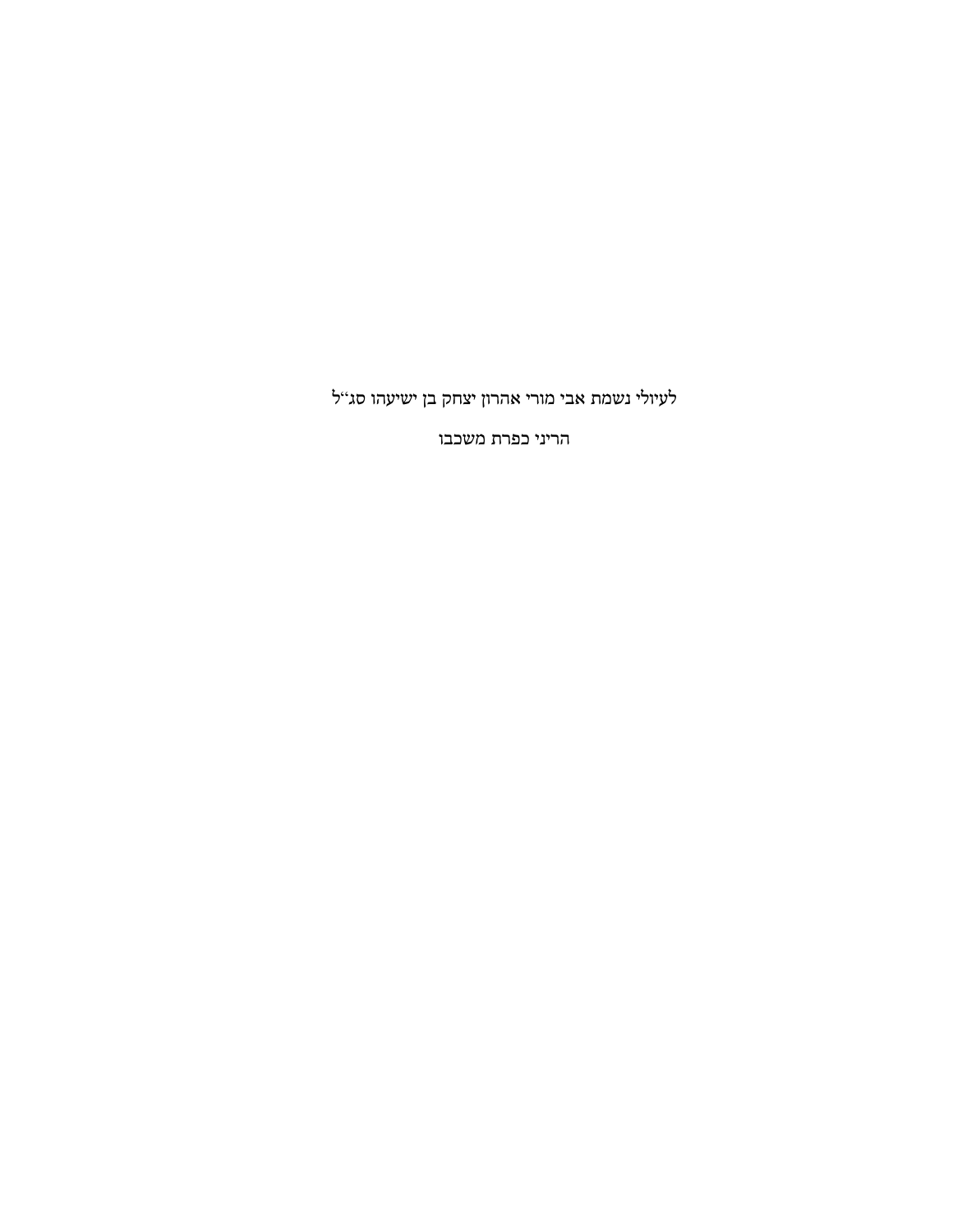לעילוי נשמת אבי מורי אהרון יצחק בן ישיעהו סג"ל

הריני כפרת משכבו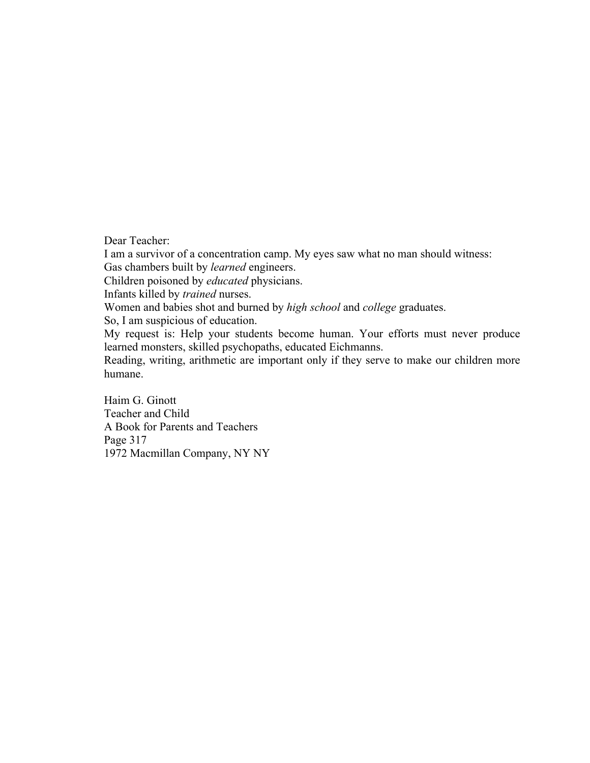Dear Teacher:

I am a survivor of a concentration camp. My eyes saw what no man should witness:

Gas chambers built by *learned* engineers.

Children poisoned by *educated* physicians.

Infants killed by *trained* nurses.

Women and babies shot and burned by *high school* and *college* graduates.

So, I am suspicious of education.

My request is: Help your students become human. Your efforts must never produce learned monsters, skilled psychopaths, educated Eichmanns.

Reading, writing, arithmetic are important only if they serve to make our children more humane.

Haim G. Ginott
Teacher and Child
A Book for Parents and Teachers
Page 317
1972 Macmillan Company, NY NY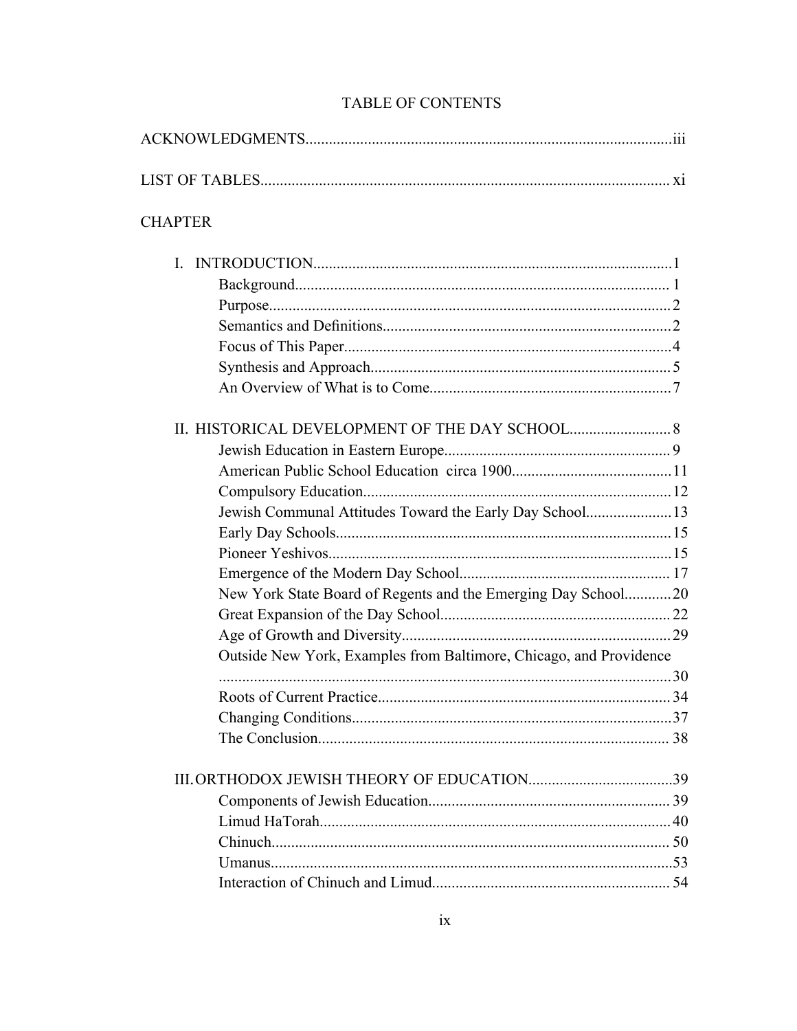# TABLE OF CONTENTS

ACKNOWLEDGMENTS............................................................................................iii

LIST OF TABLES........................................................................................................ xi

CHAPTER

I. INTRODUCTION...........................................................................................1
- Background................................................................................................ 1
- Purpose......................................................................................................2
- Semantics and Definitions.........................................................................2
- Focus of This Paper...................................................................................4
- Synthesis and Approach............................................................................ 5
- An Overview of What is to Come.............................................................7

II. HISTORICAL DEVELOPMENT OF THE DAY SCHOOL.......................... 8
- Jewish Education in Eastern Europe......................................................... 9
- American Public School Education circa 1900.........................................11
- Compulsory Education..............................................................................12
- Jewish Communal Attitudes Toward the Early Day School......................13
- Early Day Schools.....................................................................................15
- Pioneer Yeshivos.......................................................................................15
- Emergence of the Modern Day School...................................................... 17
- New York State Board of Regents and the Emerging Day School............20
- Great Expansion of the Day School........................................................... 22
- Age of Growth and Diversity....................................................................29
- Outside New York, Examples from Baltimore, Chicago, and Providence ...................................................................................................................30
- Roots of Current Practice.......................................................................... 34
- Changing Conditions.................................................................................37
- The Conclusion......................................................................................... 38

III. ORTHODOX JEWISH THEORY OF EDUCATION.....................................39
- Components of Jewish Education............................................................. 39
- Limud HaTorah......................................................................................... 40
- Chinuch..................................................................................................... 50
- Umanus......................................................................................................53
- Interaction of Chinuch and Limud............................................................ 54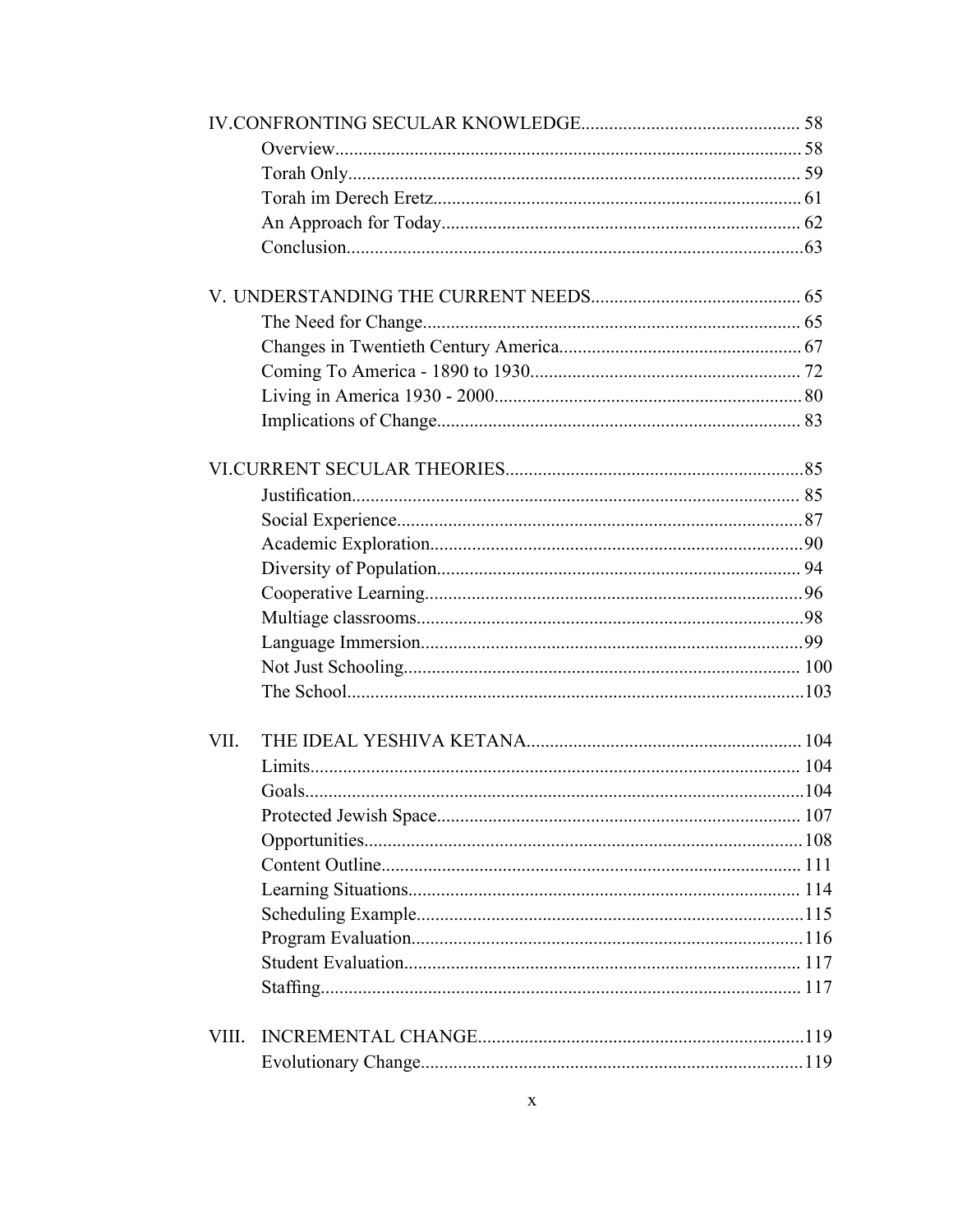IV. CONFRONTING SECULAR KNOWLEDGE .............................................. 58

- Overview .................................................................................. 58
- Torah Only ................................................................................ 59
- Torah im Derech Eretz ............................................................... 61
- An Approach for Today ............................................................. 62
- Conclusion ................................................................................ 63

V. UNDERSTANDING THE CURRENT NEEDS ............................................ 65

- The Need for Change ................................................................ 65
- Changes in Twentieth Century America .................................... 67
- Coming To America - 1890 to 1930 .......................................... 72
- Living in America 1930 - 2000 ................................................. 80
- Implications of Change ............................................................. 83

VI. CURRENT SECULAR THEORIES ............................................................ 85

- Justification ............................................................................... 85
- Social Experience ...................................................................... 87
- Academic Exploration ............................................................... 90
- Diversity of Population ............................................................. 94
- Cooperative Learning ................................................................ 96
- Multiage classrooms .................................................................. 98
- Language Immersion ................................................................. 99
- Not Just Schooling .................................................................... 100
- The School ................................................................................ 103

VII. THE IDEAL YESHIVA KETANA .......................................................... 104

- Limits ........................................................................................ 104
- Goals ......................................................................................... 104
- Protected Jewish Space ............................................................. 107
- Opportunities ............................................................................ 108
- Content Outline ......................................................................... 111
- Learning Situations ................................................................... 114
- Scheduling Example .................................................................. 115
- Program Evaluation ................................................................... 116
- Student Evaluation .................................................................... 117
- Staffing ..................................................................................... 117

VIII. INCREMENTAL CHANGE ..................................................................... 119

- Evolutionary Change ................................................................. 119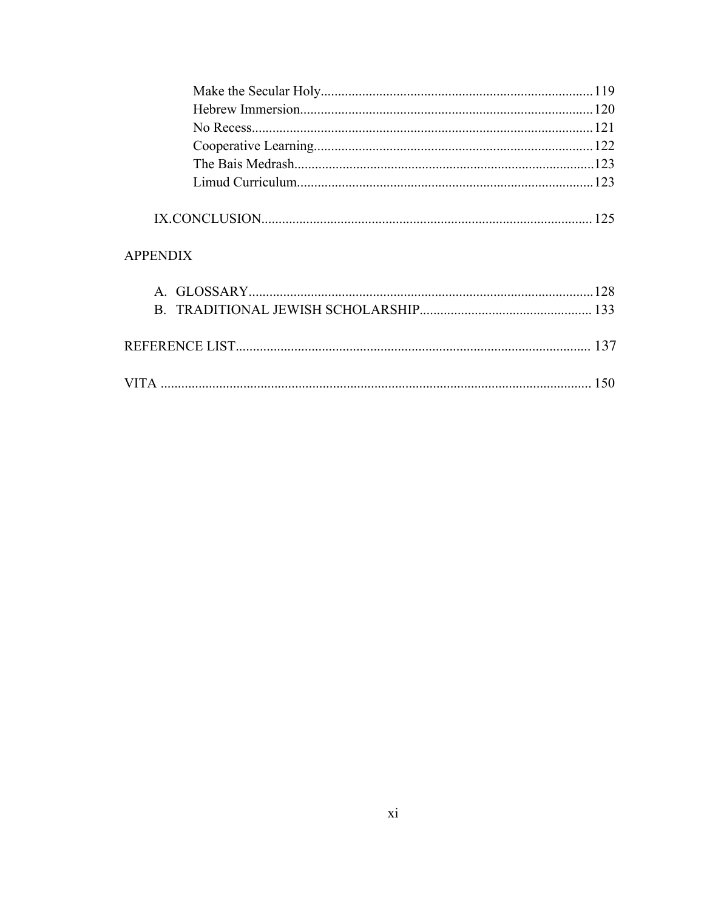Make the Secular Holy..............................................................................119
Hebrew Immersion....................................................................................120
No Recess..................................................................................................121
Cooperative Learning................................................................................122
The Bais Medrash......................................................................................123
Limud Curriculum.....................................................................................123

IX.CONCLUSION...............................................................................................125

APPENDIX

A. GLOSSARY...................................................................................................128
B. TRADITIONAL JEWISH SCHOLARSHIP.................................................133

REFERENCE LIST.....................................................................................................137

VITA ...........................................................................................................................150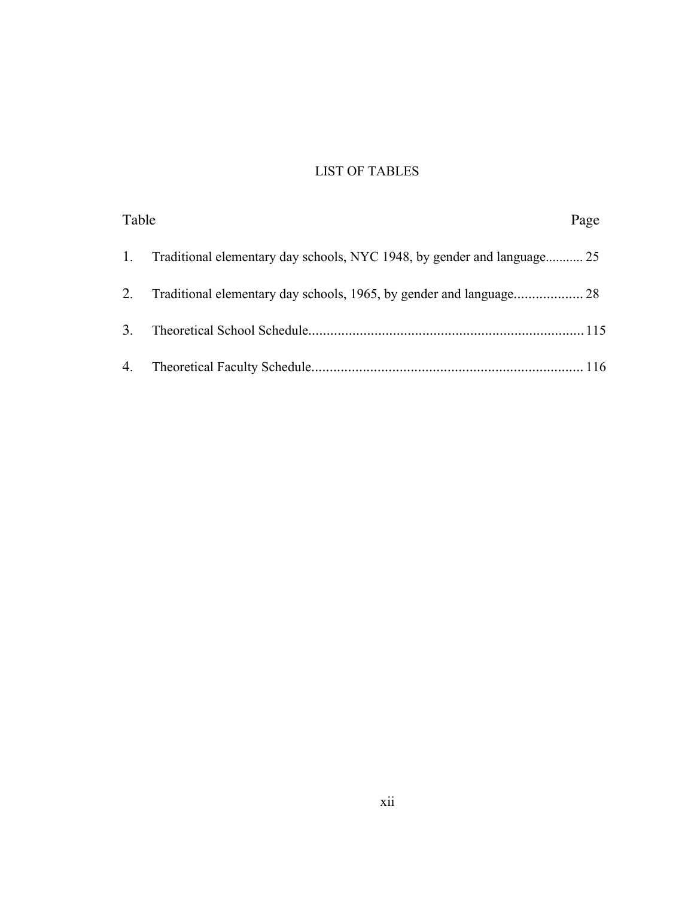# LIST OF TABLES

| Table | | Page |
|---|---|---|
| 1. | Traditional elementary day schools, NYC 1948, by gender and language | 25 |
| 2. | Traditional elementary day schools, 1965, by gender and language | 28 |
| 3. | Theoretical School Schedule | 115 |
| 4. | Theoretical Faculty Schedule | 116 |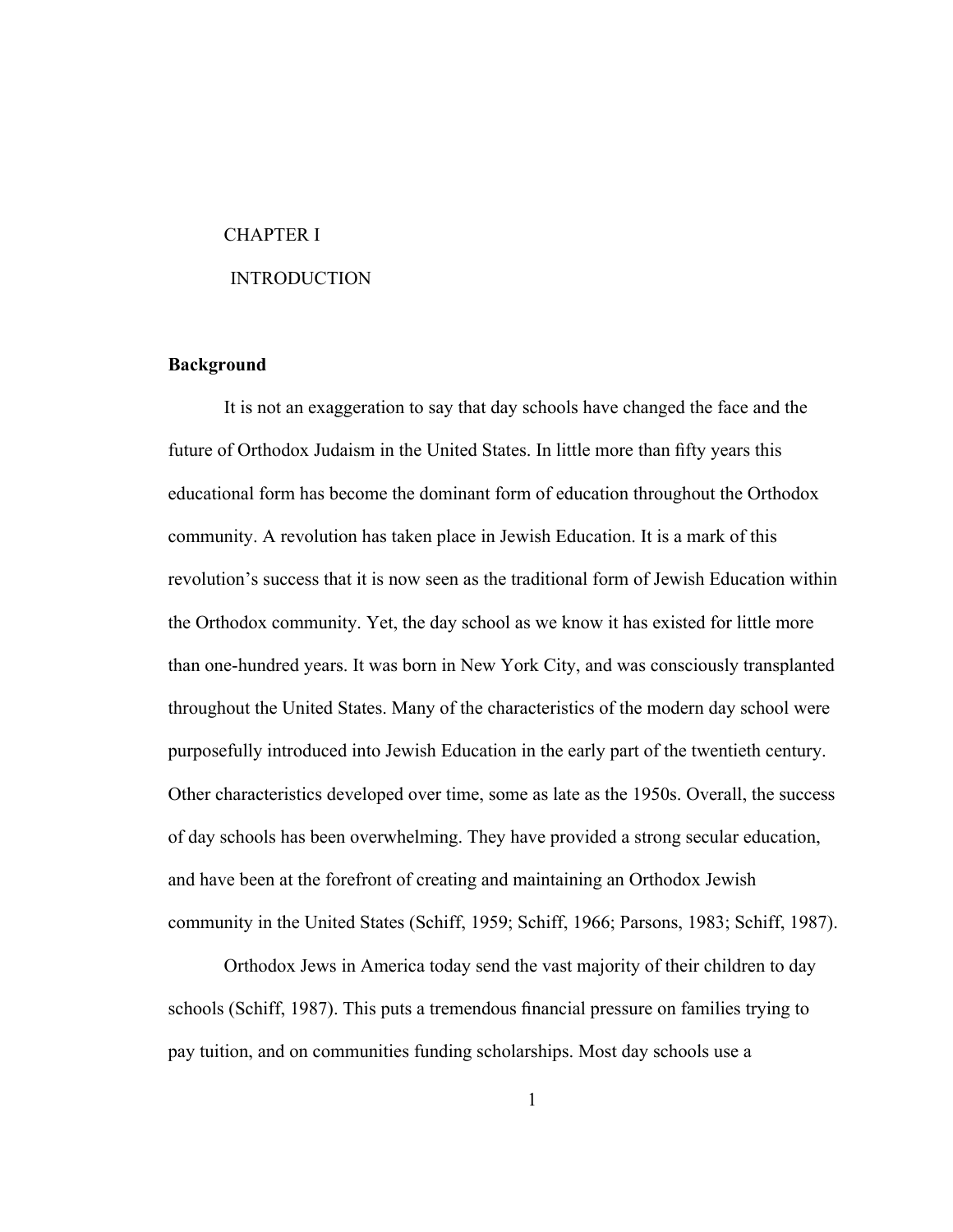# CHAPTER I

# INTRODUCTION

## Background

It is not an exaggeration to say that day schools have changed the face and the future of Orthodox Judaism in the United States. In little more than fifty years this educational form has become the dominant form of education throughout the Orthodox community. A revolution has taken place in Jewish Education. It is a mark of this revolution's success that it is now seen as the traditional form of Jewish Education within the Orthodox community. Yet, the day school as we know it has existed for little more than one-hundred years. It was born in New York City, and was consciously transplanted throughout the United States. Many of the characteristics of the modern day school were purposefully introduced into Jewish Education in the early part of the twentieth century. Other characteristics developed over time, some as late as the 1950s. Overall, the success of day schools has been overwhelming. They have provided a strong secular education, and have been at the forefront of creating and maintaining an Orthodox Jewish community in the United States (Schiff, 1959; Schiff, 1966; Parsons, 1983; Schiff, 1987).

Orthodox Jews in America today send the vast majority of their children to day schools (Schiff, 1987). This puts a tremendous financial pressure on families trying to pay tuition, and on communities funding scholarships. Most day schools use a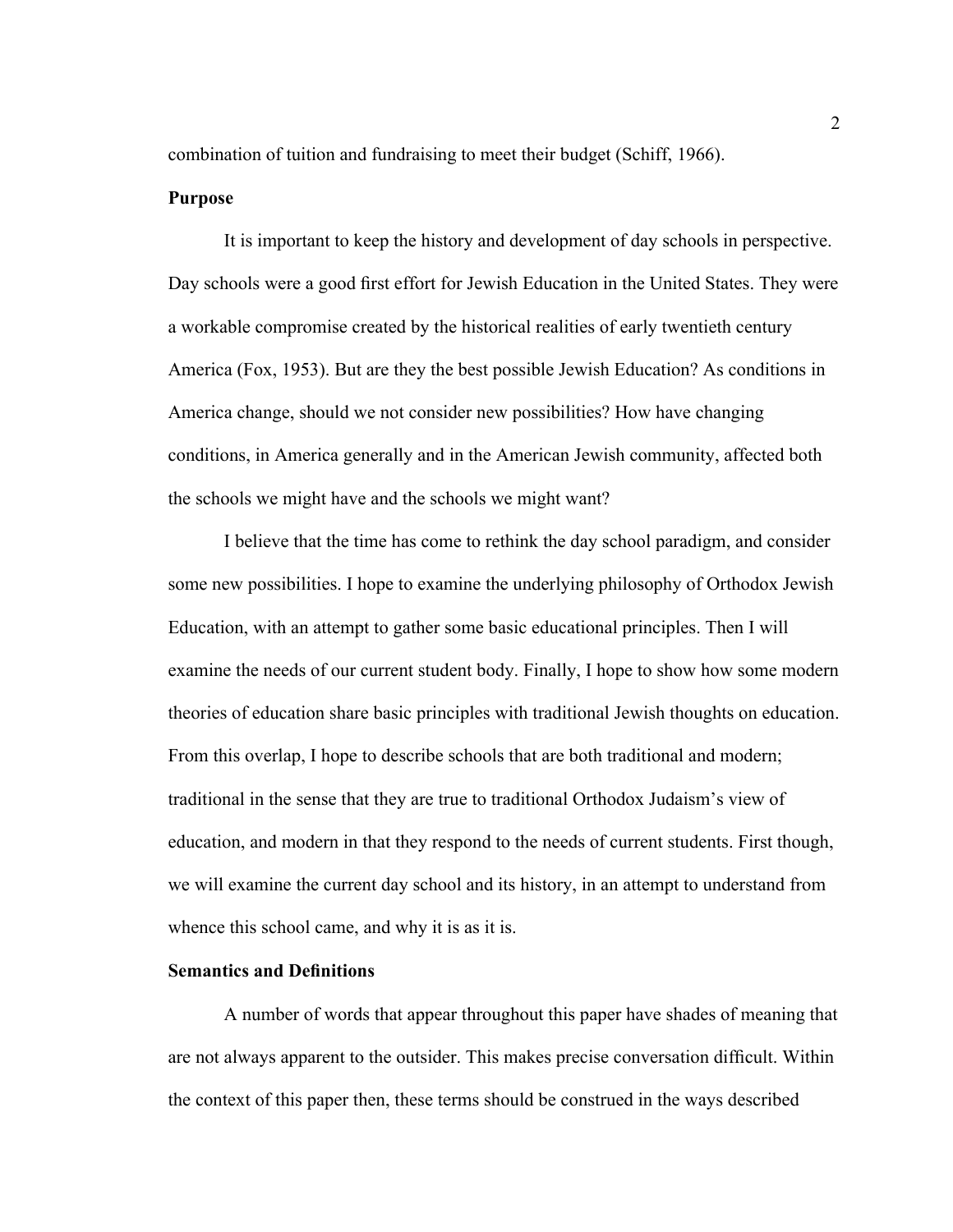combination of tuition and fundraising to meet their budget (Schiff, 1966).

**Purpose**

It is important to keep the history and development of day schools in perspective. Day schools were a good first effort for Jewish Education in the United States. They were a workable compromise created by the historical realities of early twentieth century America (Fox, 1953). But are they the best possible Jewish Education? As conditions in America change, should we not consider new possibilities? How have changing conditions, in America generally and in the American Jewish community, affected both the schools we might have and the schools we might want?

I believe that the time has come to rethink the day school paradigm, and consider some new possibilities. I hope to examine the underlying philosophy of Orthodox Jewish Education, with an attempt to gather some basic educational principles. Then I will examine the needs of our current student body. Finally, I hope to show how some modern theories of education share basic principles with traditional Jewish thoughts on education. From this overlap, I hope to describe schools that are both traditional and modern; traditional in the sense that they are true to traditional Orthodox Judaism's view of education, and modern in that they respond to the needs of current students. First though, we will examine the current day school and its history, in an attempt to understand from whence this school came, and why it is as it is.

**Semantics and Definitions**

A number of words that appear throughout this paper have shades of meaning that are not always apparent to the outsider. This makes precise conversation difficult. Within the context of this paper then, these terms should be construed in the ways described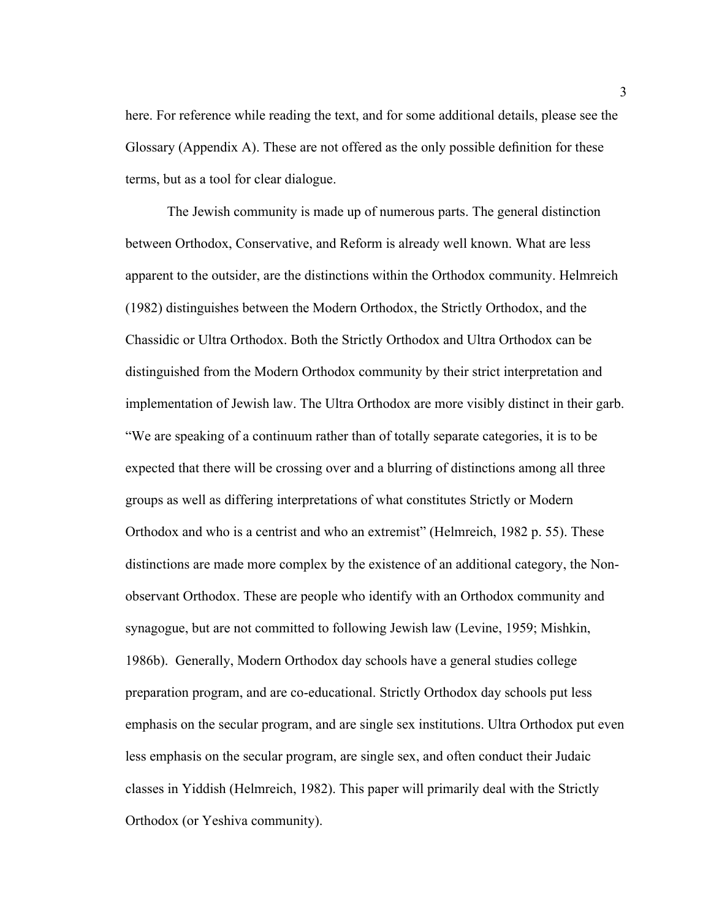here. For reference while reading the text, and for some additional details, please see the Glossary (Appendix A). These are not offered as the only possible definition for these terms, but as a tool for clear dialogue.

The Jewish community is made up of numerous parts. The general distinction between Orthodox, Conservative, and Reform is already well known. What are less apparent to the outsider, are the distinctions within the Orthodox community. Helmreich (1982) distinguishes between the Modern Orthodox, the Strictly Orthodox, and the Chassidic or Ultra Orthodox. Both the Strictly Orthodox and Ultra Orthodox can be distinguished from the Modern Orthodox community by their strict interpretation and implementation of Jewish law. The Ultra Orthodox are more visibly distinct in their garb. "We are speaking of a continuum rather than of totally separate categories, it is to be expected that there will be crossing over and a blurring of distinctions among all three groups as well as differing interpretations of what constitutes Strictly or Modern Orthodox and who is a centrist and who an extremist" (Helmreich, 1982 p. 55). These distinctions are made more complex by the existence of an additional category, the Non-observant Orthodox. These are people who identify with an Orthodox community and synagogue, but are not committed to following Jewish law (Levine, 1959; Mishkin, 1986b). Generally, Modern Orthodox day schools have a general studies college preparation program, and are co-educational. Strictly Orthodox day schools put less emphasis on the secular program, and are single sex institutions. Ultra Orthodox put even less emphasis on the secular program, are single sex, and often conduct their Judaic classes in Yiddish (Helmreich, 1982). This paper will primarily deal with the Strictly Orthodox (or Yeshiva community).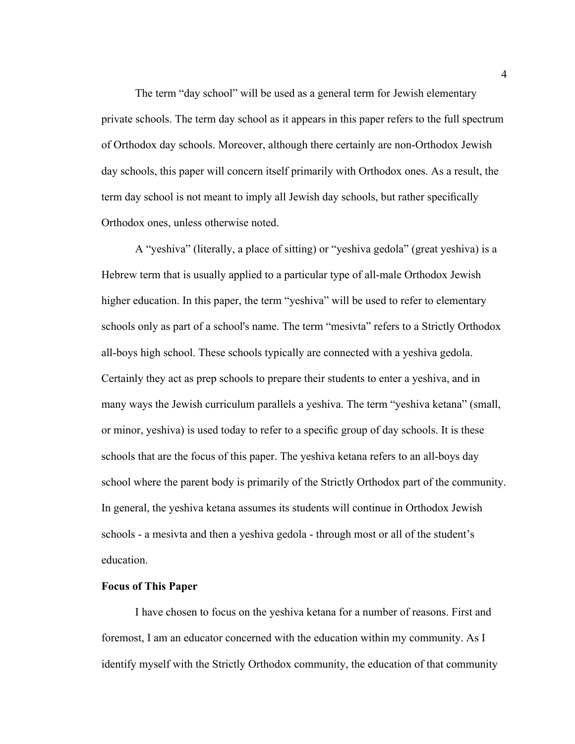The term “day school” will be used as a general term for Jewish elementary private schools. The term day school as it appears in this paper refers to the full spectrum of Orthodox day schools. Moreover, although there certainly are non-Orthodox Jewish day schools, this paper will concern itself primarily with Orthodox ones. As a result, the term day school is not meant to imply all Jewish day schools, but rather specifically Orthodox ones, unless otherwise noted.

A “yeshiva” (literally, a place of sitting) or “yeshiva gedola” (great yeshiva) is a Hebrew term that is usually applied to a particular type of all-male Orthodox Jewish higher education. In this paper, the term “yeshiva” will be used to refer to elementary schools only as part of a school's name. The term “mesivta” refers to a Strictly Orthodox all-boys high school. These schools typically are connected with a yeshiva gedola. Certainly they act as prep schools to prepare their students to enter a yeshiva, and in many ways the Jewish curriculum parallels a yeshiva. The term “yeshiva ketana” (small, or minor, yeshiva) is used today to refer to a specific group of day schools. It is these schools that are the focus of this paper. The yeshiva ketana refers to an all-boys day school where the parent body is primarily of the Strictly Orthodox part of the community. In general, the yeshiva ketana assumes its students will continue in Orthodox Jewish schools - a mesivta and then a yeshiva gedola - through most or all of the student’s education.

**Focus of This Paper**

I have chosen to focus on the yeshiva ketana for a number of reasons. First and foremost, I am an educator concerned with the education within my community. As I identify myself with the Strictly Orthodox community, the education of that community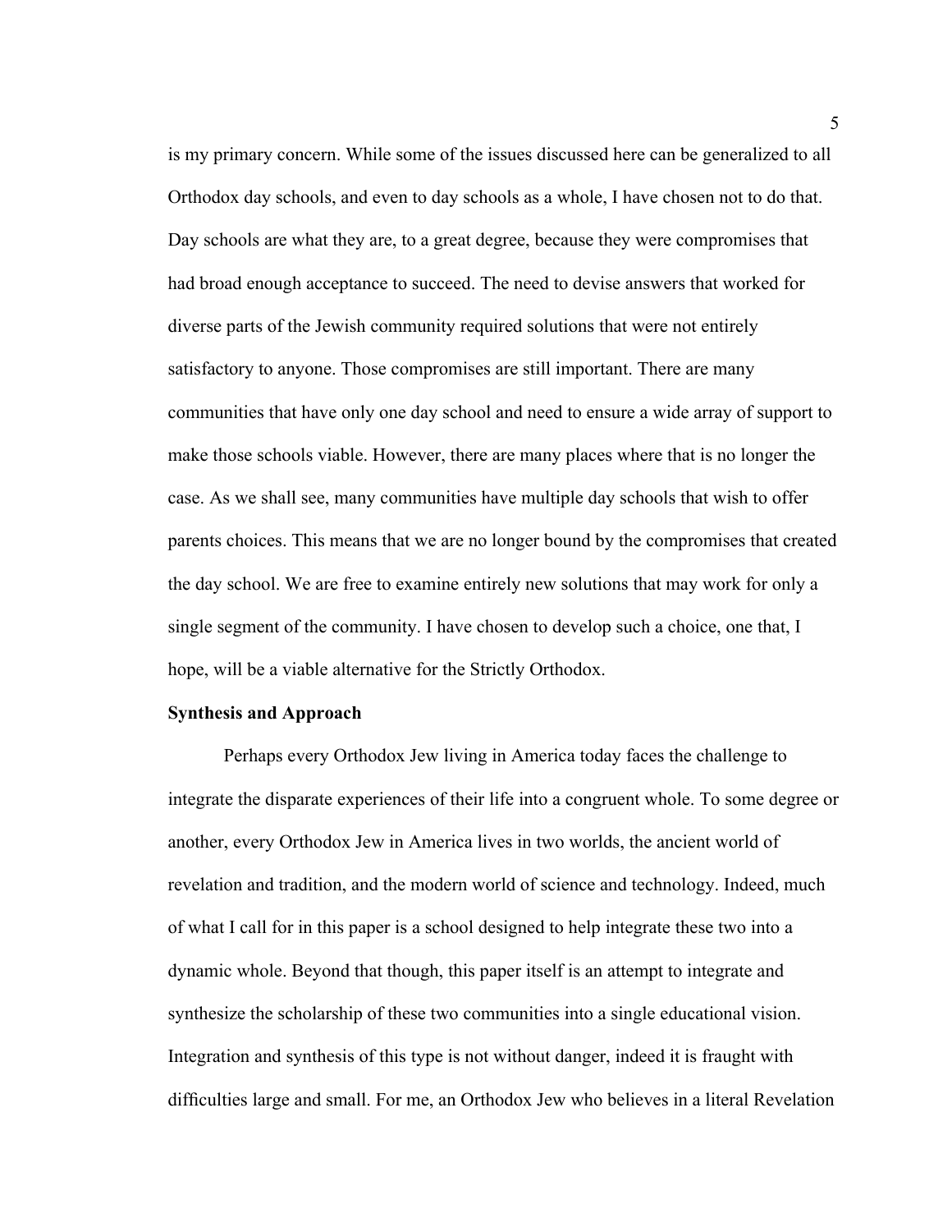is my primary concern. While some of the issues discussed here can be generalized to all Orthodox day schools, and even to day schools as a whole, I have chosen not to do that. Day schools are what they are, to a great degree, because they were compromises that had broad enough acceptance to succeed. The need to devise answers that worked for diverse parts of the Jewish community required solutions that were not entirely satisfactory to anyone. Those compromises are still important. There are many communities that have only one day school and need to ensure a wide array of support to make those schools viable. However, there are many places where that is no longer the case. As we shall see, many communities have multiple day schools that wish to offer parents choices. This means that we are no longer bound by the compromises that created the day school. We are free to examine entirely new solutions that may work for only a single segment of the community. I have chosen to develop such a choice, one that, I hope, will be a viable alternative for the Strictly Orthodox.

**Synthesis and Approach**

Perhaps every Orthodox Jew living in America today faces the challenge to integrate the disparate experiences of their life into a congruent whole. To some degree or another, every Orthodox Jew in America lives in two worlds, the ancient world of revelation and tradition, and the modern world of science and technology. Indeed, much of what I call for in this paper is a school designed to help integrate these two into a dynamic whole. Beyond that though, this paper itself is an attempt to integrate and synthesize the scholarship of these two communities into a single educational vision. Integration and synthesis of this type is not without danger, indeed it is fraught with difficulties large and small. For me, an Orthodox Jew who believes in a literal Revelation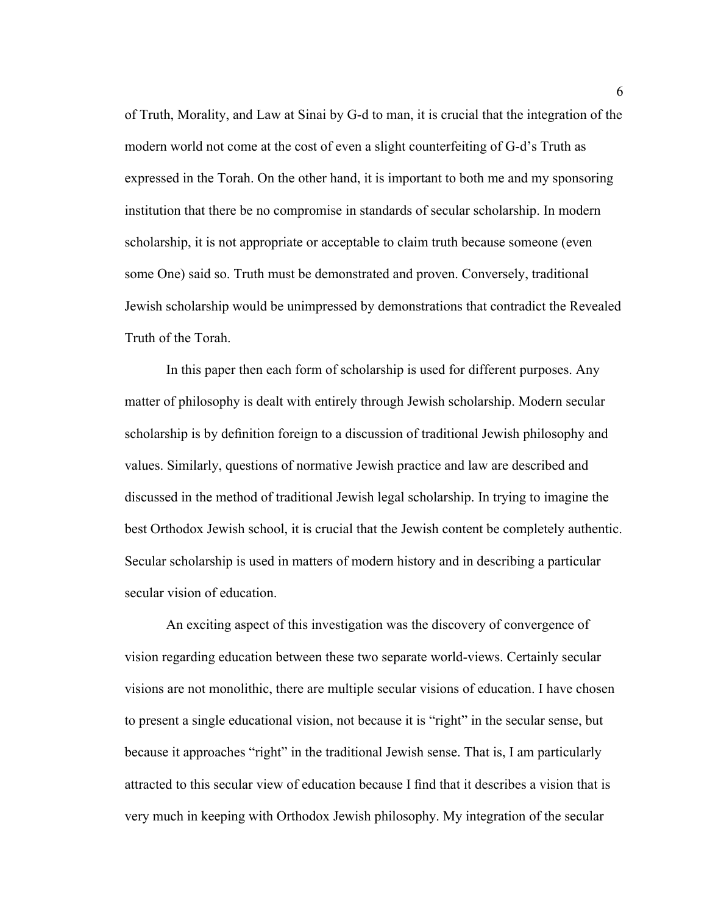of Truth, Morality, and Law at Sinai by G-d to man, it is crucial that the integration of the modern world not come at the cost of even a slight counterfeiting of G-d's Truth as expressed in the Torah. On the other hand, it is important to both me and my sponsoring institution that there be no compromise in standards of secular scholarship. In modern scholarship, it is not appropriate or acceptable to claim truth because someone (even some One) said so. Truth must be demonstrated and proven. Conversely, traditional Jewish scholarship would be unimpressed by demonstrations that contradict the Revealed Truth of the Torah.

In this paper then each form of scholarship is used for different purposes. Any matter of philosophy is dealt with entirely through Jewish scholarship. Modern secular scholarship is by definition foreign to a discussion of traditional Jewish philosophy and values. Similarly, questions of normative Jewish practice and law are described and discussed in the method of traditional Jewish legal scholarship. In trying to imagine the best Orthodox Jewish school, it is crucial that the Jewish content be completely authentic. Secular scholarship is used in matters of modern history and in describing a particular secular vision of education.

An exciting aspect of this investigation was the discovery of convergence of vision regarding education between these two separate world-views. Certainly secular visions are not monolithic, there are multiple secular visions of education. I have chosen to present a single educational vision, not because it is "right" in the secular sense, but because it approaches "right" in the traditional Jewish sense. That is, I am particularly attracted to this secular view of education because I find that it describes a vision that is very much in keeping with Orthodox Jewish philosophy. My integration of the secular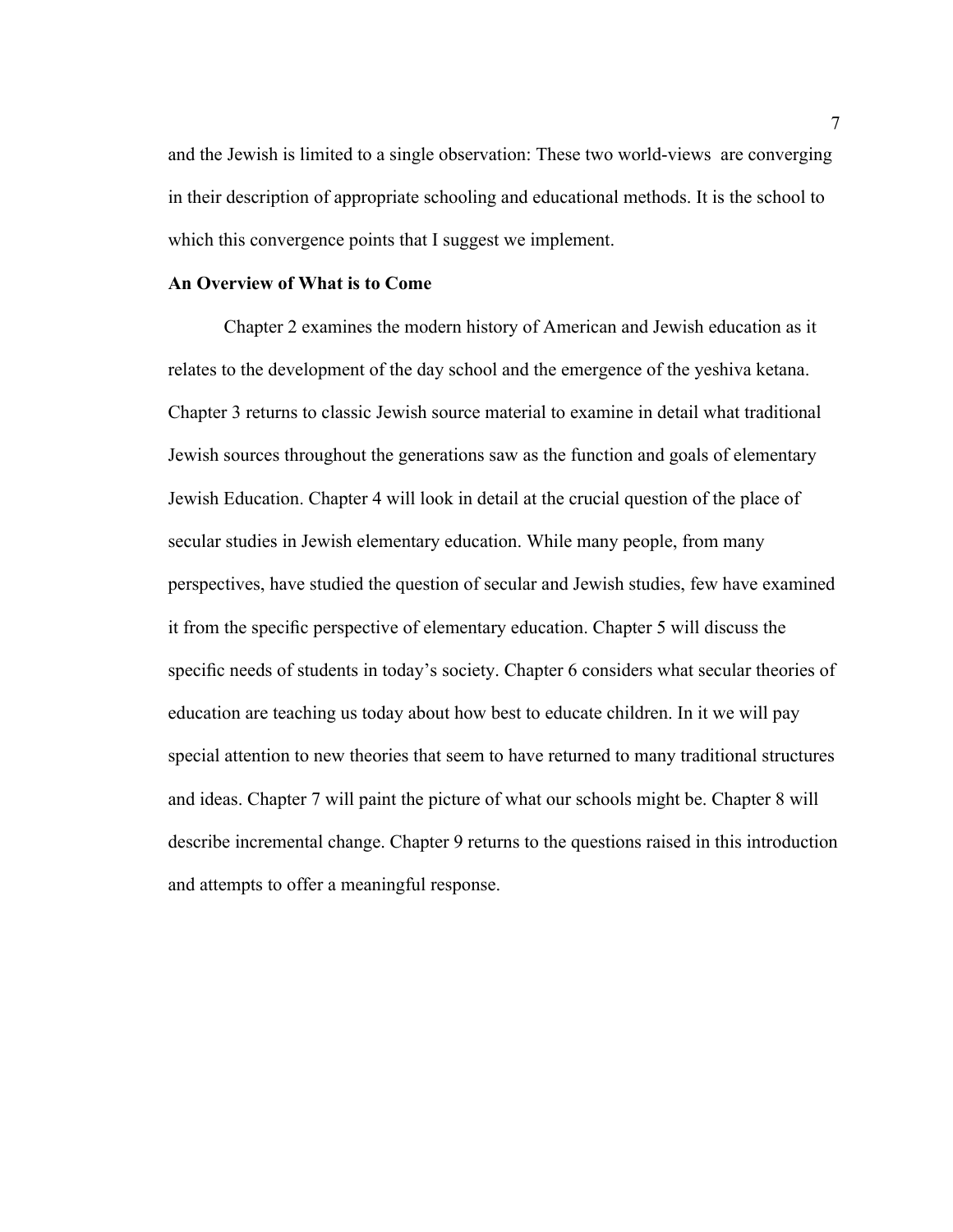and the Jewish is limited to a single observation: These two world-views are converging in their description of appropriate schooling and educational methods. It is the school to which this convergence points that I suggest we implement.

**An Overview of What is to Come**

Chapter 2 examines the modern history of American and Jewish education as it relates to the development of the day school and the emergence of the yeshiva ketana. Chapter 3 returns to classic Jewish source material to examine in detail what traditional Jewish sources throughout the generations saw as the function and goals of elementary Jewish Education. Chapter 4 will look in detail at the crucial question of the place of secular studies in Jewish elementary education. While many people, from many perspectives, have studied the question of secular and Jewish studies, few have examined it from the specific perspective of elementary education. Chapter 5 will discuss the specific needs of students in today's society. Chapter 6 considers what secular theories of education are teaching us today about how best to educate children. In it we will pay special attention to new theories that seem to have returned to many traditional structures and ideas. Chapter 7 will paint the picture of what our schools might be. Chapter 8 will describe incremental change. Chapter 9 returns to the questions raised in this introduction and attempts to offer a meaningful response.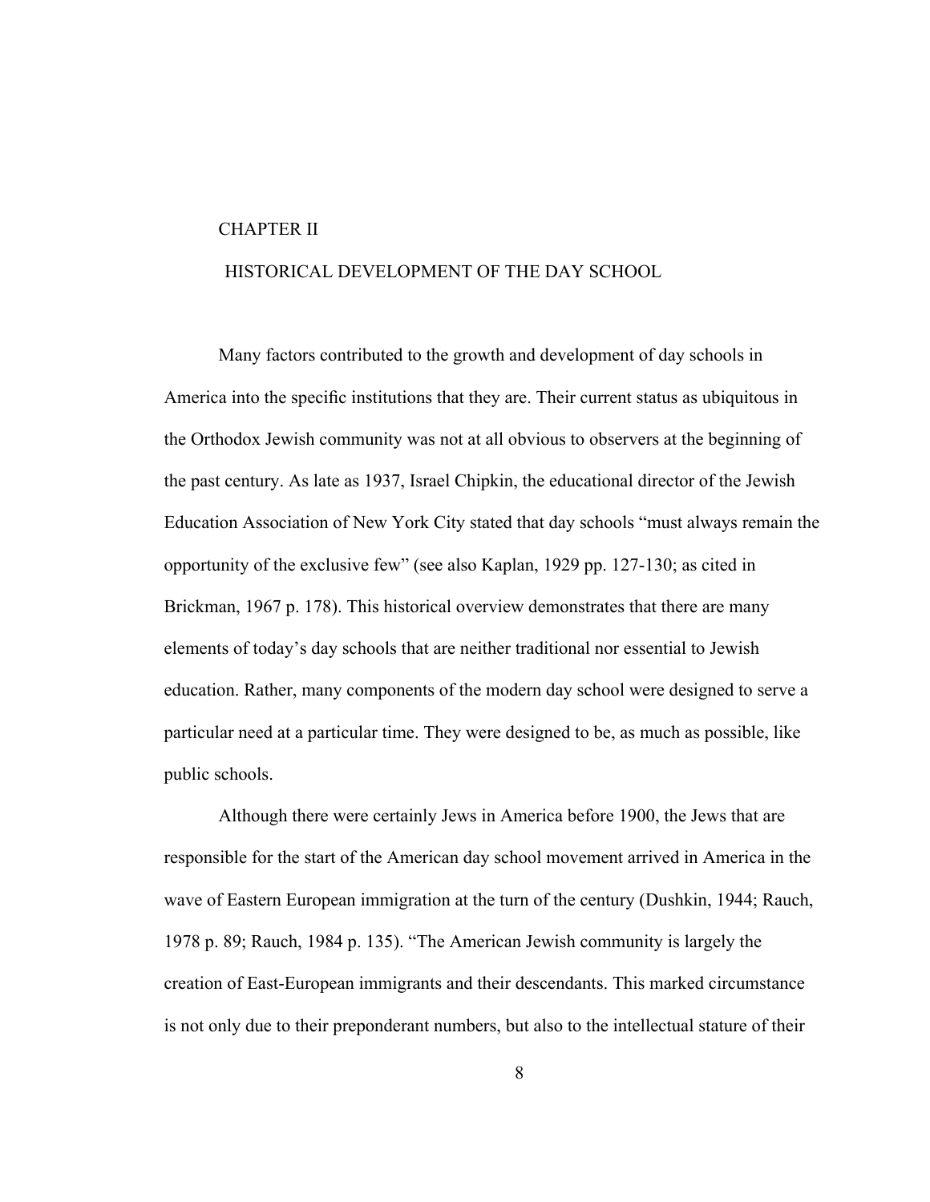# CHAPTER II

## HISTORICAL DEVELOPMENT OF THE DAY SCHOOL

Many factors contributed to the growth and development of day schools in America into the specific institutions that they are. Their current status as ubiquitous in the Orthodox Jewish community was not at all obvious to observers at the beginning of the past century. As late as 1937, Israel Chipkin, the educational director of the Jewish Education Association of New York City stated that day schools "must always remain the opportunity of the exclusive few" (see also Kaplan, 1929 pp. 127-130; as cited in Brickman, 1967 p. 178). This historical overview demonstrates that there are many elements of today's day schools that are neither traditional nor essential to Jewish education. Rather, many components of the modern day school were designed to serve a particular need at a particular time. They were designed to be, as much as possible, like public schools.

Although there were certainly Jews in America before 1900, the Jews that are responsible for the start of the American day school movement arrived in America in the wave of Eastern European immigration at the turn of the century (Dushkin, 1944; Rauch, 1978 p. 89; Rauch, 1984 p. 135). "The American Jewish community is largely the creation of East-European immigrants and their descendants. This marked circumstance is not only due to their preponderant numbers, but also to the intellectual stature of their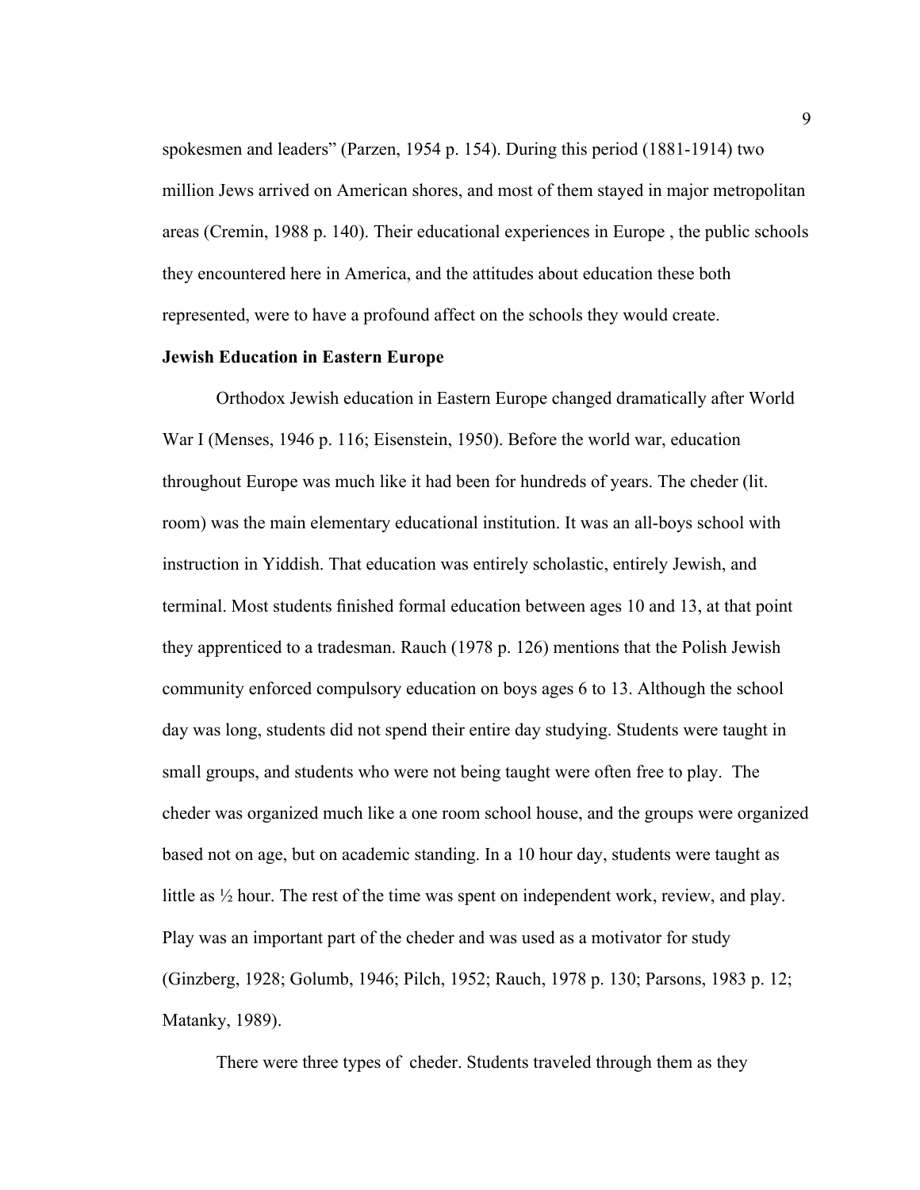spokesmen and leaders" (Parzen, 1954 p. 154). During this period (1881-1914) two million Jews arrived on American shores, and most of them stayed in major metropolitan areas (Cremin, 1988 p. 140). Their educational experiences in Europe , the public schools they encountered here in America, and the attitudes about education these both represented, were to have a profound affect on the schools they would create.

**Jewish Education in Eastern Europe**

Orthodox Jewish education in Eastern Europe changed dramatically after World War I (Menses, 1946 p. 116; Eisenstein, 1950). Before the world war, education throughout Europe was much like it had been for hundreds of years. The cheder (lit. room) was the main elementary educational institution. It was an all-boys school with instruction in Yiddish. That education was entirely scholastic, entirely Jewish, and terminal. Most students finished formal education between ages 10 and 13, at that point they apprenticed to a tradesman. Rauch (1978 p. 126) mentions that the Polish Jewish community enforced compulsory education on boys ages 6 to 13. Although the school day was long, students did not spend their entire day studying. Students were taught in small groups, and students who were not being taught were often free to play. The cheder was organized much like a one room school house, and the groups were organized based not on age, but on academic standing. In a 10 hour day, students were taught as little as ½ hour. The rest of the time was spent on independent work, review, and play. Play was an important part of the cheder and was used as a motivator for study (Ginzberg, 1928; Golumb, 1946; Pilch, 1952; Rauch, 1978 p. 130; Parsons, 1983 p. 12; Matanky, 1989).

There were three types of cheder. Students traveled through them as they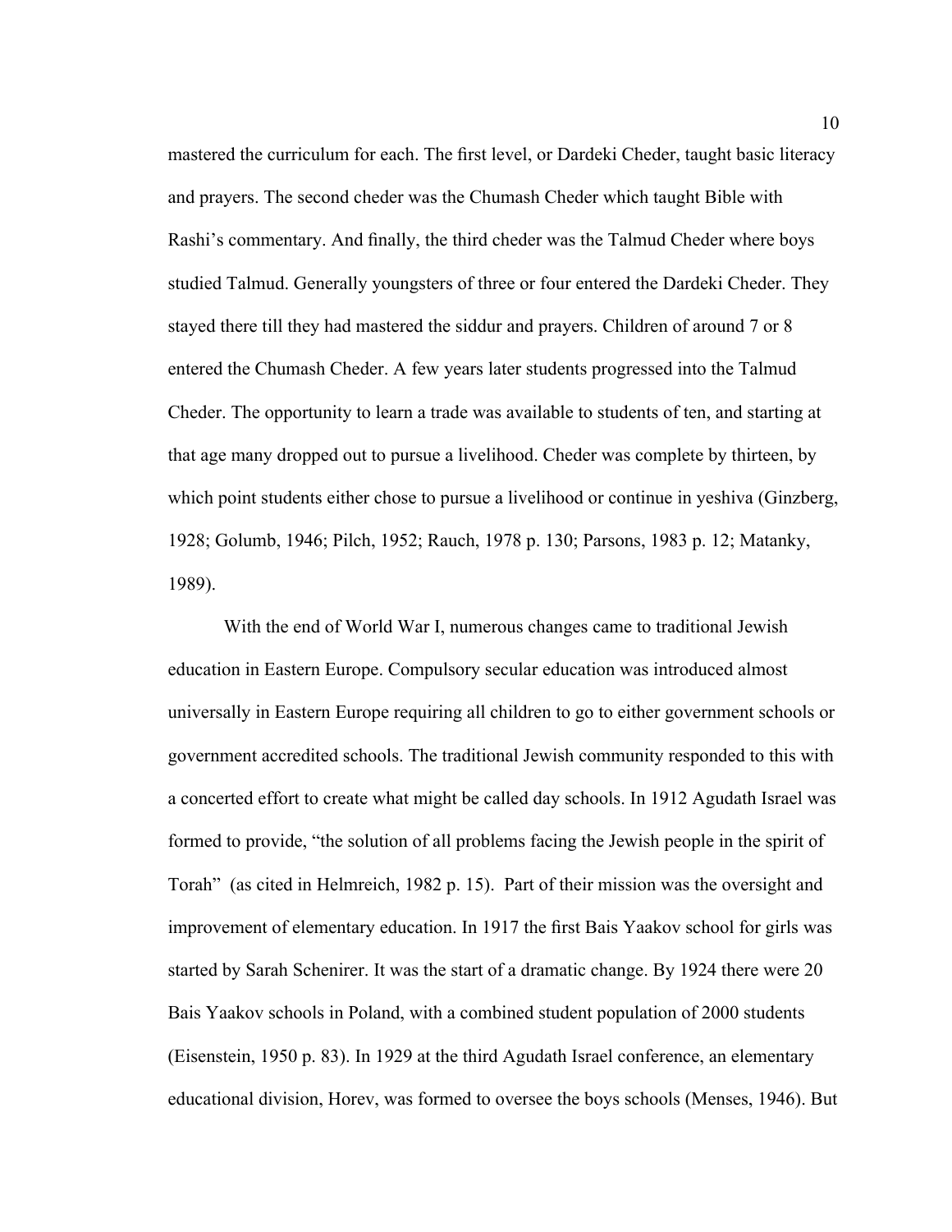mastered the curriculum for each. The first level, or Dardeki Cheder, taught basic literacy and prayers. The second cheder was the Chumash Cheder which taught Bible with Rashi's commentary. And finally, the third cheder was the Talmud Cheder where boys studied Talmud. Generally youngsters of three or four entered the Dardeki Cheder. They stayed there till they had mastered the siddur and prayers. Children of around 7 or 8 entered the Chumash Cheder. A few years later students progressed into the Talmud Cheder. The opportunity to learn a trade was available to students of ten, and starting at that age many dropped out to pursue a livelihood. Cheder was complete by thirteen, by which point students either chose to pursue a livelihood or continue in yeshiva (Ginzberg, 1928; Golumb, 1946; Pilch, 1952; Rauch, 1978 p. 130; Parsons, 1983 p. 12; Matanky, 1989).

With the end of World War I, numerous changes came to traditional Jewish education in Eastern Europe. Compulsory secular education was introduced almost universally in Eastern Europe requiring all children to go to either government schools or government accredited schools. The traditional Jewish community responded to this with a concerted effort to create what might be called day schools. In 1912 Agudath Israel was formed to provide, "the solution of all problems facing the Jewish people in the spirit of Torah" (as cited in Helmreich, 1982 p. 15). Part of their mission was the oversight and improvement of elementary education. In 1917 the first Bais Yaakov school for girls was started by Sarah Schenirer. It was the start of a dramatic change. By 1924 there were 20 Bais Yaakov schools in Poland, with a combined student population of 2000 students (Eisenstein, 1950 p. 83). In 1929 at the third Agudath Israel conference, an elementary educational division, Horev, was formed to oversee the boys schools (Menses, 1946). But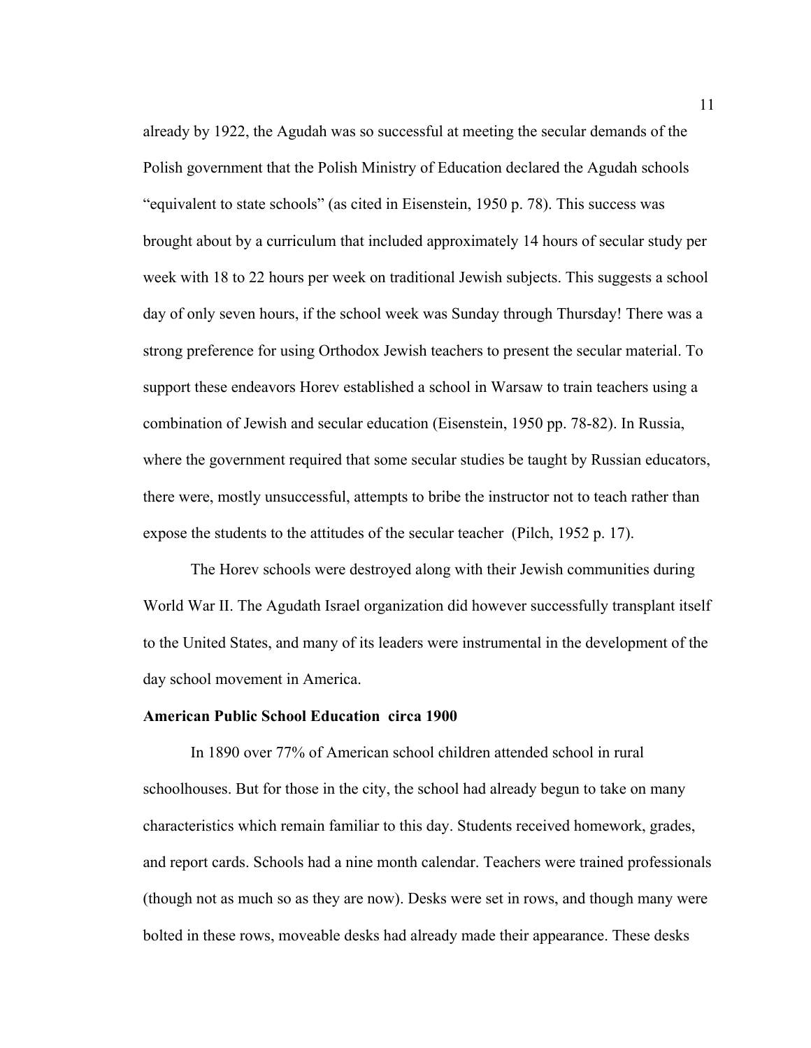already by 1922, the Agudah was so successful at meeting the secular demands of the Polish government that the Polish Ministry of Education declared the Agudah schools "equivalent to state schools" (as cited in Eisenstein, 1950 p. 78). This success was brought about by a curriculum that included approximately 14 hours of secular study per week with 18 to 22 hours per week on traditional Jewish subjects. This suggests a school day of only seven hours, if the school week was Sunday through Thursday! There was a strong preference for using Orthodox Jewish teachers to present the secular material. To support these endeavors Horev established a school in Warsaw to train teachers using a combination of Jewish and secular education (Eisenstein, 1950 pp. 78-82). In Russia, where the government required that some secular studies be taught by Russian educators, there were, mostly unsuccessful, attempts to bribe the instructor not to teach rather than expose the students to the attitudes of the secular teacher (Pilch, 1952 p. 17).

The Horev schools were destroyed along with their Jewish communities during World War II. The Agudath Israel organization did however successfully transplant itself to the United States, and many of its leaders were instrumental in the development of the day school movement in America.

**American Public School Education circa 1900**

In 1890 over 77% of American school children attended school in rural schoolhouses. But for those in the city, the school had already begun to take on many characteristics which remain familiar to this day. Students received homework, grades, and report cards. Schools had a nine month calendar. Teachers were trained professionals (though not as much so as they are now). Desks were set in rows, and though many were bolted in these rows, moveable desks had already made their appearance. These desks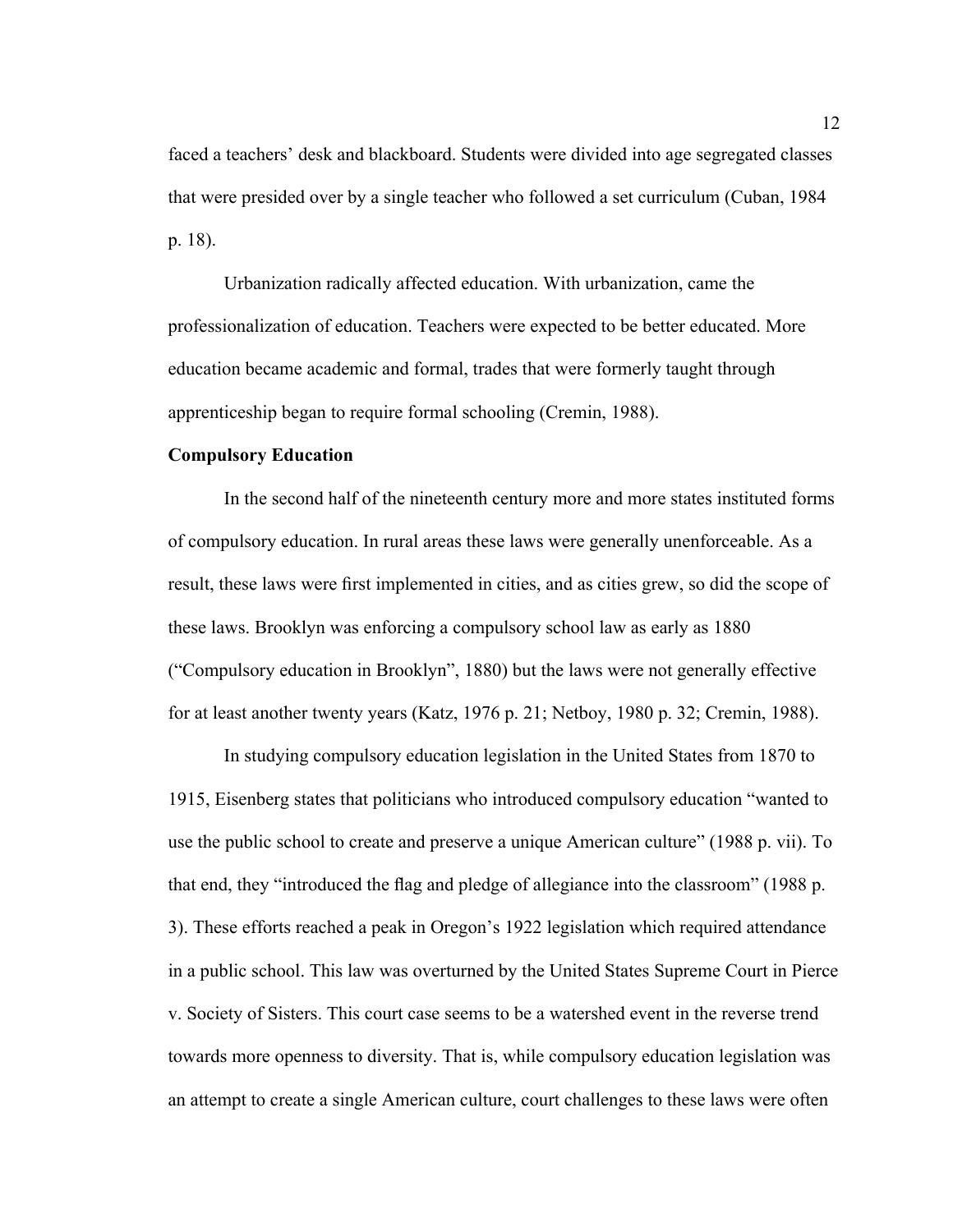faced a teachers' desk and blackboard. Students were divided into age segregated classes that were presided over by a single teacher who followed a set curriculum (Cuban, 1984 p. 18).

Urbanization radically affected education. With urbanization, came the professionalization of education. Teachers were expected to be better educated. More education became academic and formal, trades that were formerly taught through apprenticeship began to require formal schooling (Cremin, 1988).

**Compulsory Education**

In the second half of the nineteenth century more and more states instituted forms of compulsory education. In rural areas these laws were generally unenforceable. As a result, these laws were first implemented in cities, and as cities grew, so did the scope of these laws. Brooklyn was enforcing a compulsory school law as early as 1880 ("Compulsory education in Brooklyn", 1880) but the laws were not generally effective for at least another twenty years (Katz, 1976 p. 21; Netboy, 1980 p. 32; Cremin, 1988).

In studying compulsory education legislation in the United States from 1870 to 1915, Eisenberg states that politicians who introduced compulsory education "wanted to use the public school to create and preserve a unique American culture" (1988 p. vii). To that end, they "introduced the flag and pledge of allegiance into the classroom" (1988 p. 3). These efforts reached a peak in Oregon's 1922 legislation which required attendance in a public school. This law was overturned by the United States Supreme Court in Pierce v. Society of Sisters. This court case seems to be a watershed event in the reverse trend towards more openness to diversity. That is, while compulsory education legislation was an attempt to create a single American culture, court challenges to these laws were often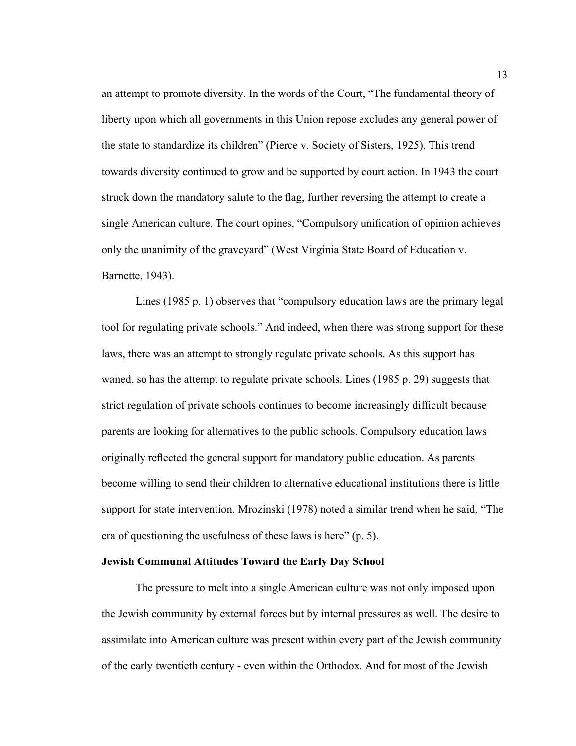an attempt to promote diversity. In the words of the Court, "The fundamental theory of liberty upon which all governments in this Union repose excludes any general power of the state to standardize its children" (Pierce v. Society of Sisters, 1925). This trend towards diversity continued to grow and be supported by court action. In 1943 the court struck down the mandatory salute to the flag, further reversing the attempt to create a single American culture. The court opines, "Compulsory unification of opinion achieves only the unanimity of the graveyard" (West Virginia State Board of Education v. Barnette, 1943).

Lines (1985 p. 1) observes that "compulsory education laws are the primary legal tool for regulating private schools." And indeed, when there was strong support for these laws, there was an attempt to strongly regulate private schools. As this support has waned, so has the attempt to regulate private schools. Lines (1985 p. 29) suggests that strict regulation of private schools continues to become increasingly difficult because parents are looking for alternatives to the public schools. Compulsory education laws originally reflected the general support for mandatory public education. As parents become willing to send their children to alternative educational institutions there is little support for state intervention. Mrozinski (1978) noted a similar trend when he said, "The era of questioning the usefulness of these laws is here" (p. 5).

**Jewish Communal Attitudes Toward the Early Day School**

The pressure to melt into a single American culture was not only imposed upon the Jewish community by external forces but by internal pressures as well. The desire to assimilate into American culture was present within every part of the Jewish community of the early twentieth century - even within the Orthodox. And for most of the Jewish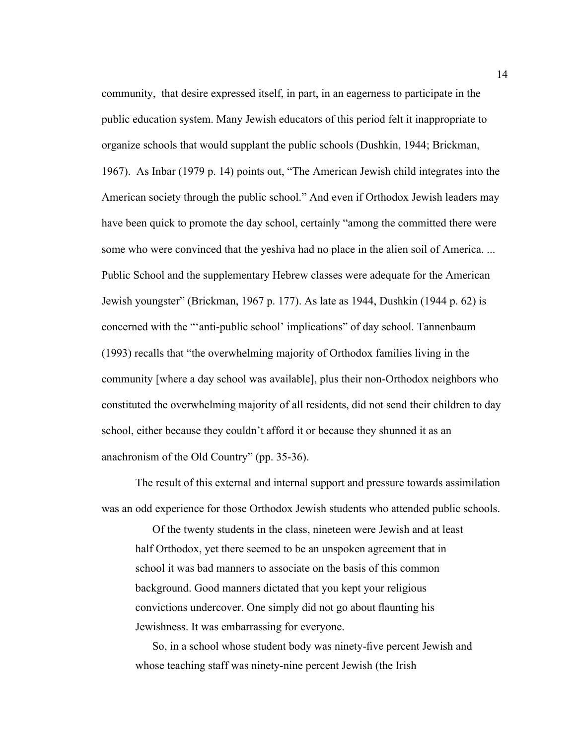community, that desire expressed itself, in part, in an eagerness to participate in the public education system. Many Jewish educators of this period felt it inappropriate to organize schools that would supplant the public schools (Dushkin, 1944; Brickman, 1967). As Inbar (1979 p. 14) points out, "The American Jewish child integrates into the American society through the public school." And even if Orthodox Jewish leaders may have been quick to promote the day school, certainly "among the committed there were some who were convinced that the yeshiva had no place in the alien soil of America. ... Public School and the supplementary Hebrew classes were adequate for the American Jewish youngster" (Brickman, 1967 p. 177). As late as 1944, Dushkin (1944 p. 62) is concerned with the "'anti-public school' implications" of day school. Tannenbaum (1993) recalls that "the overwhelming majority of Orthodox families living in the community [where a day school was available], plus their non-Orthodox neighbors who constituted the overwhelming majority of all residents, did not send their children to day school, either because they couldn't afford it or because they shunned it as an anachronism of the Old Country" (pp. 35-36).

The result of this external and internal support and pressure towards assimilation was an odd experience for those Orthodox Jewish students who attended public schools.

> Of the twenty students in the class, nineteen were Jewish and at least half Orthodox, yet there seemed to be an unspoken agreement that in school it was bad manners to associate on the basis of this common background. Good manners dictated that you kept your religious convictions undercover. One simply did not go about flaunting his Jewishness. It was embarrassing for everyone.
>
> So, in a school whose student body was ninety-five percent Jewish and whose teaching staff was ninety-nine percent Jewish (the Irish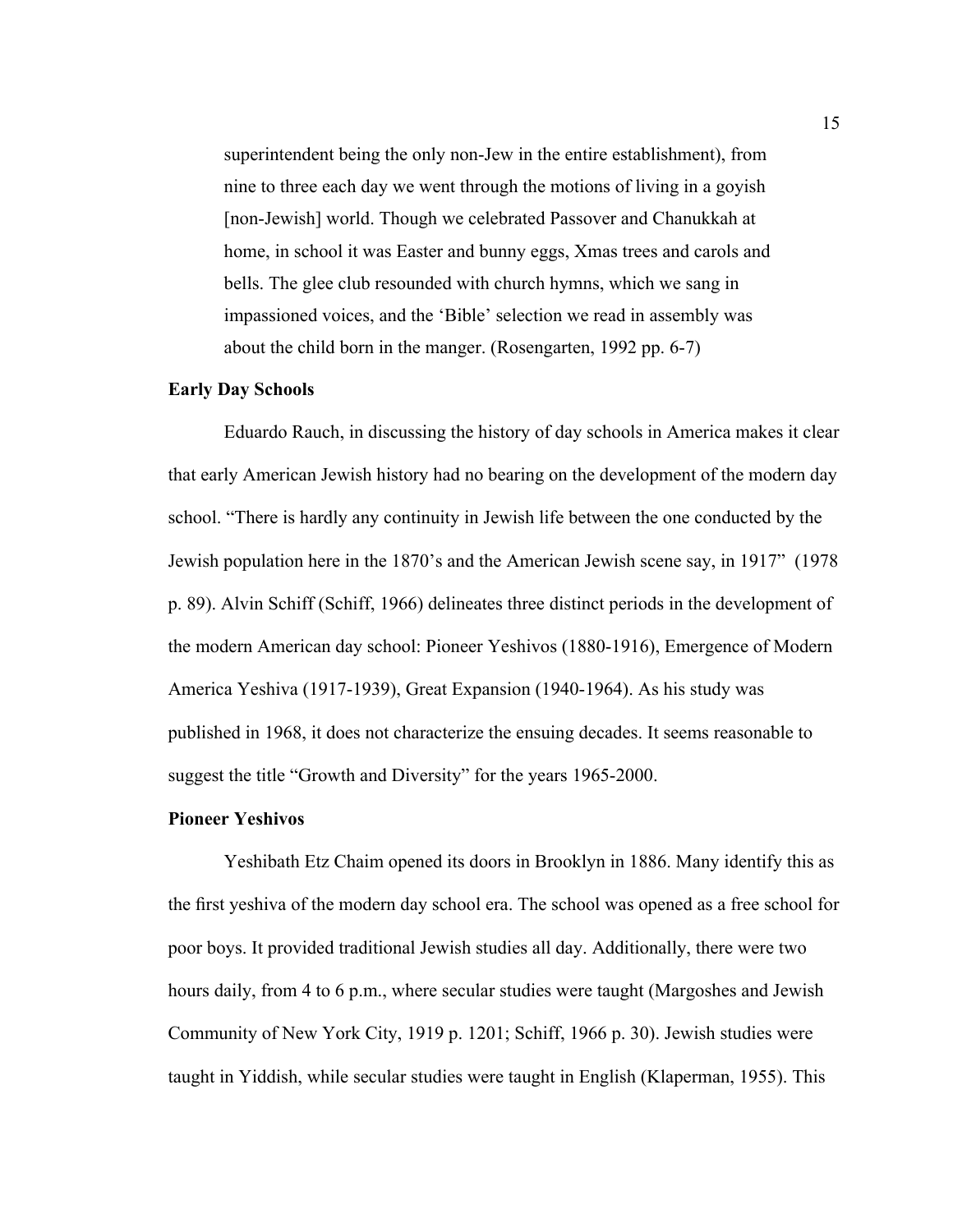> superintendent being the only non-Jew in the entire establishment), from nine to three each day we went through the motions of living in a goyish [non-Jewish] world. Though we celebrated Passover and Chanukkah at home, in school it was Easter and bunny eggs, Xmas trees and carols and bells. The glee club resounded with church hymns, which we sang in impassioned voices, and the 'Bible' selection we read in assembly was about the child born in the manger. (Rosengarten, 1992 pp. 6-7)

**Early Day Schools**

Eduardo Rauch, in discussing the history of day schools in America makes it clear that early American Jewish history had no bearing on the development of the modern day school. "There is hardly any continuity in Jewish life between the one conducted by the Jewish population here in the 1870's and the American Jewish scene say, in 1917" (1978 p. 89). Alvin Schiff (Schiff, 1966) delineates three distinct periods in the development of the modern American day school: Pioneer Yeshivos (1880-1916), Emergence of Modern America Yeshiva (1917-1939), Great Expansion (1940-1964). As his study was published in 1968, it does not characterize the ensuing decades. It seems reasonable to suggest the title "Growth and Diversity" for the years 1965-2000.

**Pioneer Yeshivos**

Yeshibath Etz Chaim opened its doors in Brooklyn in 1886. Many identify this as the first yeshiva of the modern day school era. The school was opened as a free school for poor boys. It provided traditional Jewish studies all day. Additionally, there were two hours daily, from 4 to 6 p.m., where secular studies were taught (Margoshes and Jewish Community of New York City, 1919 p. 1201; Schiff, 1966 p. 30). Jewish studies were taught in Yiddish, while secular studies were taught in English (Klaperman, 1955). This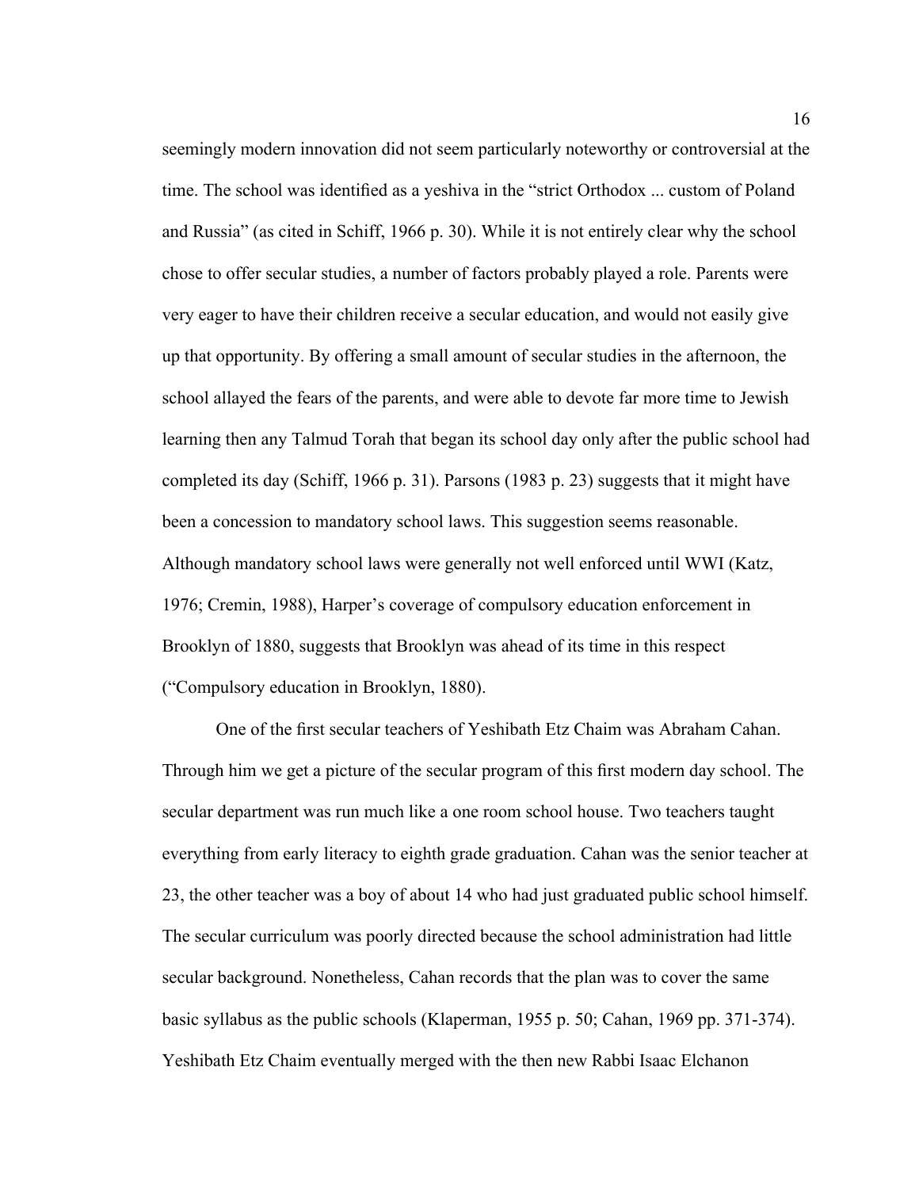seemingly modern innovation did not seem particularly noteworthy or controversial at the time. The school was identified as a yeshiva in the "strict Orthodox ... custom of Poland and Russia" (as cited in Schiff, 1966 p. 30). While it is not entirely clear why the school chose to offer secular studies, a number of factors probably played a role. Parents were very eager to have their children receive a secular education, and would not easily give up that opportunity. By offering a small amount of secular studies in the afternoon, the school allayed the fears of the parents, and were able to devote far more time to Jewish learning then any Talmud Torah that began its school day only after the public school had completed its day (Schiff, 1966 p. 31). Parsons (1983 p. 23) suggests that it might have been a concession to mandatory school laws. This suggestion seems reasonable. Although mandatory school laws were generally not well enforced until WWI (Katz, 1976; Cremin, 1988), Harper's coverage of compulsory education enforcement in Brooklyn of 1880, suggests that Brooklyn was ahead of its time in this respect ("Compulsory education in Brooklyn, 1880).

One of the first secular teachers of Yeshibath Etz Chaim was Abraham Cahan. Through him we get a picture of the secular program of this first modern day school. The secular department was run much like a one room school house. Two teachers taught everything from early literacy to eighth grade graduation. Cahan was the senior teacher at 23, the other teacher was a boy of about 14 who had just graduated public school himself. The secular curriculum was poorly directed because the school administration had little secular background. Nonetheless, Cahan records that the plan was to cover the same basic syllabus as the public schools (Klaperman, 1955 p. 50; Cahan, 1969 pp. 371-374). Yeshibath Etz Chaim eventually merged with the then new Rabbi Isaac Elchanon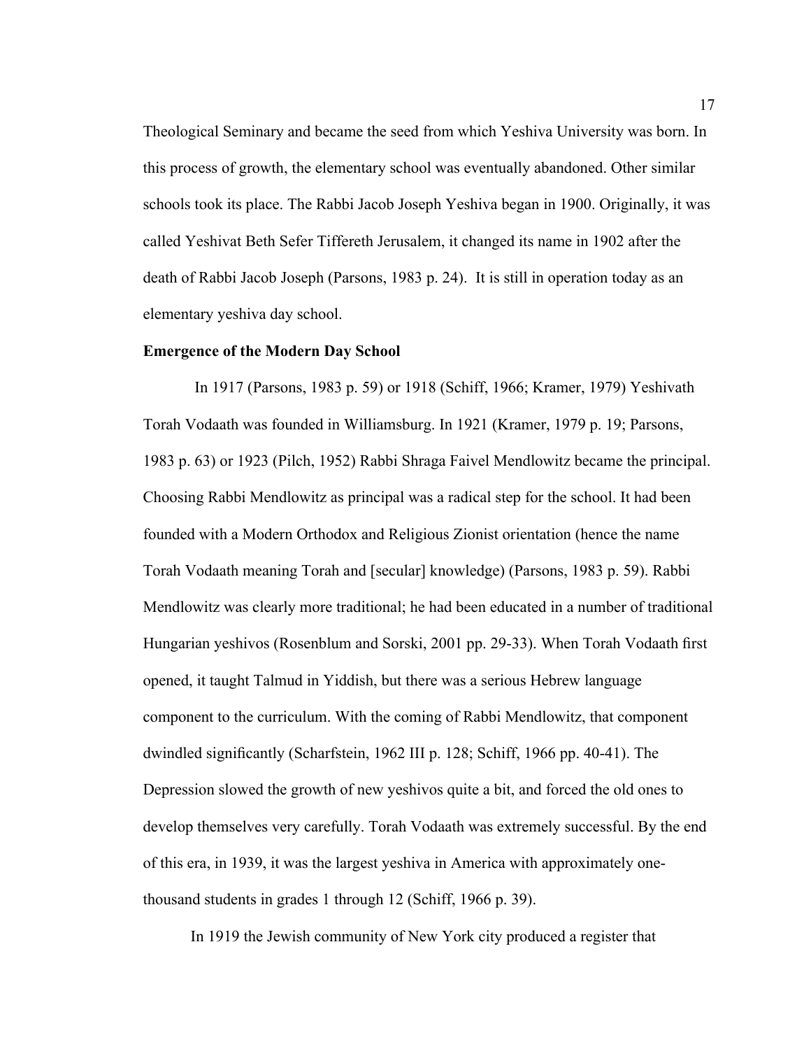Theological Seminary and became the seed from which Yeshiva University was born. In this process of growth, the elementary school was eventually abandoned. Other similar schools took its place. The Rabbi Jacob Joseph Yeshiva began in 1900. Originally, it was called Yeshivat Beth Sefer Tiffereth Jerusalem, it changed its name in 1902 after the death of Rabbi Jacob Joseph (Parsons, 1983 p. 24). It is still in operation today as an elementary yeshiva day school.

**Emergence of the Modern Day School**

In 1917 (Parsons, 1983 p. 59) or 1918 (Schiff, 1966; Kramer, 1979) Yeshivath Torah Vodaath was founded in Williamsburg. In 1921 (Kramer, 1979 p. 19; Parsons, 1983 p. 63) or 1923 (Pilch, 1952) Rabbi Shraga Faivel Mendlowitz became the principal. Choosing Rabbi Mendlowitz as principal was a radical step for the school. It had been founded with a Modern Orthodox and Religious Zionist orientation (hence the name Torah Vodaath meaning Torah and [secular] knowledge) (Parsons, 1983 p. 59). Rabbi Mendlowitz was clearly more traditional; he had been educated in a number of traditional Hungarian yeshivos (Rosenblum and Sorski, 2001 pp. 29-33). When Torah Vodaath first opened, it taught Talmud in Yiddish, but there was a serious Hebrew language component to the curriculum. With the coming of Rabbi Mendlowitz, that component dwindled significantly (Scharfstein, 1962 III p. 128; Schiff, 1966 pp. 40-41). The Depression slowed the growth of new yeshivos quite a bit, and forced the old ones to develop themselves very carefully. Torah Vodaath was extremely successful. By the end of this era, in 1939, it was the largest yeshiva in America with approximately one-thousand students in grades 1 through 12 (Schiff, 1966 p. 39).

In 1919 the Jewish community of New York city produced a register that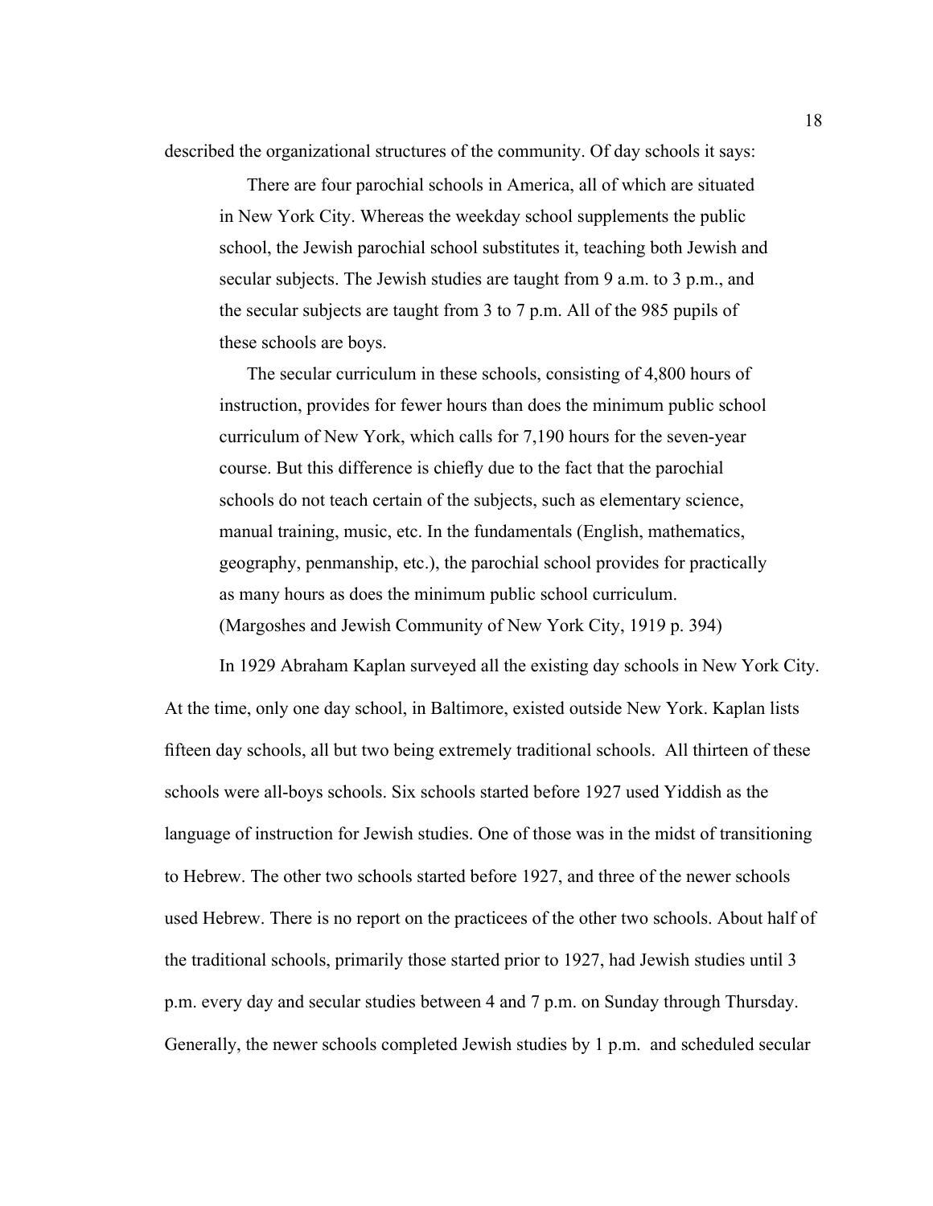described the organizational structures of the community. Of day schools it says:

> There are four parochial schools in America, all of which are situated in New York City. Whereas the weekday school supplements the public school, the Jewish parochial school substitutes it, teaching both Jewish and secular subjects. The Jewish studies are taught from 9 a.m. to 3 p.m., and the secular subjects are taught from 3 to 7 p.m. All of the 985 pupils of these schools are boys.
>
> The secular curriculum in these schools, consisting of 4,800 hours of instruction, provides for fewer hours than does the minimum public school curriculum of New York, which calls for 7,190 hours for the seven-year course. But this difference is chiefly due to the fact that the parochial schools do not teach certain of the subjects, such as elementary science, manual training, music, etc. In the fundamentals (English, mathematics, geography, penmanship, etc.), the parochial school provides for practically as many hours as does the minimum public school curriculum. (Margoshes and Jewish Community of New York City, 1919 p. 394)

In 1929 Abraham Kaplan surveyed all the existing day schools in New York City. At the time, only one day school, in Baltimore, existed outside New York. Kaplan lists fifteen day schools, all but two being extremely traditional schools. All thirteen of these schools were all-boys schools. Six schools started before 1927 used Yiddish as the language of instruction for Jewish studies. One of those was in the midst of transitioning to Hebrew. The other two schools started before 1927, and three of the newer schools used Hebrew. There is no report on the practicees of the other two schools. About half of the traditional schools, primarily those started prior to 1927, had Jewish studies until 3 p.m. every day and secular studies between 4 and 7 p.m. on Sunday through Thursday. Generally, the newer schools completed Jewish studies by 1 p.m. and scheduled secular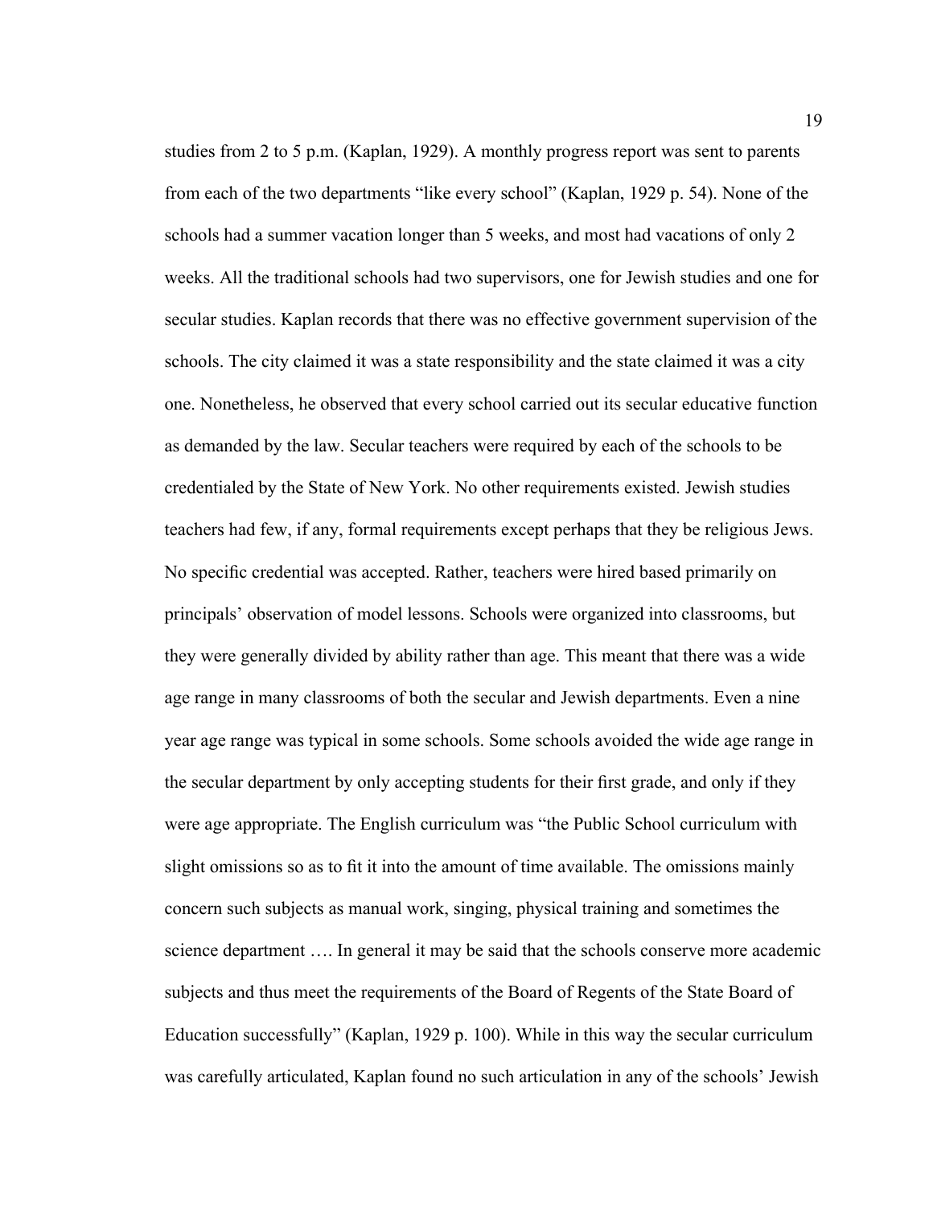studies from 2 to 5 p.m. (Kaplan, 1929). A monthly progress report was sent to parents from each of the two departments "like every school" (Kaplan, 1929 p. 54). None of the schools had a summer vacation longer than 5 weeks, and most had vacations of only 2 weeks. All the traditional schools had two supervisors, one for Jewish studies and one for secular studies. Kaplan records that there was no effective government supervision of the schools. The city claimed it was a state responsibility and the state claimed it was a city one. Nonetheless, he observed that every school carried out its secular educative function as demanded by the law. Secular teachers were required by each of the schools to be credentialed by the State of New York. No other requirements existed. Jewish studies teachers had few, if any, formal requirements except perhaps that they be religious Jews. No specific credential was accepted. Rather, teachers were hired based primarily on principals' observation of model lessons. Schools were organized into classrooms, but they were generally divided by ability rather than age. This meant that there was a wide age range in many classrooms of both the secular and Jewish departments. Even a nine year age range was typical in some schools. Some schools avoided the wide age range in the secular department by only accepting students for their first grade, and only if they were age appropriate. The English curriculum was "the Public School curriculum with slight omissions so as to fit it into the amount of time available. The omissions mainly concern such subjects as manual work, singing, physical training and sometimes the science department …. In general it may be said that the schools conserve more academic subjects and thus meet the requirements of the Board of Regents of the State Board of Education successfully" (Kaplan, 1929 p. 100). While in this way the secular curriculum was carefully articulated, Kaplan found no such articulation in any of the schools' Jewish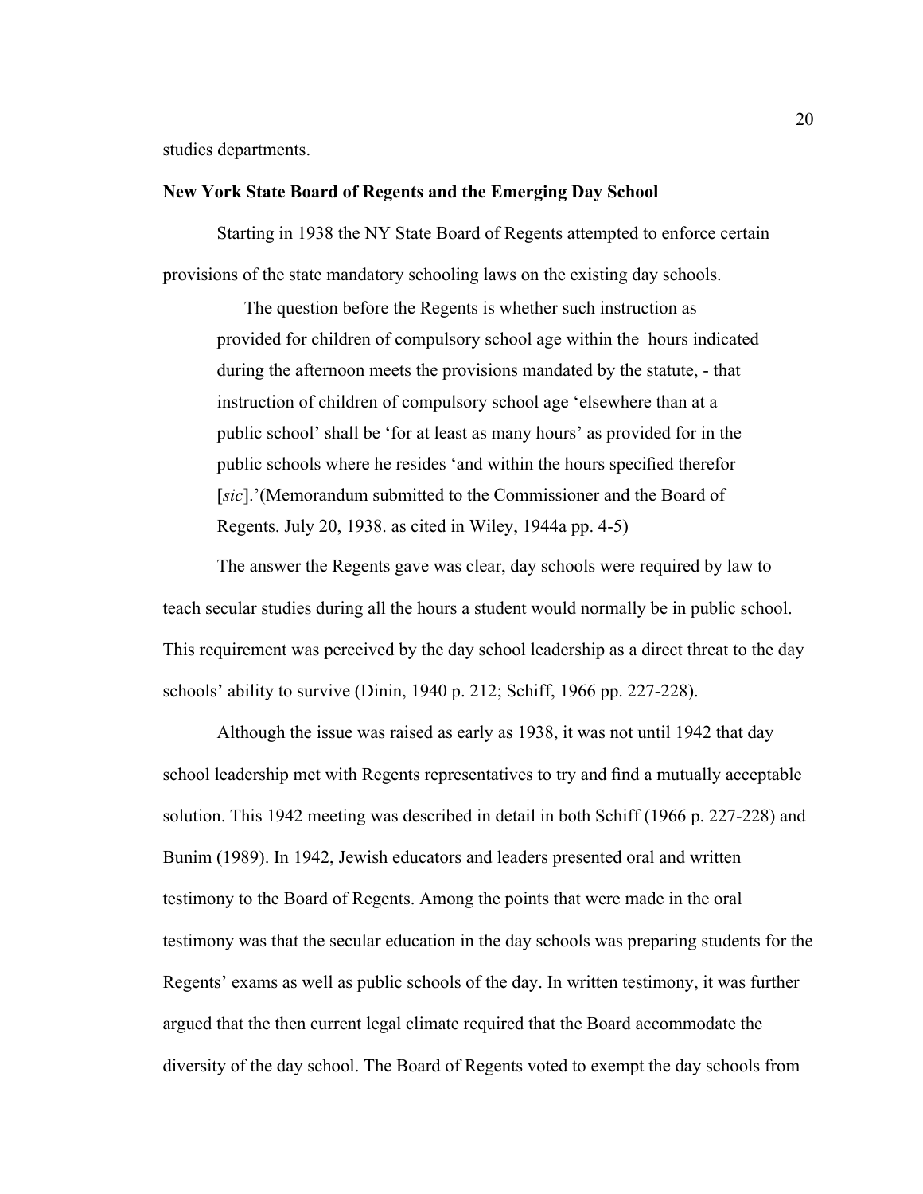studies departments.

**New York State Board of Regents and the Emerging Day School**

Starting in 1938 the NY State Board of Regents attempted to enforce certain provisions of the state mandatory schooling laws on the existing day schools.

> The question before the Regents is whether such instruction as provided for children of compulsory school age within the hours indicated during the afternoon meets the provisions mandated by the statute, - that instruction of children of compulsory school age 'elsewhere than at a public school' shall be 'for at least as many hours' as provided for in the public schools where he resides 'and within the hours specified therefor [*sic*].'(Memorandum submitted to the Commissioner and the Board of Regents. July 20, 1938. as cited in Wiley, 1944a pp. 4-5)

The answer the Regents gave was clear, day schools were required by law to teach secular studies during all the hours a student would normally be in public school. This requirement was perceived by the day school leadership as a direct threat to the day schools' ability to survive (Dinin, 1940 p. 212; Schiff, 1966 pp. 227-228).

Although the issue was raised as early as 1938, it was not until 1942 that day school leadership met with Regents representatives to try and find a mutually acceptable solution. This 1942 meeting was described in detail in both Schiff (1966 p. 227-228) and Bunim (1989). In 1942, Jewish educators and leaders presented oral and written testimony to the Board of Regents. Among the points that were made in the oral testimony was that the secular education in the day schools was preparing students for the Regents' exams as well as public schools of the day. In written testimony, it was further argued that the then current legal climate required that the Board accommodate the diversity of the day school. The Board of Regents voted to exempt the day schools from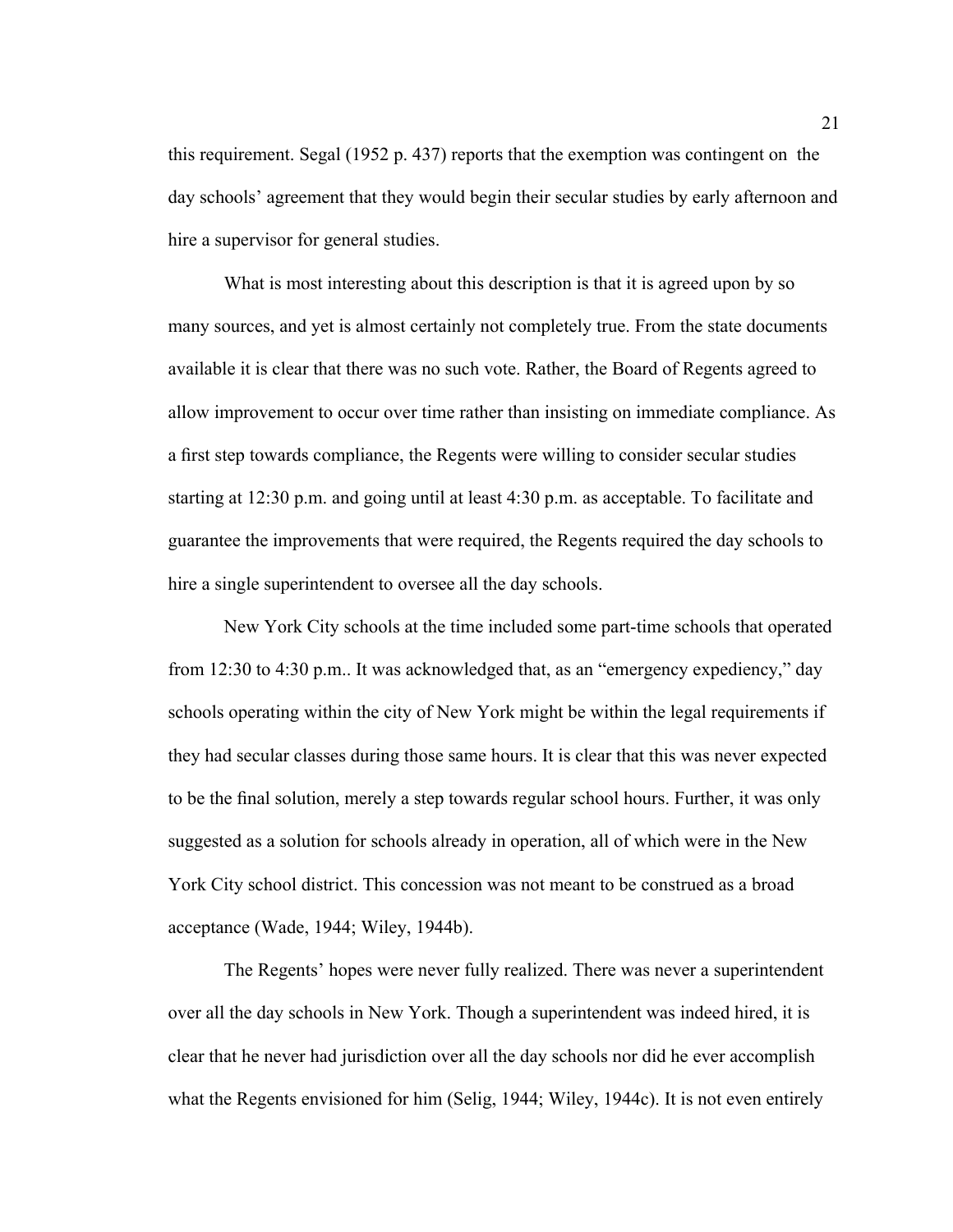this requirement. Segal (1952 p. 437) reports that the exemption was contingent on  the day schools' agreement that they would begin their secular studies by early afternoon and hire a supervisor for general studies.

What is most interesting about this description is that it is agreed upon by so many sources, and yet is almost certainly not completely true. From the state documents available it is clear that there was no such vote. Rather, the Board of Regents agreed to allow improvement to occur over time rather than insisting on immediate compliance. As a first step towards compliance, the Regents were willing to consider secular studies starting at 12:30 p.m. and going until at least 4:30 p.m. as acceptable. To facilitate and guarantee the improvements that were required, the Regents required the day schools to hire a single superintendent to oversee all the day schools.

New York City schools at the time included some part-time schools that operated from 12:30 to 4:30 p.m.. It was acknowledged that, as an "emergency expediency," day schools operating within the city of New York might be within the legal requirements if they had secular classes during those same hours. It is clear that this was never expected to be the final solution, merely a step towards regular school hours. Further, it was only suggested as a solution for schools already in operation, all of which were in the New York City school district. This concession was not meant to be construed as a broad acceptance (Wade, 1944; Wiley, 1944b).

The Regents' hopes were never fully realized. There was never a superintendent over all the day schools in New York. Though a superintendent was indeed hired, it is clear that he never had jurisdiction over all the day schools nor did he ever accomplish what the Regents envisioned for him (Selig, 1944; Wiley, 1944c). It is not even entirely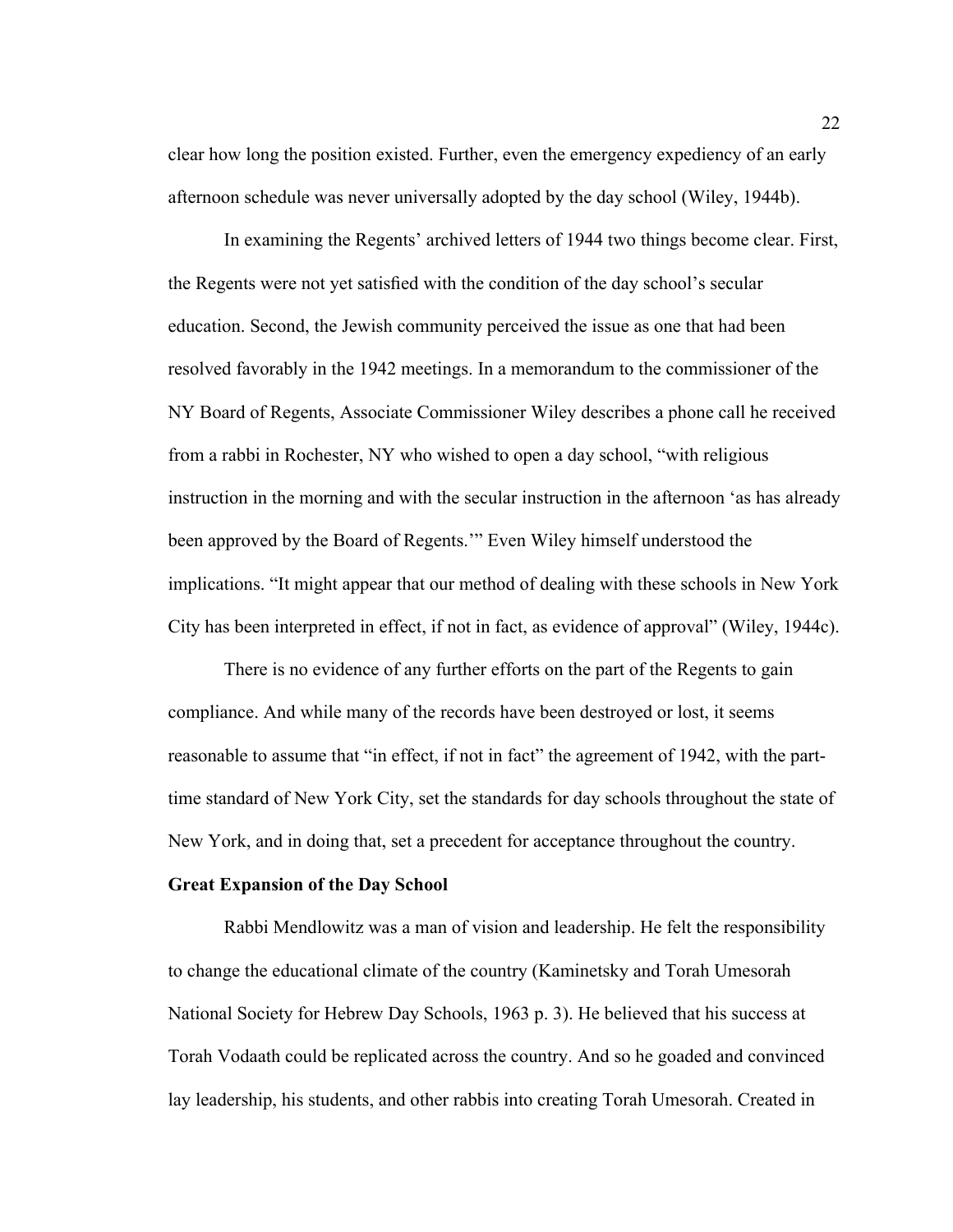clear how long the position existed. Further, even the emergency expediency of an early afternoon schedule was never universally adopted by the day school (Wiley, 1944b).

In examining the Regents' archived letters of 1944 two things become clear. First, the Regents were not yet satisfied with the condition of the day school's secular education. Second, the Jewish community perceived the issue as one that had been resolved favorably in the 1942 meetings. In a memorandum to the commissioner of the NY Board of Regents, Associate Commissioner Wiley describes a phone call he received from a rabbi in Rochester, NY who wished to open a day school, "with religious instruction in the morning and with the secular instruction in the afternoon 'as has already been approved by the Board of Regents.'" Even Wiley himself understood the implications. "It might appear that our method of dealing with these schools in New York City has been interpreted in effect, if not in fact, as evidence of approval" (Wiley, 1944c).

There is no evidence of any further efforts on the part of the Regents to gain compliance. And while many of the records have been destroyed or lost, it seems reasonable to assume that "in effect, if not in fact" the agreement of 1942, with the part-time standard of New York City, set the standards for day schools throughout the state of New York, and in doing that, set a precedent for acceptance throughout the country.

**Great Expansion of the Day School**

Rabbi Mendlowitz was a man of vision and leadership. He felt the responsibility to change the educational climate of the country (Kaminetsky and Torah Umesorah National Society for Hebrew Day Schools, 1963 p. 3). He believed that his success at Torah Vodaath could be replicated across the country. And so he goaded and convinced lay leadership, his students, and other rabbis into creating Torah Umesorah. Created in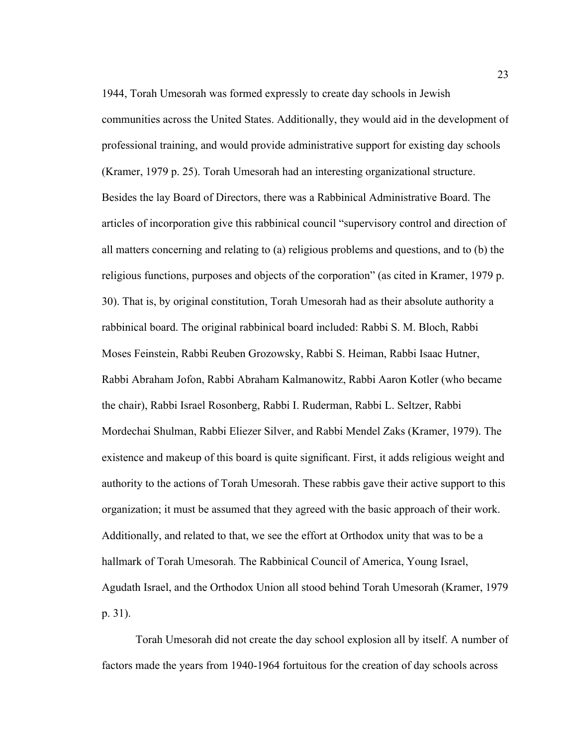1944, Torah Umesorah was formed expressly to create day schools in Jewish communities across the United States. Additionally, they would aid in the development of professional training, and would provide administrative support for existing day schools (Kramer, 1979 p. 25). Torah Umesorah had an interesting organizational structure. Besides the lay Board of Directors, there was a Rabbinical Administrative Board. The articles of incorporation give this rabbinical council "supervisory control and direction of all matters concerning and relating to (a) religious problems and questions, and to (b) the religious functions, purposes and objects of the corporation" (as cited in Kramer, 1979 p. 30). That is, by original constitution, Torah Umesorah had as their absolute authority a rabbinical board. The original rabbinical board included: Rabbi S. M. Bloch, Rabbi Moses Feinstein, Rabbi Reuben Grozowsky, Rabbi S. Heiman, Rabbi Isaac Hutner, Rabbi Abraham Jofon, Rabbi Abraham Kalmanowitz, Rabbi Aaron Kotler (who became the chair), Rabbi Israel Rosonberg, Rabbi I. Ruderman, Rabbi L. Seltzer, Rabbi Mordechai Shulman, Rabbi Eliezer Silver, and Rabbi Mendel Zaks (Kramer, 1979). The existence and makeup of this board is quite significant. First, it adds religious weight and authority to the actions of Torah Umesorah. These rabbis gave their active support to this organization; it must be assumed that they agreed with the basic approach of their work. Additionally, and related to that, we see the effort at Orthodox unity that was to be a hallmark of Torah Umesorah. The Rabbinical Council of America, Young Israel, Agudath Israel, and the Orthodox Union all stood behind Torah Umesorah (Kramer, 1979 p. 31).

Torah Umesorah did not create the day school explosion all by itself. A number of factors made the years from 1940-1964 fortuitous for the creation of day schools across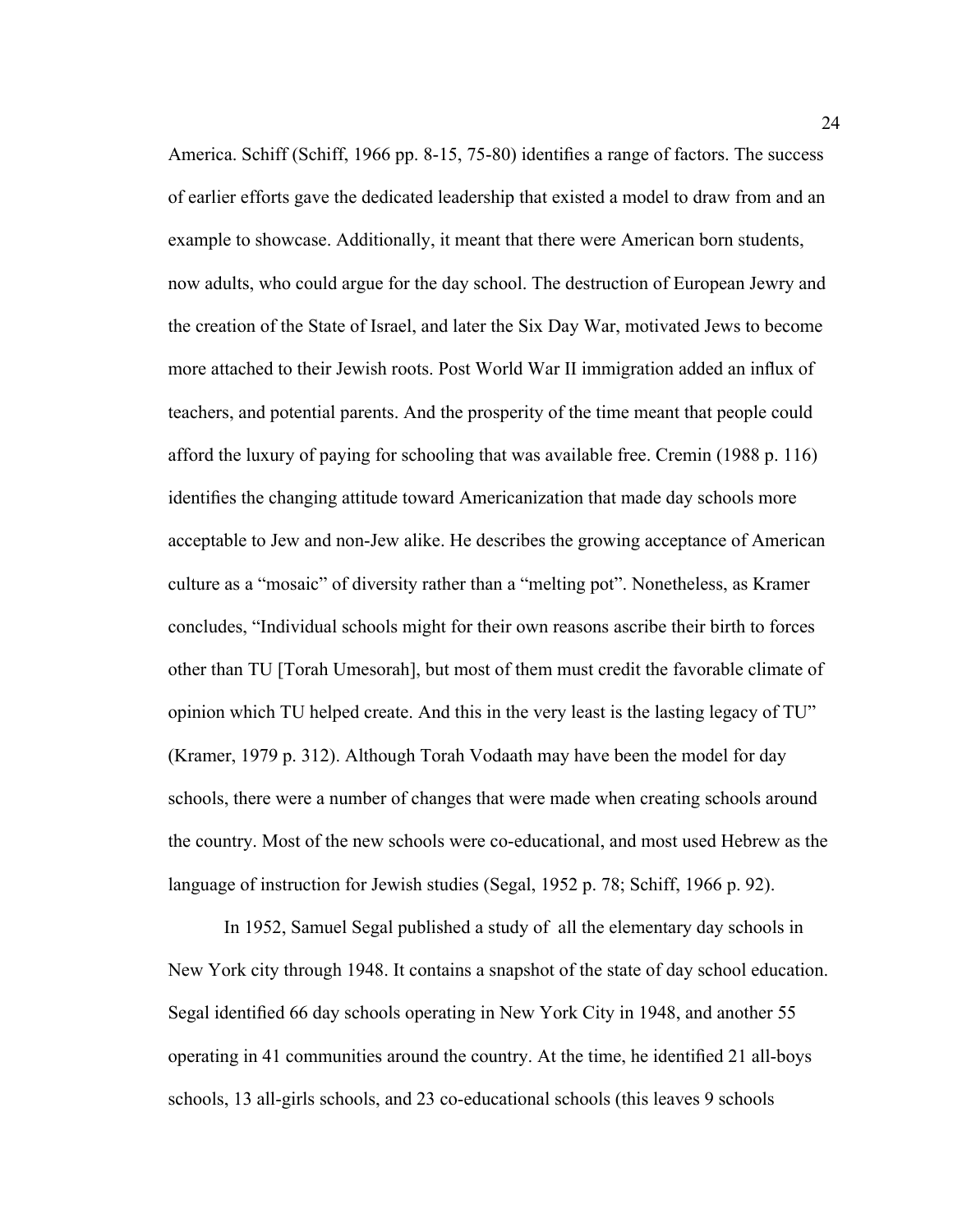America. Schiff (Schiff, 1966 pp. 8-15, 75-80) identifies a range of factors. The success of earlier efforts gave the dedicated leadership that existed a model to draw from and an example to showcase. Additionally, it meant that there were American born students, now adults, who could argue for the day school. The destruction of European Jewry and the creation of the State of Israel, and later the Six Day War, motivated Jews to become more attached to their Jewish roots. Post World War II immigration added an influx of teachers, and potential parents. And the prosperity of the time meant that people could afford the luxury of paying for schooling that was available free. Cremin (1988 p. 116) identifies the changing attitude toward Americanization that made day schools more acceptable to Jew and non-Jew alike. He describes the growing acceptance of American culture as a "mosaic" of diversity rather than a "melting pot". Nonetheless, as Kramer concludes, "Individual schools might for their own reasons ascribe their birth to forces other than TU [Torah Umesorah], but most of them must credit the favorable climate of opinion which TU helped create. And this in the very least is the lasting legacy of TU" (Kramer, 1979 p. 312). Although Torah Vodaath may have been the model for day schools, there were a number of changes that were made when creating schools around the country. Most of the new schools were co-educational, and most used Hebrew as the language of instruction for Jewish studies (Segal, 1952 p. 78; Schiff, 1966 p. 92).

In 1952, Samuel Segal published a study of all the elementary day schools in New York city through 1948. It contains a snapshot of the state of day school education. Segal identified 66 day schools operating in New York City in 1948, and another 55 operating in 41 communities around the country. At the time, he identified 21 all-boys schools, 13 all-girls schools, and 23 co-educational schools (this leaves 9 schools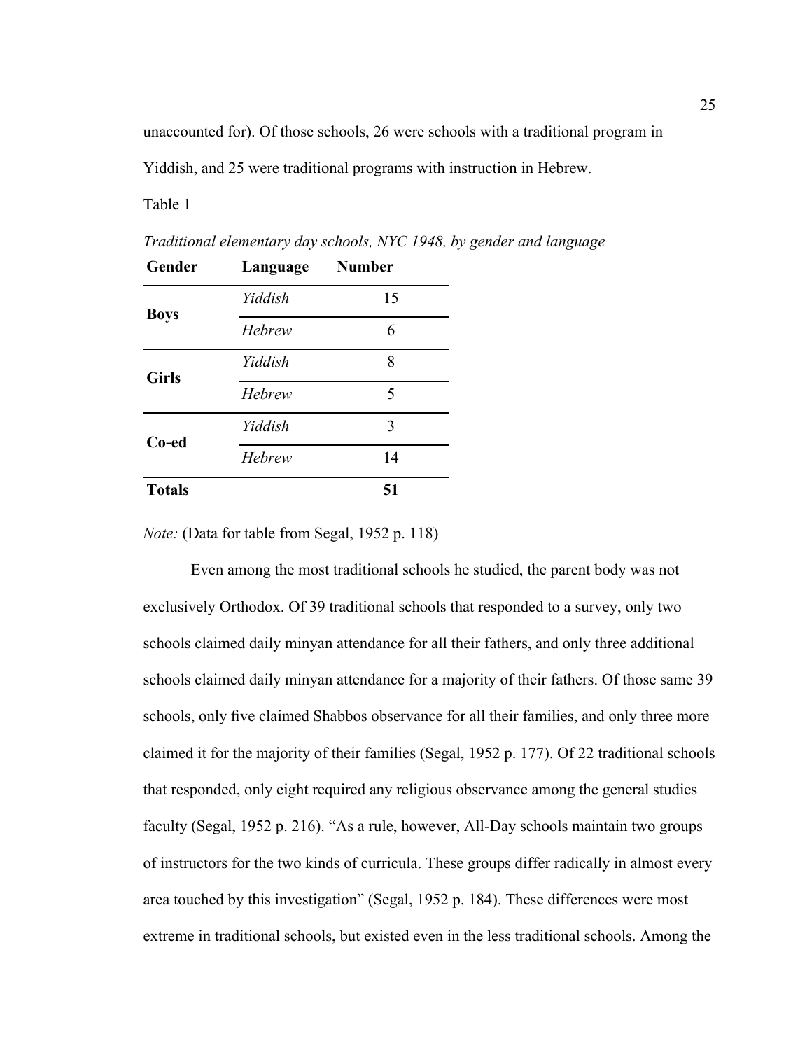unaccounted for). Of those schools, 26 were schools with a traditional program in Yiddish, and 25 were traditional programs with instruction in Hebrew.

Table 1

*Traditional elementary day schools, NYC 1948, by gender and language*

| **Gender** | **Language** | **Number** |
|---|---|---|
| **Boys** | *Yiddish* | 15 |
| | *Hebrew* | 6 |
| **Girls** | *Yiddish* | 8 |
| | *Hebrew* | 5 |
| **Co-ed** | *Yiddish* | 3 |
| | *Hebrew* | 14 |
| **Totals** | | **51** |

*Note:* (Data for table from Segal, 1952 p. 118)

Even among the most traditional schools he studied, the parent body was not exclusively Orthodox. Of 39 traditional schools that responded to a survey, only two schools claimed daily minyan attendance for all their fathers, and only three additional schools claimed daily minyan attendance for a majority of their fathers. Of those same 39 schools, only five claimed Shabbos observance for all their families, and only three more claimed it for the majority of their families (Segal, 1952 p. 177). Of 22 traditional schools that responded, only eight required any religious observance among the general studies faculty (Segal, 1952 p. 216). "As a rule, however, All-Day schools maintain two groups of instructors for the two kinds of curricula. These groups differ radically in almost every area touched by this investigation" (Segal, 1952 p. 184). These differences were most extreme in traditional schools, but existed even in the less traditional schools. Among the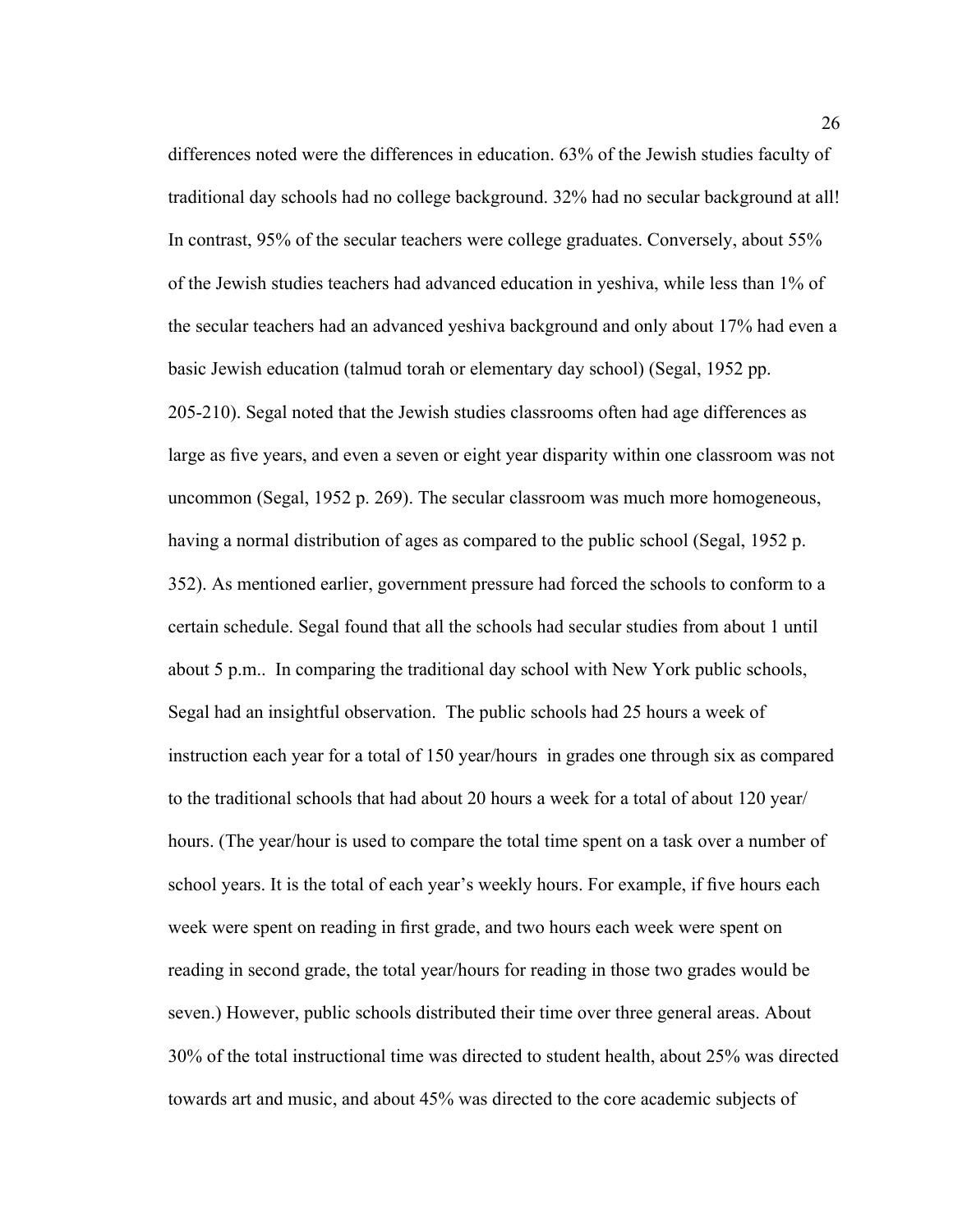differences noted were the differences in education. 63% of the Jewish studies faculty of traditional day schools had no college background. 32% had no secular background at all! In contrast, 95% of the secular teachers were college graduates. Conversely, about 55% of the Jewish studies teachers had advanced education in yeshiva, while less than 1% of the secular teachers had an advanced yeshiva background and only about 17% had even a basic Jewish education (talmud torah or elementary day school) (Segal, 1952 pp. 205-210). Segal noted that the Jewish studies classrooms often had age differences as large as five years, and even a seven or eight year disparity within one classroom was not uncommon (Segal, 1952 p. 269). The secular classroom was much more homogeneous, having a normal distribution of ages as compared to the public school (Segal, 1952 p. 352). As mentioned earlier, government pressure had forced the schools to conform to a certain schedule. Segal found that all the schools had secular studies from about 1 until about 5 p.m.. In comparing the traditional day school with New York public schools, Segal had an insightful observation. The public schools had 25 hours a week of instruction each year for a total of 150 year/hours in grades one through six as compared to the traditional schools that had about 20 hours a week for a total of about 120 year/hours. (The year/hour is used to compare the total time spent on a task over a number of school years. It is the total of each year's weekly hours. For example, if five hours each week were spent on reading in first grade, and two hours each week were spent on reading in second grade, the total year/hours for reading in those two grades would be seven.) However, public schools distributed their time over three general areas. About 30% of the total instructional time was directed to student health, about 25% was directed towards art and music, and about 45% was directed to the core academic subjects of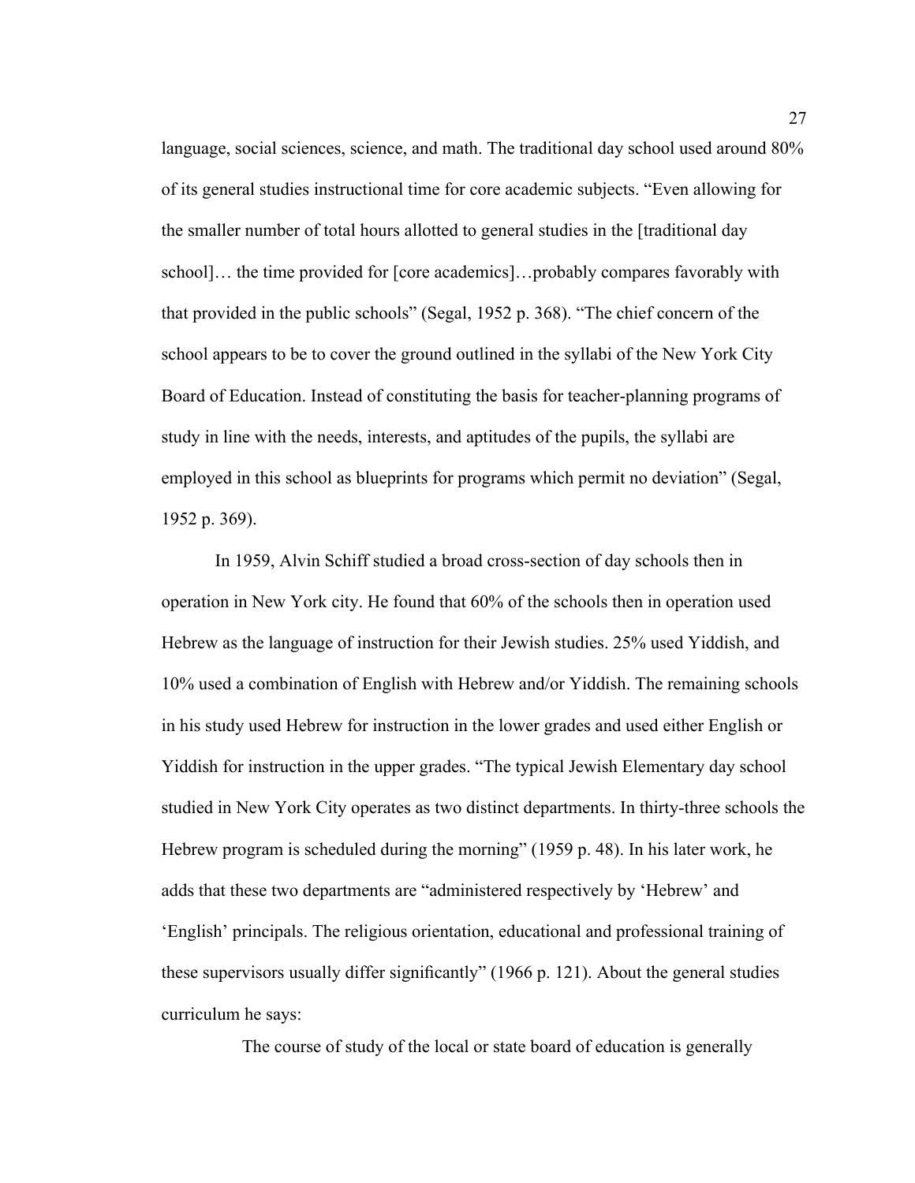language, social sciences, science, and math. The traditional day school used around 80% of its general studies instructional time for core academic subjects. "Even allowing for the smaller number of total hours allotted to general studies in the [traditional day school]… the time provided for [core academics]…probably compares favorably with that provided in the public schools" (Segal, 1952 p. 368). "The chief concern of the school appears to be to cover the ground outlined in the syllabi of the New York City Board of Education. Instead of constituting the basis for teacher-planning programs of study in line with the needs, interests, and aptitudes of the pupils, the syllabi are employed in this school as blueprints for programs which permit no deviation" (Segal, 1952 p. 369).

In 1959, Alvin Schiff studied a broad cross-section of day schools then in operation in New York city. He found that 60% of the schools then in operation used Hebrew as the language of instruction for their Jewish studies. 25% used Yiddish, and 10% used a combination of English with Hebrew and/or Yiddish. The remaining schools in his study used Hebrew for instruction in the lower grades and used either English or Yiddish for instruction in the upper grades. "The typical Jewish Elementary day school studied in New York City operates as two distinct departments. In thirty-three schools the Hebrew program is scheduled during the morning" (1959 p. 48). In his later work, he adds that these two departments are "administered respectively by 'Hebrew' and 'English' principals. The religious orientation, educational and professional training of these supervisors usually differ significantly" (1966 p. 121). About the general studies curriculum he says:

> The course of study of the local or state board of education is generally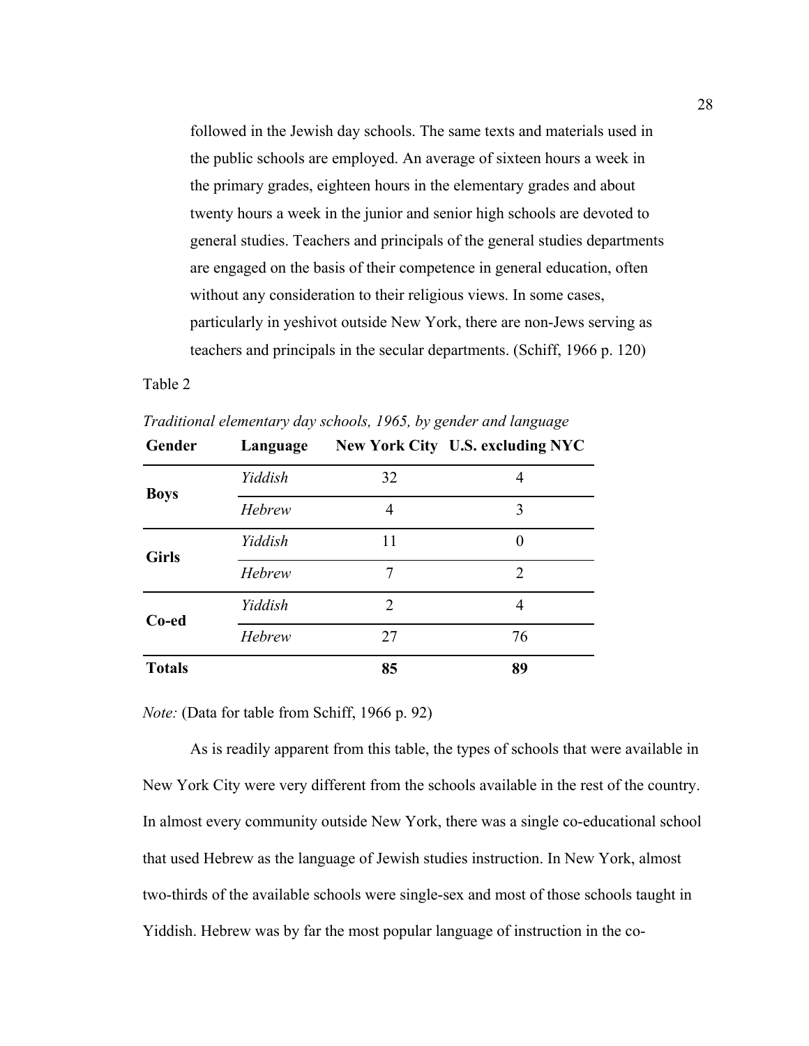> followed in the Jewish day schools. The same texts and materials used in the public schools are employed. An average of sixteen hours a week in the primary grades, eighteen hours in the elementary grades and about twenty hours a week in the junior and senior high schools are devoted to general studies. Teachers and principals of the general studies departments are engaged on the basis of their competence in general education, often without any consideration to their religious views. In some cases, particularly in yeshivot outside New York, there are non-Jews serving as teachers and principals in the secular departments. (Schiff, 1966 p. 120)

Table 2

*Traditional elementary day schools, 1965, by gender and language*

| Gender | Language | New York City | U.S. excluding NYC |
|---|---|---|---|
| **Boys** | *Yiddish* | 32 | 4 |
| | *Hebrew* | 4 | 3 |
| **Girls** | *Yiddish* | 11 | 0 |
| | *Hebrew* | 7 | 2 |
| **Co-ed** | *Yiddish* | 2 | 4 |
| | *Hebrew* | 27 | 76 |
| **Totals** | | **85** | **89** |

*Note:* (Data for table from Schiff, 1966 p. 92)

As is readily apparent from this table, the types of schools that were available in New York City were very different from the schools available in the rest of the country. In almost every community outside New York, there was a single co-educational school that used Hebrew as the language of Jewish studies instruction. In New York, almost two-thirds of the available schools were single-sex and most of those schools taught in Yiddish. Hebrew was by far the most popular language of instruction in the co-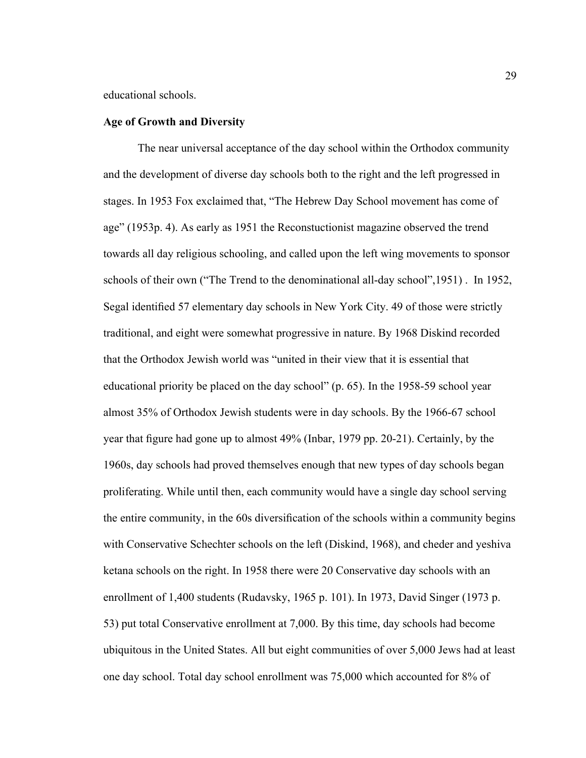educational schools.

**Age of Growth and Diversity**

The near universal acceptance of the day school within the Orthodox community and the development of diverse day schools both to the right and the left progressed in stages. In 1953 Fox exclaimed that, "The Hebrew Day School movement has come of age" (1953p. 4). As early as 1951 the Reconstuctionist magazine observed the trend towards all day religious schooling, and called upon the left wing movements to sponsor schools of their own ("The Trend to the denominational all-day school",1951) . In 1952, Segal identified 57 elementary day schools in New York City. 49 of those were strictly traditional, and eight were somewhat progressive in nature. By 1968 Diskind recorded that the Orthodox Jewish world was "united in their view that it is essential that educational priority be placed on the day school" (p. 65). In the 1958-59 school year almost 35% of Orthodox Jewish students were in day schools. By the 1966-67 school year that figure had gone up to almost 49% (Inbar, 1979 pp. 20-21). Certainly, by the 1960s, day schools had proved themselves enough that new types of day schools began proliferating. While until then, each community would have a single day school serving the entire community, in the 60s diversification of the schools within a community begins with Conservative Schechter schools on the left (Diskind, 1968), and cheder and yeshiva ketana schools on the right. In 1958 there were 20 Conservative day schools with an enrollment of 1,400 students (Rudavsky, 1965 p. 101). In 1973, David Singer (1973 p. 53) put total Conservative enrollment at 7,000. By this time, day schools had become ubiquitous in the United States. All but eight communities of over 5,000 Jews had at least one day school. Total day school enrollment was 75,000 which accounted for 8% of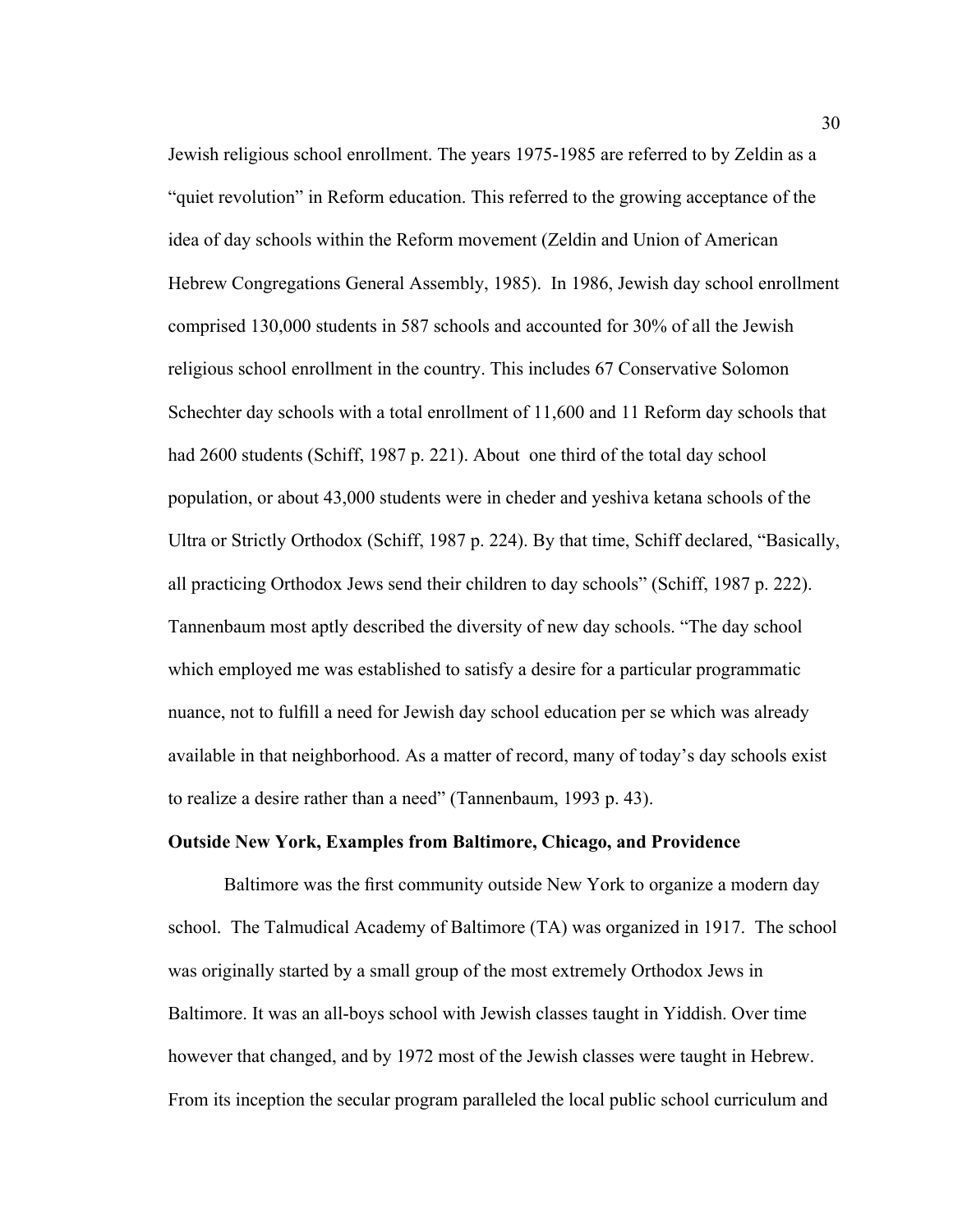Jewish religious school enrollment. The years 1975-1985 are referred to by Zeldin as a "quiet revolution" in Reform education. This referred to the growing acceptance of the idea of day schools within the Reform movement (Zeldin and Union of American Hebrew Congregations General Assembly, 1985). In 1986, Jewish day school enrollment comprised 130,000 students in 587 schools and accounted for 30% of all the Jewish religious school enrollment in the country. This includes 67 Conservative Solomon Schechter day schools with a total enrollment of 11,600 and 11 Reform day schools that had 2600 students (Schiff, 1987 p. 221). About one third of the total day school population, or about 43,000 students were in cheder and yeshiva ketana schools of the Ultra or Strictly Orthodox (Schiff, 1987 p. 224). By that time, Schiff declared, "Basically, all practicing Orthodox Jews send their children to day schools" (Schiff, 1987 p. 222). Tannenbaum most aptly described the diversity of new day schools. "The day school which employed me was established to satisfy a desire for a particular programmatic nuance, not to fulfill a need for Jewish day school education per se which was already available in that neighborhood. As a matter of record, many of today's day schools exist to realize a desire rather than a need" (Tannenbaum, 1993 p. 43).

**Outside New York, Examples from Baltimore, Chicago, and Providence**

Baltimore was the first community outside New York to organize a modern day school. The Talmudical Academy of Baltimore (TA) was organized in 1917. The school was originally started by a small group of the most extremely Orthodox Jews in Baltimore. It was an all-boys school with Jewish classes taught in Yiddish. Over time however that changed, and by 1972 most of the Jewish classes were taught in Hebrew. From its inception the secular program paralleled the local public school curriculum and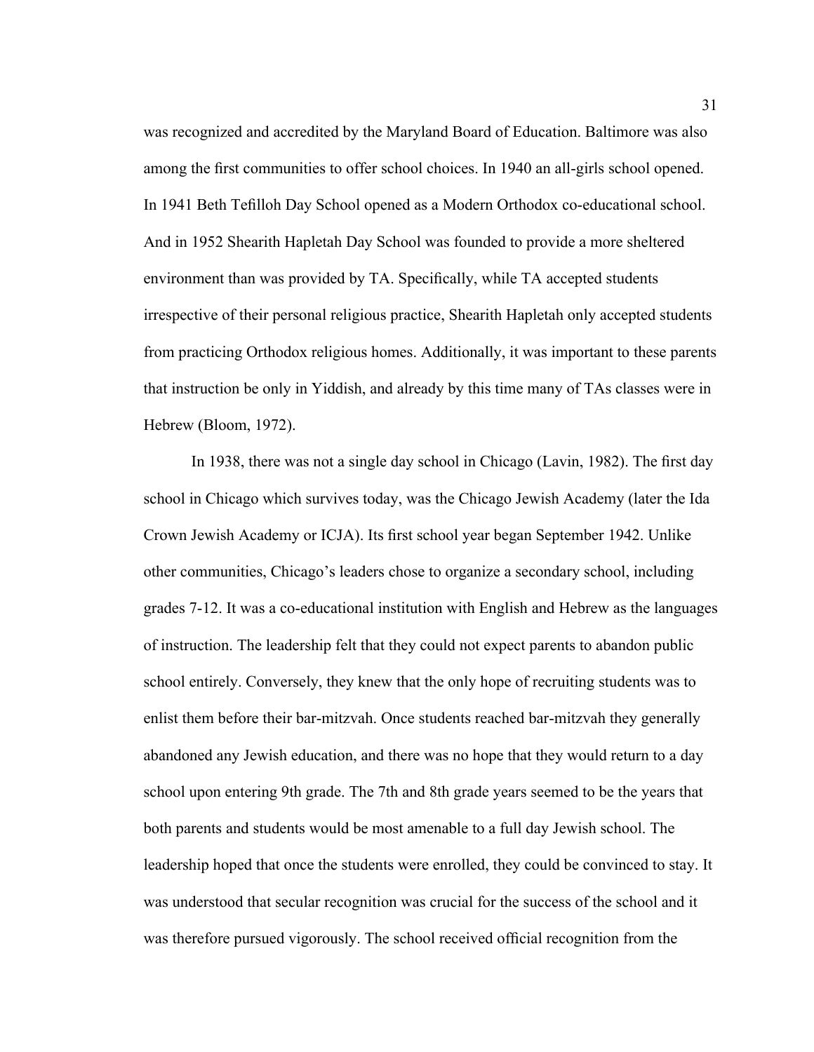was recognized and accredited by the Maryland Board of Education. Baltimore was also among the first communities to offer school choices. In 1940 an all-girls school opened. In 1941 Beth Tefilloh Day School opened as a Modern Orthodox co-educational school. And in 1952 Shearith Hapletah Day School was founded to provide a more sheltered environment than was provided by TA. Specifically, while TA accepted students irrespective of their personal religious practice, Shearith Hapletah only accepted students from practicing Orthodox religious homes. Additionally, it was important to these parents that instruction be only in Yiddish, and already by this time many of TAs classes were in Hebrew (Bloom, 1972).

In 1938, there was not a single day school in Chicago (Lavin, 1982). The first day school in Chicago which survives today, was the Chicago Jewish Academy (later the Ida Crown Jewish Academy or ICJA). Its first school year began September 1942. Unlike other communities, Chicago's leaders chose to organize a secondary school, including grades 7-12. It was a co-educational institution with English and Hebrew as the languages of instruction. The leadership felt that they could not expect parents to abandon public school entirely. Conversely, they knew that the only hope of recruiting students was to enlist them before their bar-mitzvah. Once students reached bar-mitzvah they generally abandoned any Jewish education, and there was no hope that they would return to a day school upon entering 9th grade. The 7th and 8th grade years seemed to be the years that both parents and students would be most amenable to a full day Jewish school. The leadership hoped that once the students were enrolled, they could be convinced to stay. It was understood that secular recognition was crucial for the success of the school and it was therefore pursued vigorously. The school received official recognition from the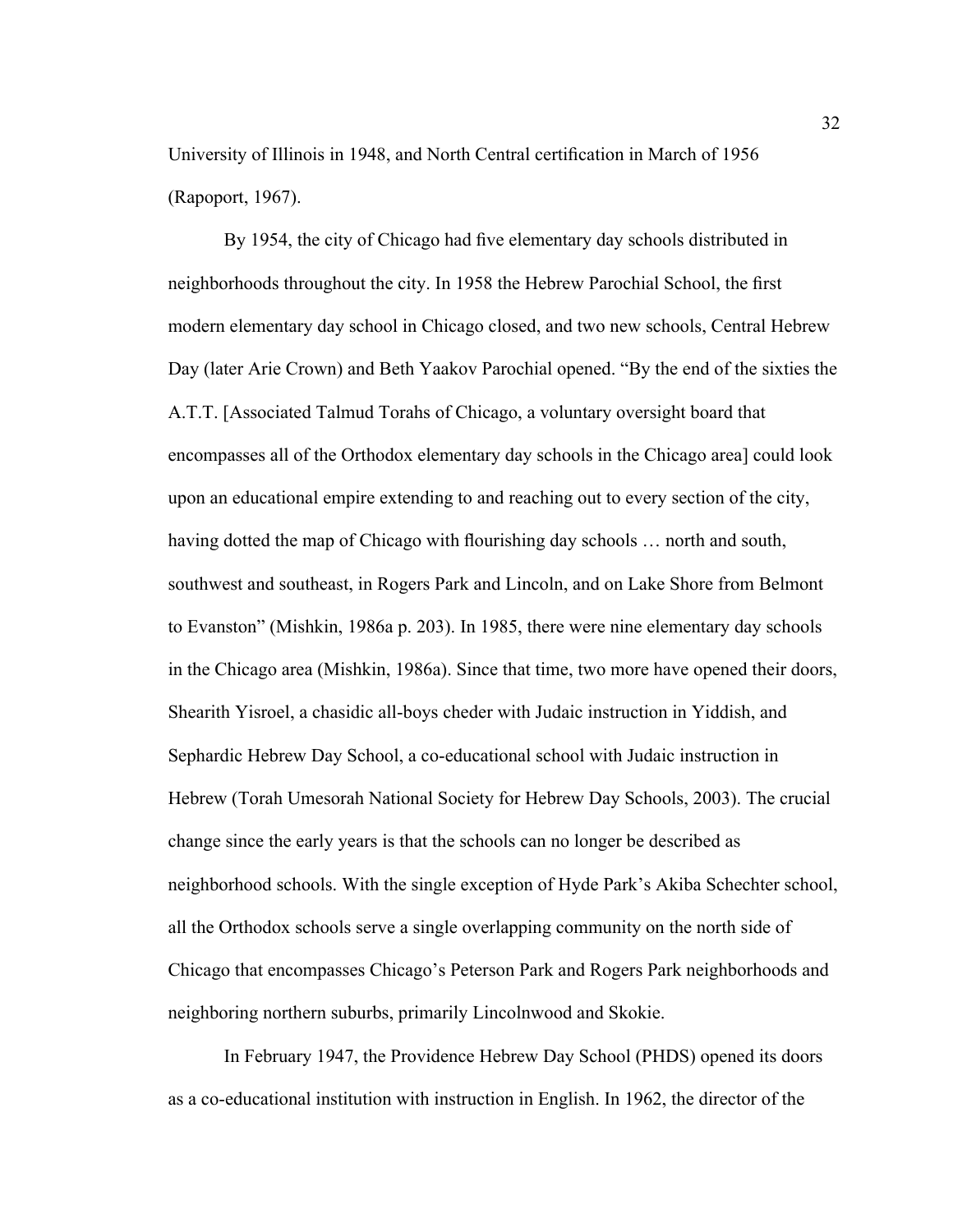University of Illinois in 1948, and North Central certification in March of 1956 (Rapoport, 1967).

By 1954, the city of Chicago had five elementary day schools distributed in neighborhoods throughout the city. In 1958 the Hebrew Parochial School, the first modern elementary day school in Chicago closed, and two new schools, Central Hebrew Day (later Arie Crown) and Beth Yaakov Parochial opened. "By the end of the sixties the A.T.T. [Associated Talmud Torahs of Chicago, a voluntary oversight board that encompasses all of the Orthodox elementary day schools in the Chicago area] could look upon an educational empire extending to and reaching out to every section of the city, having dotted the map of Chicago with flourishing day schools … north and south, southwest and southeast, in Rogers Park and Lincoln, and on Lake Shore from Belmont to Evanston" (Mishkin, 1986a p. 203). In 1985, there were nine elementary day schools in the Chicago area (Mishkin, 1986a). Since that time, two more have opened their doors, Shearith Yisroel, a chasidic all-boys cheder with Judaic instruction in Yiddish, and Sephardic Hebrew Day School, a co-educational school with Judaic instruction in Hebrew (Torah Umesorah National Society for Hebrew Day Schools, 2003). The crucial change since the early years is that the schools can no longer be described as neighborhood schools. With the single exception of Hyde Park's Akiba Schechter school, all the Orthodox schools serve a single overlapping community on the north side of Chicago that encompasses Chicago's Peterson Park and Rogers Park neighborhoods and neighboring northern suburbs, primarily Lincolnwood and Skokie.

In February 1947, the Providence Hebrew Day School (PHDS) opened its doors as a co-educational institution with instruction in English. In 1962, the director of the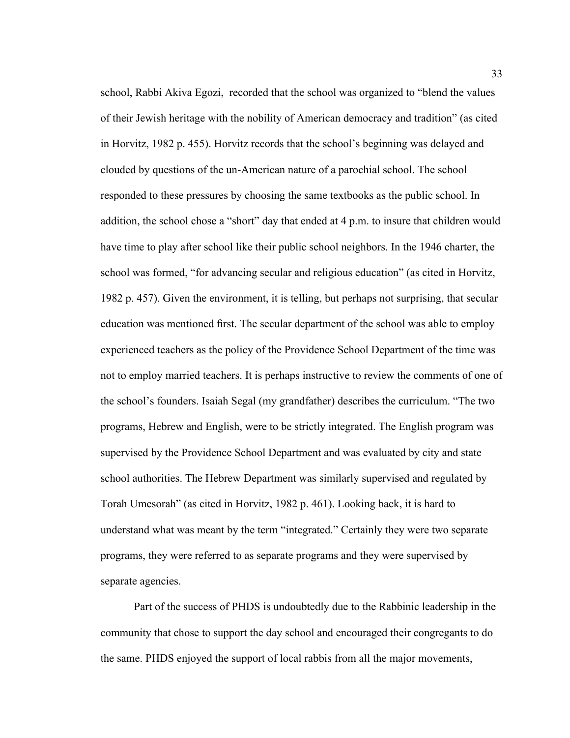school, Rabbi Akiva Egozi, recorded that the school was organized to "blend the values of their Jewish heritage with the nobility of American democracy and tradition" (as cited in Horvitz, 1982 p. 455). Horvitz records that the school's beginning was delayed and clouded by questions of the un-American nature of a parochial school. The school responded to these pressures by choosing the same textbooks as the public school. In addition, the school chose a "short" day that ended at 4 p.m. to insure that children would have time to play after school like their public school neighbors. In the 1946 charter, the school was formed, "for advancing secular and religious education" (as cited in Horvitz, 1982 p. 457). Given the environment, it is telling, but perhaps not surprising, that secular education was mentioned first. The secular department of the school was able to employ experienced teachers as the policy of the Providence School Department of the time was not to employ married teachers. It is perhaps instructive to review the comments of one of the school's founders. Isaiah Segal (my grandfather) describes the curriculum. "The two programs, Hebrew and English, were to be strictly integrated. The English program was supervised by the Providence School Department and was evaluated by city and state school authorities. The Hebrew Department was similarly supervised and regulated by Torah Umesorah" (as cited in Horvitz, 1982 p. 461). Looking back, it is hard to understand what was meant by the term "integrated." Certainly they were two separate programs, they were referred to as separate programs and they were supervised by separate agencies.

Part of the success of PHDS is undoubtedly due to the Rabbinic leadership in the community that chose to support the day school and encouraged their congregants to do the same. PHDS enjoyed the support of local rabbis from all the major movements,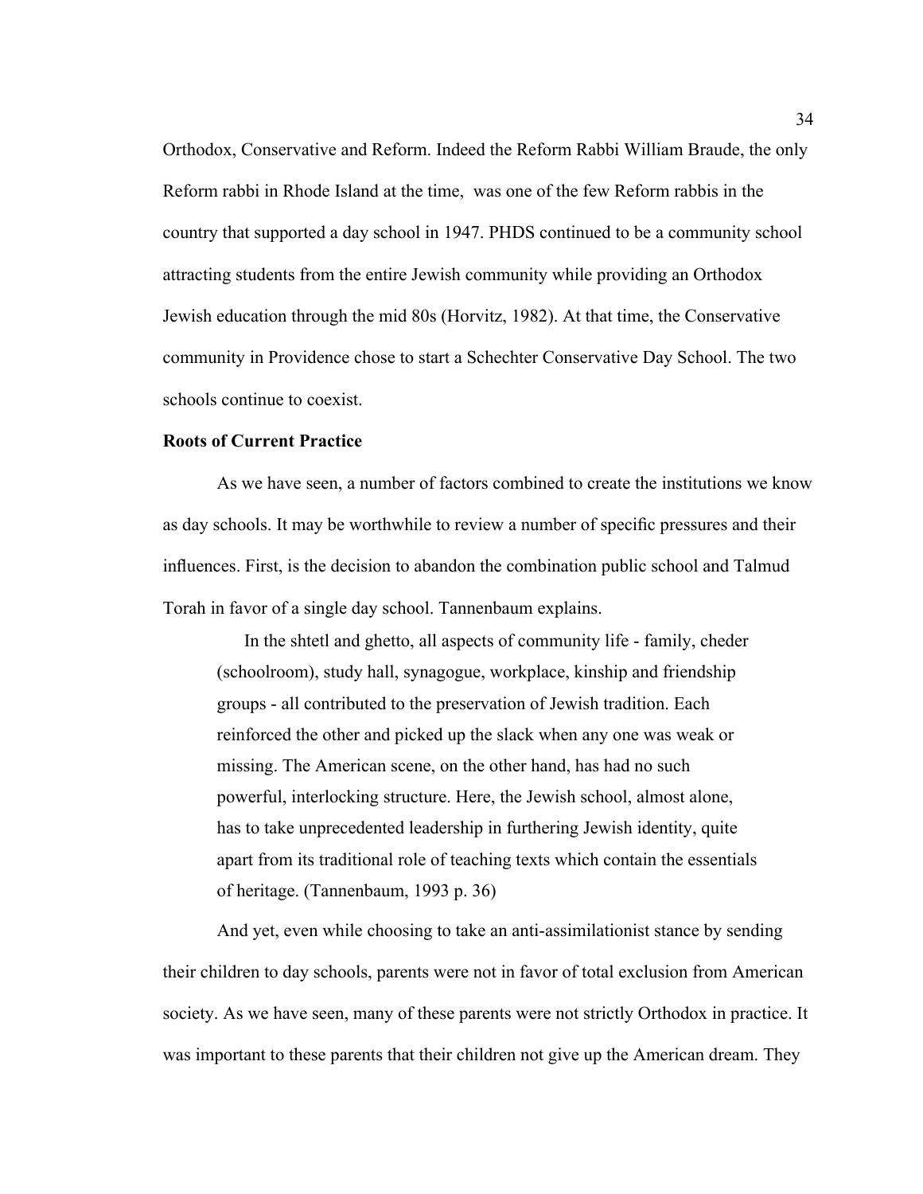Orthodox, Conservative and Reform. Indeed the Reform Rabbi William Braude, the only Reform rabbi in Rhode Island at the time, was one of the few Reform rabbis in the country that supported a day school in 1947. PHDS continued to be a community school attracting students from the entire Jewish community while providing an Orthodox Jewish education through the mid 80s (Horvitz, 1982). At that time, the Conservative community in Providence chose to start a Schechter Conservative Day School. The two schools continue to coexist.

**Roots of Current Practice**

As we have seen, a number of factors combined to create the institutions we know as day schools. It may be worthwhile to review a number of specific pressures and their influences. First, is the decision to abandon the combination public school and Talmud Torah in favor of a single day school. Tannenbaum explains.

> In the shtetl and ghetto, all aspects of community life - family, cheder (schoolroom), study hall, synagogue, workplace, kinship and friendship groups - all contributed to the preservation of Jewish tradition. Each reinforced the other and picked up the slack when any one was weak or missing. The American scene, on the other hand, has had no such powerful, interlocking structure. Here, the Jewish school, almost alone, has to take unprecedented leadership in furthering Jewish identity, quite apart from its traditional role of teaching texts which contain the essentials of heritage. (Tannenbaum, 1993 p. 36)

And yet, even while choosing to take an anti-assimilationist stance by sending their children to day schools, parents were not in favor of total exclusion from American society. As we have seen, many of these parents were not strictly Orthodox in practice. It was important to these parents that their children not give up the American dream. They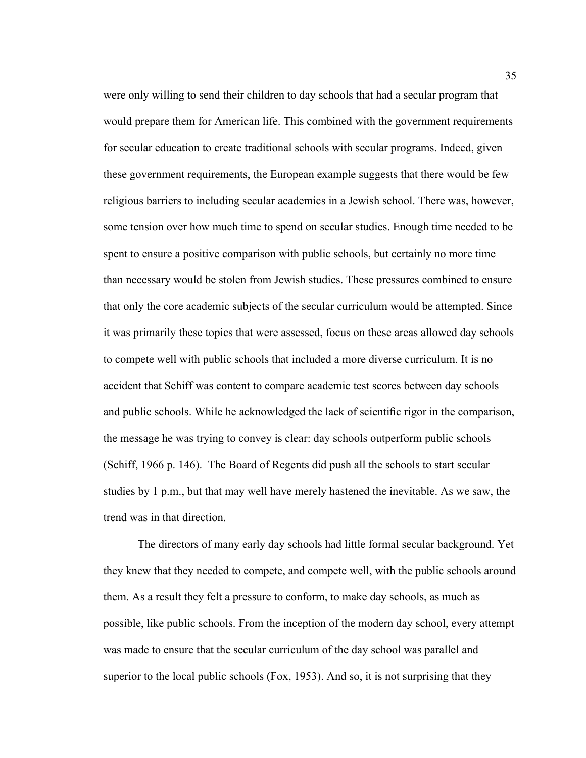were only willing to send their children to day schools that had a secular program that would prepare them for American life. This combined with the government requirements for secular education to create traditional schools with secular programs. Indeed, given these government requirements, the European example suggests that there would be few religious barriers to including secular academics in a Jewish school. There was, however, some tension over how much time to spend on secular studies. Enough time needed to be spent to ensure a positive comparison with public schools, but certainly no more time than necessary would be stolen from Jewish studies. These pressures combined to ensure that only the core academic subjects of the secular curriculum would be attempted. Since it was primarily these topics that were assessed, focus on these areas allowed day schools to compete well with public schools that included a more diverse curriculum. It is no accident that Schiff was content to compare academic test scores between day schools and public schools. While he acknowledged the lack of scientific rigor in the comparison, the message he was trying to convey is clear: day schools outperform public schools (Schiff, 1966 p. 146). The Board of Regents did push all the schools to start secular studies by 1 p.m., but that may well have merely hastened the inevitable. As we saw, the trend was in that direction.

The directors of many early day schools had little formal secular background. Yet they knew that they needed to compete, and compete well, with the public schools around them. As a result they felt a pressure to conform, to make day schools, as much as possible, like public schools. From the inception of the modern day school, every attempt was made to ensure that the secular curriculum of the day school was parallel and superior to the local public schools (Fox, 1953). And so, it is not surprising that they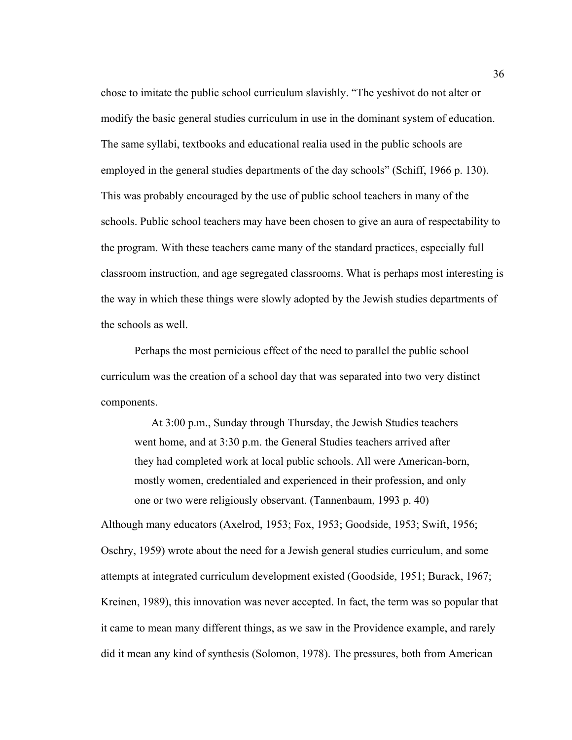chose to imitate the public school curriculum slavishly. “The yeshivot do not alter or modify the basic general studies curriculum in use in the dominant system of education. The same syllabi, textbooks and educational realia used in the public schools are employed in the general studies departments of the day schools” (Schiff, 1966 p. 130). This was probably encouraged by the use of public school teachers in many of the schools. Public school teachers may have been chosen to give an aura of respectability to the program. With these teachers came many of the standard practices, especially full classroom instruction, and age segregated classrooms. What is perhaps most interesting is the way in which these things were slowly adopted by the Jewish studies departments of the schools as well.

Perhaps the most pernicious effect of the need to parallel the public school curriculum was the creation of a school day that was separated into two very distinct components.

> At 3:00 p.m., Sunday through Thursday, the Jewish Studies teachers went home, and at 3:30 p.m. the General Studies teachers arrived after they had completed work at local public schools. All were American-born, mostly women, credentialed and experienced in their profession, and only one or two were religiously observant. (Tannenbaum, 1993 p. 40)

Although many educators (Axelrod, 1953; Fox, 1953; Goodside, 1953; Swift, 1956; Oschry, 1959) wrote about the need for a Jewish general studies curriculum, and some attempts at integrated curriculum development existed (Goodside, 1951; Burack, 1967; Kreinen, 1989), this innovation was never accepted. In fact, the term was so popular that it came to mean many different things, as we saw in the Providence example, and rarely did it mean any kind of synthesis (Solomon, 1978). The pressures, both from American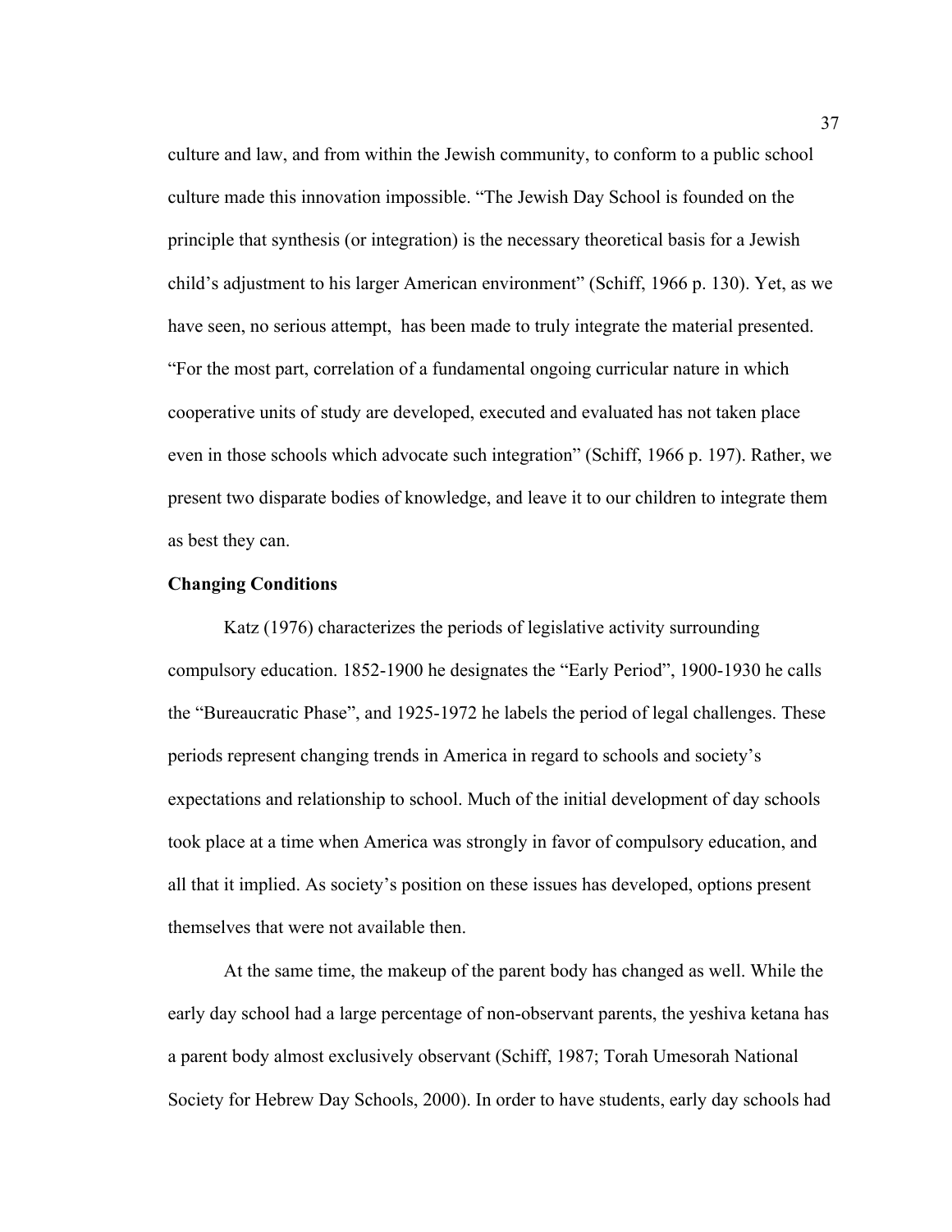culture and law, and from within the Jewish community, to conform to a public school culture made this innovation impossible. "The Jewish Day School is founded on the principle that synthesis (or integration) is the necessary theoretical basis for a Jewish child's adjustment to his larger American environment" (Schiff, 1966 p. 130). Yet, as we have seen, no serious attempt, has been made to truly integrate the material presented. "For the most part, correlation of a fundamental ongoing curricular nature in which cooperative units of study are developed, executed and evaluated has not taken place even in those schools which advocate such integration" (Schiff, 1966 p. 197). Rather, we present two disparate bodies of knowledge, and leave it to our children to integrate them as best they can.

**Changing Conditions**

Katz (1976) characterizes the periods of legislative activity surrounding compulsory education. 1852-1900 he designates the "Early Period", 1900-1930 he calls the "Bureaucratic Phase", and 1925-1972 he labels the period of legal challenges. These periods represent changing trends in America in regard to schools and society's expectations and relationship to school. Much of the initial development of day schools took place at a time when America was strongly in favor of compulsory education, and all that it implied. As society's position on these issues has developed, options present themselves that were not available then.

At the same time, the makeup of the parent body has changed as well. While the early day school had a large percentage of non-observant parents, the yeshiva ketana has a parent body almost exclusively observant (Schiff, 1987; Torah Umesorah National Society for Hebrew Day Schools, 2000). In order to have students, early day schools had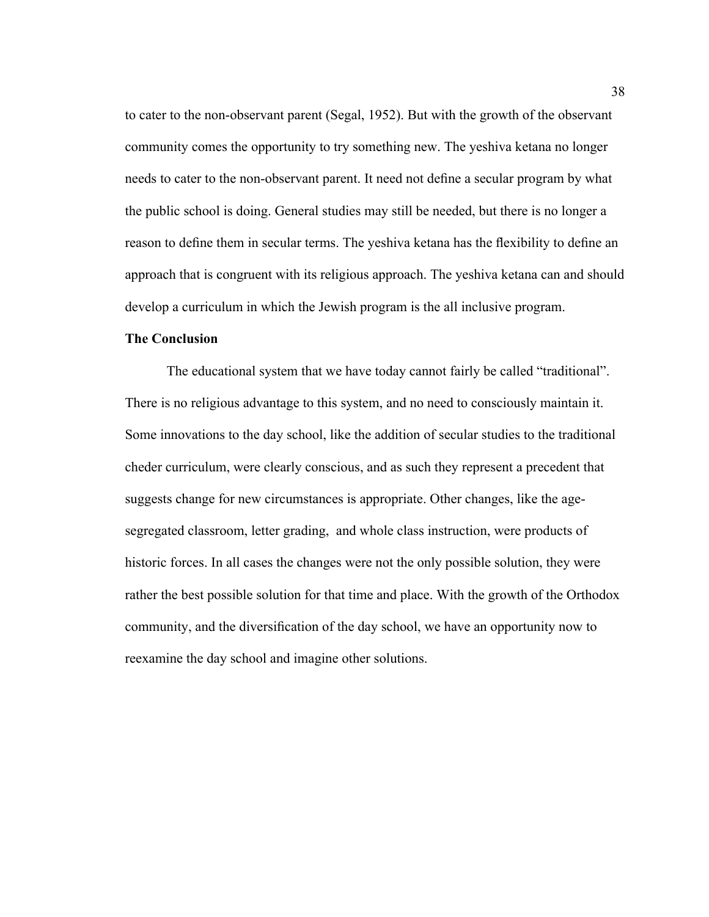to cater to the non-observant parent (Segal, 1952). But with the growth of the observant community comes the opportunity to try something new. The yeshiva ketana no longer needs to cater to the non-observant parent. It need not define a secular program by what the public school is doing. General studies may still be needed, but there is no longer a reason to define them in secular terms. The yeshiva ketana has the flexibility to define an approach that is congruent with its religious approach. The yeshiva ketana can and should develop a curriculum in which the Jewish program is the all inclusive program.

**The Conclusion**

The educational system that we have today cannot fairly be called "traditional". There is no religious advantage to this system, and no need to consciously maintain it. Some innovations to the day school, like the addition of secular studies to the traditional cheder curriculum, were clearly conscious, and as such they represent a precedent that suggests change for new circumstances is appropriate. Other changes, like the age-segregated classroom, letter grading, and whole class instruction, were products of historic forces. In all cases the changes were not the only possible solution, they were rather the best possible solution for that time and place. With the growth of the Orthodox community, and the diversification of the day school, we have an opportunity now to reexamine the day school and imagine other solutions.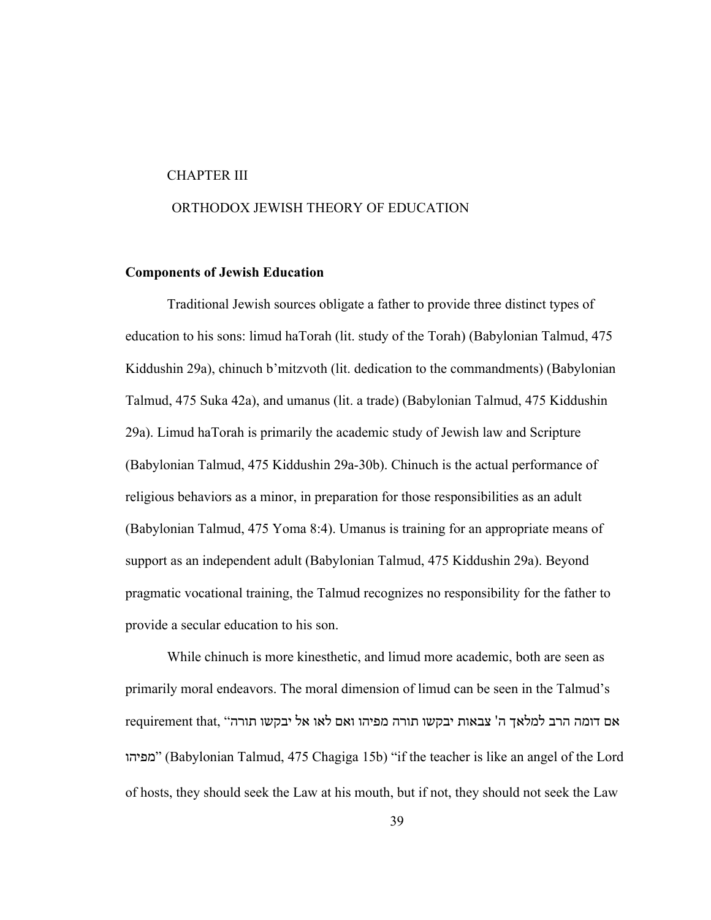# CHAPTER III

# ORTHODOX JEWISH THEORY OF EDUCATION

## Components of Jewish Education

Traditional Jewish sources obligate a father to provide three distinct types of education to his sons: limud haTorah (lit. study of the Torah) (Babylonian Talmud, 475 Kiddushin 29a), chinuch b'mitzvoth (lit. dedication to the commandments) (Babylonian Talmud, 475 Suka 42a), and umanus (lit. a trade) (Babylonian Talmud, 475 Kiddushin 29a). Limud haTorah is primarily the academic study of Jewish law and Scripture (Babylonian Talmud, 475 Kiddushin 29a-30b). Chinuch is the actual performance of religious behaviors as a minor, in preparation for those responsibilities as an adult (Babylonian Talmud, 475 Yoma 8:4). Umanus is training for an appropriate means of support as an independent adult (Babylonian Talmud, 475 Kiddushin 29a). Beyond pragmatic vocational training, the Talmud recognizes no responsibility for the father to provide a secular education to his son.

While chinuch is more kinesthetic, and limud more academic, both are seen as primarily moral endeavors. The moral dimension of limud can be seen in the Talmud's requirement that, "אם דומה הרב למלאך ה' צבאות יבקשו תורה מפיהו ואם לאו אל יבקשו תורה מפיהו" (Babylonian Talmud, 475 Chagiga 15b) "if the teacher is like an angel of the Lord of hosts, they should seek the Law at his mouth, but if not, they should not seek the Law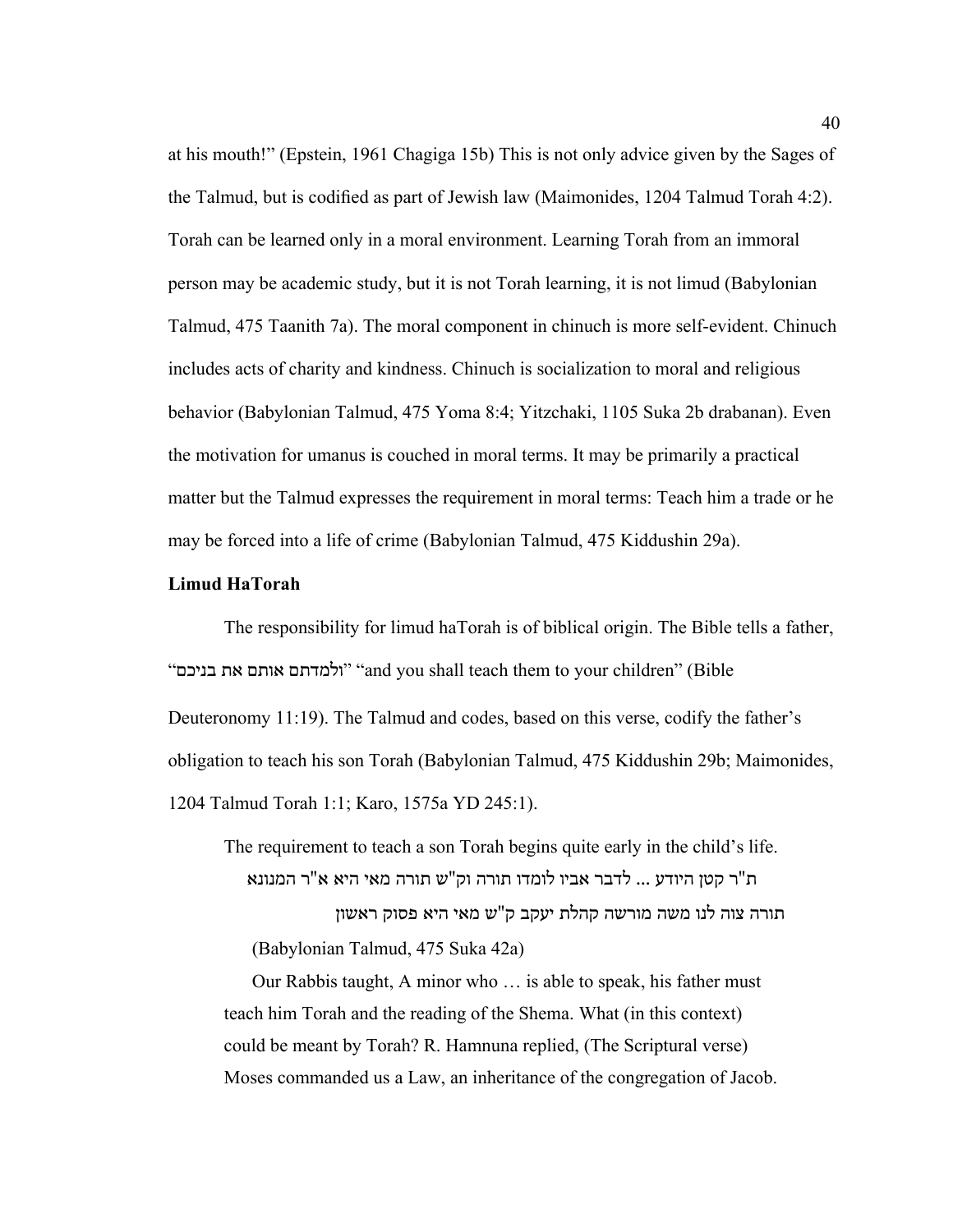at his mouth!" (Epstein, 1961 Chagiga 15b) This is not only advice given by the Sages of the Talmud, but is codified as part of Jewish law (Maimonides, 1204 Talmud Torah 4:2). Torah can be learned only in a moral environment. Learning Torah from an immoral person may be academic study, but it is not Torah learning, it is not limud (Babylonian Talmud, 475 Taanith 7a). The moral component in chinuch is more self-evident. Chinuch includes acts of charity and kindness. Chinuch is socialization to moral and religious behavior (Babylonian Talmud, 475 Yoma 8:4; Yitzchaki, 1105 Suka 2b drabanan). Even the motivation for umanus is couched in moral terms. It may be primarily a practical matter but the Talmud expresses the requirement in moral terms: Teach him a trade or he may be forced into a life of crime (Babylonian Talmud, 475 Kiddushin 29a).

**Limud HaTorah**

The responsibility for limud haTorah is of biblical origin. The Bible tells a father, "ולמדתם אותם את בניכם" "and you shall teach them to your children" (Bible Deuteronomy 11:19). The Talmud and codes, based on this verse, codify the father's obligation to teach his son Torah (Babylonian Talmud, 475 Kiddushin 29b; Maimonides, 1204 Talmud Torah 1:1; Karo, 1575a YD 245:1).

> The requirement to teach a son Torah begins quite early in the child's life.
>
> ת"ר קטן היודע ... לדבר אביו לומדו תורה וק"ש תורה מאי היא א"ר המנונא
> תורה צוה לנו משה מורשה קהלת יעקב ק"ש מאי היא פסוק ראשון
>
> (Babylonian Talmud, 475 Suka 42a)
>
> Our Rabbis taught, A minor who … is able to speak, his father must teach him Torah and the reading of the Shema. What (in this context) could be meant by Torah? R. Hamnuna replied, (The Scriptural verse) Moses commanded us a Law, an inheritance of the congregation of Jacob.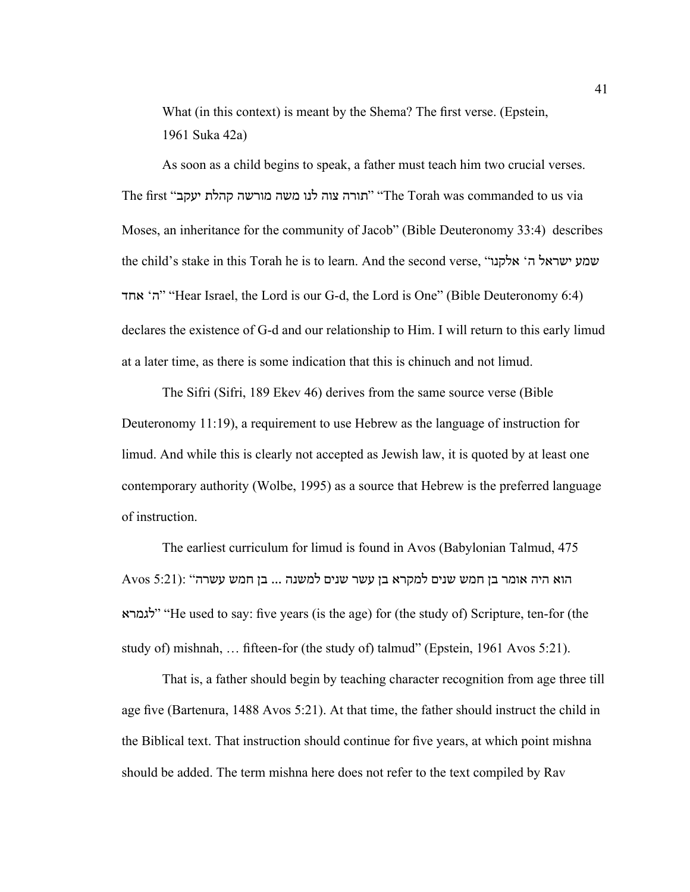What (in this context) is meant by the Shema? The first verse. (Epstein, 1961 Suka 42a)

As soon as a child begins to speak, a father must teach him two crucial verses. The first "תורה צוה לנו משה מורשה קהלת יעקב" "The Torah was commanded to us via Moses, an inheritance for the community of Jacob" (Bible Deuteronomy 33:4) describes the child's stake in this Torah he is to learn. And the second verse, "שמע ישראל ה' אלקנו ה' אחד" "Hear Israel, the Lord is our G-d, the Lord is One" (Bible Deuteronomy 6:4) declares the existence of G-d and our relationship to Him. I will return to this early limud at a later time, as there is some indication that this is chinuch and not limud.

The Sifri (Sifri, 189 Ekev 46) derives from the same source verse (Bible Deuteronomy 11:19), a requirement to use Hebrew as the language of instruction for limud. And while this is clearly not accepted as Jewish law, it is quoted by at least one contemporary authority (Wolbe, 1995) as a source that Hebrew is the preferred language of instruction.

The earliest curriculum for limud is found in Avos (Babylonian Talmud, 475 Avos 5:21): "הוא היה אומר בן חמש שנים למקרא בן עשר שנים למשנה ... בן חמש עשרה לגמרא" "He used to say: five years (is the age) for (the study of) Scripture, ten-for (the study of) mishnah, … fifteen-for (the study of) talmud" (Epstein, 1961 Avos 5:21).

That is, a father should begin by teaching character recognition from age three till age five (Bartenura, 1488 Avos 5:21). At that time, the father should instruct the child in the Biblical text. That instruction should continue for five years, at which point mishna should be added. The term mishna here does not refer to the text compiled by Rav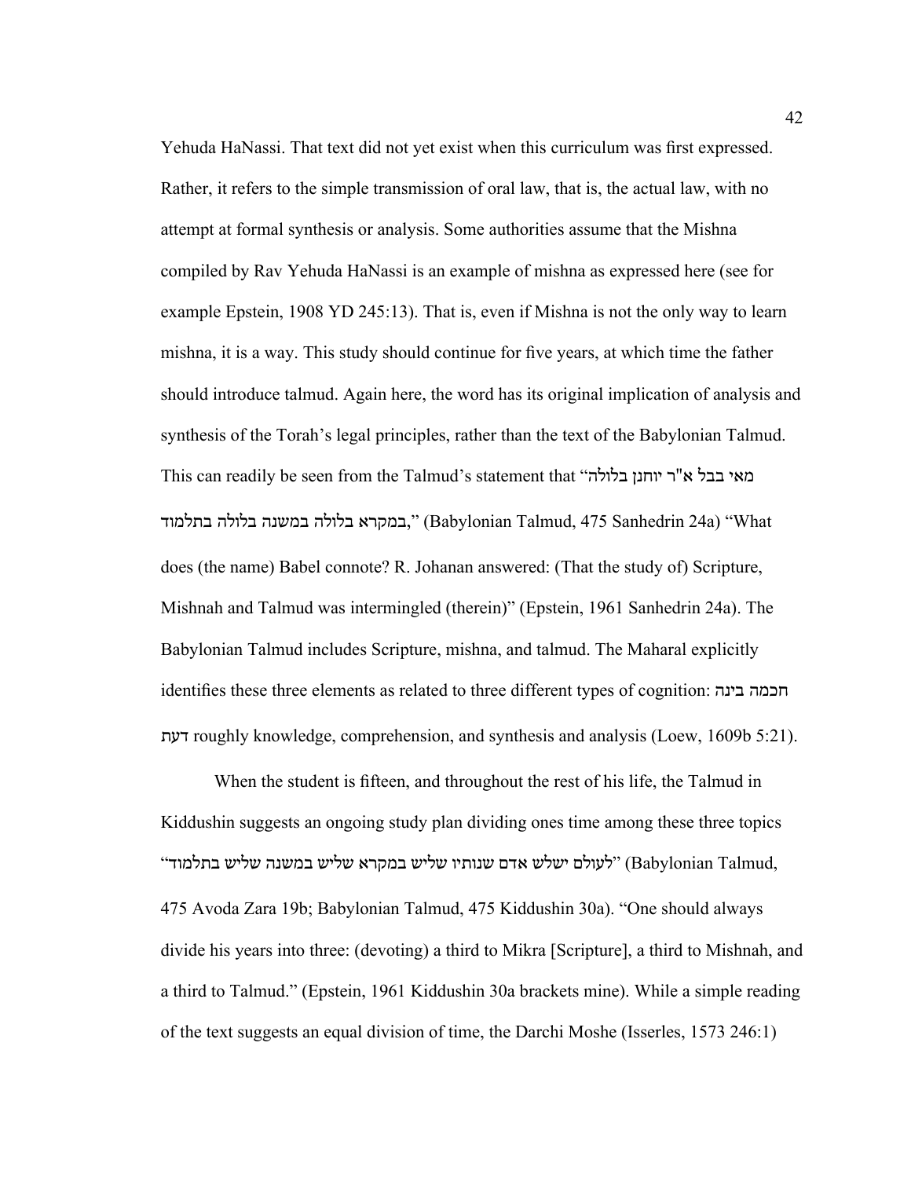Yehuda HaNassi. That text did not yet exist when this curriculum was first expressed. Rather, it refers to the simple transmission of oral law, that is, the actual law, with no attempt at formal synthesis or analysis. Some authorities assume that the Mishna compiled by Rav Yehuda HaNassi is an example of mishna as expressed here (see for example Epstein, 1908 YD 245:13). That is, even if Mishna is not the only way to learn mishna, it is a way. This study should continue for five years, at which time the father should introduce talmud. Again here, the word has its original implication of analysis and synthesis of the Torah's legal principles, rather than the text of the Babylonian Talmud. This can readily be seen from the Talmud's statement that "מאי בבל א"ר יוחנן בלולה במקרא בלולה במשנה בלולה בתלמוד," (Babylonian Talmud, 475 Sanhedrin 24a) "What does (the name) Babel connote? R. Johanan answered: (That the study of) Scripture, Mishnah and Talmud was intermingled (therein)" (Epstein, 1961 Sanhedrin 24a). The Babylonian Talmud includes Scripture, mishna, and talmud. The Maharal explicitly identifies these three elements as related to three different types of cognition: חכמה בינה דעת roughly knowledge, comprehension, and synthesis and analysis (Loew, 1609b 5:21).

When the student is fifteen, and throughout the rest of his life, the Talmud in Kiddushin suggests an ongoing study plan dividing ones time among these three topics "לעולם ישלש אדם שנותיו שליש במקרא שליש במשנה שליש בתלמוד" (Babylonian Talmud, 475 Avoda Zara 19b; Babylonian Talmud, 475 Kiddushin 30a). "One should always divide his years into three: (devoting) a third to Mikra [Scripture], a third to Mishnah, and a third to Talmud." (Epstein, 1961 Kiddushin 30a brackets mine). While a simple reading of the text suggests an equal division of time, the Darchi Moshe (Isserles, 1573 246:1)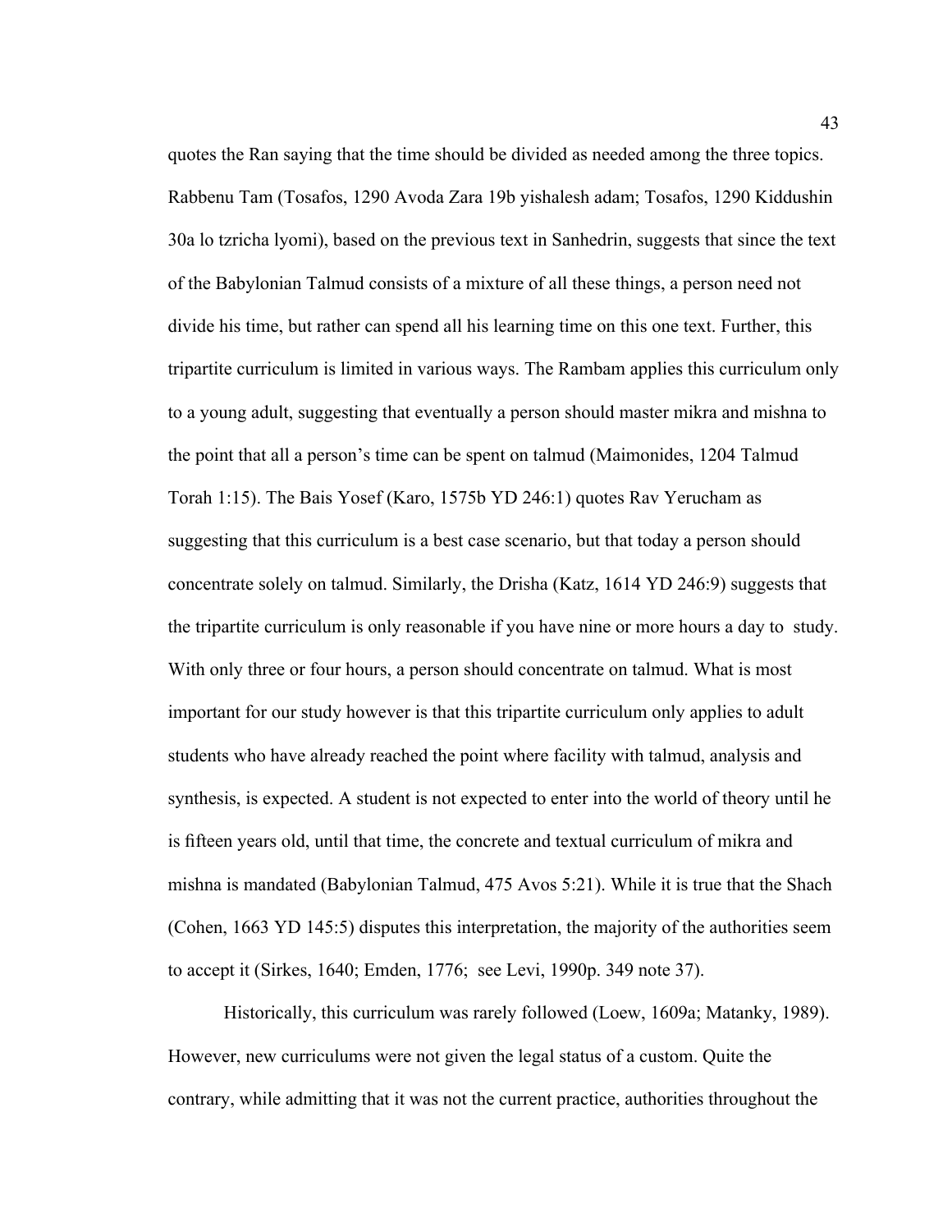quotes the Ran saying that the time should be divided as needed among the three topics. Rabbenu Tam (Tosafos, 1290 Avoda Zara 19b yishalesh adam; Tosafos, 1290 Kiddushin 30a lo tzricha lyomi), based on the previous text in Sanhedrin, suggests that since the text of the Babylonian Talmud consists of a mixture of all these things, a person need not divide his time, but rather can spend all his learning time on this one text. Further, this tripartite curriculum is limited in various ways. The Rambam applies this curriculum only to a young adult, suggesting that eventually a person should master mikra and mishna to the point that all a person's time can be spent on talmud (Maimonides, 1204 Talmud Torah 1:15). The Bais Yosef (Karo, 1575b YD 246:1) quotes Rav Yerucham as suggesting that this curriculum is a best case scenario, but that today a person should concentrate solely on talmud. Similarly, the Drisha (Katz, 1614 YD 246:9) suggests that the tripartite curriculum is only reasonable if you have nine or more hours a day to study. With only three or four hours, a person should concentrate on talmud. What is most important for our study however is that this tripartite curriculum only applies to adult students who have already reached the point where facility with talmud, analysis and synthesis, is expected. A student is not expected to enter into the world of theory until he is fifteen years old, until that time, the concrete and textual curriculum of mikra and mishna is mandated (Babylonian Talmud, 475 Avos 5:21). While it is true that the Shach (Cohen, 1663 YD 145:5) disputes this interpretation, the majority of the authorities seem to accept it (Sirkes, 1640; Emden, 1776; see Levi, 1990p. 349 note 37).

Historically, this curriculum was rarely followed (Loew, 1609a; Matanky, 1989). However, new curriculums were not given the legal status of a custom. Quite the contrary, while admitting that it was not the current practice, authorities throughout the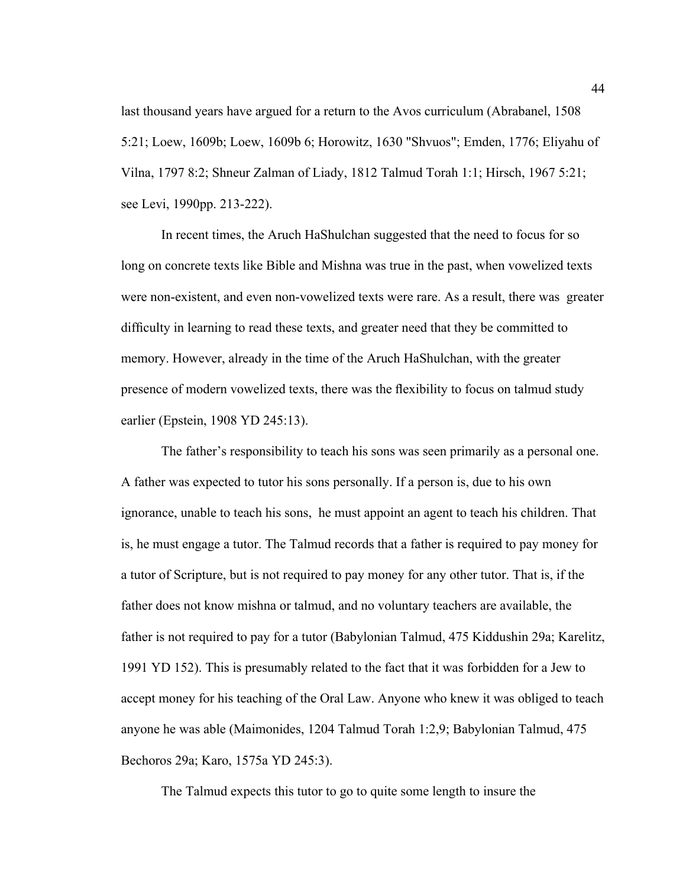last thousand years have argued for a return to the Avos curriculum (Abrabanel, 1508 5:21; Loew, 1609b; Loew, 1609b 6; Horowitz, 1630 "Shvuos"; Emden, 1776; Eliyahu of Vilna, 1797 8:2; Shneur Zalman of Liady, 1812 Talmud Torah 1:1; Hirsch, 1967 5:21; see Levi, 1990pp. 213-222).

In recent times, the Aruch HaShulchan suggested that the need to focus for so long on concrete texts like Bible and Mishna was true in the past, when vowelized texts were non-existent, and even non-vowelized texts were rare. As a result, there was greater difficulty in learning to read these texts, and greater need that they be committed to memory. However, already in the time of the Aruch HaShulchan, with the greater presence of modern vowelized texts, there was the flexibility to focus on talmud study earlier (Epstein, 1908 YD 245:13).

The father's responsibility to teach his sons was seen primarily as a personal one. A father was expected to tutor his sons personally. If a person is, due to his own ignorance, unable to teach his sons, he must appoint an agent to teach his children. That is, he must engage a tutor. The Talmud records that a father is required to pay money for a tutor of Scripture, but is not required to pay money for any other tutor. That is, if the father does not know mishna or talmud, and no voluntary teachers are available, the father is not required to pay for a tutor (Babylonian Talmud, 475 Kiddushin 29a; Karelitz, 1991 YD 152). This is presumably related to the fact that it was forbidden for a Jew to accept money for his teaching of the Oral Law. Anyone who knew it was obliged to teach anyone he was able (Maimonides, 1204 Talmud Torah 1:2,9; Babylonian Talmud, 475 Bechoros 29a; Karo, 1575a YD 245:3).

The Talmud expects this tutor to go to quite some length to insure the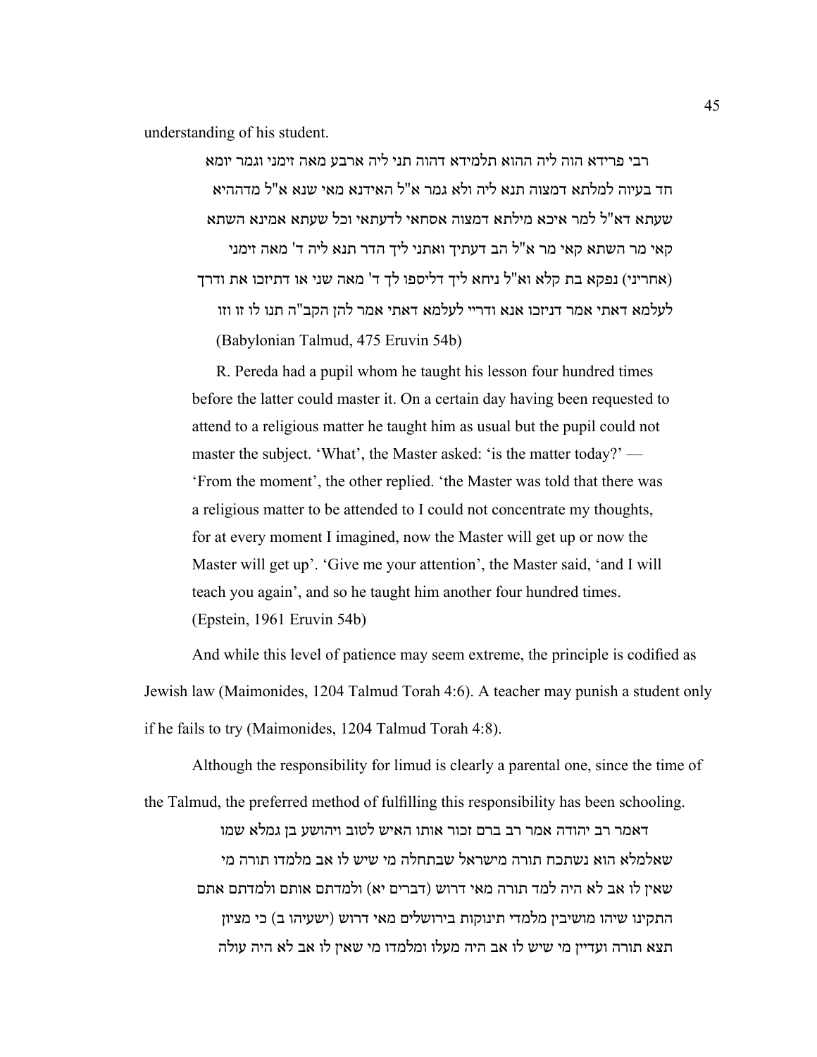understanding of his student.

> רבי פרידא הוה ליה ההוא תלמידא דהוה תני ליה ארבע מאה זימני וגמר יומא חד בעיוה למלתא דמצוה תנא ליה ולא גמר א"ל האידנא מאי שנא א"ל מדההיא שעתא דא"ל למר איכא מילתא דמצוה אסחאי לדעתאי וכל שעתא אמינא השתא קאי מר השתא קאי מר א"ל הב דעתיך ואתני ליך הדר תנא ליה ד' מאה זימני (אחריני) נפקא בת קלא וא"ל ניחא ליך דליספו לך ד' מאה שני או דתיזכו את ודרך לעלמא דאתי אמר דניזכו אנא ודריי לעלמא דאתי אמר להן הקב"ה תנו לו זו וזו
> (Babylonian Talmud, 475 Eruvin 54b)
>
> R. Pereda had a pupil whom he taught his lesson four hundred times before the latter could master it. On a certain day having been requested to attend to a religious matter he taught him as usual but the pupil could not master the subject. 'What', the Master asked: 'is the matter today?' — 'From the moment', the other replied. 'the Master was told that there was a religious matter to be attended to I could not concentrate my thoughts, for at every moment I imagined, now the Master will get up or now the Master will get up'. 'Give me your attention', the Master said, 'and I will teach you again', and so he taught him another four hundred times.
> (Epstein, 1961 Eruvin 54b)

And while this level of patience may seem extreme, the principle is codified as Jewish law (Maimonides, 1204 Talmud Torah 4:6). A teacher may punish a student only if he fails to try (Maimonides, 1204 Talmud Torah 4:8).

Although the responsibility for limud is clearly a parental one, since the time of the Talmud, the preferred method of fulfilling this responsibility has been schooling.

> דאמר רב יהודה אמר רב ברם זכור אותו האיש לטוב ויהושע בן גמלא שמו שאלמלא הוא נשתכח תורה מישראל שבתחלה מי שיש לו אב מלמדו תורה מי שאין לו אב לא היה למד תורה מאי דרוש (דברים יא) ולמדתם אותם ולמדתם אתם התקינו שיהו מושיבין מלמדי תינוקות בירושלים מאי דרוש (ישעיהו ב) כי מציון תצא תורה ועדיין מי שיש לו אב היה מעלו ומלמדו מי שאין לו אב לא היה עולה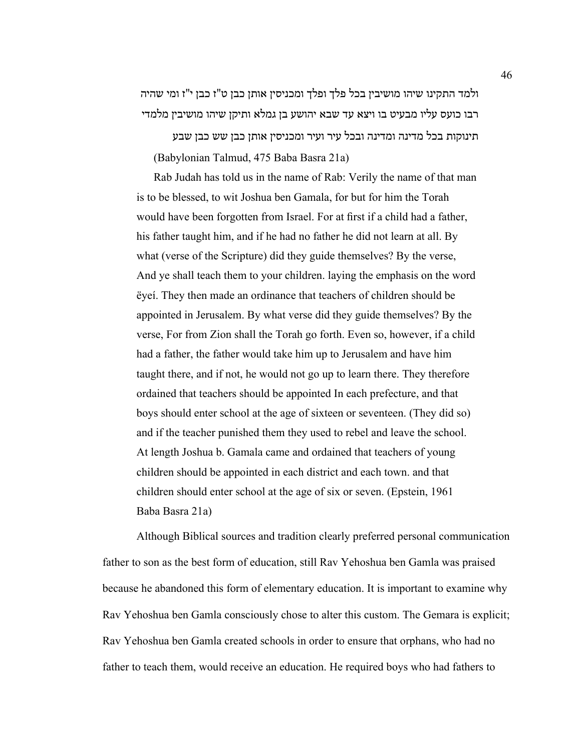ולמד התקינו שיהו מושיבין בכל פלך ופלך ומכניסין אותן כבן ט"ז כבן י"ז ומי שהיה רבו כועס עליו מבעיט בו ויצא עד שבא יהושע בן גמלא ותיקן שיהו מושיבין מלמדי תינוקות בכל מדינה ומדינה ובכל עיר ועיר ומכניסין אותן כבן שש כבן שבע

(Babylonian Talmud, 475 Baba Basra 21a)

Rab Judah has told us in the name of Rab: Verily the name of that man is to be blessed, to wit Joshua ben Gamala, for but for him the Torah would have been forgotten from Israel. For at first if a child had a father, his father taught him, and if he had no father he did not learn at all. By what (verse of the Scripture) did they guide themselves? By the verse, And ye shall teach them to your children. laying the emphasis on the word ëyeí. They then made an ordinance that teachers of children should be appointed in Jerusalem. By what verse did they guide themselves? By the verse, For from Zion shall the Torah go forth. Even so, however, if a child had a father, the father would take him up to Jerusalem and have him taught there, and if not, he would not go up to learn there. They therefore ordained that teachers should be appointed In each prefecture, and that boys should enter school at the age of sixteen or seventeen. (They did so) and if the teacher punished them they used to rebel and leave the school. At length Joshua b. Gamala came and ordained that teachers of young children should be appointed in each district and each town. and that children should enter school at the age of six or seven. (Epstein, 1961 Baba Basra 21a)

Although Biblical sources and tradition clearly preferred personal communication father to son as the best form of education, still Rav Yehoshua ben Gamla was praised because he abandoned this form of elementary education. It is important to examine why Rav Yehoshua ben Gamla consciously chose to alter this custom. The Gemara is explicit; Rav Yehoshua ben Gamla created schools in order to ensure that orphans, who had no father to teach them, would receive an education. He required boys who had fathers to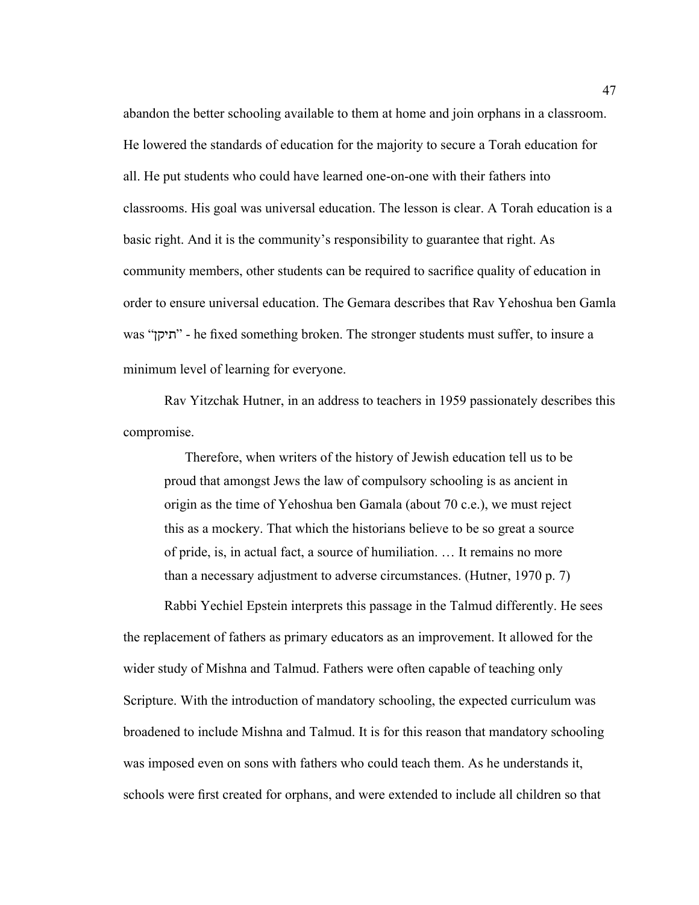abandon the better schooling available to them at home and join orphans in a classroom. He lowered the standards of education for the majority to secure a Torah education for all. He put students who could have learned one-on-one with their fathers into classrooms. His goal was universal education. The lesson is clear. A Torah education is a basic right. And it is the community's responsibility to guarantee that right. As community members, other students can be required to sacrifice quality of education in order to ensure universal education. The Gemara describes that Rav Yehoshua ben Gamla was "תיקן" - he fixed something broken. The stronger students must suffer, to insure a minimum level of learning for everyone.

Rav Yitzchak Hutner, in an address to teachers in 1959 passionately describes this compromise.

> Therefore, when writers of the history of Jewish education tell us to be proud that amongst Jews the law of compulsory schooling is as ancient in origin as the time of Yehoshua ben Gamala (about 70 c.e.), we must reject this as a mockery. That which the historians believe to be so great a source of pride, is, in actual fact, a source of humiliation. … It remains no more than a necessary adjustment to adverse circumstances. (Hutner, 1970 p. 7)

Rabbi Yechiel Epstein interprets this passage in the Talmud differently. He sees the replacement of fathers as primary educators as an improvement. It allowed for the wider study of Mishna and Talmud. Fathers were often capable of teaching only Scripture. With the introduction of mandatory schooling, the expected curriculum was broadened to include Mishna and Talmud. It is for this reason that mandatory schooling was imposed even on sons with fathers who could teach them. As he understands it, schools were first created for orphans, and were extended to include all children so that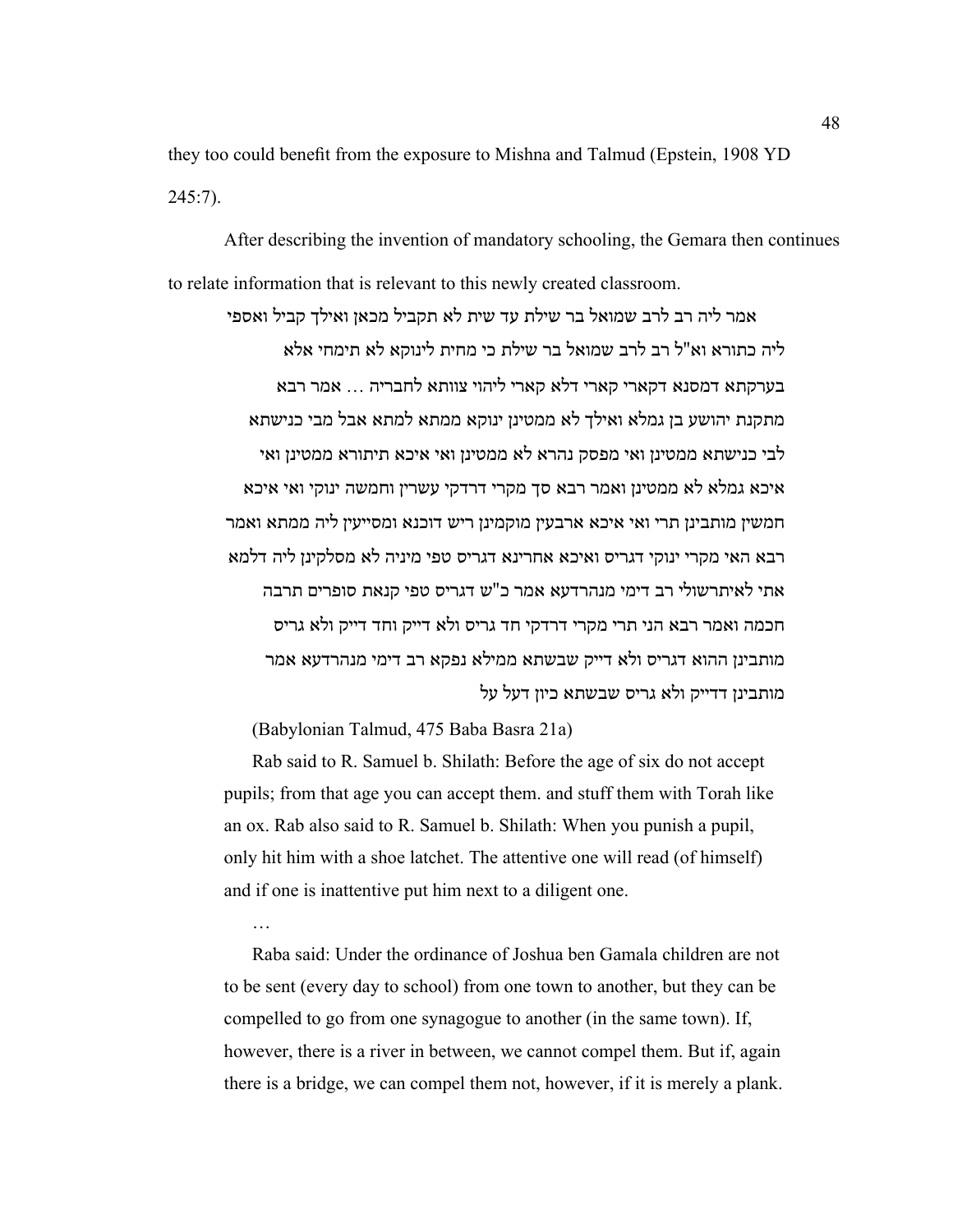they too could benefit from the exposure to Mishna and Talmud (Epstein, 1908 YD 245:7).

After describing the invention of mandatory schooling, the Gemara then continues to relate information that is relevant to this newly created classroom.

> אמר ליה רב לרב שמואל בר שילת עד שית לא תקביל מכאן ואילך קביל ואספי ליה כתורא וא"ל רב לרב שמואל בר שילת כי מחית לינוקא לא תימחי אלא בערקתא דמסנא דקארי קארי דלא קארי ליהוי צוותא לחבריה ... אמר רבא מתקנת יהושע בן גמלא ואילך לא ממטינן ינוקא ממתא למתא אבל מבי כנישתא לבי כנישתא ממטינן ואי מפסק נהרא לא ממטינן ואי איכא תיתורא ממטינן ואי איכא גמלא לא ממטינן ואמר רבא סך מקרי דרדקי עשרין וחמשה ינוקי ואי איכא חמשין מותבינן תרי ואי איכא ארבעין מוקמינן ריש דוכנא ומסייעין ליה ממתא ואמר רבא האי מקרי ינוקי דגריס ואיכא אחרינא דגריס טפי מיניה לא מסלקינן ליה דלמא אתי לאיתרשולי רב דימי מנהרדעא אמר כ"ש דגריס טפי קנאת סופרים תרבה חכמה ואמר רבא הני תרי מקרי דרדקי חד גריס ולא דייק וחד דייק ולא גריס מותבינן ההוא דגריס ולא דייק שבשתא ממילא נפקא רב דימי מנהרדעא אמר מותבינן דדייק ולא גריס שבשתא כיון דעל על
>
> (Babylonian Talmud, 475 Baba Basra 21a)
>
> Rab said to R. Samuel b. Shilath: Before the age of six do not accept pupils; from that age you can accept them. and stuff them with Torah like an ox. Rab also said to R. Samuel b. Shilath: When you punish a pupil, only hit him with a shoe latchet. The attentive one will read (of himself) and if one is inattentive put him next to a diligent one.
>
> …
>
> Raba said: Under the ordinance of Joshua ben Gamala children are not to be sent (every day to school) from one town to another, but they can be compelled to go from one synagogue to another (in the same town). If, however, there is a river in between, we cannot compel them. But if, again there is a bridge, we can compel them not, however, if it is merely a plank.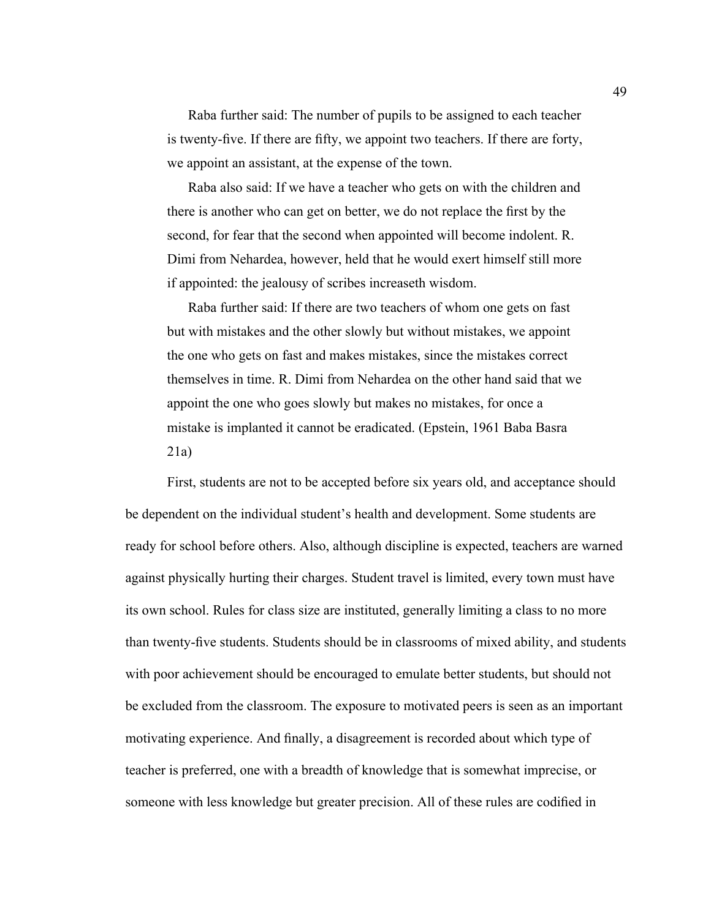> Raba further said: The number of pupils to be assigned to each teacher is twenty-five. If there are fifty, we appoint two teachers. If there are forty, we appoint an assistant, at the expense of the town.
>
> Raba also said: If we have a teacher who gets on with the children and there is another who can get on better, we do not replace the first by the second, for fear that the second when appointed will become indolent. R. Dimi from Nehardea, however, held that he would exert himself still more if appointed: the jealousy of scribes increaseth wisdom.
>
> Raba further said: If there are two teachers of whom one gets on fast but with mistakes and the other slowly but without mistakes, we appoint the one who gets on fast and makes mistakes, since the mistakes correct themselves in time. R. Dimi from Nehardea on the other hand said that we appoint the one who goes slowly but makes no mistakes, for once a mistake is implanted it cannot be eradicated. (Epstein, 1961 Baba Basra 21a)

First, students are not to be accepted before six years old, and acceptance should be dependent on the individual student's health and development. Some students are ready for school before others. Also, although discipline is expected, teachers are warned against physically hurting their charges. Student travel is limited, every town must have its own school. Rules for class size are instituted, generally limiting a class to no more than twenty-five students. Students should be in classrooms of mixed ability, and students with poor achievement should be encouraged to emulate better students, but should not be excluded from the classroom. The exposure to motivated peers is seen as an important motivating experience. And finally, a disagreement is recorded about which type of teacher is preferred, one with a breadth of knowledge that is somewhat imprecise, or someone with less knowledge but greater precision. All of these rules are codified in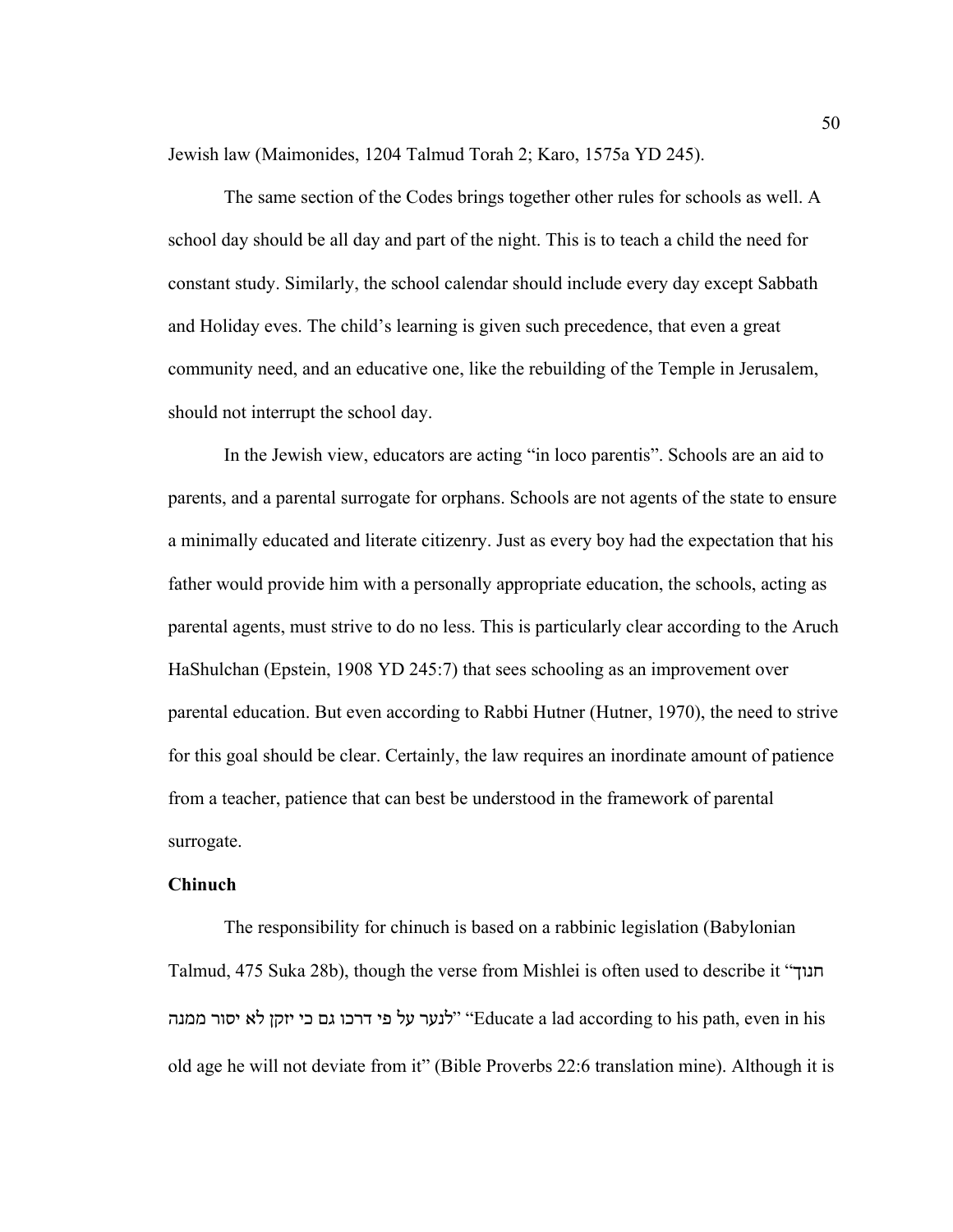Jewish law (Maimonides, 1204 Talmud Torah 2; Karo, 1575a YD 245).

The same section of the Codes brings together other rules for schools as well. A school day should be all day and part of the night. This is to teach a child the need for constant study. Similarly, the school calendar should include every day except Sabbath and Holiday eves. The child's learning is given such precedence, that even a great community need, and an educative one, like the rebuilding of the Temple in Jerusalem, should not interrupt the school day.

In the Jewish view, educators are acting "in loco parentis". Schools are an aid to parents, and a parental surrogate for orphans. Schools are not agents of the state to ensure a minimally educated and literate citizenry. Just as every boy had the expectation that his father would provide him with a personally appropriate education, the schools, acting as parental agents, must strive to do no less. This is particularly clear according to the Aruch HaShulchan (Epstein, 1908 YD 245:7) that sees schooling as an improvement over parental education. But even according to Rabbi Hutner (Hutner, 1970), the need to strive for this goal should be clear. Certainly, the law requires an inordinate amount of patience from a teacher, patience that can best be understood in the framework of parental surrogate.

**Chinuch**

The responsibility for chinuch is based on a rabbinic legislation (Babylonian Talmud, 475 Suka 28b), though the verse from Mishlei is often used to describe it "חנוך לנער על פי דרכו גם כי יזקן לא יסור ממנה" "Educate a lad according to his path, even in his old age he will not deviate from it" (Bible Proverbs 22:6 translation mine). Although it is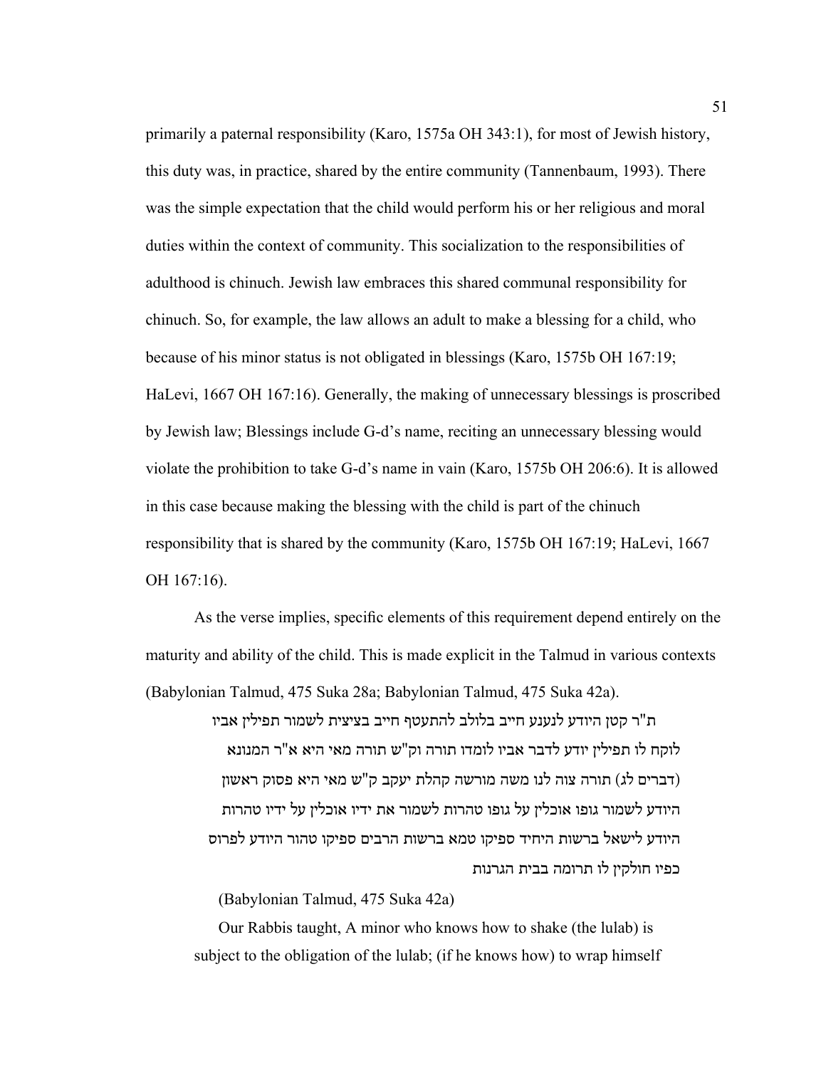primarily a paternal responsibility (Karo, 1575a OH 343:1), for most of Jewish history, this duty was, in practice, shared by the entire community (Tannenbaum, 1993). There was the simple expectation that the child would perform his or her religious and moral duties within the context of community. This socialization to the responsibilities of adulthood is chinuch. Jewish law embraces this shared communal responsibility for chinuch. So, for example, the law allows an adult to make a blessing for a child, who because of his minor status is not obligated in blessings (Karo, 1575b OH 167:19; HaLevi, 1667 OH 167:16). Generally, the making of unnecessary blessings is proscribed by Jewish law; Blessings include G-d's name, reciting an unnecessary blessing would violate the prohibition to take G-d's name in vain (Karo, 1575b OH 206:6). It is allowed in this case because making the blessing with the child is part of the chinuch responsibility that is shared by the community (Karo, 1575b OH 167:19; HaLevi, 1667 OH 167:16).

As the verse implies, specific elements of this requirement depend entirely on the maturity and ability of the child. This is made explicit in the Talmud in various contexts (Babylonian Talmud, 475 Suka 28a; Babylonian Talmud, 475 Suka 42a).

> ת"ר קטן היודע לנענע חייב בלולב להתעטף חייב בציצית לשמור תפילין אביו לוקח לו תפילין יודע לדבר אביו לומדו תורה וק"ש תורה מאי היא א"ר המנונא (דברים לג) תורה צוה לנו משה מורשה קהלת יעקב ק"ש מאי היא פסוק ראשון היודע לשמור גופו אוכלין על גופו טהרות לשמור את ידיו אוכלין על ידיו טהרות היודע לישאל ברשות היחיד ספיקו טמא ברשות הרבים ספיקו טהור היודע לפרוס כפיו חולקין לו תרומה בבית הגרנות
>
> (Babylonian Talmud, 475 Suka 42a)
>
> Our Rabbis taught, A minor who knows how to shake (the lulab) is subject to the obligation of the lulab; (if he knows how) to wrap himself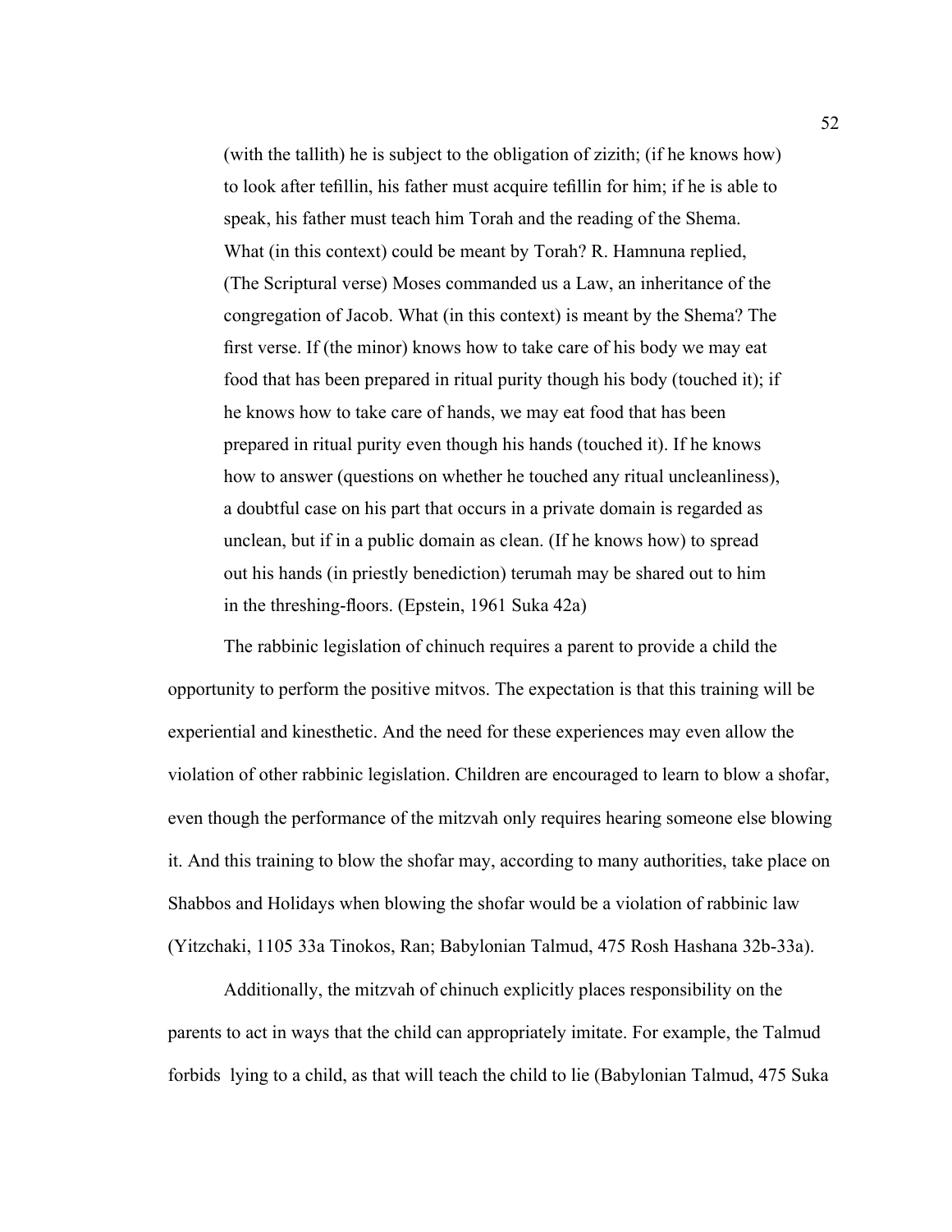> (with the tallith) he is subject to the obligation of zizith; (if he knows how) to look after tefillin, his father must acquire tefillin for him; if he is able to speak, his father must teach him Torah and the reading of the Shema. What (in this context) could be meant by Torah? R. Hamnuna replied, (The Scriptural verse) Moses commanded us a Law, an inheritance of the congregation of Jacob. What (in this context) is meant by the Shema? The first verse. If (the minor) knows how to take care of his body we may eat food that has been prepared in ritual purity though his body (touched it); if he knows how to take care of hands, we may eat food that has been prepared in ritual purity even though his hands (touched it). If he knows how to answer (questions on whether he touched any ritual uncleanliness), a doubtful case on his part that occurs in a private domain is regarded as unclean, but if in a public domain as clean. (If he knows how) to spread out his hands (in priestly benediction) terumah may be shared out to him in the threshing-floors. (Epstein, 1961 Suka 42a)

The rabbinic legislation of chinuch requires a parent to provide a child the opportunity to perform the positive mitvos. The expectation is that this training will be experiential and kinesthetic. And the need for these experiences may even allow the violation of other rabbinic legislation. Children are encouraged to learn to blow a shofar, even though the performance of the mitzvah only requires hearing someone else blowing it. And this training to blow the shofar may, according to many authorities, take place on Shabbos and Holidays when blowing the shofar would be a violation of rabbinic law (Yitzchaki, 1105 33a Tinokos, Ran; Babylonian Talmud, 475 Rosh Hashana 32b-33a).

Additionally, the mitzvah of chinuch explicitly places responsibility on the parents to act in ways that the child can appropriately imitate. For example, the Talmud forbids lying to a child, as that will teach the child to lie (Babylonian Talmud, 475 Suka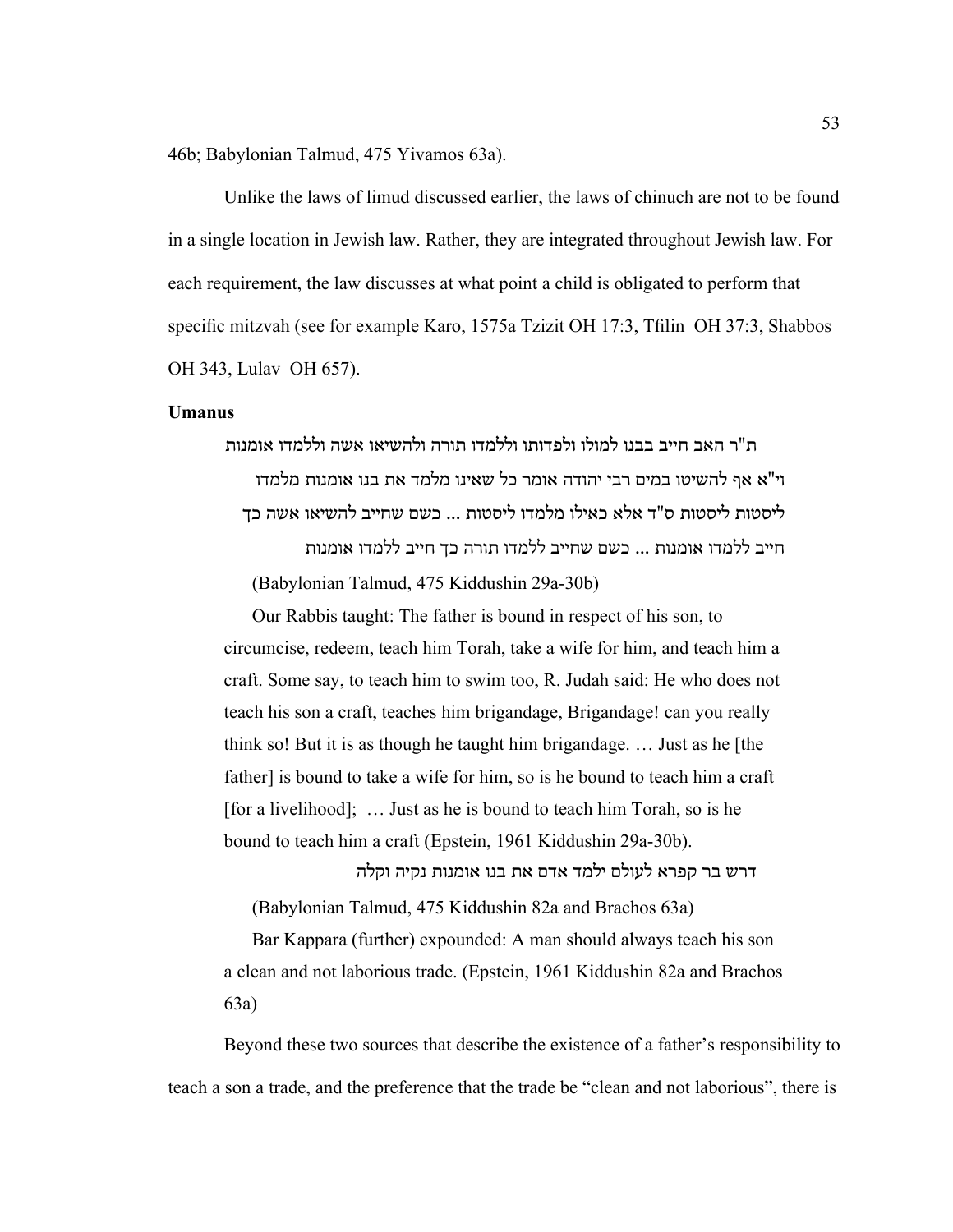46b; Babylonian Talmud, 475 Yivamos 63a).

Unlike the laws of limud discussed earlier, the laws of chinuch are not to be found in a single location in Jewish law. Rather, they are integrated throughout Jewish law. For each requirement, the law discusses at what point a child is obligated to perform that specific mitzvah (see for example Karo, 1575a Tzizit OH 17:3, Tfilin OH 37:3, Shabbos OH 343, Lulav OH 657).

**Umanus**

> ת"ר האב חייב בבנו למולו ולפדותו וללמדו תורה ולהשיאו אשה וללמדו אומנות וי"א אף להשיטו במים רבי יהודה אומר כל שאינו מלמד את בנו אומנות מלמדו ליסטות ליסטות ס"ד אלא כאילו מלמדו ליסטות ... כשם שחייב להשיאו אשה כך חייב ללמדו אומנות ... כשם שחייב ללמדו תורה כך חייב ללמדו אומנות
>
> (Babylonian Talmud, 475 Kiddushin 29a-30b)
>
> Our Rabbis taught: The father is bound in respect of his son, to circumcise, redeem, teach him Torah, take a wife for him, and teach him a craft. Some say, to teach him to swim too, R. Judah said: He who does not teach his son a craft, teaches him brigandage, Brigandage! can you really think so! But it is as though he taught him brigandage. … Just as he [the father] is bound to take a wife for him, so is he bound to teach him a craft [for a livelihood]; … Just as he is bound to teach him Torah, so is he bound to teach him a craft (Epstein, 1961 Kiddushin 29a-30b).
>
> דרש בר קפרא לעולם ילמד אדם את בנו אומנות נקיה וקלה
>
> (Babylonian Talmud, 475 Kiddushin 82a and Brachos 63a)
>
> Bar Kappara (further) expounded: A man should always teach his son a clean and not laborious trade. (Epstein, 1961 Kiddushin 82a and Brachos 63a)

Beyond these two sources that describe the existence of a father's responsibility to teach a son a trade, and the preference that the trade be "clean and not laborious", there is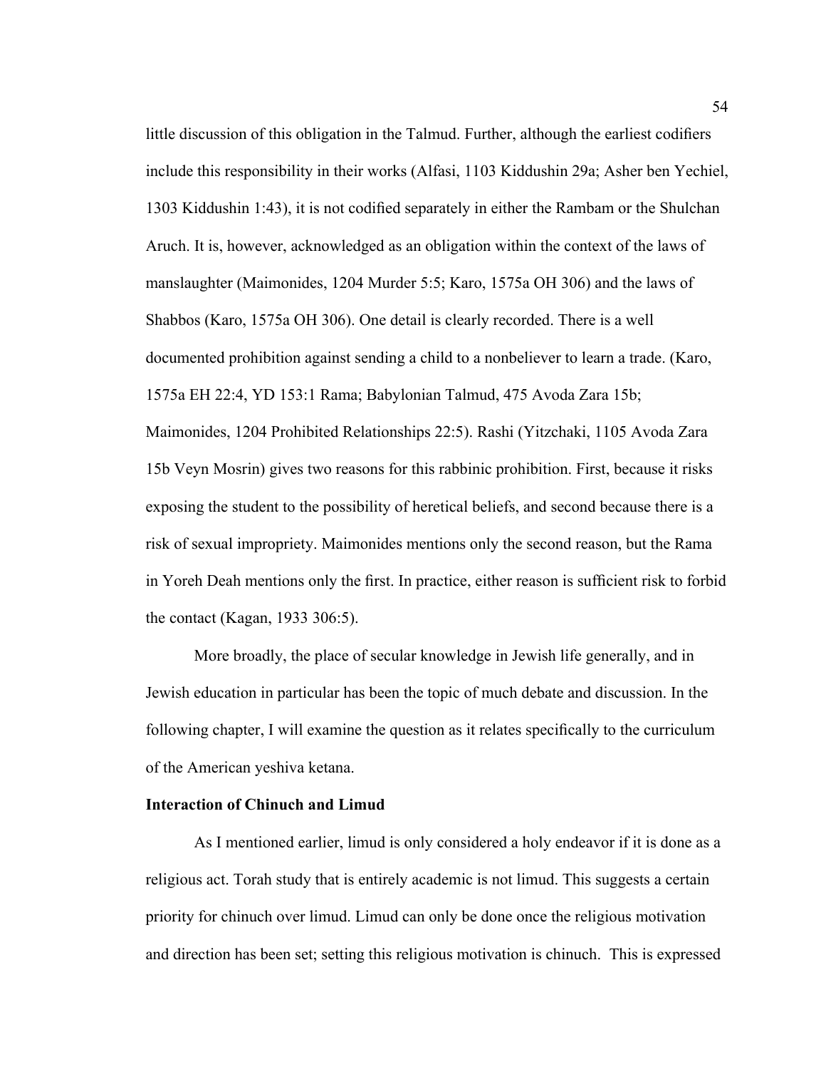little discussion of this obligation in the Talmud. Further, although the earliest codifiers include this responsibility in their works (Alfasi, 1103 Kiddushin 29a; Asher ben Yechiel, 1303 Kiddushin 1:43), it is not codified separately in either the Rambam or the Shulchan Aruch. It is, however, acknowledged as an obligation within the context of the laws of manslaughter (Maimonides, 1204 Murder 5:5; Karo, 1575a OH 306) and the laws of Shabbos (Karo, 1575a OH 306). One detail is clearly recorded. There is a well documented prohibition against sending a child to a nonbeliever to learn a trade. (Karo, 1575a EH 22:4, YD 153:1 Rama; Babylonian Talmud, 475 Avoda Zara 15b; Maimonides, 1204 Prohibited Relationships 22:5). Rashi (Yitzchaki, 1105 Avoda Zara 15b Veyn Mosrin) gives two reasons for this rabbinic prohibition. First, because it risks exposing the student to the possibility of heretical beliefs, and second because there is a risk of sexual impropriety. Maimonides mentions only the second reason, but the Rama in Yoreh Deah mentions only the first. In practice, either reason is sufficient risk to forbid the contact (Kagan, 1933 306:5).

More broadly, the place of secular knowledge in Jewish life generally, and in Jewish education in particular has been the topic of much debate and discussion. In the following chapter, I will examine the question as it relates specifically to the curriculum of the American yeshiva ketana.

**Interaction of Chinuch and Limud**

As I mentioned earlier, limud is only considered a holy endeavor if it is done as a religious act. Torah study that is entirely academic is not limud. This suggests a certain priority for chinuch over limud. Limud can only be done once the religious motivation and direction has been set; setting this religious motivation is chinuch. This is expressed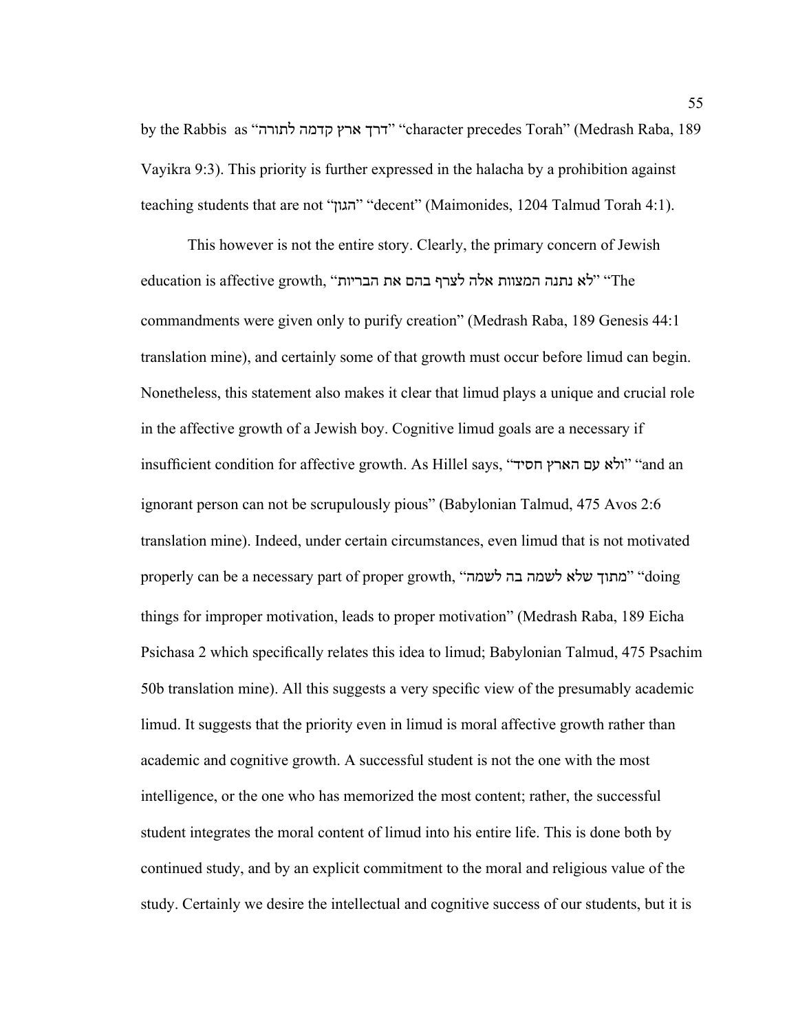by the Rabbis as "דרך ארץ קדמה לתורה" "character precedes Torah" (Medrash Raba, 189 Vayikra 9:3). This priority is further expressed in the halacha by a prohibition against teaching students that are not "הגון" "decent" (Maimonides, 1204 Talmud Torah 4:1).

This however is not the entire story. Clearly, the primary concern of Jewish education is affective growth, "לא נתנה המצוות אלה לצרף בהם את הבריות" "The commandments were given only to purify creation" (Medrash Raba, 189 Genesis 44:1 translation mine), and certainly some of that growth must occur before limud can begin. Nonetheless, this statement also makes it clear that limud plays a unique and crucial role in the affective growth of a Jewish boy. Cognitive limud goals are a necessary if insufficient condition for affective growth. As Hillel says, "ולא עם הארץ חסיד" "and an ignorant person can not be scrupulously pious" (Babylonian Talmud, 475 Avos 2:6 translation mine). Indeed, under certain circumstances, even limud that is not motivated properly can be a necessary part of proper growth, "מתוך שלא לשמה בה לשמה" "doing things for improper motivation, leads to proper motivation" (Medrash Raba, 189 Eicha Psichasa 2 which specifically relates this idea to limud; Babylonian Talmud, 475 Psachim 50b translation mine). All this suggests a very specific view of the presumably academic limud. It suggests that the priority even in limud is moral affective growth rather than academic and cognitive growth. A successful student is not the one with the most intelligence, or the one who has memorized the most content; rather, the successful student integrates the moral content of limud into his entire life. This is done both by continued study, and by an explicit commitment to the moral and religious value of the study. Certainly we desire the intellectual and cognitive success of our students, but it is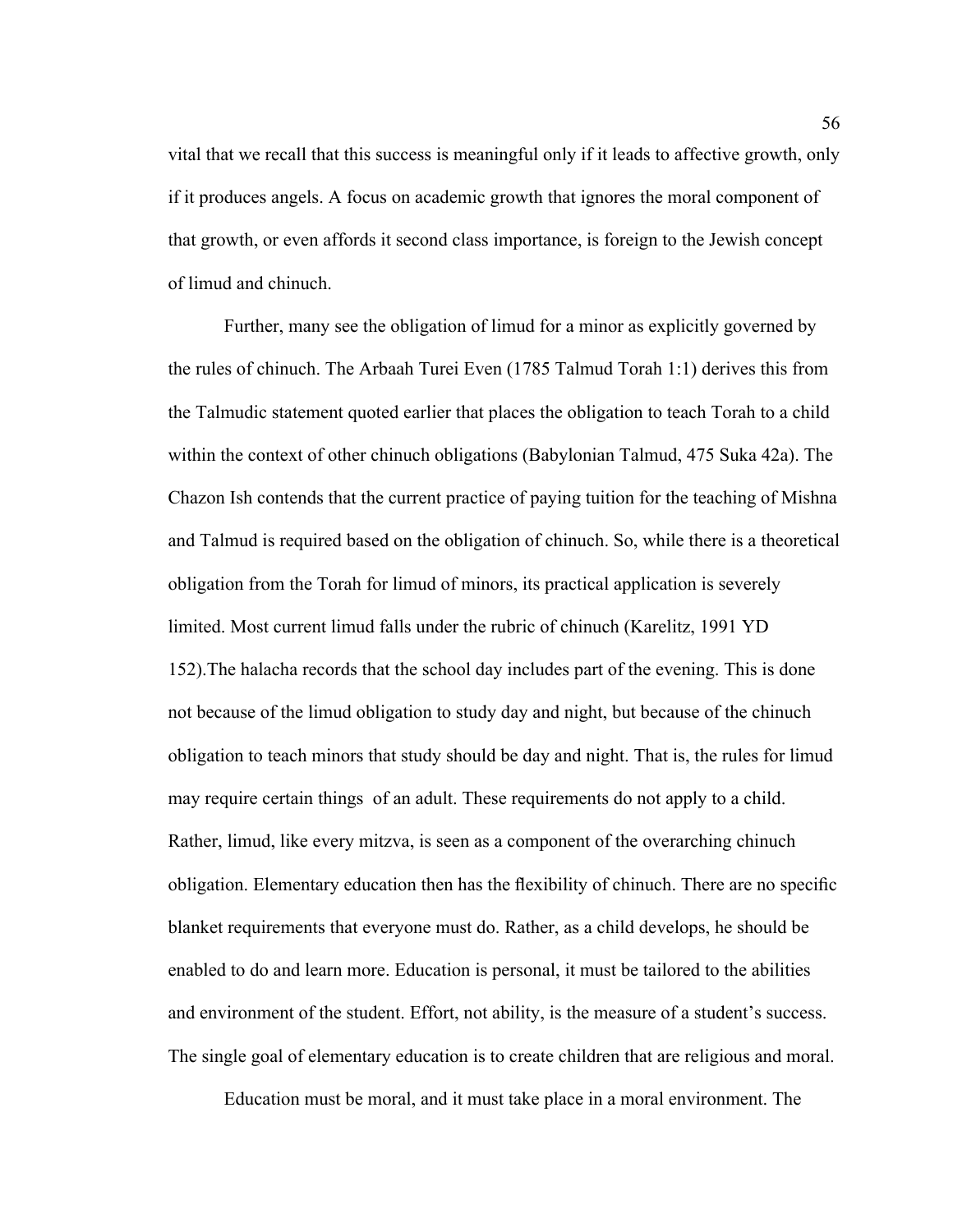vital that we recall that this success is meaningful only if it leads to affective growth, only if it produces angels. A focus on academic growth that ignores the moral component of that growth, or even affords it second class importance, is foreign to the Jewish concept of limud and chinuch.

Further, many see the obligation of limud for a minor as explicitly governed by the rules of chinuch. The Arbaah Turei Even (1785 Talmud Torah 1:1) derives this from the Talmudic statement quoted earlier that places the obligation to teach Torah to a child within the context of other chinuch obligations (Babylonian Talmud, 475 Suka 42a). The Chazon Ish contends that the current practice of paying tuition for the teaching of Mishna and Talmud is required based on the obligation of chinuch. So, while there is a theoretical obligation from the Torah for limud of minors, its practical application is severely limited. Most current limud falls under the rubric of chinuch (Karelitz, 1991 YD 152).The halacha records that the school day includes part of the evening. This is done not because of the limud obligation to study day and night, but because of the chinuch obligation to teach minors that study should be day and night. That is, the rules for limud may require certain things  of an adult. These requirements do not apply to a child. Rather, limud, like every mitzva, is seen as a component of the overarching chinuch obligation. Elementary education then has the flexibility of chinuch. There are no specific blanket requirements that everyone must do. Rather, as a child develops, he should be enabled to do and learn more. Education is personal, it must be tailored to the abilities and environment of the student. Effort, not ability, is the measure of a student's success. The single goal of elementary education is to create children that are religious and moral.

Education must be moral, and it must take place in a moral environment. The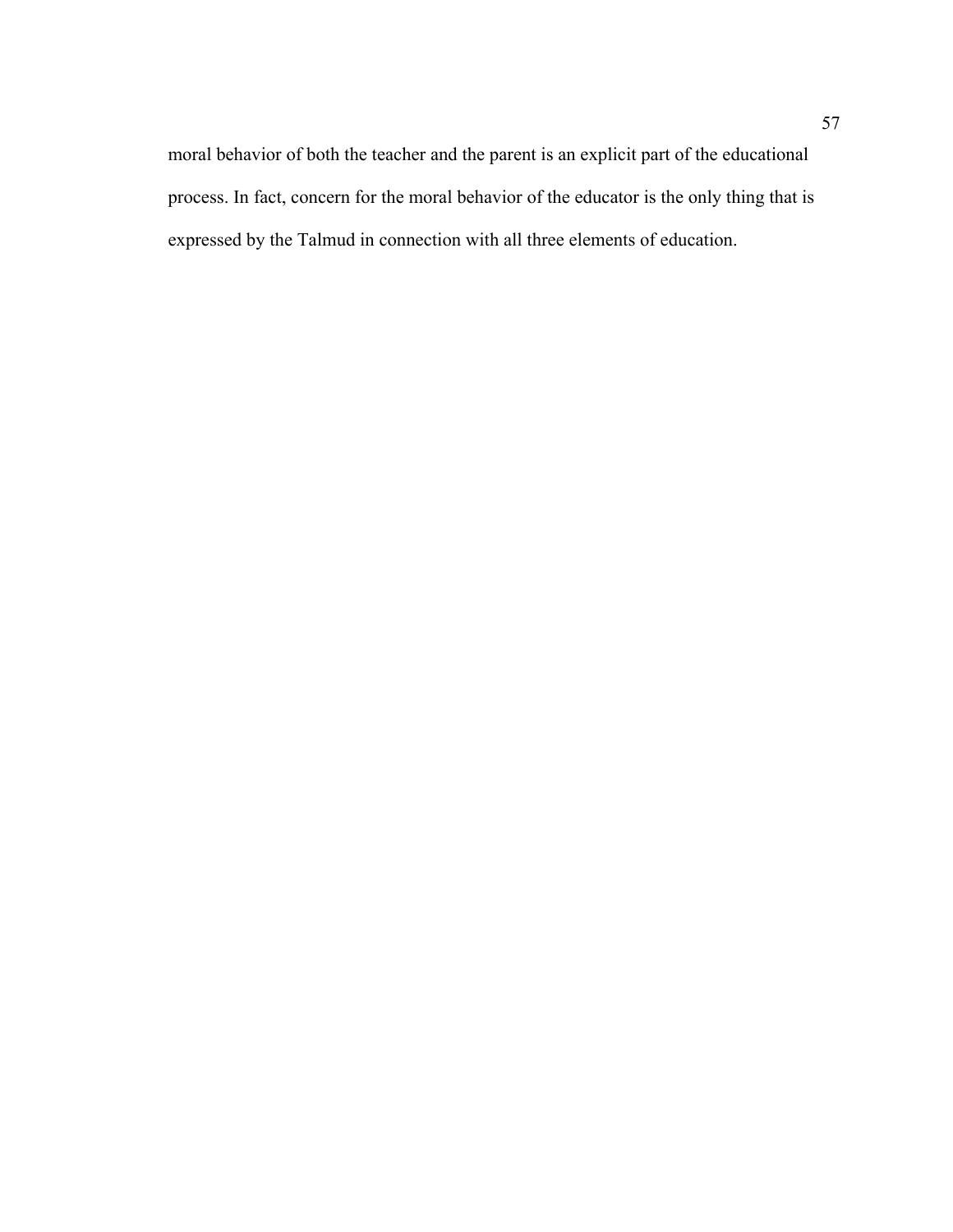moral behavior of both the teacher and the parent is an explicit part of the educational process. In fact, concern for the moral behavior of the educator is the only thing that is expressed by the Talmud in connection with all three elements of education.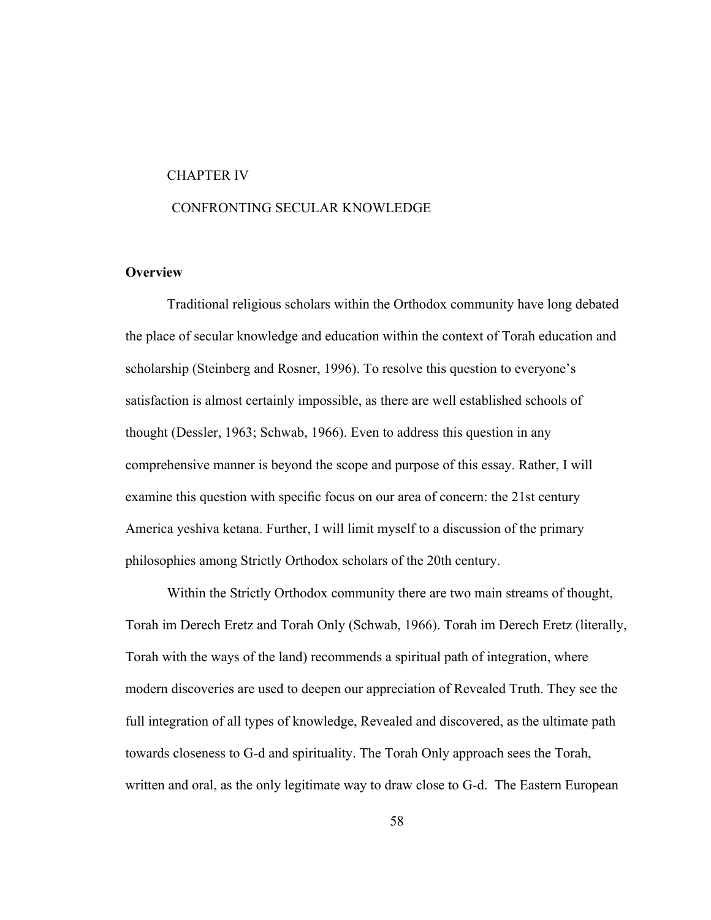# CHAPTER IV

## CONFRONTING SECULAR KNOWLEDGE

### Overview

Traditional religious scholars within the Orthodox community have long debated the place of secular knowledge and education within the context of Torah education and scholarship (Steinberg and Rosner, 1996). To resolve this question to everyone's satisfaction is almost certainly impossible, as there are well established schools of thought (Dessler, 1963; Schwab, 1966). Even to address this question in any comprehensive manner is beyond the scope and purpose of this essay. Rather, I will examine this question with specific focus on our area of concern: the 21st century America yeshiva ketana. Further, I will limit myself to a discussion of the primary philosophies among Strictly Orthodox scholars of the 20th century.

Within the Strictly Orthodox community there are two main streams of thought, Torah im Derech Eretz and Torah Only (Schwab, 1966). Torah im Derech Eretz (literally, Torah with the ways of the land) recommends a spiritual path of integration, where modern discoveries are used to deepen our appreciation of Revealed Truth. They see the full integration of all types of knowledge, Revealed and discovered, as the ultimate path towards closeness to G-d and spirituality. The Torah Only approach sees the Torah, written and oral, as the only legitimate way to draw close to G-d. The Eastern European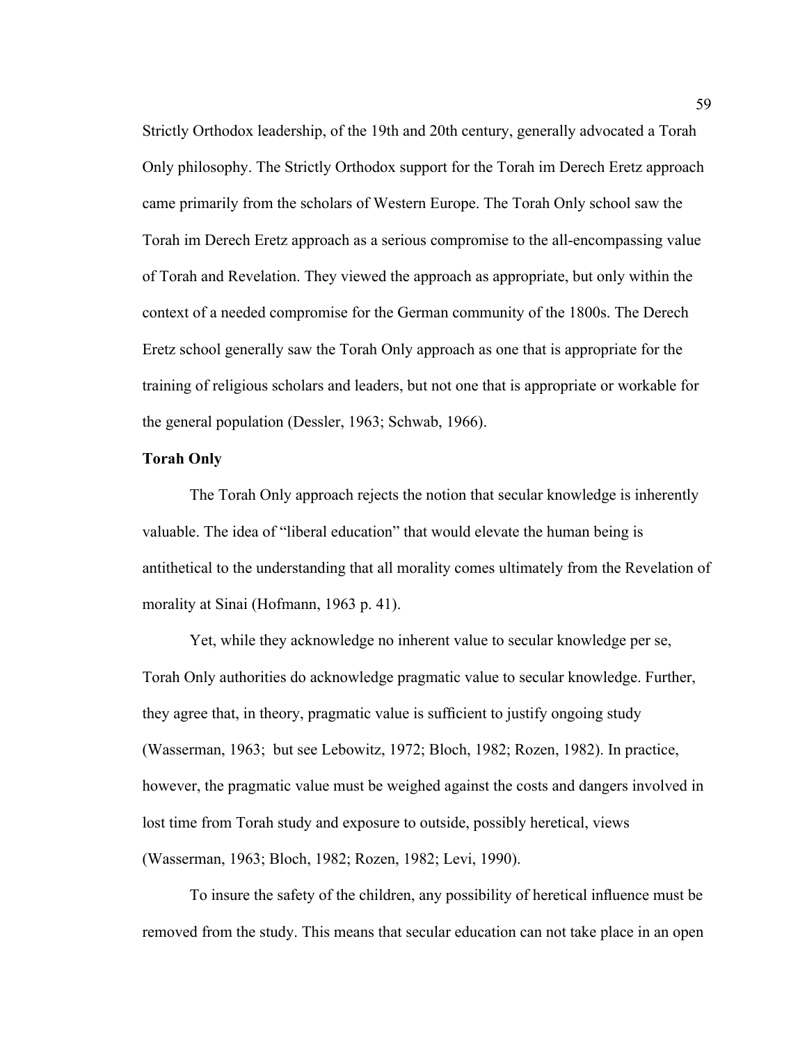Strictly Orthodox leadership, of the 19th and 20th century, generally advocated a Torah Only philosophy. The Strictly Orthodox support for the Torah im Derech Eretz approach came primarily from the scholars of Western Europe. The Torah Only school saw the Torah im Derech Eretz approach as a serious compromise to the all-encompassing value of Torah and Revelation. They viewed the approach as appropriate, but only within the context of a needed compromise for the German community of the 1800s. The Derech Eretz school generally saw the Torah Only approach as one that is appropriate for the training of religious scholars and leaders, but not one that is appropriate or workable for the general population (Dessler, 1963; Schwab, 1966).

**Torah Only**

The Torah Only approach rejects the notion that secular knowledge is inherently valuable. The idea of "liberal education" that would elevate the human being is antithetical to the understanding that all morality comes ultimately from the Revelation of morality at Sinai (Hofmann, 1963 p. 41).

Yet, while they acknowledge no inherent value to secular knowledge per se, Torah Only authorities do acknowledge pragmatic value to secular knowledge. Further, they agree that, in theory, pragmatic value is sufficient to justify ongoing study (Wasserman, 1963; but see Lebowitz, 1972; Bloch, 1982; Rozen, 1982). In practice, however, the pragmatic value must be weighed against the costs and dangers involved in lost time from Torah study and exposure to outside, possibly heretical, views (Wasserman, 1963; Bloch, 1982; Rozen, 1982; Levi, 1990).

To insure the safety of the children, any possibility of heretical influence must be removed from the study. This means that secular education can not take place in an open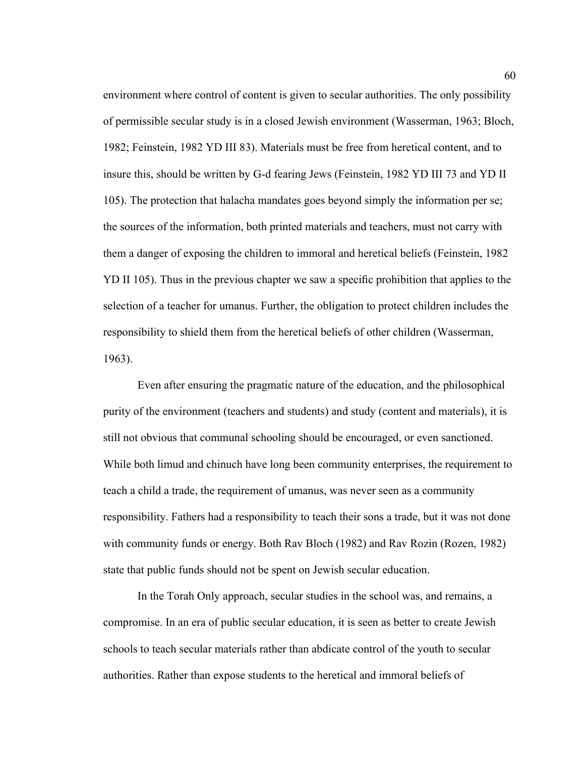environment where control of content is given to secular authorities. The only possibility of permissible secular study is in a closed Jewish environment (Wasserman, 1963; Bloch, 1982; Feinstein, 1982 YD III 83). Materials must be free from heretical content, and to insure this, should be written by G-d fearing Jews (Feinstein, 1982 YD III 73 and YD II 105). The protection that halacha mandates goes beyond simply the information per se; the sources of the information, both printed materials and teachers, must not carry with them a danger of exposing the children to immoral and heretical beliefs (Feinstein, 1982 YD II 105). Thus in the previous chapter we saw a specific prohibition that applies to the selection of a teacher for umanus. Further, the obligation to protect children includes the responsibility to shield them from the heretical beliefs of other children (Wasserman, 1963).

Even after ensuring the pragmatic nature of the education, and the philosophical purity of the environment (teachers and students) and study (content and materials), it is still not obvious that communal schooling should be encouraged, or even sanctioned. While both limud and chinuch have long been community enterprises, the requirement to teach a child a trade, the requirement of umanus, was never seen as a community responsibility. Fathers had a responsibility to teach their sons a trade, but it was not done with community funds or energy. Both Rav Bloch (1982) and Rav Rozin (Rozen, 1982) state that public funds should not be spent on Jewish secular education.

In the Torah Only approach, secular studies in the school was, and remains, a compromise. In an era of public secular education, it is seen as better to create Jewish schools to teach secular materials rather than abdicate control of the youth to secular authorities. Rather than expose students to the heretical and immoral beliefs of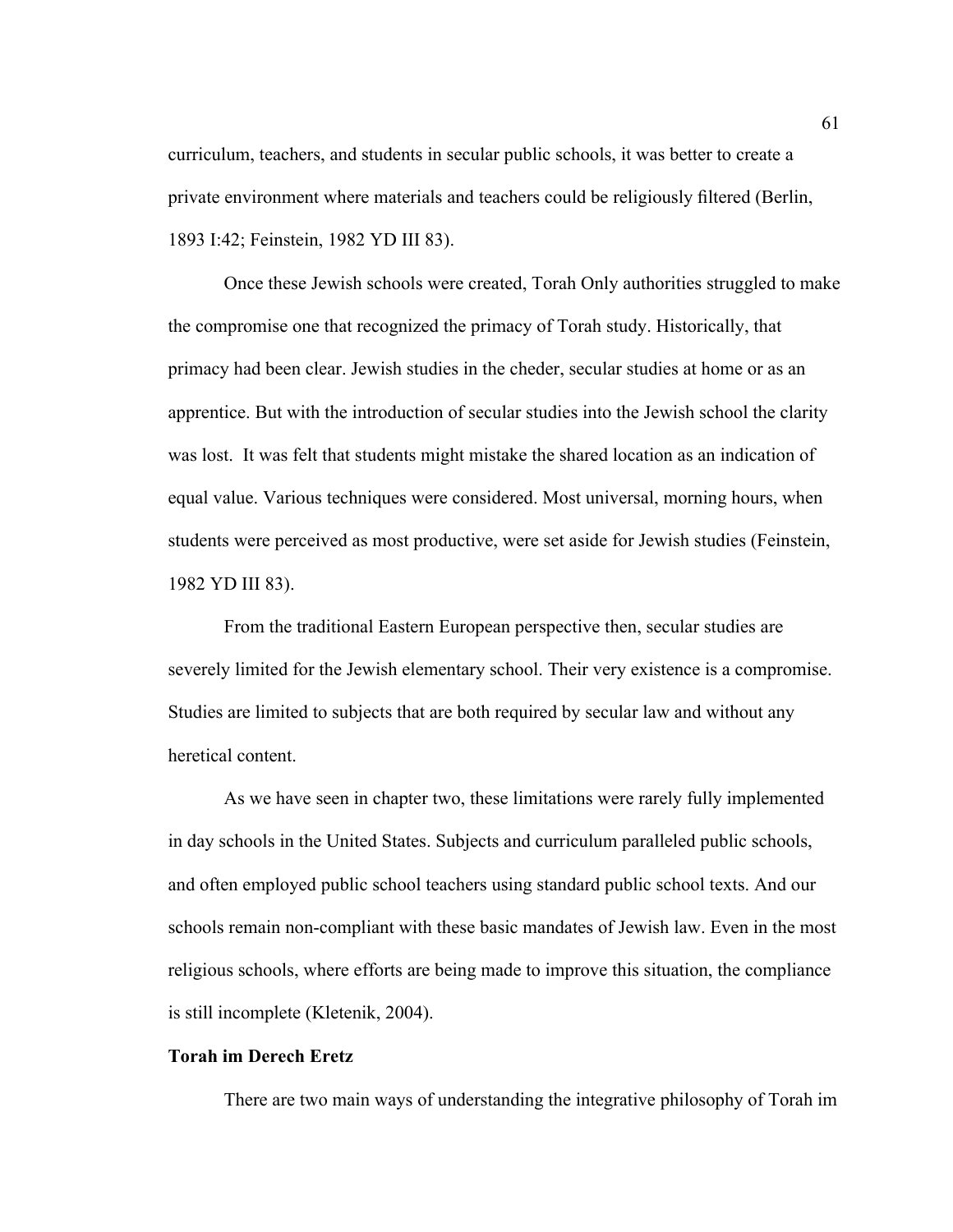curriculum, teachers, and students in secular public schools, it was better to create a private environment where materials and teachers could be religiously filtered (Berlin, 1893 I:42; Feinstein, 1982 YD III 83).

Once these Jewish schools were created, Torah Only authorities struggled to make the compromise one that recognized the primacy of Torah study. Historically, that primacy had been clear. Jewish studies in the cheder, secular studies at home or as an apprentice. But with the introduction of secular studies into the Jewish school the clarity was lost. It was felt that students might mistake the shared location as an indication of equal value. Various techniques were considered. Most universal, morning hours, when students were perceived as most productive, were set aside for Jewish studies (Feinstein, 1982 YD III 83).

From the traditional Eastern European perspective then, secular studies are severely limited for the Jewish elementary school. Their very existence is a compromise. Studies are limited to subjects that are both required by secular law and without any heretical content.

As we have seen in chapter two, these limitations were rarely fully implemented in day schools in the United States. Subjects and curriculum paralleled public schools, and often employed public school teachers using standard public school texts. And our schools remain non-compliant with these basic mandates of Jewish law. Even in the most religious schools, where efforts are being made to improve this situation, the compliance is still incomplete (Kletenik, 2004).

**Torah im Derech Eretz**

There are two main ways of understanding the integrative philosophy of Torah im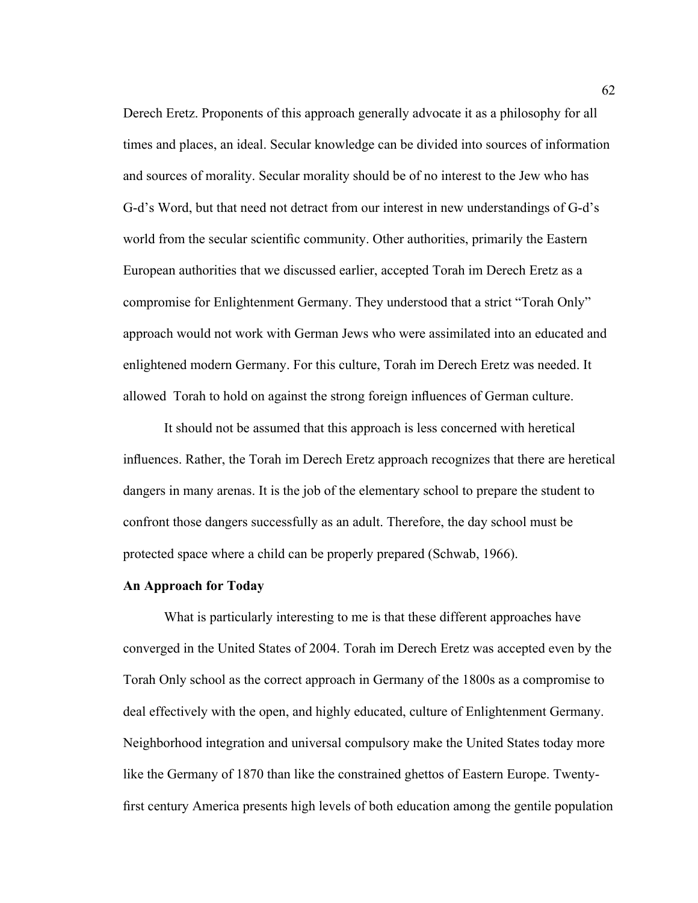Derech Eretz. Proponents of this approach generally advocate it as a philosophy for all times and places, an ideal. Secular knowledge can be divided into sources of information and sources of morality. Secular morality should be of no interest to the Jew who has G-d's Word, but that need not detract from our interest in new understandings of G-d's world from the secular scientific community. Other authorities, primarily the Eastern European authorities that we discussed earlier, accepted Torah im Derech Eretz as a compromise for Enlightenment Germany. They understood that a strict "Torah Only" approach would not work with German Jews who were assimilated into an educated and enlightened modern Germany. For this culture, Torah im Derech Eretz was needed. It allowed  Torah to hold on against the strong foreign influences of German culture.

It should not be assumed that this approach is less concerned with heretical influences. Rather, the Torah im Derech Eretz approach recognizes that there are heretical dangers in many arenas. It is the job of the elementary school to prepare the student to confront those dangers successfully as an adult. Therefore, the day school must be protected space where a child can be properly prepared (Schwab, 1966).

**An Approach for Today**

What is particularly interesting to me is that these different approaches have converged in the United States of 2004. Torah im Derech Eretz was accepted even by the Torah Only school as the correct approach in Germany of the 1800s as a compromise to deal effectively with the open, and highly educated, culture of Enlightenment Germany. Neighborhood integration and universal compulsory make the United States today more like the Germany of 1870 than like the constrained ghettos of Eastern Europe. Twenty-first century America presents high levels of both education among the gentile population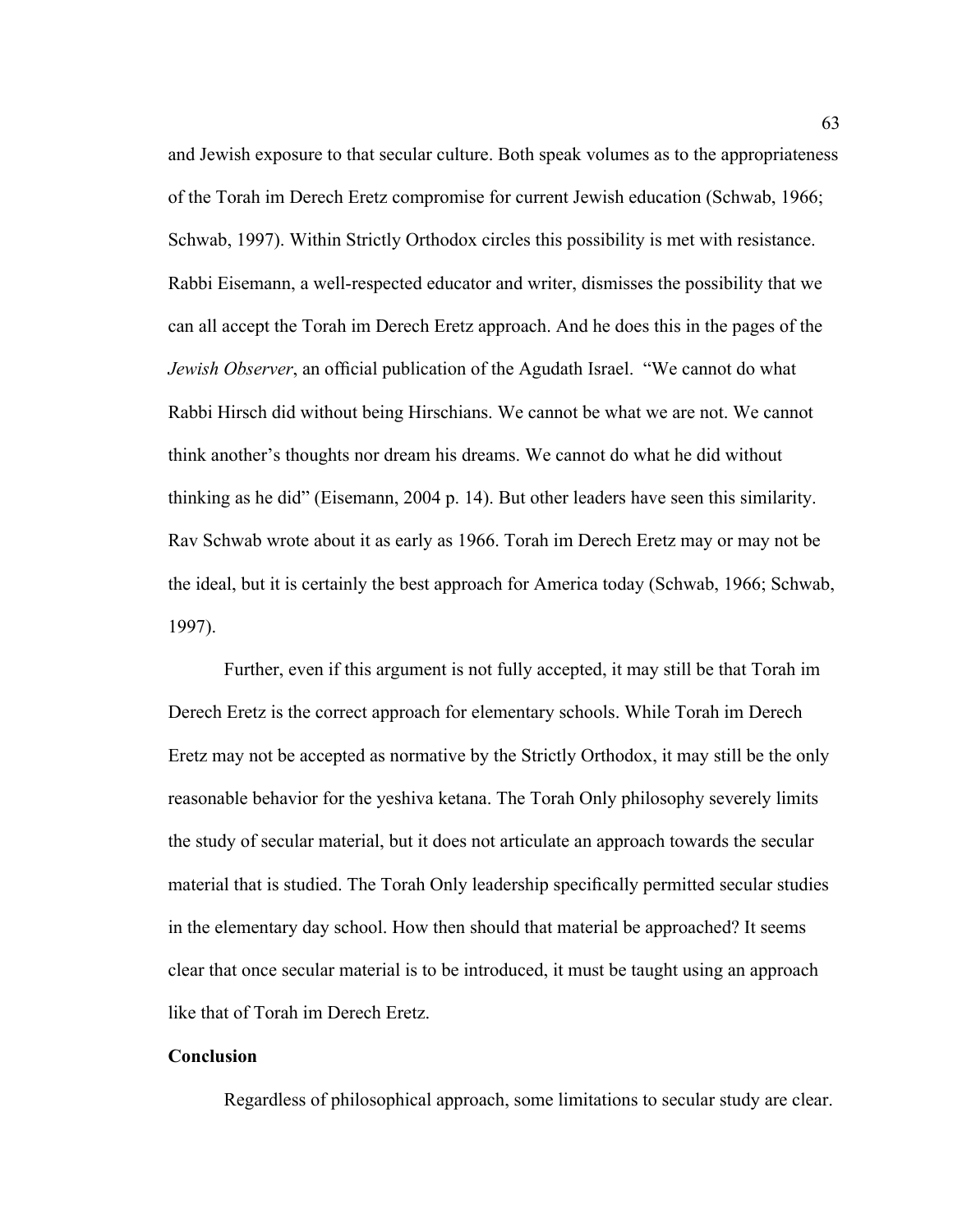and Jewish exposure to that secular culture. Both speak volumes as to the appropriateness of the Torah im Derech Eretz compromise for current Jewish education (Schwab, 1966; Schwab, 1997). Within Strictly Orthodox circles this possibility is met with resistance. Rabbi Eisemann, a well-respected educator and writer, dismisses the possibility that we can all accept the Torah im Derech Eretz approach. And he does this in the pages of the *Jewish Observer*, an official publication of the Agudath Israel. "We cannot do what Rabbi Hirsch did without being Hirschians. We cannot be what we are not. We cannot think another's thoughts nor dream his dreams. We cannot do what he did without thinking as he did" (Eisemann, 2004 p. 14). But other leaders have seen this similarity. Rav Schwab wrote about it as early as 1966. Torah im Derech Eretz may or may not be the ideal, but it is certainly the best approach for America today (Schwab, 1966; Schwab, 1997).

Further, even if this argument is not fully accepted, it may still be that Torah im Derech Eretz is the correct approach for elementary schools. While Torah im Derech Eretz may not be accepted as normative by the Strictly Orthodox, it may still be the only reasonable behavior for the yeshiva ketana. The Torah Only philosophy severely limits the study of secular material, but it does not articulate an approach towards the secular material that is studied. The Torah Only leadership specifically permitted secular studies in the elementary day school. How then should that material be approached? It seems clear that once secular material is to be introduced, it must be taught using an approach like that of Torah im Derech Eretz.

**Conclusion**

Regardless of philosophical approach, some limitations to secular study are clear.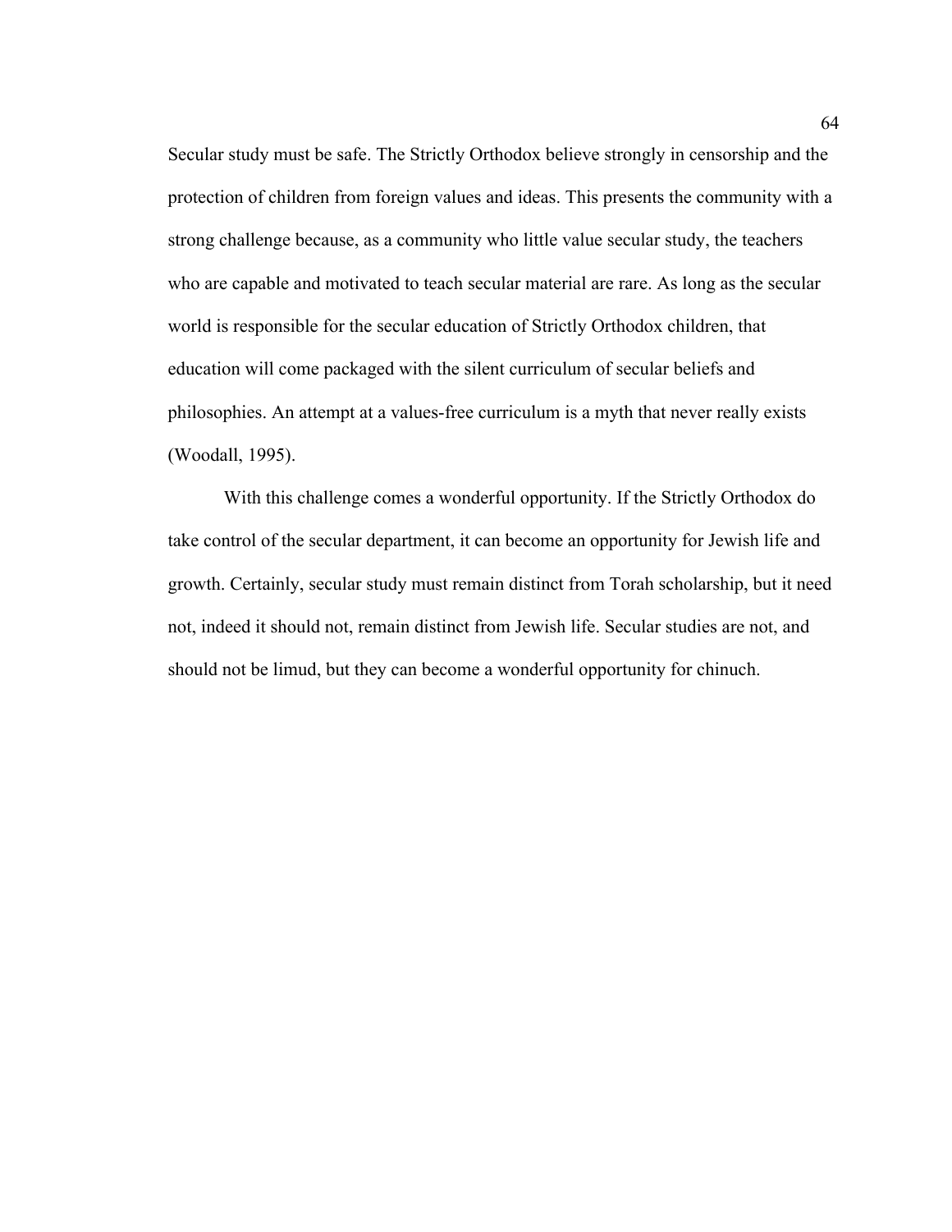Secular study must be safe. The Strictly Orthodox believe strongly in censorship and the protection of children from foreign values and ideas. This presents the community with a strong challenge because, as a community who little value secular study, the teachers who are capable and motivated to teach secular material are rare. As long as the secular world is responsible for the secular education of Strictly Orthodox children, that education will come packaged with the silent curriculum of secular beliefs and philosophies. An attempt at a values-free curriculum is a myth that never really exists (Woodall, 1995).

With this challenge comes a wonderful opportunity. If the Strictly Orthodox do take control of the secular department, it can become an opportunity for Jewish life and growth. Certainly, secular study must remain distinct from Torah scholarship, but it need not, indeed it should not, remain distinct from Jewish life. Secular studies are not, and should not be limud, but they can become a wonderful opportunity for chinuch.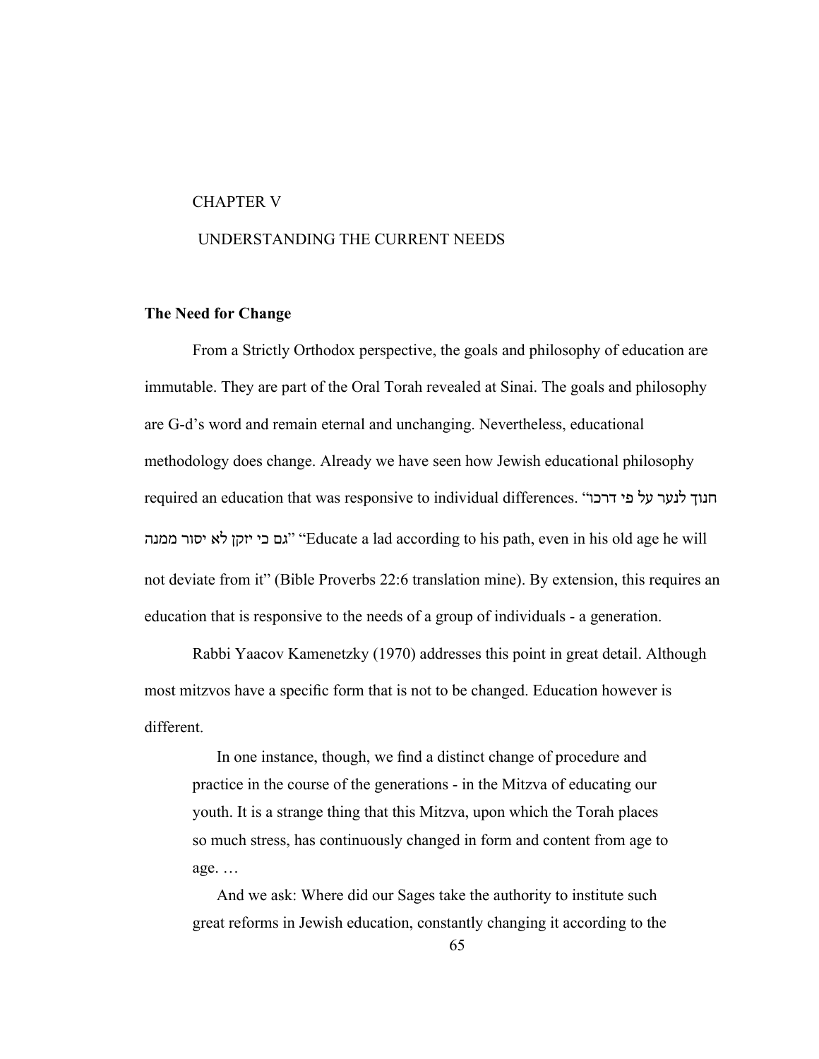# CHAPTER V

# UNDERSTANDING THE CURRENT NEEDS

## The Need for Change

From a Strictly Orthodox perspective, the goals and philosophy of education are immutable. They are part of the Oral Torah revealed at Sinai. The goals and philosophy are G-d's word and remain eternal and unchanging. Nevertheless, educational methodology does change. Already we have seen how Jewish educational philosophy required an education that was responsive to individual differences. "חנוך לנער על פי דרכו גם כי יזקן לא יסור ממנה" "Educate a lad according to his path, even in his old age he will not deviate from it" (Bible Proverbs 22:6 translation mine). By extension, this requires an education that is responsive to the needs of a group of individuals - a generation.

Rabbi Yaacov Kamenetzky (1970) addresses this point in great detail. Although most mitzvos have a specific form that is not to be changed. Education however is different.

> In one instance, though, we find a distinct change of procedure and practice in the course of the generations - in the Mitzva of educating our youth. It is a strange thing that this Mitzva, upon which the Torah places so much stress, has continuously changed in form and content from age to age. …
>
> And we ask: Where did our Sages take the authority to institute such great reforms in Jewish education, constantly changing it according to the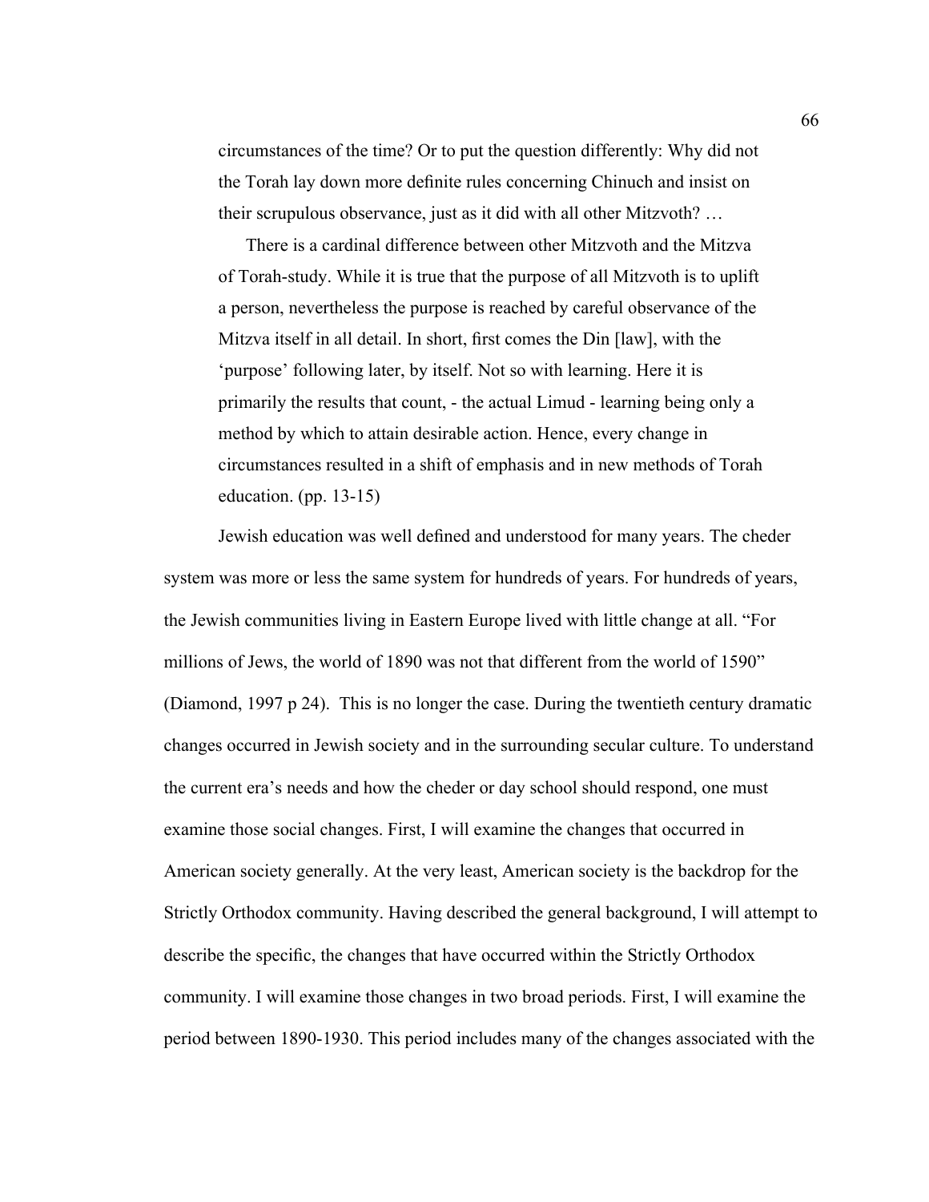> circumstances of the time? Or to put the question differently: Why did not the Torah lay down more definite rules concerning Chinuch and insist on their scrupulous observance, just as it did with all other Mitzvoth? …
>
> There is a cardinal difference between other Mitzvoth and the Mitzva of Torah-study. While it is true that the purpose of all Mitzvoth is to uplift a person, nevertheless the purpose is reached by careful observance of the Mitzva itself in all detail. In short, first comes the Din [law], with the 'purpose' following later, by itself. Not so with learning. Here it is primarily the results that count, - the actual Limud - learning being only a method by which to attain desirable action. Hence, every change in circumstances resulted in a shift of emphasis and in new methods of Torah education. (pp. 13-15)

Jewish education was well defined and understood for many years. The cheder system was more or less the same system for hundreds of years. For hundreds of years, the Jewish communities living in Eastern Europe lived with little change at all. "For millions of Jews, the world of 1890 was not that different from the world of 1590" (Diamond, 1997 p 24). This is no longer the case. During the twentieth century dramatic changes occurred in Jewish society and in the surrounding secular culture. To understand the current era's needs and how the cheder or day school should respond, one must examine those social changes. First, I will examine the changes that occurred in American society generally. At the very least, American society is the backdrop for the Strictly Orthodox community. Having described the general background, I will attempt to describe the specific, the changes that have occurred within the Strictly Orthodox community. I will examine those changes in two broad periods. First, I will examine the period between 1890-1930. This period includes many of the changes associated with the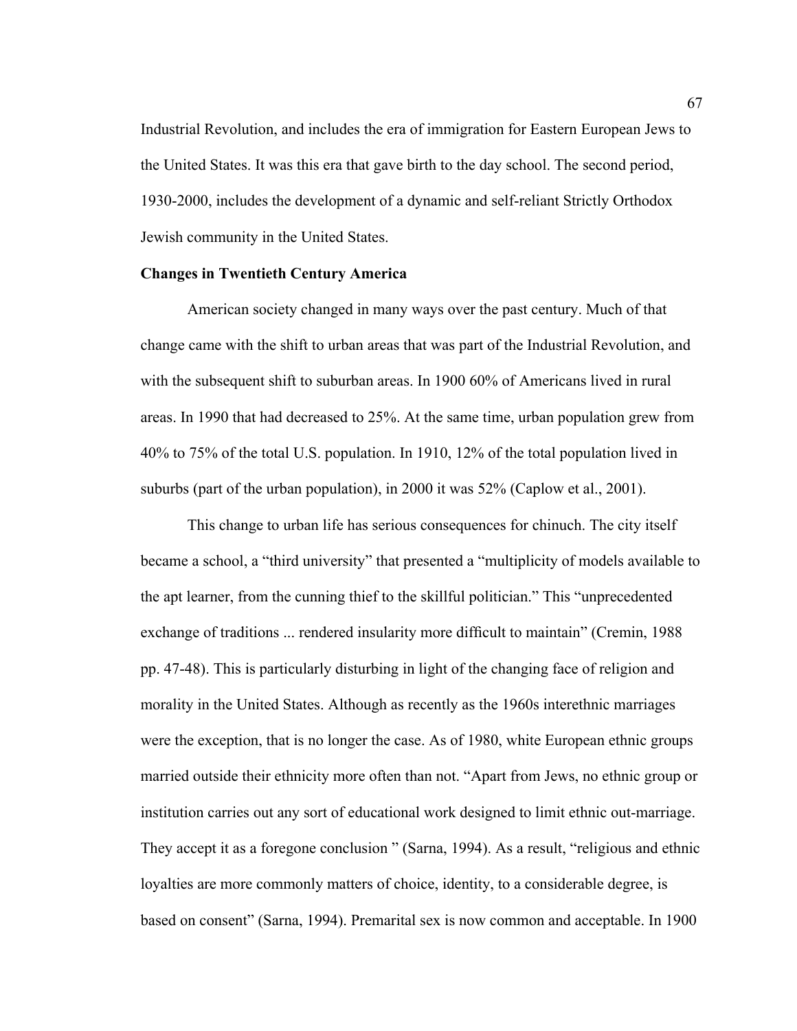Industrial Revolution, and includes the era of immigration for Eastern European Jews to the United States. It was this era that gave birth to the day school. The second period, 1930-2000, includes the development of a dynamic and self-reliant Strictly Orthodox Jewish community in the United States.

**Changes in Twentieth Century America**

American society changed in many ways over the past century. Much of that change came with the shift to urban areas that was part of the Industrial Revolution, and with the subsequent shift to suburban areas. In 1900 60% of Americans lived in rural areas. In 1990 that had decreased to 25%. At the same time, urban population grew from 40% to 75% of the total U.S. population. In 1910, 12% of the total population lived in suburbs (part of the urban population), in 2000 it was 52% (Caplow et al., 2001).

This change to urban life has serious consequences for chinuch. The city itself became a school, a "third university" that presented a "multiplicity of models available to the apt learner, from the cunning thief to the skillful politician." This "unprecedented exchange of traditions ... rendered insularity more difficult to maintain" (Cremin, 1988 pp. 47-48). This is particularly disturbing in light of the changing face of religion and morality in the United States. Although as recently as the 1960s interethnic marriages were the exception, that is no longer the case. As of 1980, white European ethnic groups married outside their ethnicity more often than not. "Apart from Jews, no ethnic group or institution carries out any sort of educational work designed to limit ethnic out-marriage. They accept it as a foregone conclusion " (Sarna, 1994). As a result, "religious and ethnic loyalties are more commonly matters of choice, identity, to a considerable degree, is based on consent" (Sarna, 1994). Premarital sex is now common and acceptable. In 1900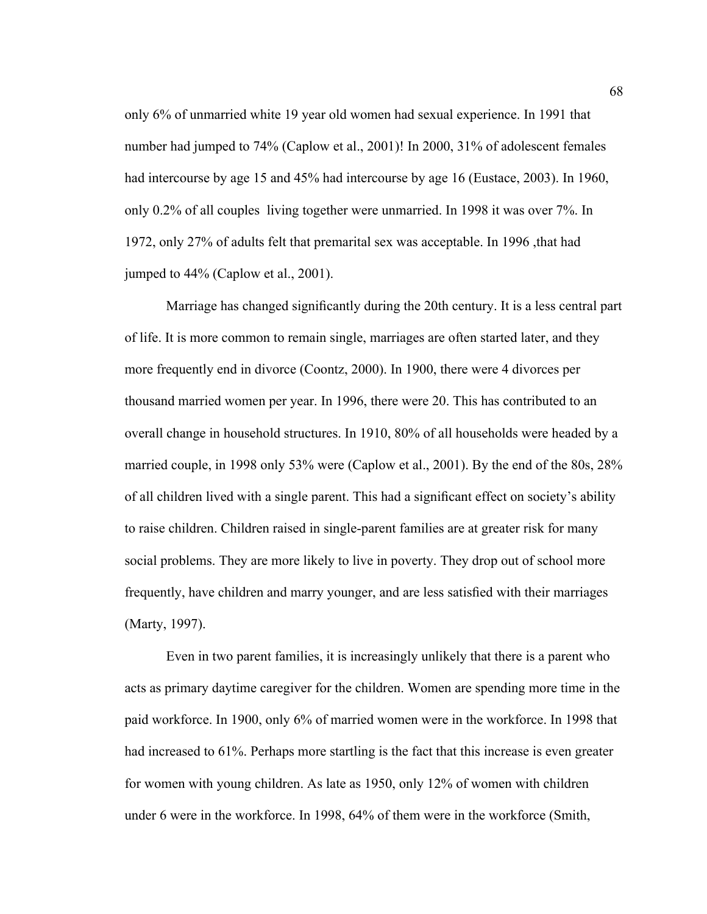only 6% of unmarried white 19 year old women had sexual experience. In 1991 that number had jumped to 74% (Caplow et al., 2001)! In 2000, 31% of adolescent females had intercourse by age 15 and 45% had intercourse by age 16 (Eustace, 2003). In 1960, only 0.2% of all couples living together were unmarried. In 1998 it was over 7%. In 1972, only 27% of adults felt that premarital sex was acceptable. In 1996 ,that had jumped to 44% (Caplow et al., 2001).

Marriage has changed significantly during the 20th century. It is a less central part of life. It is more common to remain single, marriages are often started later, and they more frequently end in divorce (Coontz, 2000). In 1900, there were 4 divorces per thousand married women per year. In 1996, there were 20. This has contributed to an overall change in household structures. In 1910, 80% of all households were headed by a married couple, in 1998 only 53% were (Caplow et al., 2001). By the end of the 80s, 28% of all children lived with a single parent. This had a significant effect on society's ability to raise children. Children raised in single-parent families are at greater risk for many social problems. They are more likely to live in poverty. They drop out of school more frequently, have children and marry younger, and are less satisfied with their marriages (Marty, 1997).

Even in two parent families, it is increasingly unlikely that there is a parent who acts as primary daytime caregiver for the children. Women are spending more time in the paid workforce. In 1900, only 6% of married women were in the workforce. In 1998 that had increased to 61%. Perhaps more startling is the fact that this increase is even greater for women with young children. As late as 1950, only 12% of women with children under 6 were in the workforce. In 1998, 64% of them were in the workforce (Smith,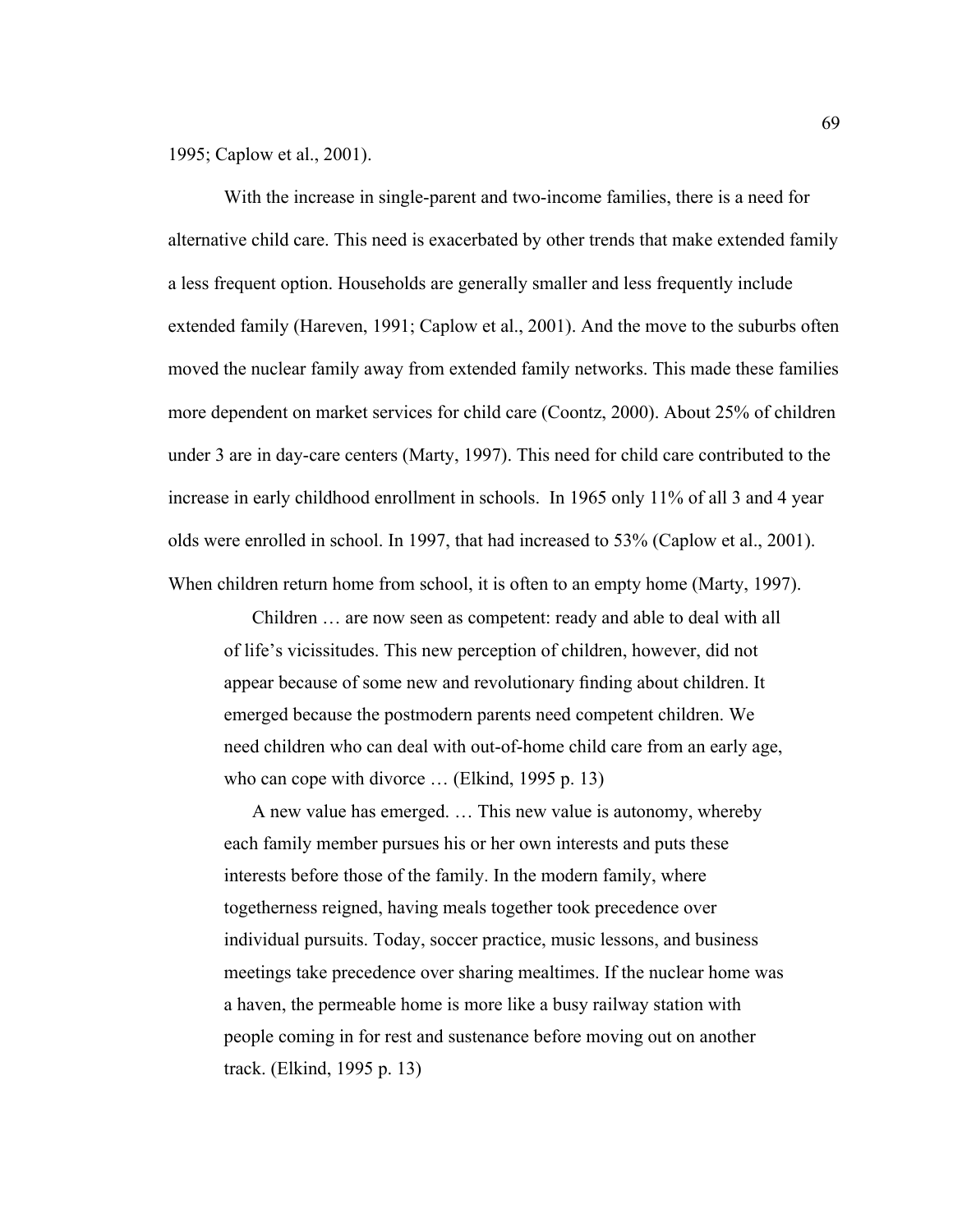1995; Caplow et al., 2001).

With the increase in single-parent and two-income families, there is a need for alternative child care. This need is exacerbated by other trends that make extended family a less frequent option. Households are generally smaller and less frequently include extended family (Hareven, 1991; Caplow et al., 2001). And the move to the suburbs often moved the nuclear family away from extended family networks. This made these families more dependent on market services for child care (Coontz, 2000). About 25% of children under 3 are in day-care centers (Marty, 1997). This need for child care contributed to the increase in early childhood enrollment in schools. In 1965 only 11% of all 3 and 4 year olds were enrolled in school. In 1997, that had increased to 53% (Caplow et al., 2001). When children return home from school, it is often to an empty home (Marty, 1997).

> Children … are now seen as competent: ready and able to deal with all of life's vicissitudes. This new perception of children, however, did not appear because of some new and revolutionary finding about children. It emerged because the postmodern parents need competent children. We need children who can deal with out-of-home child care from an early age, who can cope with divorce … (Elkind, 1995 p. 13)

> A new value has emerged. … This new value is autonomy, whereby each family member pursues his or her own interests and puts these interests before those of the family. In the modern family, where togetherness reigned, having meals together took precedence over individual pursuits. Today, soccer practice, music lessons, and business meetings take precedence over sharing mealtimes. If the nuclear home was a haven, the permeable home is more like a busy railway station with people coming in for rest and sustenance before moving out on another track. (Elkind, 1995 p. 13)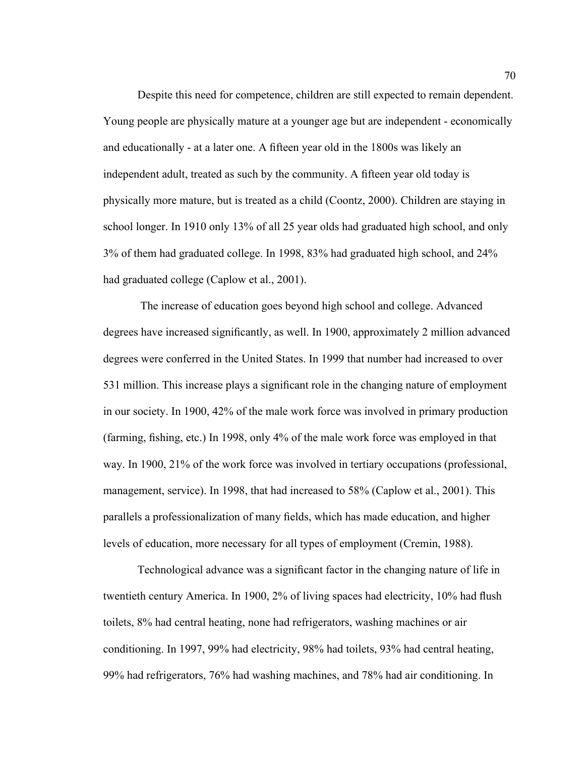Despite this need for competence, children are still expected to remain dependent. Young people are physically mature at a younger age but are independent - economically and educationally - at a later one. A fifteen year old in the 1800s was likely an independent adult, treated as such by the community. A fifteen year old today is physically more mature, but is treated as a child (Coontz, 2000). Children are staying in school longer. In 1910 only 13% of all 25 year olds had graduated high school, and only 3% of them had graduated college. In 1998, 83% had graduated high school, and 24% had graduated college (Caplow et al., 2001).

The increase of education goes beyond high school and college. Advanced degrees have increased significantly, as well. In 1900, approximately 2 million advanced degrees were conferred in the United States. In 1999 that number had increased to over 531 million. This increase plays a significant role in the changing nature of employment in our society. In 1900, 42% of the male work force was involved in primary production (farming, fishing, etc.) In 1998, only 4% of the male work force was employed in that way. In 1900, 21% of the work force was involved in tertiary occupations (professional, management, service). In 1998, that had increased to 58% (Caplow et al., 2001). This parallels a professionalization of many fields, which has made education, and higher levels of education, more necessary for all types of employment (Cremin, 1988).

Technological advance was a significant factor in the changing nature of life in twentieth century America. In 1900, 2% of living spaces had electricity, 10% had flush toilets, 8% had central heating, none had refrigerators, washing machines or air conditioning. In 1997, 99% had electricity, 98% had toilets, 93% had central heating, 99% had refrigerators, 76% had washing machines, and 78% had air conditioning. In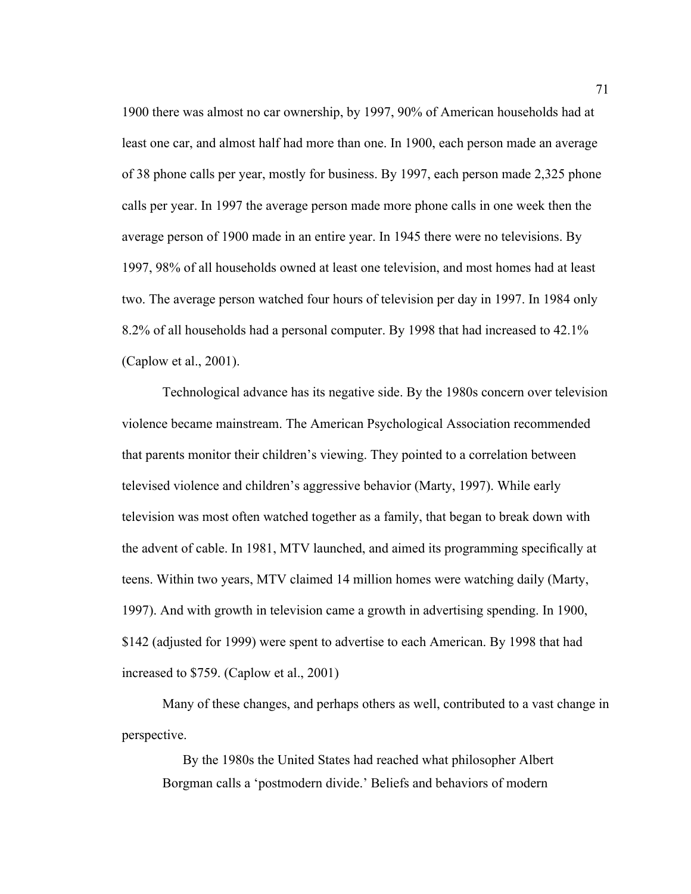1900 there was almost no car ownership, by 1997, 90% of American households had at least one car, and almost half had more than one. In 1900, each person made an average of 38 phone calls per year, mostly for business. By 1997, each person made 2,325 phone calls per year. In 1997 the average person made more phone calls in one week then the average person of 1900 made in an entire year. In 1945 there were no televisions. By 1997, 98% of all households owned at least one television, and most homes had at least two. The average person watched four hours of television per day in 1997. In 1984 only 8.2% of all households had a personal computer. By 1998 that had increased to 42.1% (Caplow et al., 2001).

Technological advance has its negative side. By the 1980s concern over television violence became mainstream. The American Psychological Association recommended that parents monitor their children's viewing. They pointed to a correlation between televised violence and children's aggressive behavior (Marty, 1997). While early television was most often watched together as a family, that began to break down with the advent of cable. In 1981, MTV launched, and aimed its programming specifically at teens. Within two years, MTV claimed 14 million homes were watching daily (Marty, 1997). And with growth in television came a growth in advertising spending. In 1900, $142 (adjusted for 1999) were spent to advertise to each American. By 1998 that had increased to $759. (Caplow et al., 2001)

Many of these changes, and perhaps others as well, contributed to a vast change in perspective.

> By the 1980s the United States had reached what philosopher Albert Borgman calls a 'postmodern divide.' Beliefs and behaviors of modern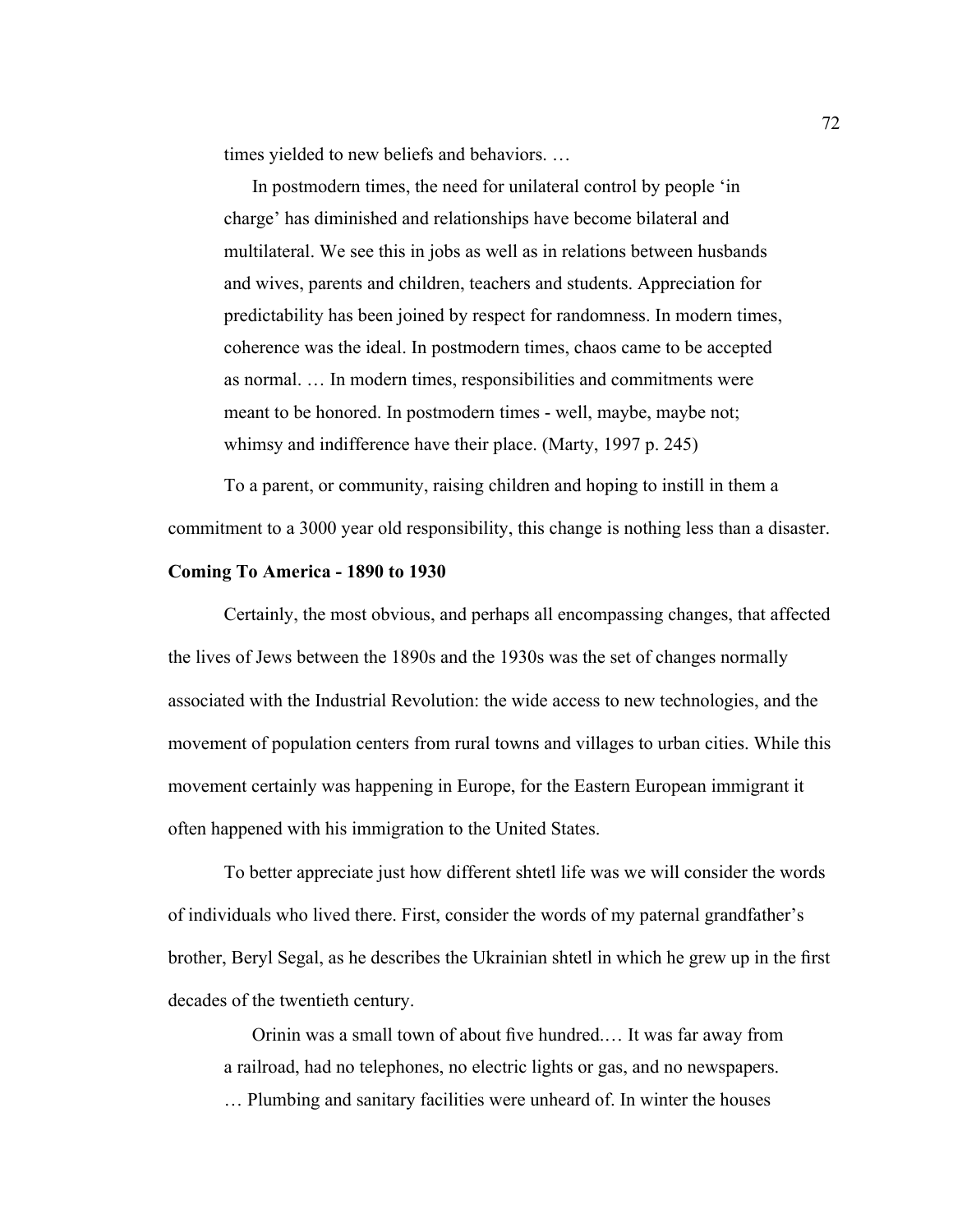times yielded to new beliefs and behaviors. …

> In postmodern times, the need for unilateral control by people 'in charge' has diminished and relationships have become bilateral and multilateral. We see this in jobs as well as in relations between husbands and wives, parents and children, teachers and students. Appreciation for predictability has been joined by respect for randomness. In modern times, coherence was the ideal. In postmodern times, chaos came to be accepted as normal. … In modern times, responsibilities and commitments were meant to be honored. In postmodern times - well, maybe, maybe not; whimsy and indifference have their place. (Marty, 1997 p. 245)

To a parent, or community, raising children and hoping to instill in them a commitment to a 3000 year old responsibility, this change is nothing less than a disaster.

**Coming To America - 1890 to 1930**

Certainly, the most obvious, and perhaps all encompassing changes, that affected the lives of Jews between the 1890s and the 1930s was the set of changes normally associated with the Industrial Revolution: the wide access to new technologies, and the movement of population centers from rural towns and villages to urban cities. While this movement certainly was happening in Europe, for the Eastern European immigrant it often happened with his immigration to the United States.

To better appreciate just how different shtetl life was we will consider the words of individuals who lived there. First, consider the words of my paternal grandfather's brother, Beryl Segal, as he describes the Ukrainian shtetl in which he grew up in the first decades of the twentieth century.

> Orinin was a small town of about five hundred.… It was far away from a railroad, had no telephones, no electric lights or gas, and no newspapers. … Plumbing and sanitary facilities were unheard of. In winter the houses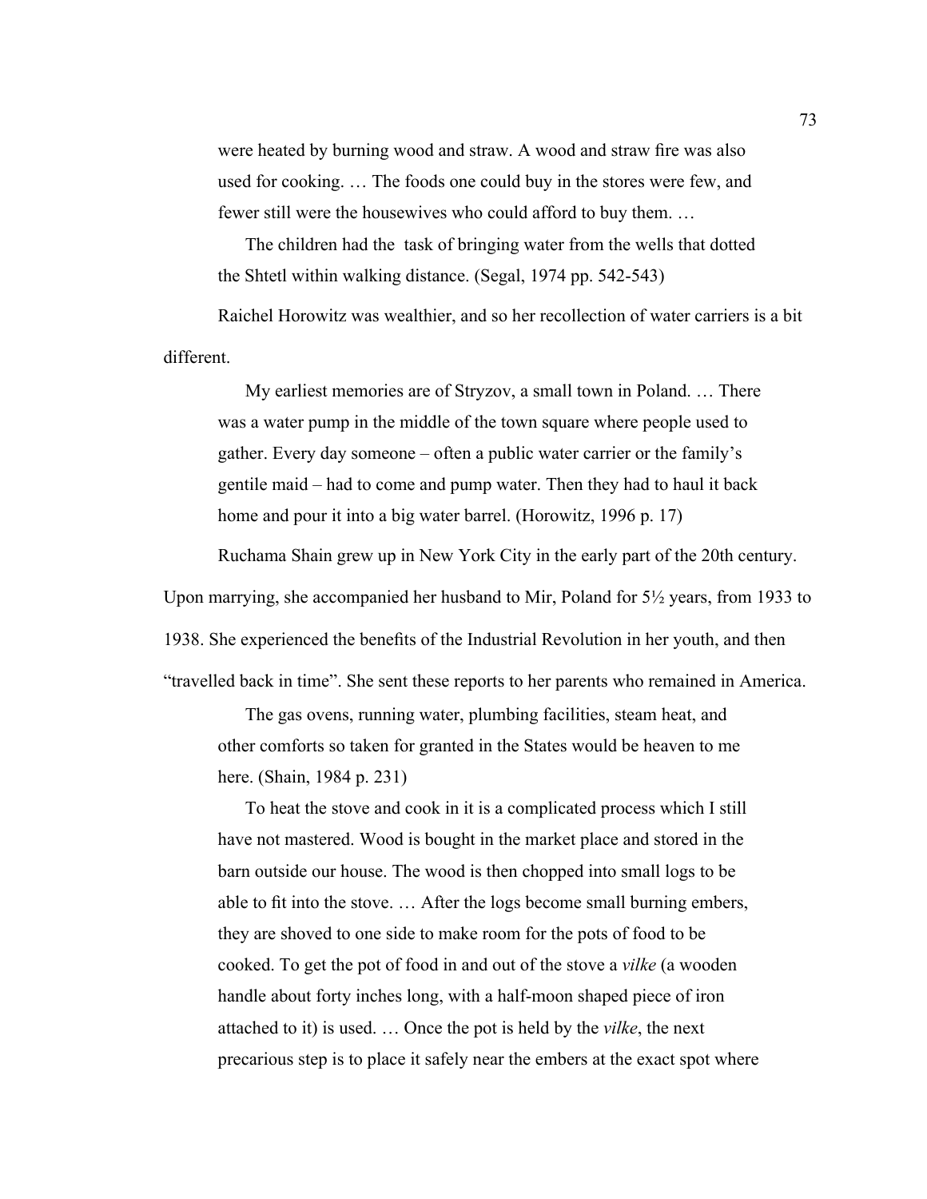were heated by burning wood and straw. A wood and straw fire was also used for cooking. … The foods one could buy in the stores were few, and fewer still were the housewives who could afford to buy them. …

> The children had the task of bringing water from the wells that dotted the Shtetl within walking distance. (Segal, 1974 pp. 542-543)

Raichel Horowitz was wealthier, and so her recollection of water carriers is a bit different.

> My earliest memories are of Stryzov, a small town in Poland. … There was a water pump in the middle of the town square where people used to gather. Every day someone – often a public water carrier or the family's gentile maid – had to come and pump water. Then they had to haul it back home and pour it into a big water barrel. (Horowitz, 1996 p. 17)

Ruchama Shain grew up in New York City in the early part of the 20th century. Upon marrying, she accompanied her husband to Mir, Poland for 5½ years, from 1933 to 1938. She experienced the benefits of the Industrial Revolution in her youth, and then "travelled back in time". She sent these reports to her parents who remained in America.

> The gas ovens, running water, plumbing facilities, steam heat, and other comforts so taken for granted in the States would be heaven to me here. (Shain, 1984 p. 231)
>
> To heat the stove and cook in it is a complicated process which I still have not mastered. Wood is bought in the market place and stored in the barn outside our house. The wood is then chopped into small logs to be able to fit into the stove. … After the logs become small burning embers, they are shoved to one side to make room for the pots of food to be cooked. To get the pot of food in and out of the stove a *vilke* (a wooden handle about forty inches long, with a half-moon shaped piece of iron attached to it) is used. … Once the pot is held by the *vilke*, the next precarious step is to place it safely near the embers at the exact spot where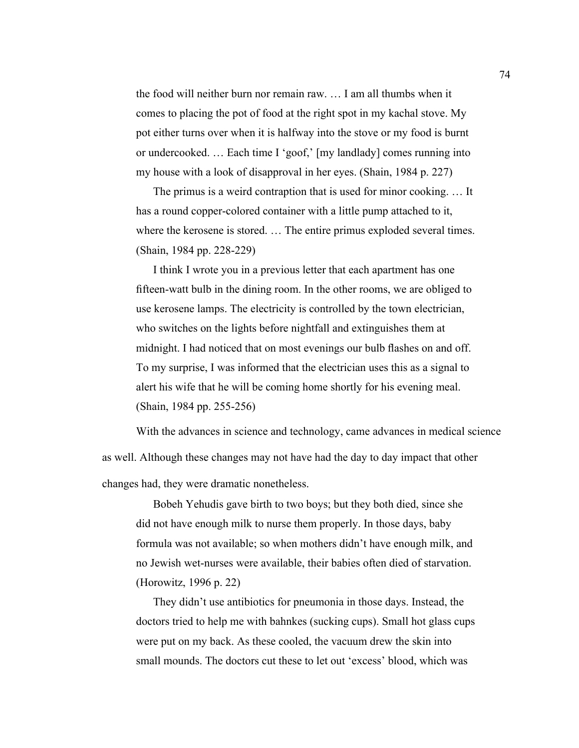> the food will neither burn nor remain raw. … I am all thumbs when it comes to placing the pot of food at the right spot in my kachal stove. My pot either turns over when it is halfway into the stove or my food is burnt or undercooked. … Each time I 'goof,' [my landlady] comes running into my house with a look of disapproval in her eyes. (Shain, 1984 p. 227)
>
> The primus is a weird contraption that is used for minor cooking. … It has a round copper-colored container with a little pump attached to it, where the kerosene is stored. … The entire primus exploded several times. (Shain, 1984 pp. 228-229)
>
> I think I wrote you in a previous letter that each apartment has one fifteen-watt bulb in the dining room. In the other rooms, we are obliged to use kerosene lamps. The electricity is controlled by the town electrician, who switches on the lights before nightfall and extinguishes them at midnight. I had noticed that on most evenings our bulb flashes on and off. To my surprise, I was informed that the electrician uses this as a signal to alert his wife that he will be coming home shortly for his evening meal. (Shain, 1984 pp. 255-256)

With the advances in science and technology, came advances in medical science as well. Although these changes may not have had the day to day impact that other changes had, they were dramatic nonetheless.

> Bobeh Yehudis gave birth to two boys; but they both died, since she did not have enough milk to nurse them properly. In those days, baby formula was not available; so when mothers didn't have enough milk, and no Jewish wet-nurses were available, their babies often died of starvation. (Horowitz, 1996 p. 22)
>
> They didn't use antibiotics for pneumonia in those days. Instead, the doctors tried to help me with bahnkes (sucking cups). Small hot glass cups were put on my back. As these cooled, the vacuum drew the skin into small mounds. The doctors cut these to let out 'excess' blood, which was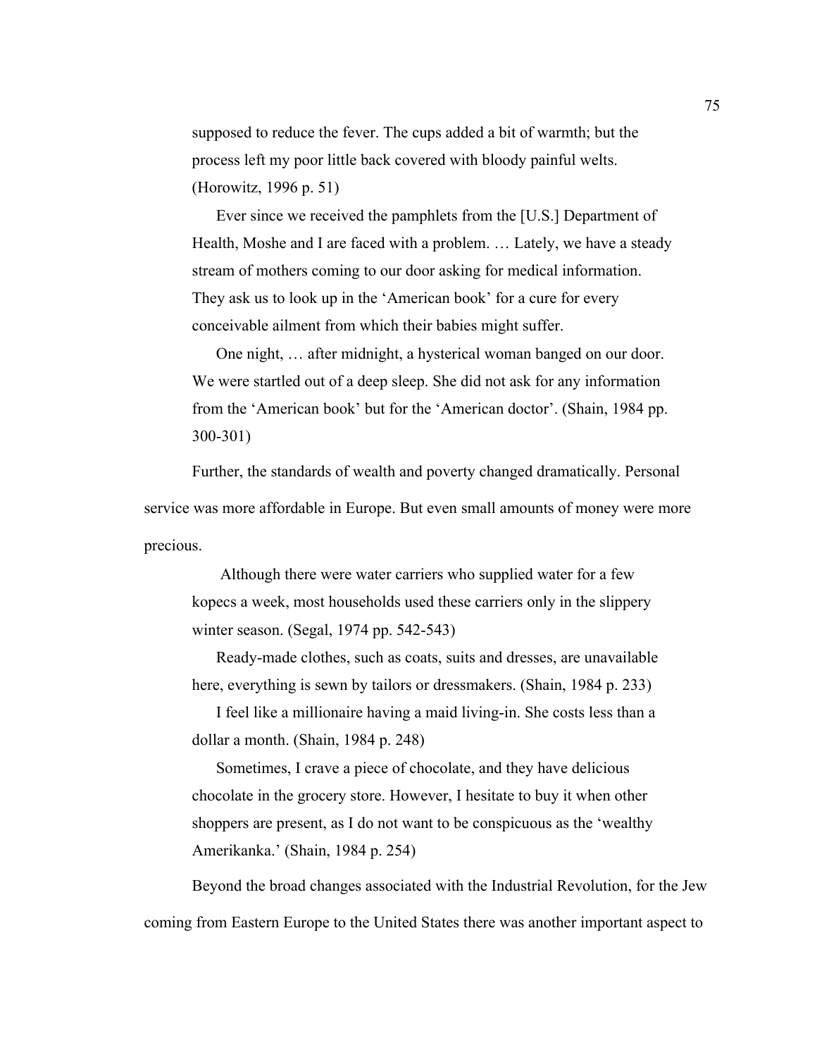supposed to reduce the fever. The cups added a bit of warmth; but the process left my poor little back covered with bloody painful welts. (Horowitz, 1996 p. 51)

> Ever since we received the pamphlets from the [U.S.] Department of Health, Moshe and I are faced with a problem. … Lately, we have a steady stream of mothers coming to our door asking for medical information. They ask us to look up in the 'American book' for a cure for every conceivable ailment from which their babies might suffer.
>
> One night, … after midnight, a hysterical woman banged on our door. We were startled out of a deep sleep. She did not ask for any information from the 'American book' but for the 'American doctor'. (Shain, 1984 pp. 300-301)

Further, the standards of wealth and poverty changed dramatically. Personal service was more affordable in Europe. But even small amounts of money were more precious.

> Although there were water carriers who supplied water for a few kopecs a week, most households used these carriers only in the slippery winter season. (Segal, 1974 pp. 542-543)
>
> Ready-made clothes, such as coats, suits and dresses, are unavailable here, everything is sewn by tailors or dressmakers. (Shain, 1984 p. 233)
>
> I feel like a millionaire having a maid living-in. She costs less than a dollar a month. (Shain, 1984 p. 248)
>
> Sometimes, I crave a piece of chocolate, and they have delicious chocolate in the grocery store. However, I hesitate to buy it when other shoppers are present, as I do not want to be conspicuous as the 'wealthy Amerikanka.' (Shain, 1984 p. 254)

Beyond the broad changes associated with the Industrial Revolution, for the Jew coming from Eastern Europe to the United States there was another important aspect to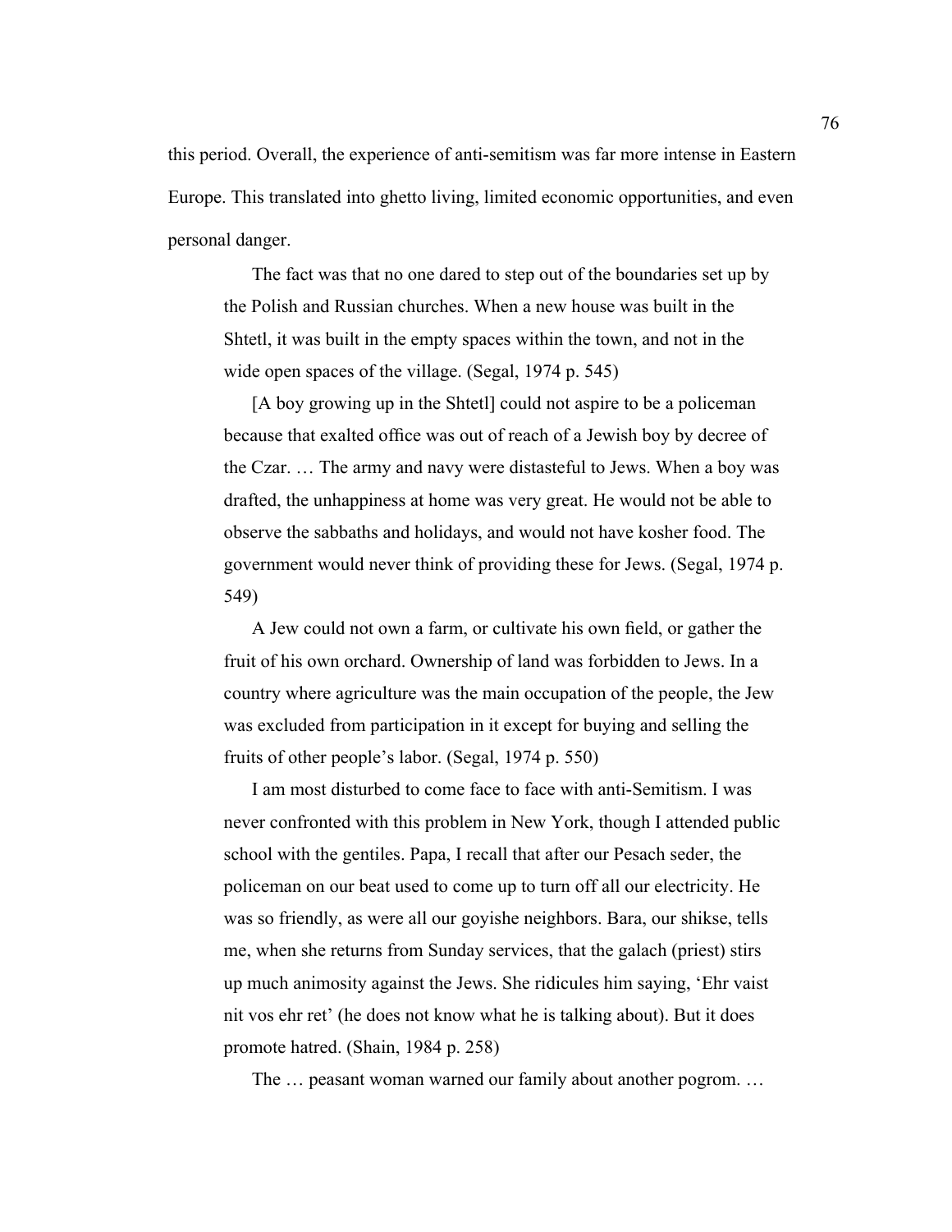this period. Overall, the experience of anti-semitism was far more intense in Eastern Europe. This translated into ghetto living, limited economic opportunities, and even personal danger.

> The fact was that no one dared to step out of the boundaries set up by the Polish and Russian churches. When a new house was built in the Shtetl, it was built in the empty spaces within the town, and not in the wide open spaces of the village. (Segal, 1974 p. 545)
>
> [A boy growing up in the Shtetl] could not aspire to be a policeman because that exalted office was out of reach of a Jewish boy by decree of the Czar. … The army and navy were distasteful to Jews. When a boy was drafted, the unhappiness at home was very great. He would not be able to observe the sabbaths and holidays, and would not have kosher food. The government would never think of providing these for Jews. (Segal, 1974 p. 549)
>
> A Jew could not own a farm, or cultivate his own field, or gather the fruit of his own orchard. Ownership of land was forbidden to Jews. In a country where agriculture was the main occupation of the people, the Jew was excluded from participation in it except for buying and selling the fruits of other people's labor. (Segal, 1974 p. 550)
>
> I am most disturbed to come face to face with anti-Semitism. I was never confronted with this problem in New York, though I attended public school with the gentiles. Papa, I recall that after our Pesach seder, the policeman on our beat used to come up to turn off all our electricity. He was so friendly, as were all our goyishe neighbors. Bara, our shikse, tells me, when she returns from Sunday services, that the galach (priest) stirs up much animosity against the Jews. She ridicules him saying, 'Ehr vaist nit vos ehr ret' (he does not know what he is talking about). But it does promote hatred. (Shain, 1984 p. 258)
>
> The … peasant woman warned our family about another pogrom. …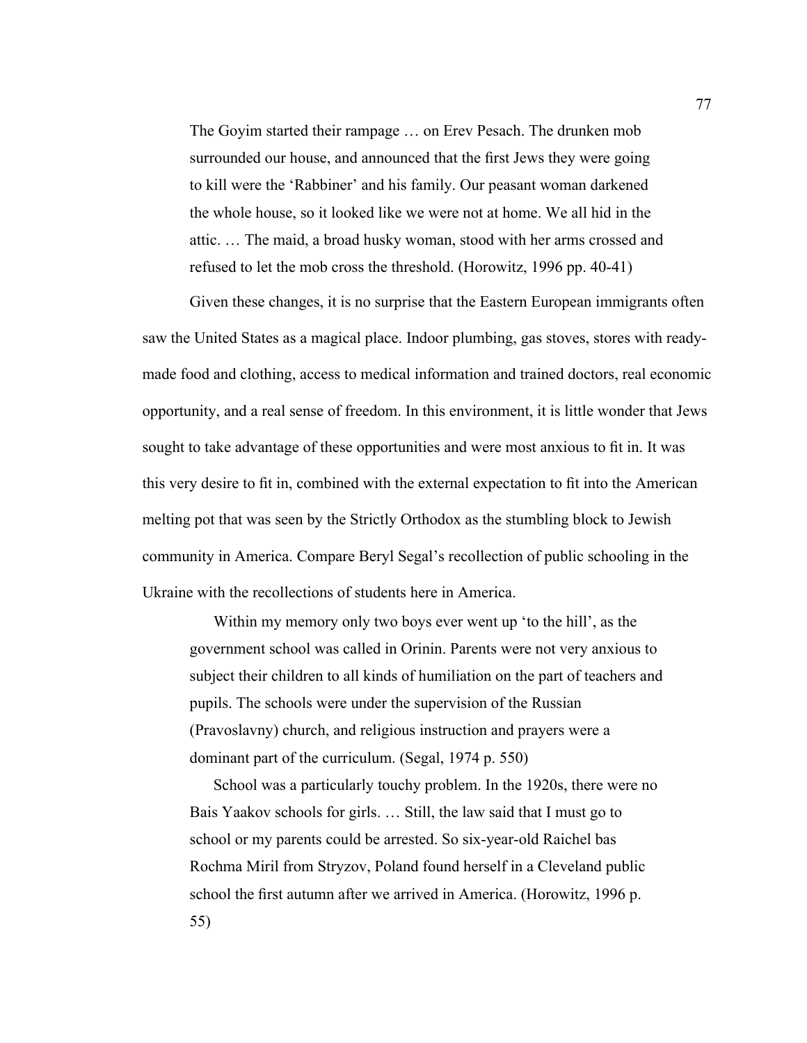> The Goyim started their rampage … on Erev Pesach. The drunken mob surrounded our house, and announced that the first Jews they were going to kill were the 'Rabbiner' and his family. Our peasant woman darkened the whole house, so it looked like we were not at home. We all hid in the attic. … The maid, a broad husky woman, stood with her arms crossed and refused to let the mob cross the threshold. (Horowitz, 1996 pp. 40-41)

Given these changes, it is no surprise that the Eastern European immigrants often saw the United States as a magical place. Indoor plumbing, gas stoves, stores with ready-made food and clothing, access to medical information and trained doctors, real economic opportunity, and a real sense of freedom. In this environment, it is little wonder that Jews sought to take advantage of these opportunities and were most anxious to fit in. It was this very desire to fit in, combined with the external expectation to fit into the American melting pot that was seen by the Strictly Orthodox as the stumbling block to Jewish community in America. Compare Beryl Segal's recollection of public schooling in the Ukraine with the recollections of students here in America.

> Within my memory only two boys ever went up 'to the hill', as the government school was called in Orinin. Parents were not very anxious to subject their children to all kinds of humiliation on the part of teachers and pupils. The schools were under the supervision of the Russian (Pravoslavny) church, and religious instruction and prayers were a dominant part of the curriculum. (Segal, 1974 p. 550)

> School was a particularly touchy problem. In the 1920s, there were no Bais Yaakov schools for girls. … Still, the law said that I must go to school or my parents could be arrested. So six-year-old Raichel bas Rochma Miril from Stryzov, Poland found herself in a Cleveland public school the first autumn after we arrived in America. (Horowitz, 1996 p. 55)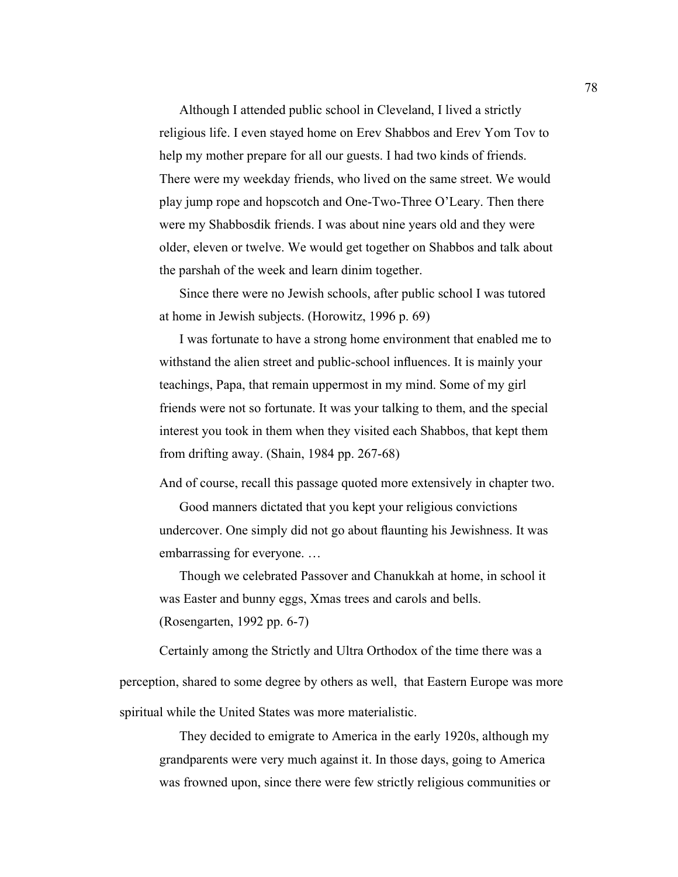> Although I attended public school in Cleveland, I lived a strictly religious life. I even stayed home on Erev Shabbos and Erev Yom Tov to help my mother prepare for all our guests. I had two kinds of friends. There were my weekday friends, who lived on the same street. We would play jump rope and hopscotch and One-Two-Three O'Leary. Then there were my Shabbosdik friends. I was about nine years old and they were older, eleven or twelve. We would get together on Shabbos and talk about the parshah of the week and learn dinim together.
>
> Since there were no Jewish schools, after public school I was tutored at home in Jewish subjects. (Horowitz, 1996 p. 69)

> I was fortunate to have a strong home environment that enabled me to withstand the alien street and public-school influences. It is mainly your teachings, Papa, that remain uppermost in my mind. Some of my girl friends were not so fortunate. It was your talking to them, and the special interest you took in them when they visited each Shabbos, that kept them from drifting away. (Shain, 1984 pp. 267-68)

And of course, recall this passage quoted more extensively in chapter two.

> Good manners dictated that you kept your religious convictions undercover. One simply did not go about flaunting his Jewishness. It was embarrassing for everyone. …
>
> Though we celebrated Passover and Chanukkah at home, in school it was Easter and bunny eggs, Xmas trees and carols and bells. (Rosengarten, 1992 pp. 6-7)

Certainly among the Strictly and Ultra Orthodox of the time there was a perception, shared to some degree by others as well, that Eastern Europe was more spiritual while the United States was more materialistic.

> They decided to emigrate to America in the early 1920s, although my grandparents were very much against it. In those days, going to America was frowned upon, since there were few strictly religious communities or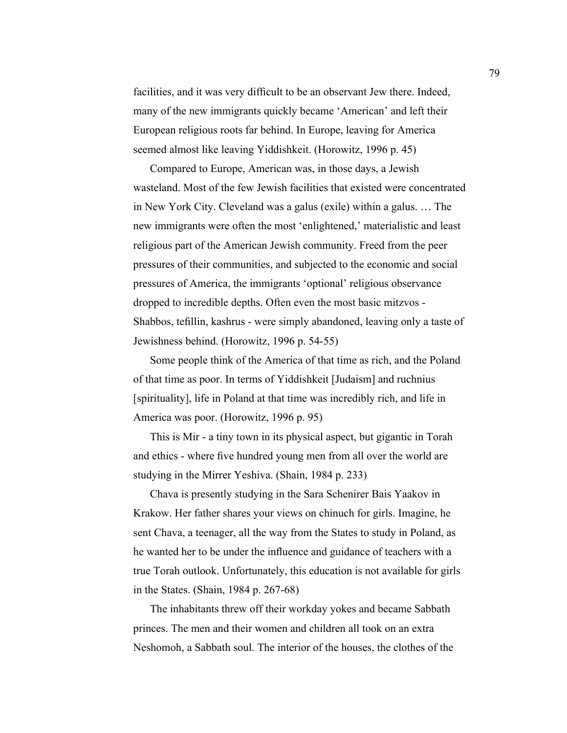facilities, and it was very difficult to be an observant Jew there. Indeed, many of the new immigrants quickly became 'American' and left their European religious roots far behind. In Europe, leaving for America seemed almost like leaving Yiddishkeit. (Horowitz, 1996 p. 45)

Compared to Europe, American was, in those days, a Jewish wasteland. Most of the few Jewish facilities that existed were concentrated in New York City. Cleveland was a galus (exile) within a galus. … The new immigrants were often the most 'enlightened,' materialistic and least religious part of the American Jewish community. Freed from the peer pressures of their communities, and subjected to the economic and social pressures of America, the immigrants 'optional' religious observance dropped to incredible depths. Often even the most basic mitzvos - Shabbos, tefillin, kashrus - were simply abandoned, leaving only a taste of Jewishness behind. (Horowitz, 1996 p. 54-55)

Some people think of the America of that time as rich, and the Poland of that time as poor. In terms of Yiddishkeit [Judaism] and ruchnius [spirituality], life in Poland at that time was incredibly rich, and life in America was poor. (Horowitz, 1996 p. 95)

This is Mir - a tiny town in its physical aspect, but gigantic in Torah and ethics - where five hundred young men from all over the world are studying in the Mirrer Yeshiva. (Shain, 1984 p. 233)

Chava is presently studying in the Sara Schenirer Bais Yaakov in Krakow. Her father shares your views on chinuch for girls. Imagine, he sent Chava, a teenager, all the way from the States to study in Poland, as he wanted her to be under the influence and guidance of teachers with a true Torah outlook. Unfortunately, this education is not available for girls in the States. (Shain, 1984 p. 267-68)

The inhabitants threw off their workday yokes and became Sabbath princes. The men and their women and children all took on an extra Neshomoh, a Sabbath soul. The interior of the houses, the clothes of the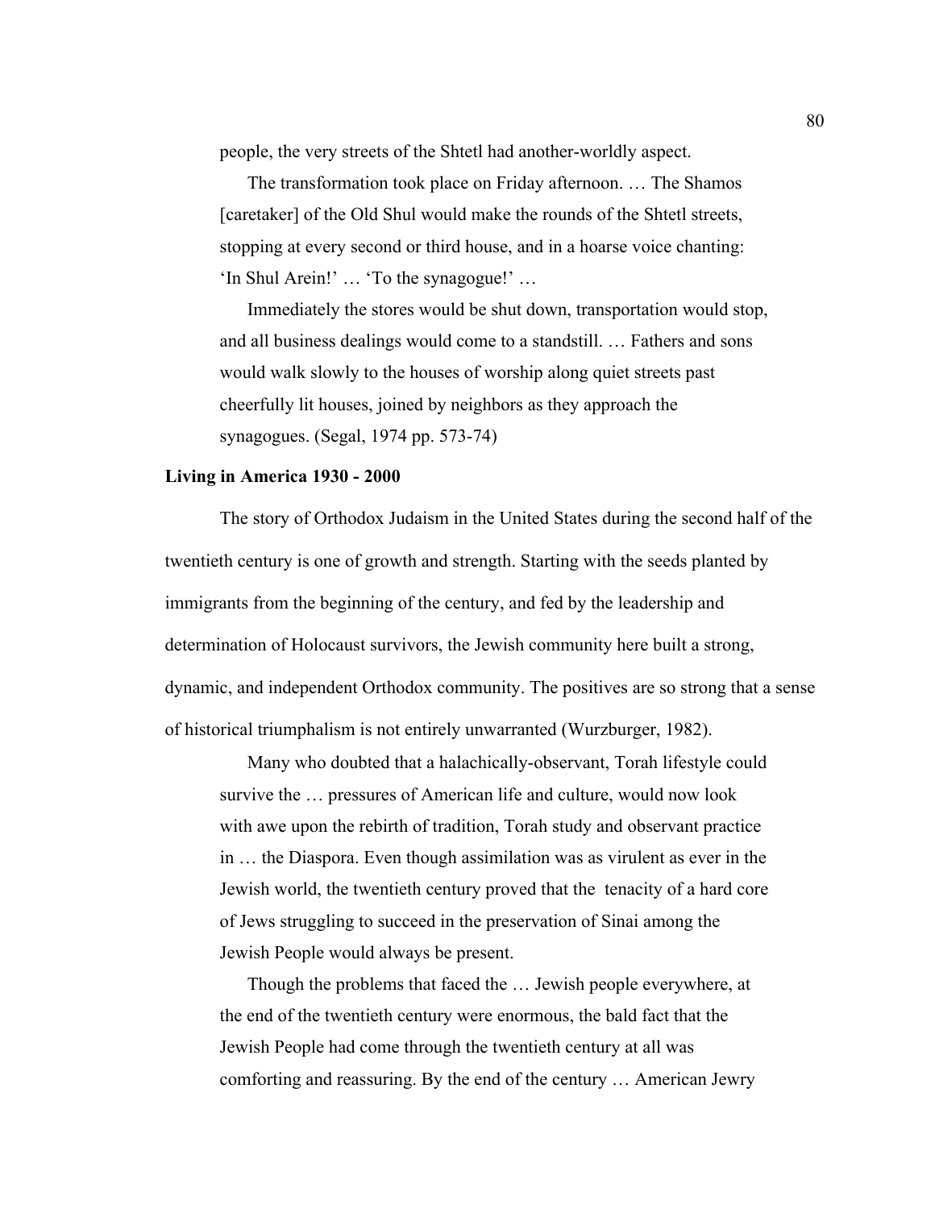people, the very streets of the Shtetl had another-worldly aspect.

> The transformation took place on Friday afternoon. … The Shamos [caretaker] of the Old Shul would make the rounds of the Shtetl streets, stopping at every second or third house, and in a hoarse voice chanting: 'In Shul Arein!' … 'To the synagogue!' …
>
> Immediately the stores would be shut down, transportation would stop, and all business dealings would come to a standstill. … Fathers and sons would walk slowly to the houses of worship along quiet streets past cheerfully lit houses, joined by neighbors as they approach the synagogues. (Segal, 1974 pp. 573-74)

**Living in America 1930 - 2000**

The story of Orthodox Judaism in the United States during the second half of the twentieth century is one of growth and strength. Starting with the seeds planted by immigrants from the beginning of the century, and fed by the leadership and determination of Holocaust survivors, the Jewish community here built a strong, dynamic, and independent Orthodox community. The positives are so strong that a sense of historical triumphalism is not entirely unwarranted (Wurzburger, 1982).

> Many who doubted that a halachically-observant, Torah lifestyle could survive the … pressures of American life and culture, would now look with awe upon the rebirth of tradition, Torah study and observant practice in … the Diaspora. Even though assimilation was as virulent as ever in the Jewish world, the twentieth century proved that the tenacity of a hard core of Jews struggling to succeed in the preservation of Sinai among the Jewish People would always be present.
>
> Though the problems that faced the … Jewish people everywhere, at the end of the twentieth century were enormous, the bald fact that the Jewish People had come through the twentieth century at all was comforting and reassuring. By the end of the century … American Jewry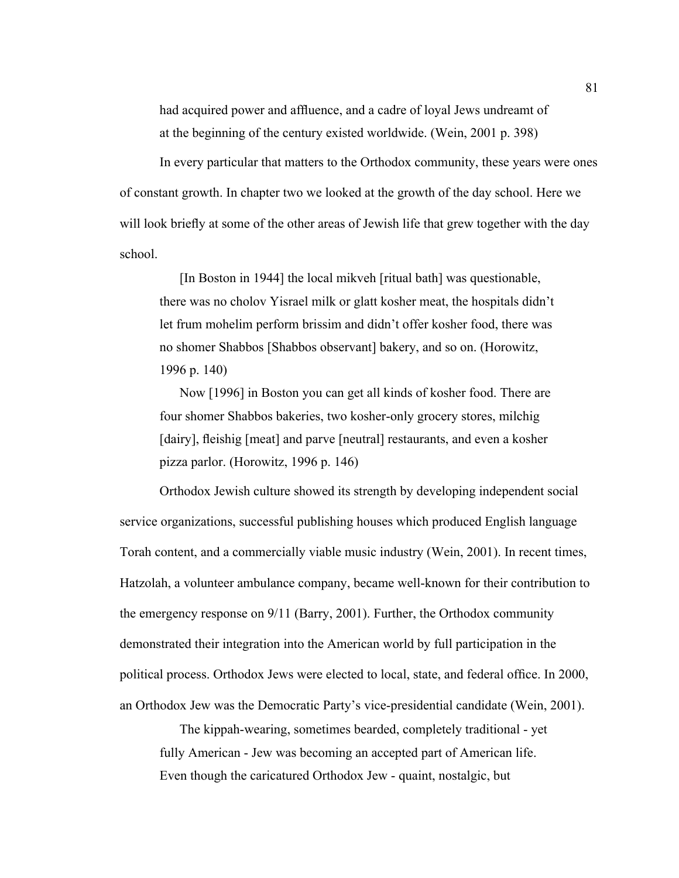> had acquired power and affluence, and a cadre of loyal Jews undreamt of at the beginning of the century existed worldwide. (Wein, 2001 p. 398)

In every particular that matters to the Orthodox community, these years were ones of constant growth. In chapter two we looked at the growth of the day school. Here we will look briefly at some of the other areas of Jewish life that grew together with the day school.

> [In Boston in 1944] the local mikveh [ritual bath] was questionable, there was no cholov Yisrael milk or glatt kosher meat, the hospitals didn't let frum mohelim perform brissim and didn't offer kosher food, there was no shomer Shabbos [Shabbos observant] bakery, and so on. (Horowitz, 1996 p. 140)
>
> Now [1996] in Boston you can get all kinds of kosher food. There are four shomer Shabbos bakeries, two kosher-only grocery stores, milchig [dairy], fleishig [meat] and parve [neutral] restaurants, and even a kosher pizza parlor. (Horowitz, 1996 p. 146)

Orthodox Jewish culture showed its strength by developing independent social service organizations, successful publishing houses which produced English language Torah content, and a commercially viable music industry (Wein, 2001). In recent times, Hatzolah, a volunteer ambulance company, became well-known for their contribution to the emergency response on 9/11 (Barry, 2001). Further, the Orthodox community demonstrated their integration into the American world by full participation in the political process. Orthodox Jews were elected to local, state, and federal office. In 2000, an Orthodox Jew was the Democratic Party's vice-presidential candidate (Wein, 2001).

> The kippah-wearing, sometimes bearded, completely traditional - yet fully American - Jew was becoming an accepted part of American life. Even though the caricatured Orthodox Jew - quaint, nostalgic, but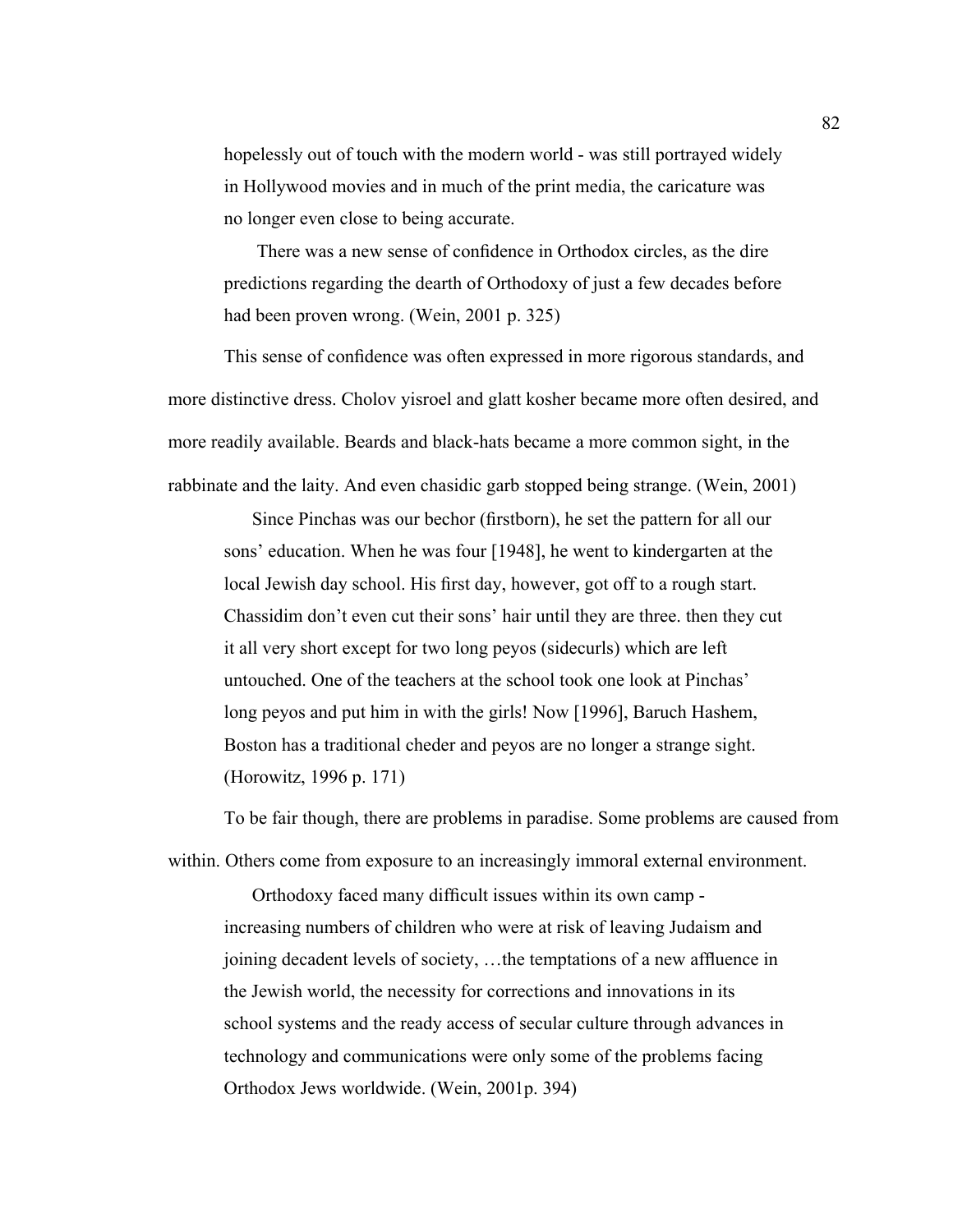> hopelessly out of touch with the modern world - was still portrayed widely in Hollywood movies and in much of the print media, the caricature was no longer even close to being accurate.
>
> There was a new sense of confidence in Orthodox circles, as the dire predictions regarding the dearth of Orthodoxy of just a few decades before had been proven wrong. (Wein, 2001 p. 325)

This sense of confidence was often expressed in more rigorous standards, and more distinctive dress. Cholov yisroel and glatt kosher became more often desired, and more readily available. Beards and black-hats became a more common sight, in the rabbinate and the laity. And even chasidic garb stopped being strange. (Wein, 2001)

> Since Pinchas was our bechor (firstborn), he set the pattern for all our sons' education. When he was four [1948], he went to kindergarten at the local Jewish day school. His first day, however, got off to a rough start. Chassidim don't even cut their sons' hair until they are three. then they cut it all very short except for two long peyos (sidecurls) which are left untouched. One of the teachers at the school took one look at Pinchas' long peyos and put him in with the girls! Now [1996], Baruch Hashem, Boston has a traditional cheder and peyos are no longer a strange sight. (Horowitz, 1996 p. 171)

To be fair though, there are problems in paradise. Some problems are caused from within. Others come from exposure to an increasingly immoral external environment.

> Orthodoxy faced many difficult issues within its own camp - increasing numbers of children who were at risk of leaving Judaism and joining decadent levels of society, …the temptations of a new affluence in the Jewish world, the necessity for corrections and innovations in its school systems and the ready access of secular culture through advances in technology and communications were only some of the problems facing Orthodox Jews worldwide. (Wein, 2001p. 394)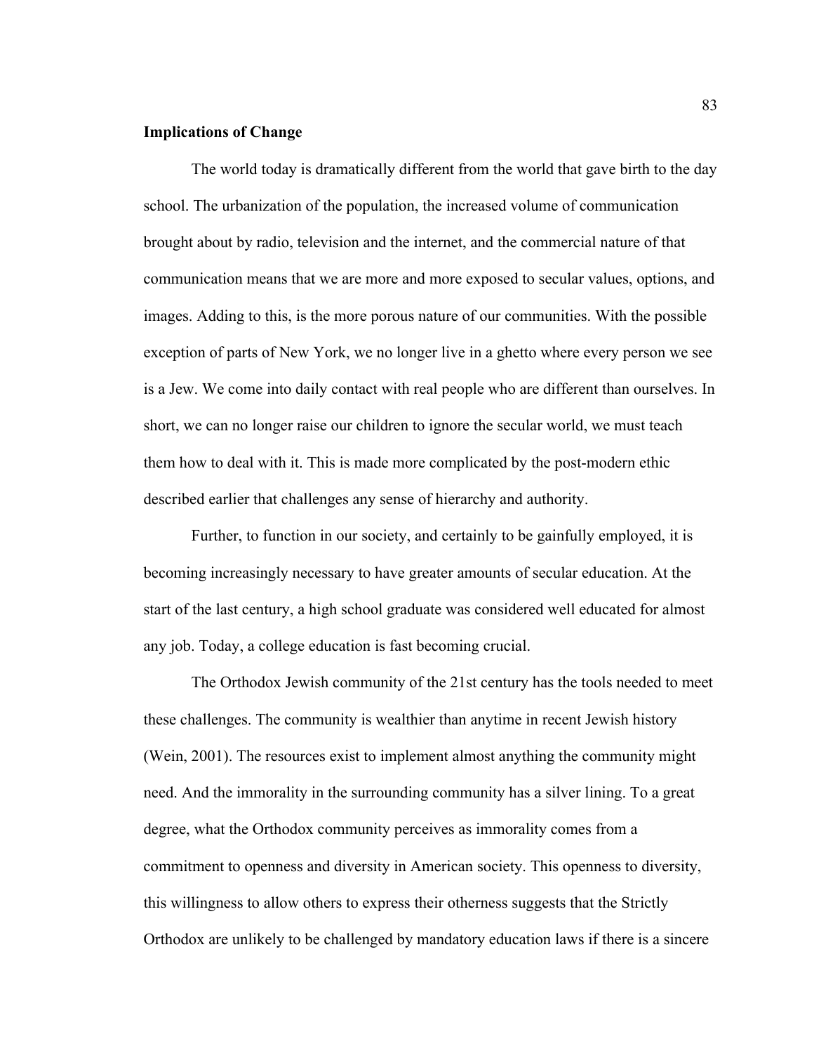**Implications of Change**

The world today is dramatically different from the world that gave birth to the day school. The urbanization of the population, the increased volume of communication brought about by radio, television and the internet, and the commercial nature of that communication means that we are more and more exposed to secular values, options, and images. Adding to this, is the more porous nature of our communities. With the possible exception of parts of New York, we no longer live in a ghetto where every person we see is a Jew. We come into daily contact with real people who are different than ourselves. In short, we can no longer raise our children to ignore the secular world, we must teach them how to deal with it. This is made more complicated by the post-modern ethic described earlier that challenges any sense of hierarchy and authority.

Further, to function in our society, and certainly to be gainfully employed, it is becoming increasingly necessary to have greater amounts of secular education. At the start of the last century, a high school graduate was considered well educated for almost any job. Today, a college education is fast becoming crucial.

The Orthodox Jewish community of the 21st century has the tools needed to meet these challenges. The community is wealthier than anytime in recent Jewish history (Wein, 2001). The resources exist to implement almost anything the community might need. And the immorality in the surrounding community has a silver lining. To a great degree, what the Orthodox community perceives as immorality comes from a commitment to openness and diversity in American society. This openness to diversity, this willingness to allow others to express their otherness suggests that the Strictly Orthodox are unlikely to be challenged by mandatory education laws if there is a sincere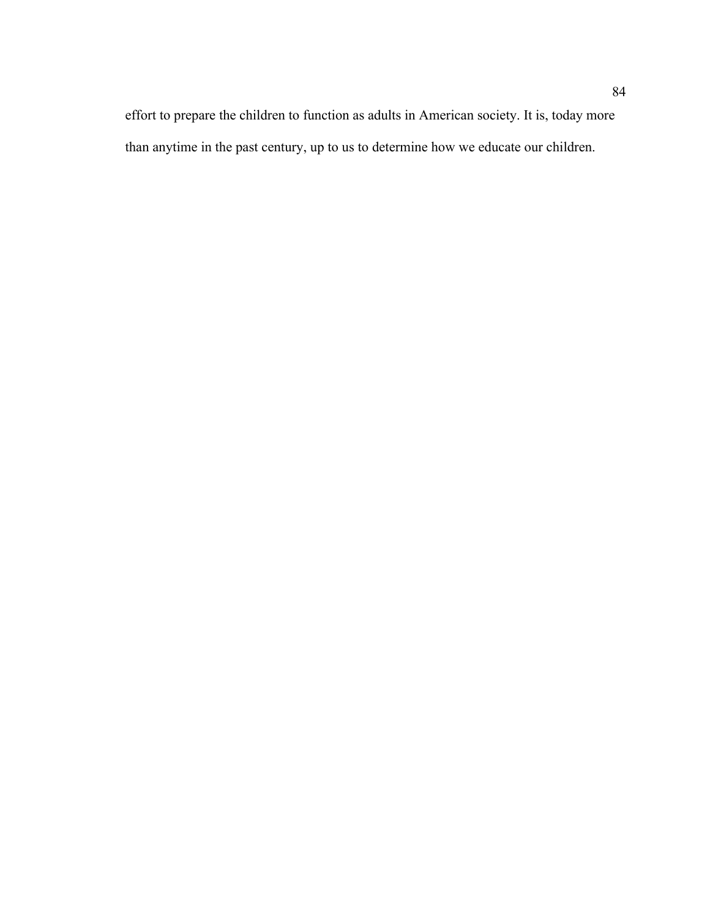effort to prepare the children to function as adults in American society. It is, today more than anytime in the past century, up to us to determine how we educate our children.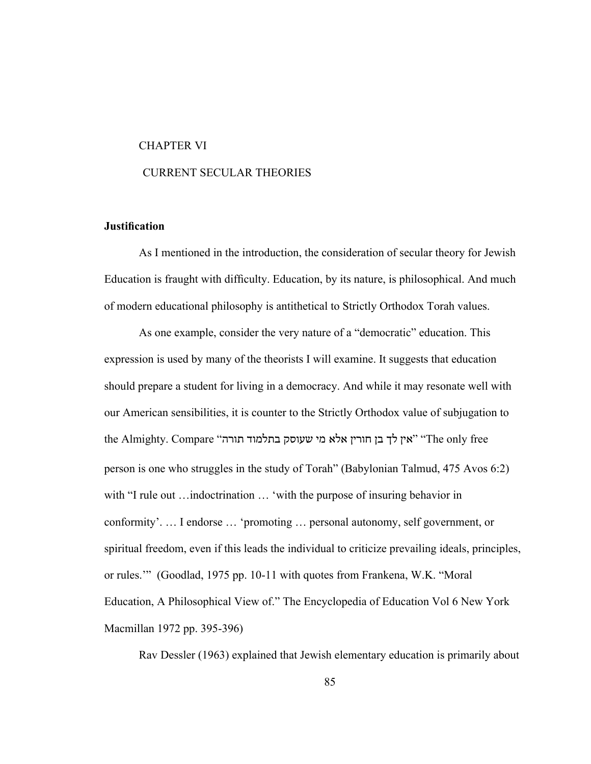# CHAPTER VI

## CURRENT SECULAR THEORIES

**Justification**

As I mentioned in the introduction, the consideration of secular theory for Jewish Education is fraught with difficulty. Education, by its nature, is philosophical. And much of modern educational philosophy is antithetical to Strictly Orthodox Torah values.

As one example, consider the very nature of a "democratic" education. This expression is used by many of the theorists I will examine. It suggests that education should prepare a student for living in a democracy. And while it may resonate well with our American sensibilities, it is counter to the Strictly Orthodox value of subjugation to the Almighty. Compare "אין לך בן חורין אלא מי שעוסק בתלמוד תורה" "The only free person is one who struggles in the study of Torah" (Babylonian Talmud, 475 Avos 6:2) with "I rule out …indoctrination … 'with the purpose of insuring behavior in conformity'. … I endorse … 'promoting … personal autonomy, self government, or spiritual freedom, even if this leads the individual to criticize prevailing ideals, principles, or rules.'" (Goodlad, 1975 pp. 10-11 with quotes from Frankena, W.K. "Moral Education, A Philosophical View of." The Encyclopedia of Education Vol 6 New York Macmillan 1972 pp. 395-396)

Rav Dessler (1963) explained that Jewish elementary education is primarily about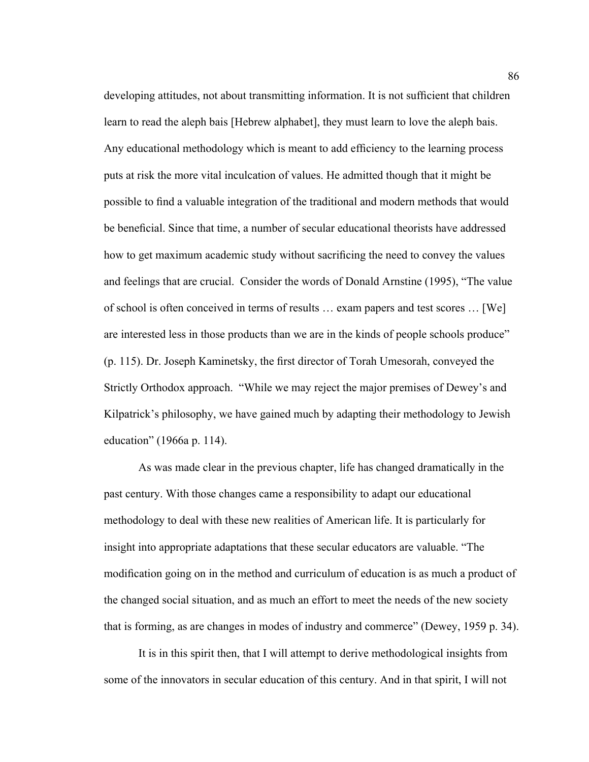developing attitudes, not about transmitting information. It is not sufficient that children learn to read the aleph bais [Hebrew alphabet], they must learn to love the aleph bais. Any educational methodology which is meant to add efficiency to the learning process puts at risk the more vital inculcation of values. He admitted though that it might be possible to find a valuable integration of the traditional and modern methods that would be beneficial. Since that time, a number of secular educational theorists have addressed how to get maximum academic study without sacrificing the need to convey the values and feelings that are crucial. Consider the words of Donald Arnstine (1995), "The value of school is often conceived in terms of results … exam papers and test scores … [We] are interested less in those products than we are in the kinds of people schools produce" (p. 115). Dr. Joseph Kaminetsky, the first director of Torah Umesorah, conveyed the Strictly Orthodox approach. "While we may reject the major premises of Dewey's and Kilpatrick's philosophy, we have gained much by adapting their methodology to Jewish education" (1966a p. 114).

As was made clear in the previous chapter, life has changed dramatically in the past century. With those changes came a responsibility to adapt our educational methodology to deal with these new realities of American life. It is particularly for insight into appropriate adaptations that these secular educators are valuable. "The modification going on in the method and curriculum of education is as much a product of the changed social situation, and as much an effort to meet the needs of the new society that is forming, as are changes in modes of industry and commerce" (Dewey, 1959 p. 34).

It is in this spirit then, that I will attempt to derive methodological insights from some of the innovators in secular education of this century. And in that spirit, I will not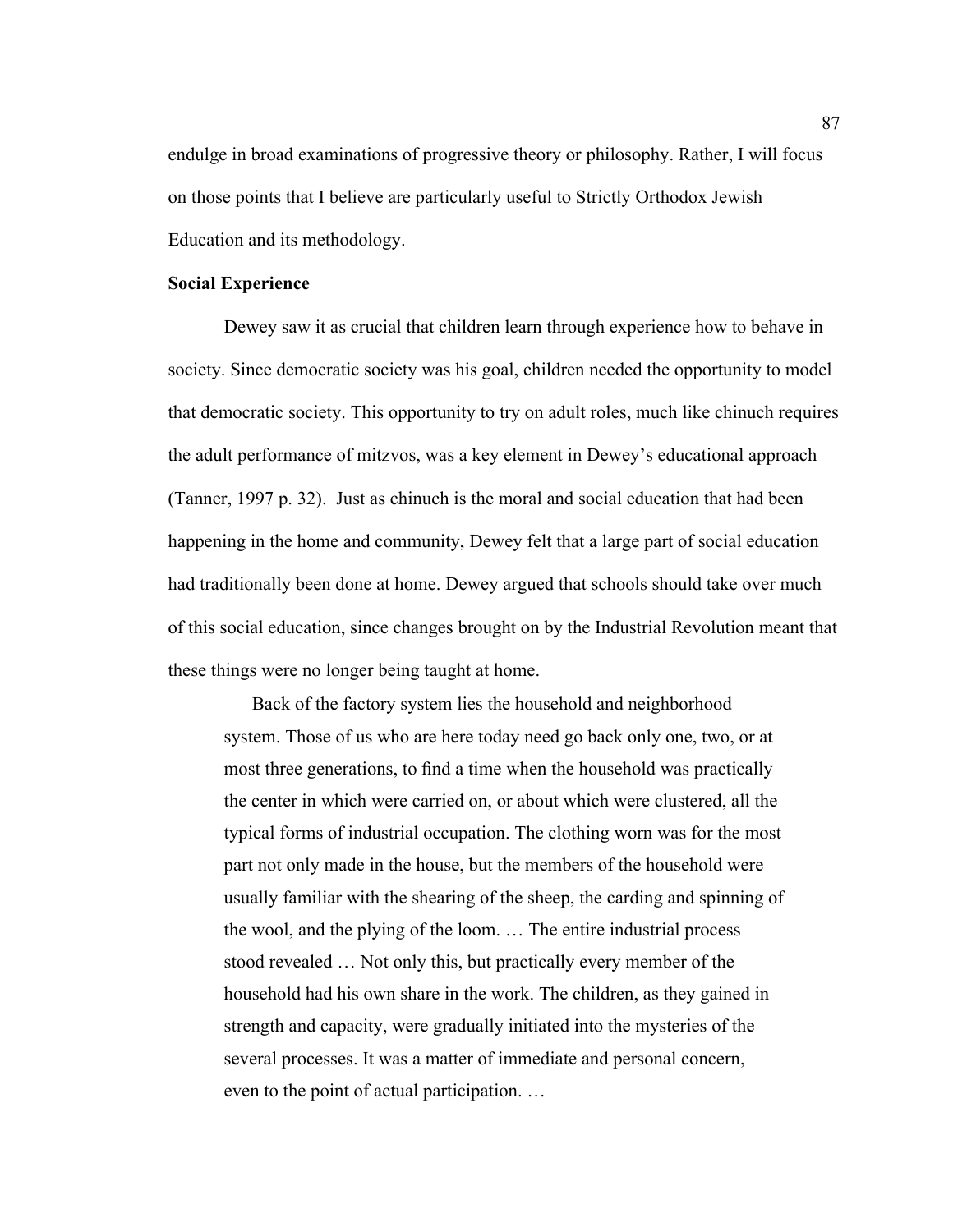endulge in broad examinations of progressive theory or philosophy. Rather, I will focus on those points that I believe are particularly useful to Strictly Orthodox Jewish Education and its methodology.

**Social Experience**

Dewey saw it as crucial that children learn through experience how to behave in society. Since democratic society was his goal, children needed the opportunity to model that democratic society. This opportunity to try on adult roles, much like chinuch requires the adult performance of mitzvos, was a key element in Dewey's educational approach (Tanner, 1997 p. 32). Just as chinuch is the moral and social education that had been happening in the home and community, Dewey felt that a large part of social education had traditionally been done at home. Dewey argued that schools should take over much of this social education, since changes brought on by the Industrial Revolution meant that these things were no longer being taught at home.

> Back of the factory system lies the household and neighborhood system. Those of us who are here today need go back only one, two, or at most three generations, to find a time when the household was practically the center in which were carried on, or about which were clustered, all the typical forms of industrial occupation. The clothing worn was for the most part not only made in the house, but the members of the household were usually familiar with the shearing of the sheep, the carding and spinning of the wool, and the plying of the loom. … The entire industrial process stood revealed … Not only this, but practically every member of the household had his own share in the work. The children, as they gained in strength and capacity, were gradually initiated into the mysteries of the several processes. It was a matter of immediate and personal concern, even to the point of actual participation. …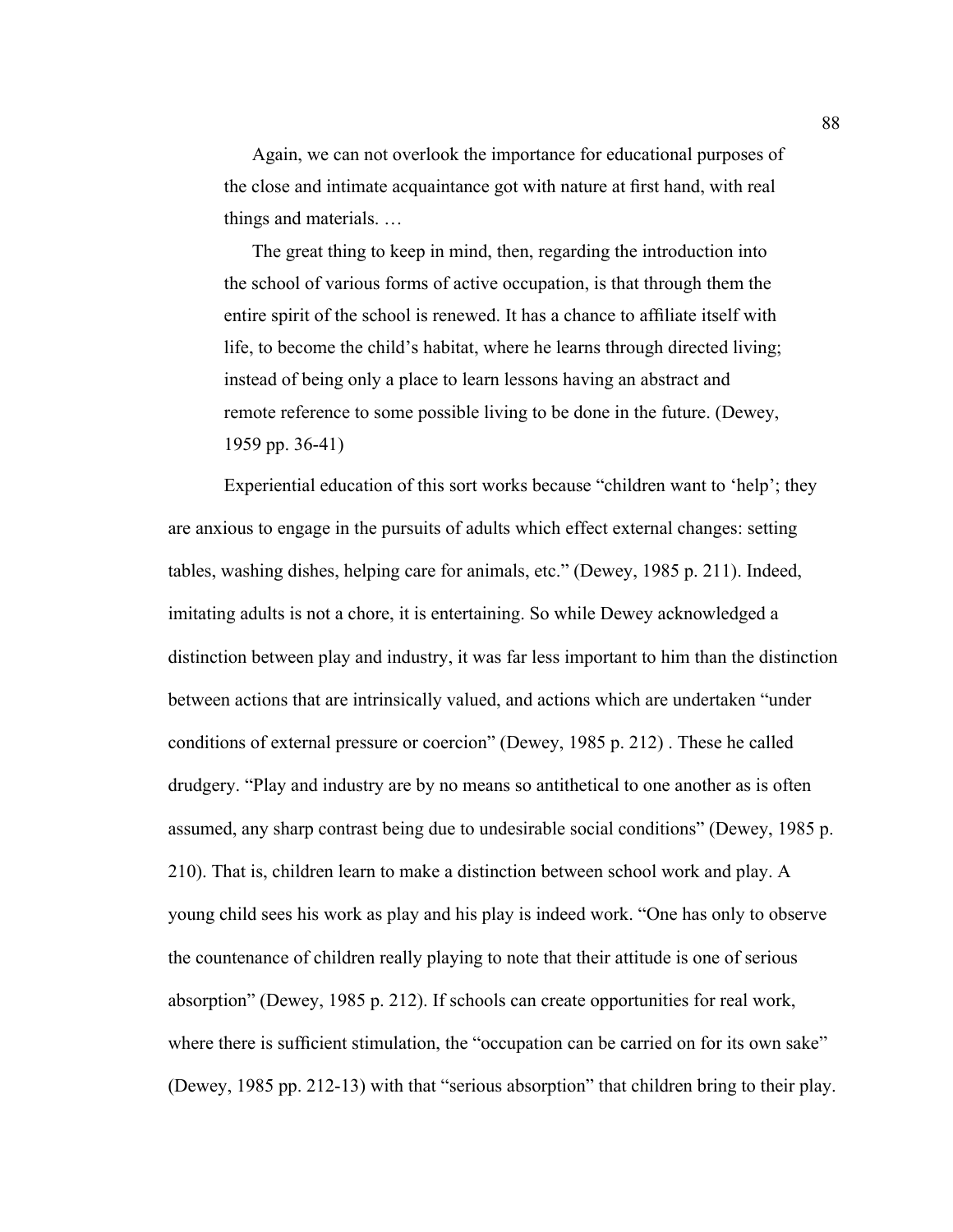> Again, we can not overlook the importance for educational purposes of the close and intimate acquaintance got with nature at first hand, with real things and materials. …
>
> The great thing to keep in mind, then, regarding the introduction into the school of various forms of active occupation, is that through them the entire spirit of the school is renewed. It has a chance to affiliate itself with life, to become the child's habitat, where he learns through directed living; instead of being only a place to learn lessons having an abstract and remote reference to some possible living to be done in the future. (Dewey, 1959 pp. 36-41)

Experiential education of this sort works because "children want to 'help'; they are anxious to engage in the pursuits of adults which effect external changes: setting tables, washing dishes, helping care for animals, etc." (Dewey, 1985 p. 211). Indeed, imitating adults is not a chore, it is entertaining. So while Dewey acknowledged a distinction between play and industry, it was far less important to him than the distinction between actions that are intrinsically valued, and actions which are undertaken "under conditions of external pressure or coercion" (Dewey, 1985 p. 212) . These he called drudgery. "Play and industry are by no means so antithetical to one another as is often assumed, any sharp contrast being due to undesirable social conditions" (Dewey, 1985 p. 210). That is, children learn to make a distinction between school work and play. A young child sees his work as play and his play is indeed work. "One has only to observe the countenance of children really playing to note that their attitude is one of serious absorption" (Dewey, 1985 p. 212). If schools can create opportunities for real work, where there is sufficient stimulation, the "occupation can be carried on for its own sake" (Dewey, 1985 pp. 212-13) with that "serious absorption" that children bring to their play.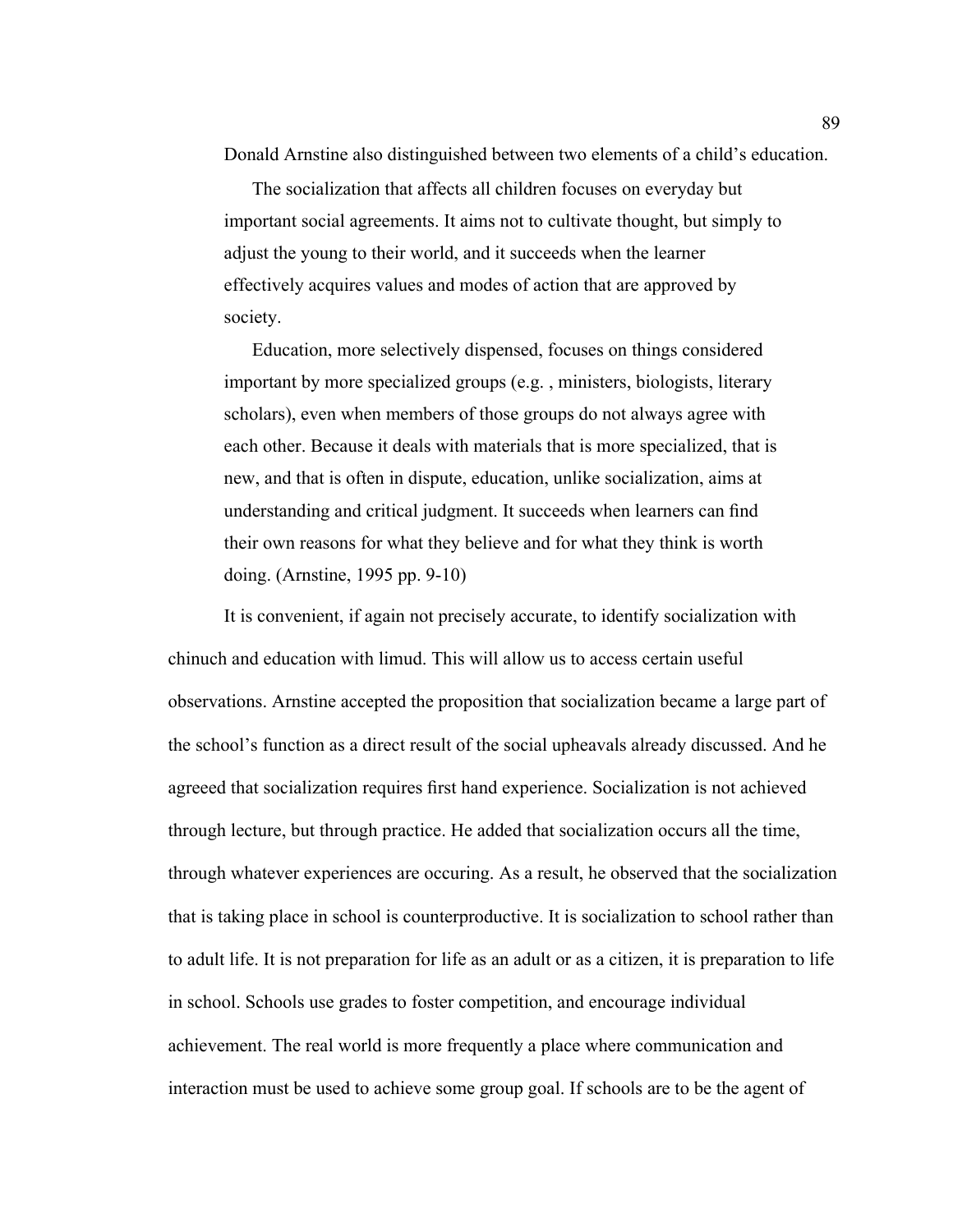Donald Arnstine also distinguished between two elements of a child's education.

> The socialization that affects all children focuses on everyday but important social agreements. It aims not to cultivate thought, but simply to adjust the young to their world, and it succeeds when the learner effectively acquires values and modes of action that are approved by society.
>
> Education, more selectively dispensed, focuses on things considered important by more specialized groups (e.g. , ministers, biologists, literary scholars), even when members of those groups do not always agree with each other. Because it deals with materials that is more specialized, that is new, and that is often in dispute, education, unlike socialization, aims at understanding and critical judgment. It succeeds when learners can find their own reasons for what they believe and for what they think is worth doing. (Arnstine, 1995 pp. 9-10)

It is convenient, if again not precisely accurate, to identify socialization with chinuch and education with limud. This will allow us to access certain useful observations. Arnstine accepted the proposition that socialization became a large part of the school's function as a direct result of the social upheavals already discussed. And he agreeed that socialization requires first hand experience. Socialization is not achieved through lecture, but through practice. He added that socialization occurs all the time, through whatever experiences are occuring. As a result, he observed that the socialization that is taking place in school is counterproductive. It is socialization to school rather than to adult life. It is not preparation for life as an adult or as a citizen, it is preparation to life in school. Schools use grades to foster competition, and encourage individual achievement. The real world is more frequently a place where communication and interaction must be used to achieve some group goal. If schools are to be the agent of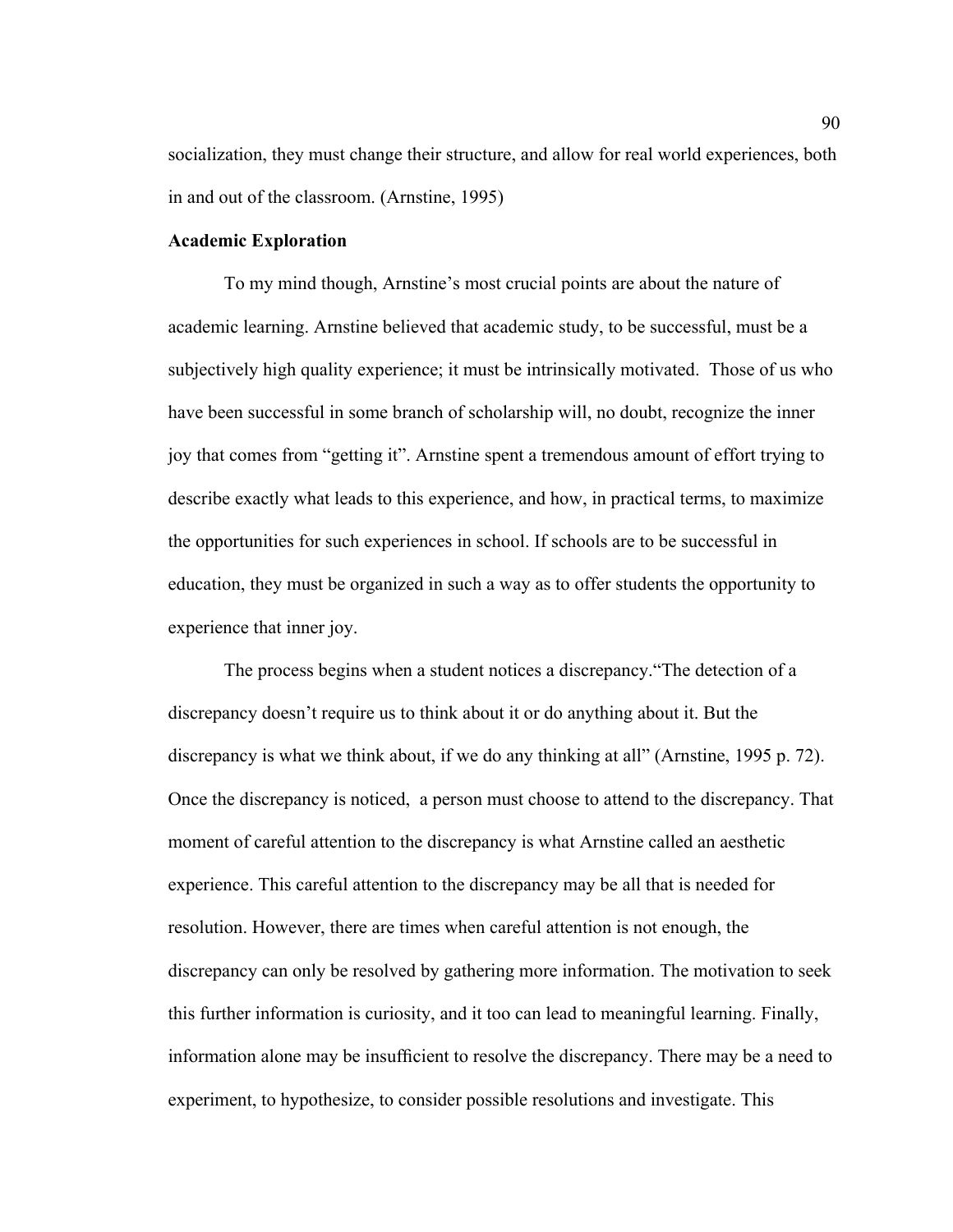socialization, they must change their structure, and allow for real world experiences, both in and out of the classroom. (Arnstine, 1995)

**Academic Exploration**

To my mind though, Arnstine's most crucial points are about the nature of academic learning. Arnstine believed that academic study, to be successful, must be a subjectively high quality experience; it must be intrinsically motivated. Those of us who have been successful in some branch of scholarship will, no doubt, recognize the inner joy that comes from "getting it". Arnstine spent a tremendous amount of effort trying to describe exactly what leads to this experience, and how, in practical terms, to maximize the opportunities for such experiences in school. If schools are to be successful in education, they must be organized in such a way as to offer students the opportunity to experience that inner joy.

The process begins when a student notices a discrepancy."The detection of a discrepancy doesn't require us to think about it or do anything about it. But the discrepancy is what we think about, if we do any thinking at all" (Arnstine, 1995 p. 72). Once the discrepancy is noticed, a person must choose to attend to the discrepancy. That moment of careful attention to the discrepancy is what Arnstine called an aesthetic experience. This careful attention to the discrepancy may be all that is needed for resolution. However, there are times when careful attention is not enough, the discrepancy can only be resolved by gathering more information. The motivation to seek this further information is curiosity, and it too can lead to meaningful learning. Finally, information alone may be insufficient to resolve the discrepancy. There may be a need to experiment, to hypothesize, to consider possible resolutions and investigate. This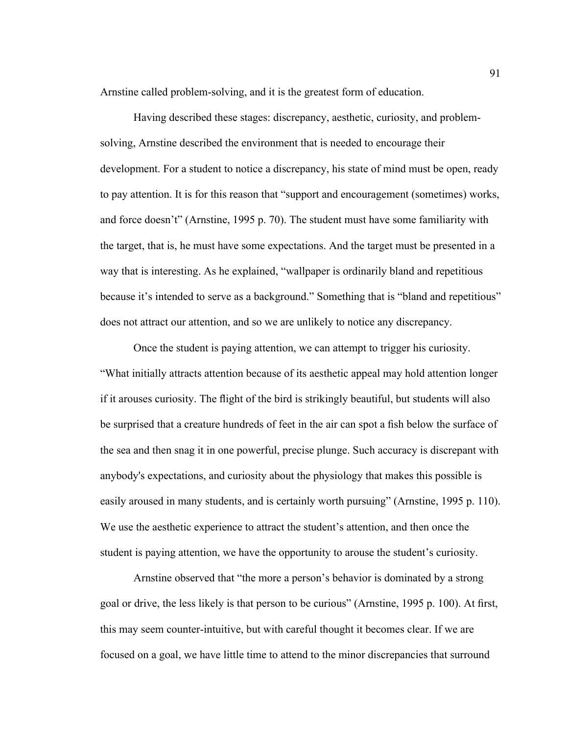Arnstine called problem-solving, and it is the greatest form of education.

Having described these stages: discrepancy, aesthetic, curiosity, and problem-solving, Arnstine described the environment that is needed to encourage their development. For a student to notice a discrepancy, his state of mind must be open, ready to pay attention. It is for this reason that "support and encouragement (sometimes) works, and force doesn't" (Arnstine, 1995 p. 70). The student must have some familiarity with the target, that is, he must have some expectations. And the target must be presented in a way that is interesting. As he explained, "wallpaper is ordinarily bland and repetitious because it's intended to serve as a background." Something that is "bland and repetitious" does not attract our attention, and so we are unlikely to notice any discrepancy.

Once the student is paying attention, we can attempt to trigger his curiosity. "What initially attracts attention because of its aesthetic appeal may hold attention longer if it arouses curiosity. The flight of the bird is strikingly beautiful, but students will also be surprised that a creature hundreds of feet in the air can spot a fish below the surface of the sea and then snag it in one powerful, precise plunge. Such accuracy is discrepant with anybody's expectations, and curiosity about the physiology that makes this possible is easily aroused in many students, and is certainly worth pursuing" (Arnstine, 1995 p. 110). We use the aesthetic experience to attract the student's attention, and then once the student is paying attention, we have the opportunity to arouse the student's curiosity.

Arnstine observed that "the more a person's behavior is dominated by a strong goal or drive, the less likely is that person to be curious" (Arnstine, 1995 p. 100). At first, this may seem counter-intuitive, but with careful thought it becomes clear. If we are focused on a goal, we have little time to attend to the minor discrepancies that surround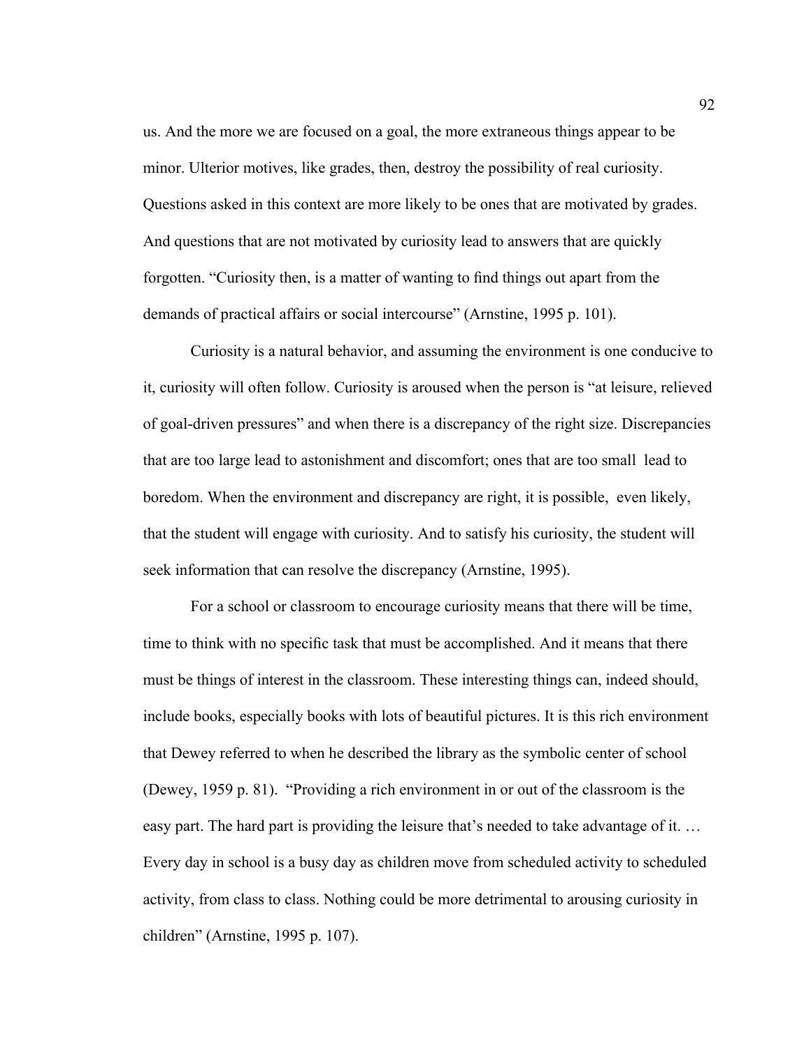us. And the more we are focused on a goal, the more extraneous things appear to be minor. Ulterior motives, like grades, then, destroy the possibility of real curiosity. Questions asked in this context are more likely to be ones that are motivated by grades. And questions that are not motivated by curiosity lead to answers that are quickly forgotten. “Curiosity then, is a matter of wanting to find things out apart from the demands of practical affairs or social intercourse” (Arnstine, 1995 p. 101).

Curiosity is a natural behavior, and assuming the environment is one conducive to it, curiosity will often follow. Curiosity is aroused when the person is “at leisure, relieved of goal-driven pressures” and when there is a discrepancy of the right size. Discrepancies that are too large lead to astonishment and discomfort; ones that are too small lead to boredom. When the environment and discrepancy are right, it is possible, even likely, that the student will engage with curiosity. And to satisfy his curiosity, the student will seek information that can resolve the discrepancy (Arnstine, 1995).

For a school or classroom to encourage curiosity means that there will be time, time to think with no specific task that must be accomplished. And it means that there must be things of interest in the classroom. These interesting things can, indeed should, include books, especially books with lots of beautiful pictures. It is this rich environment that Dewey referred to when he described the library as the symbolic center of school (Dewey, 1959 p. 81). “Providing a rich environment in or out of the classroom is the easy part. The hard part is providing the leisure that’s needed to take advantage of it. … Every day in school is a busy day as children move from scheduled activity to scheduled activity, from class to class. Nothing could be more detrimental to arousing curiosity in children” (Arnstine, 1995 p. 107).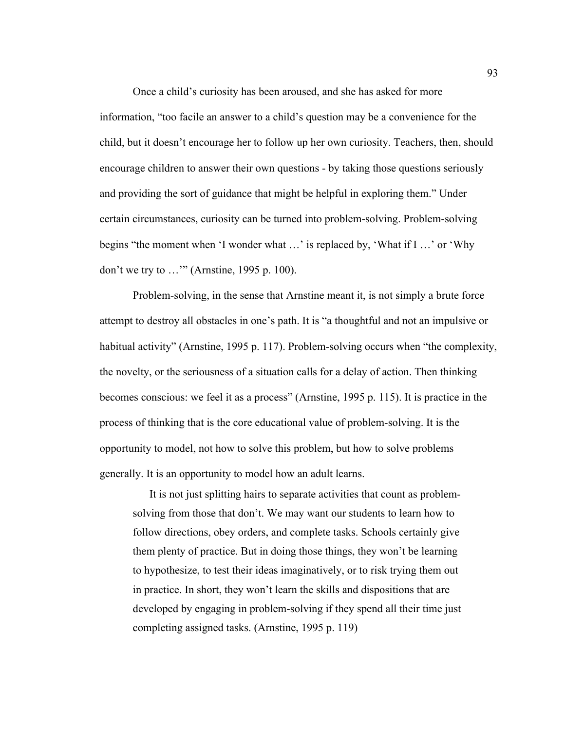Once a child's curiosity has been aroused, and she has asked for more information, "too facile an answer to a child's question may be a convenience for the child, but it doesn't encourage her to follow up her own curiosity. Teachers, then, should encourage children to answer their own questions - by taking those questions seriously and providing the sort of guidance that might be helpful in exploring them." Under certain circumstances, curiosity can be turned into problem-solving. Problem-solving begins "the moment when 'I wonder what …' is replaced by, 'What if I …' or 'Why don't we try to …'" (Arnstine, 1995 p. 100).

Problem-solving, in the sense that Arnstine meant it, is not simply a brute force attempt to destroy all obstacles in one's path. It is "a thoughtful and not an impulsive or habitual activity" (Arnstine, 1995 p. 117). Problem-solving occurs when "the complexity, the novelty, or the seriousness of a situation calls for a delay of action. Then thinking becomes conscious: we feel it as a process" (Arnstine, 1995 p. 115). It is practice in the process of thinking that is the core educational value of problem-solving. It is the opportunity to model, not how to solve this problem, but how to solve problems generally. It is an opportunity to model how an adult learns.

> It is not just splitting hairs to separate activities that count as problem-solving from those that don't. We may want our students to learn how to follow directions, obey orders, and complete tasks. Schools certainly give them plenty of practice. But in doing those things, they won't be learning to hypothesize, to test their ideas imaginatively, or to risk trying them out in practice. In short, they won't learn the skills and dispositions that are developed by engaging in problem-solving if they spend all their time just completing assigned tasks. (Arnstine, 1995 p. 119)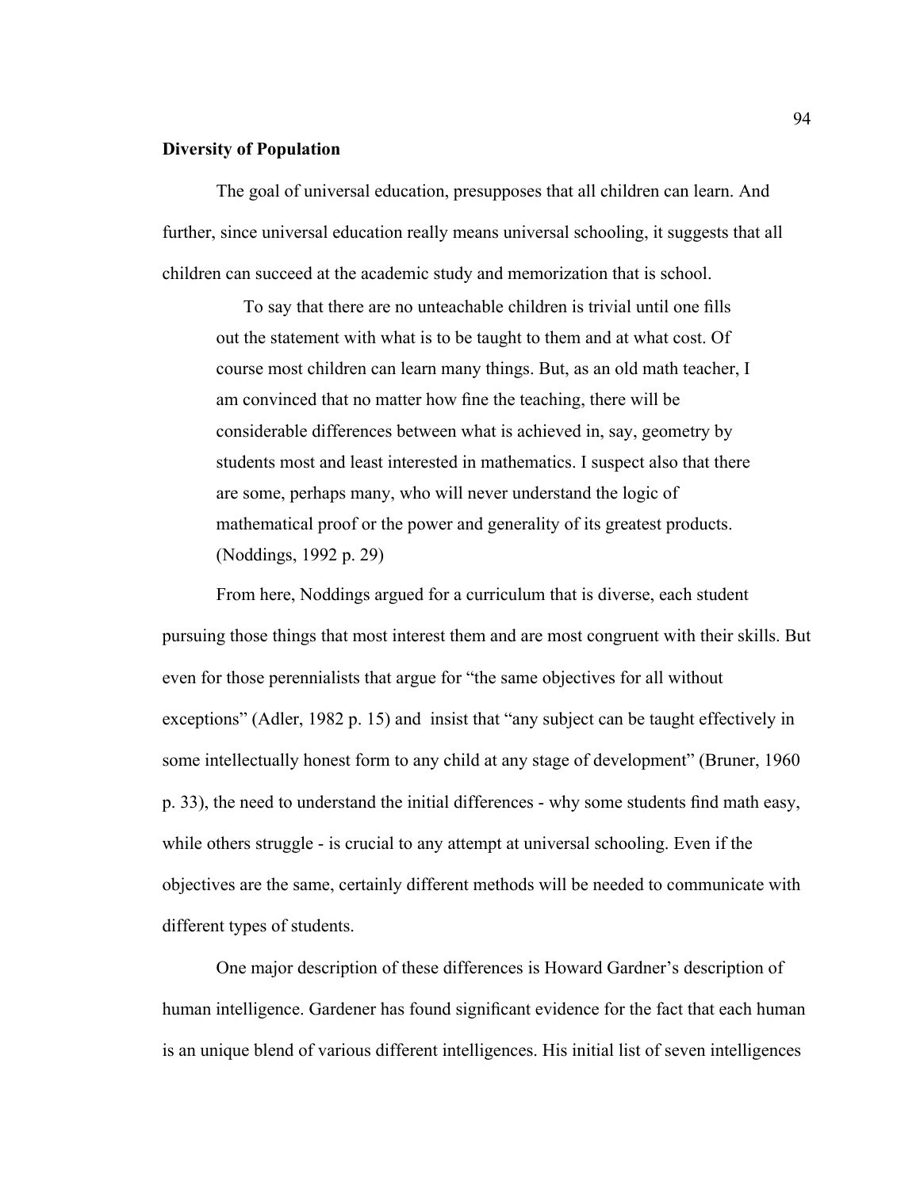**Diversity of Population**

The goal of universal education, presupposes that all children can learn. And further, since universal education really means universal schooling, it suggests that all children can succeed at the academic study and memorization that is school.

> To say that there are no unteachable children is trivial until one fills out the statement with what is to be taught to them and at what cost. Of course most children can learn many things. But, as an old math teacher, I am convinced that no matter how fine the teaching, there will be considerable differences between what is achieved in, say, geometry by students most and least interested in mathematics. I suspect also that there are some, perhaps many, who will never understand the logic of mathematical proof or the power and generality of its greatest products. (Noddings, 1992 p. 29)

From here, Noddings argued for a curriculum that is diverse, each student pursuing those things that most interest them and are most congruent with their skills. But even for those perennialists that argue for "the same objectives for all without exceptions" (Adler, 1982 p. 15) and insist that "any subject can be taught effectively in some intellectually honest form to any child at any stage of development" (Bruner, 1960 p. 33), the need to understand the initial differences - why some students find math easy, while others struggle - is crucial to any attempt at universal schooling. Even if the objectives are the same, certainly different methods will be needed to communicate with different types of students.

One major description of these differences is Howard Gardner's description of human intelligence. Gardener has found significant evidence for the fact that each human is an unique blend of various different intelligences. His initial list of seven intelligences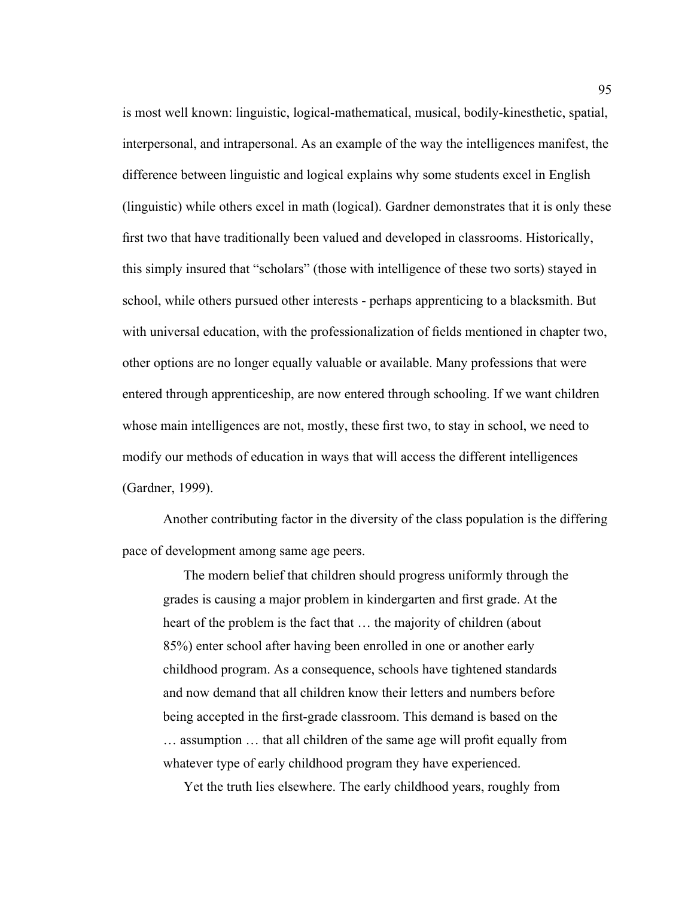is most well known: linguistic, logical-mathematical, musical, bodily-kinesthetic, spatial, interpersonal, and intrapersonal. As an example of the way the intelligences manifest, the difference between linguistic and logical explains why some students excel in English (linguistic) while others excel in math (logical). Gardner demonstrates that it is only these first two that have traditionally been valued and developed in classrooms. Historically, this simply insured that "scholars" (those with intelligence of these two sorts) stayed in school, while others pursued other interests - perhaps apprenticing to a blacksmith. But with universal education, with the professionalization of fields mentioned in chapter two, other options are no longer equally valuable or available. Many professions that were entered through apprenticeship, are now entered through schooling. If we want children whose main intelligences are not, mostly, these first two, to stay in school, we need to modify our methods of education in ways that will access the different intelligences (Gardner, 1999).

Another contributing factor in the diversity of the class population is the differing pace of development among same age peers.

> The modern belief that children should progress uniformly through the grades is causing a major problem in kindergarten and first grade. At the heart of the problem is the fact that … the majority of children (about 85%) enter school after having been enrolled in one or another early childhood program. As a consequence, schools have tightened standards and now demand that all children know their letters and numbers before being accepted in the first-grade classroom. This demand is based on the … assumption … that all children of the same age will profit equally from whatever type of early childhood program they have experienced.
>
> Yet the truth lies elsewhere. The early childhood years, roughly from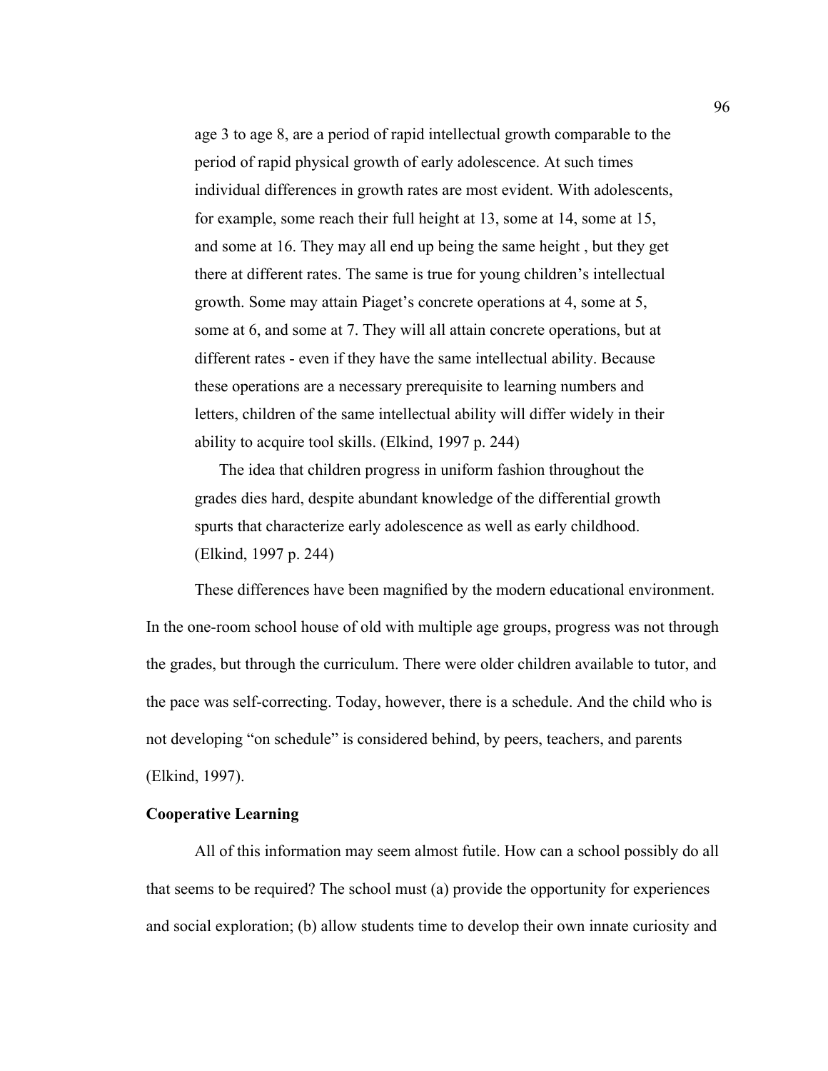> age 3 to age 8, are a period of rapid intellectual growth comparable to the period of rapid physical growth of early adolescence. At such times individual differences in growth rates are most evident. With adolescents, for example, some reach their full height at 13, some at 14, some at 15, and some at 16. They may all end up being the same height , but they get there at different rates. The same is true for young children's intellectual growth. Some may attain Piaget's concrete operations at 4, some at 5, some at 6, and some at 7. They will all attain concrete operations, but at different rates - even if they have the same intellectual ability. Because these operations are a necessary prerequisite to learning numbers and letters, children of the same intellectual ability will differ widely in their ability to acquire tool skills. (Elkind, 1997 p. 244)
>
> The idea that children progress in uniform fashion throughout the grades dies hard, despite abundant knowledge of the differential growth spurts that characterize early adolescence as well as early childhood. (Elkind, 1997 p. 244)

These differences have been magnified by the modern educational environment. In the one-room school house of old with multiple age groups, progress was not through the grades, but through the curriculum. There were older children available to tutor, and the pace was self-correcting. Today, however, there is a schedule. And the child who is not developing "on schedule" is considered behind, by peers, teachers, and parents (Elkind, 1997).

**Cooperative Learning**

All of this information may seem almost futile. How can a school possibly do all that seems to be required? The school must (a) provide the opportunity for experiences and social exploration; (b) allow students time to develop their own innate curiosity and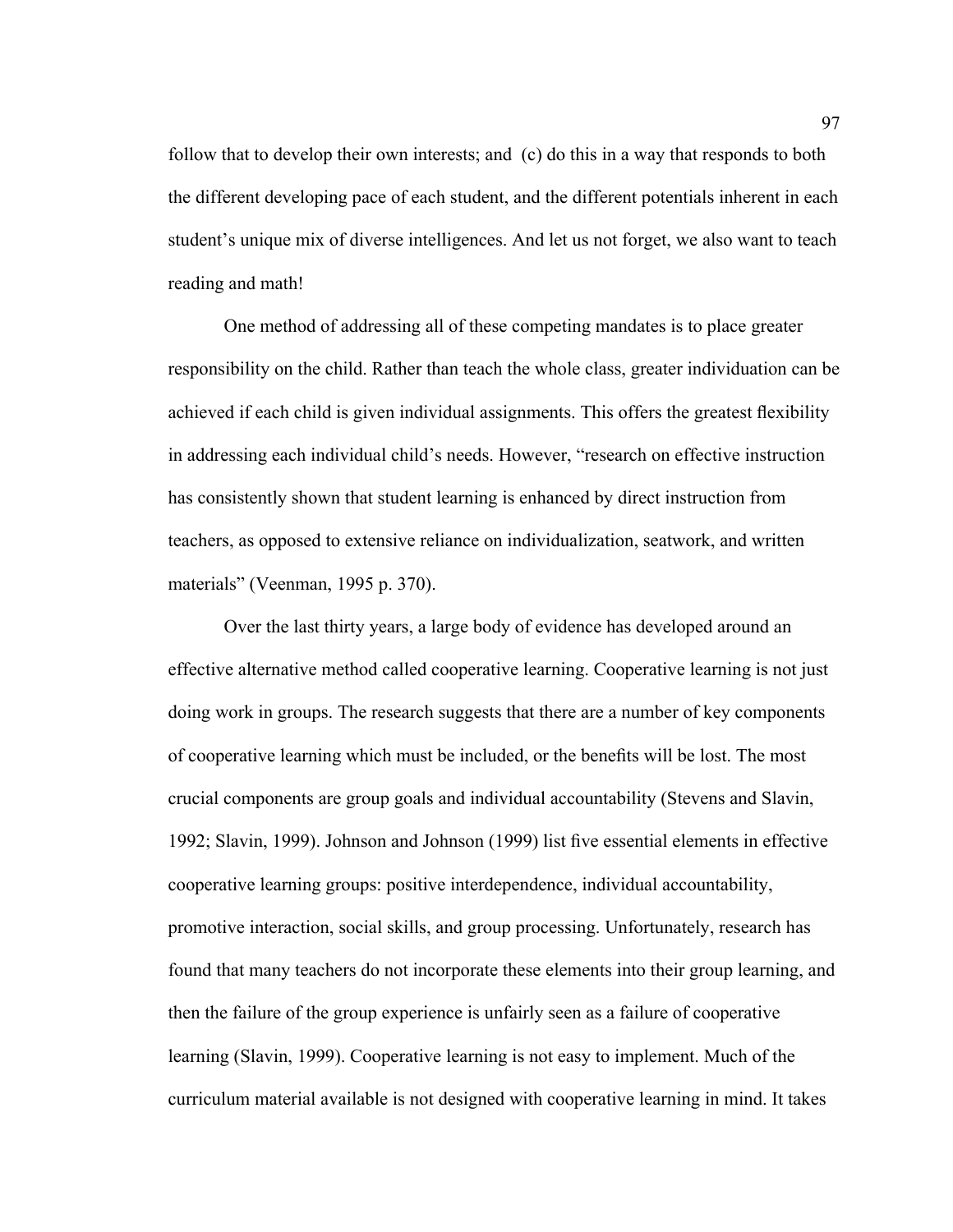follow that to develop their own interests; and (c) do this in a way that responds to both the different developing pace of each student, and the different potentials inherent in each student's unique mix of diverse intelligences. And let us not forget, we also want to teach reading and math!

One method of addressing all of these competing mandates is to place greater responsibility on the child. Rather than teach the whole class, greater individuation can be achieved if each child is given individual assignments. This offers the greatest flexibility in addressing each individual child's needs. However, "research on effective instruction has consistently shown that student learning is enhanced by direct instruction from teachers, as opposed to extensive reliance on individualization, seatwork, and written materials" (Veenman, 1995 p. 370).

Over the last thirty years, a large body of evidence has developed around an effective alternative method called cooperative learning. Cooperative learning is not just doing work in groups. The research suggests that there are a number of key components of cooperative learning which must be included, or the benefits will be lost. The most crucial components are group goals and individual accountability (Stevens and Slavin, 1992; Slavin, 1999). Johnson and Johnson (1999) list five essential elements in effective cooperative learning groups: positive interdependence, individual accountability, promotive interaction, social skills, and group processing. Unfortunately, research has found that many teachers do not incorporate these elements into their group learning, and then the failure of the group experience is unfairly seen as a failure of cooperative learning (Slavin, 1999). Cooperative learning is not easy to implement. Much of the curriculum material available is not designed with cooperative learning in mind. It takes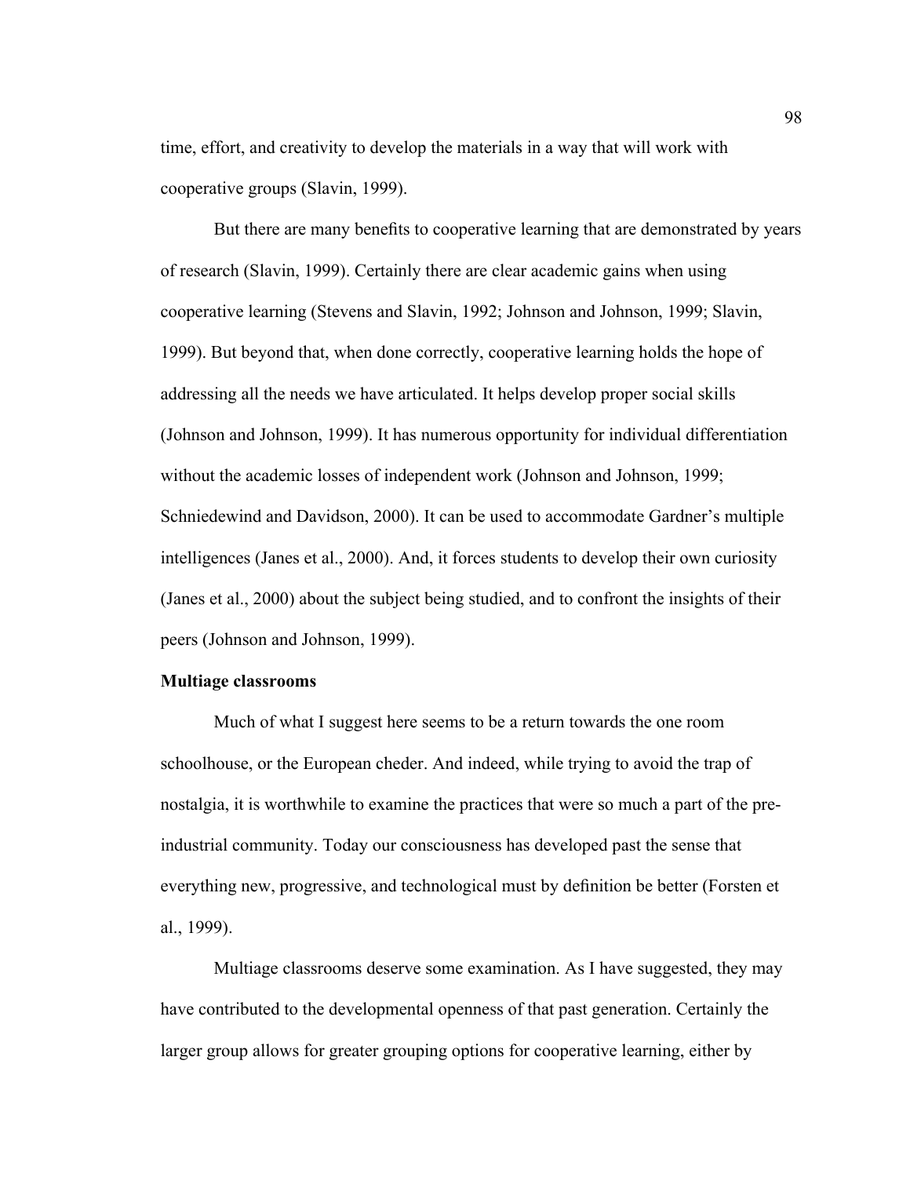time, effort, and creativity to develop the materials in a way that will work with cooperative groups (Slavin, 1999).

But there are many benefits to cooperative learning that are demonstrated by years of research (Slavin, 1999). Certainly there are clear academic gains when using cooperative learning (Stevens and Slavin, 1992; Johnson and Johnson, 1999; Slavin, 1999). But beyond that, when done correctly, cooperative learning holds the hope of addressing all the needs we have articulated. It helps develop proper social skills (Johnson and Johnson, 1999). It has numerous opportunity for individual differentiation without the academic losses of independent work (Johnson and Johnson, 1999; Schniedewind and Davidson, 2000). It can be used to accommodate Gardner's multiple intelligences (Janes et al., 2000). And, it forces students to develop their own curiosity (Janes et al., 2000) about the subject being studied, and to confront the insights of their peers (Johnson and Johnson, 1999).

**Multiage classrooms**

Much of what I suggest here seems to be a return towards the one room schoolhouse, or the European cheder. And indeed, while trying to avoid the trap of nostalgia, it is worthwhile to examine the practices that were so much a part of the pre-industrial community. Today our consciousness has developed past the sense that everything new, progressive, and technological must by definition be better (Forsten et al., 1999).

Multiage classrooms deserve some examination. As I have suggested, they may have contributed to the developmental openness of that past generation. Certainly the larger group allows for greater grouping options for cooperative learning, either by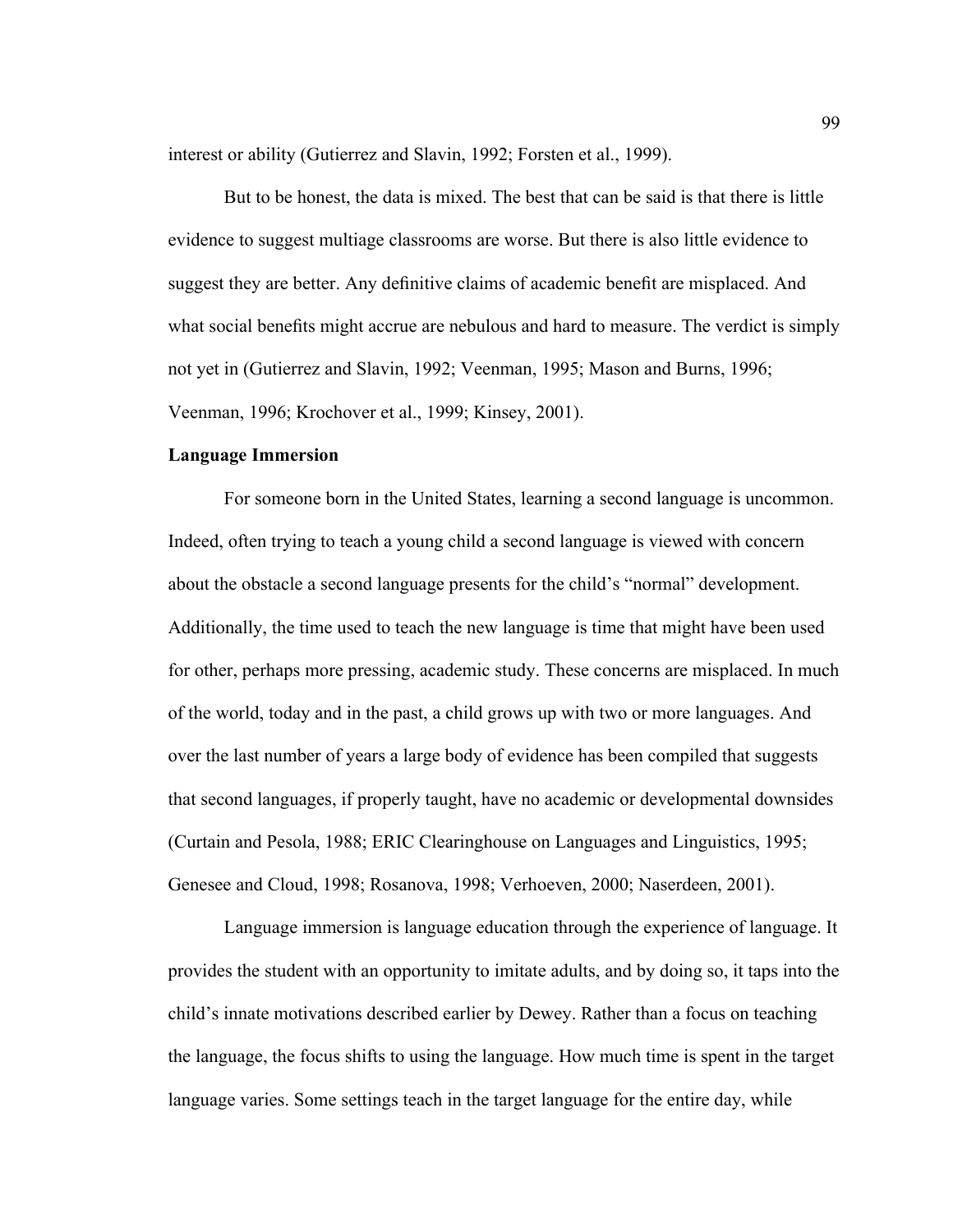interest or ability (Gutierrez and Slavin, 1992; Forsten et al., 1999).

But to be honest, the data is mixed. The best that can be said is that there is little evidence to suggest multiage classrooms are worse. But there is also little evidence to suggest they are better. Any definitive claims of academic benefit are misplaced. And what social benefits might accrue are nebulous and hard to measure. The verdict is simply not yet in (Gutierrez and Slavin, 1992; Veenman, 1995; Mason and Burns, 1996; Veenman, 1996; Krochover et al., 1999; Kinsey, 2001).

**Language Immersion**

For someone born in the United States, learning a second language is uncommon. Indeed, often trying to teach a young child a second language is viewed with concern about the obstacle a second language presents for the child's "normal" development. Additionally, the time used to teach the new language is time that might have been used for other, perhaps more pressing, academic study. These concerns are misplaced. In much of the world, today and in the past, a child grows up with two or more languages. And over the last number of years a large body of evidence has been compiled that suggests that second languages, if properly taught, have no academic or developmental downsides (Curtain and Pesola, 1988; ERIC Clearinghouse on Languages and Linguistics, 1995; Genesee and Cloud, 1998; Rosanova, 1998; Verhoeven, 2000; Naserdeen, 2001).

Language immersion is language education through the experience of language. It provides the student with an opportunity to imitate adults, and by doing so, it taps into the child's innate motivations described earlier by Dewey. Rather than a focus on teaching the language, the focus shifts to using the language. How much time is spent in the target language varies. Some settings teach in the target language for the entire day, while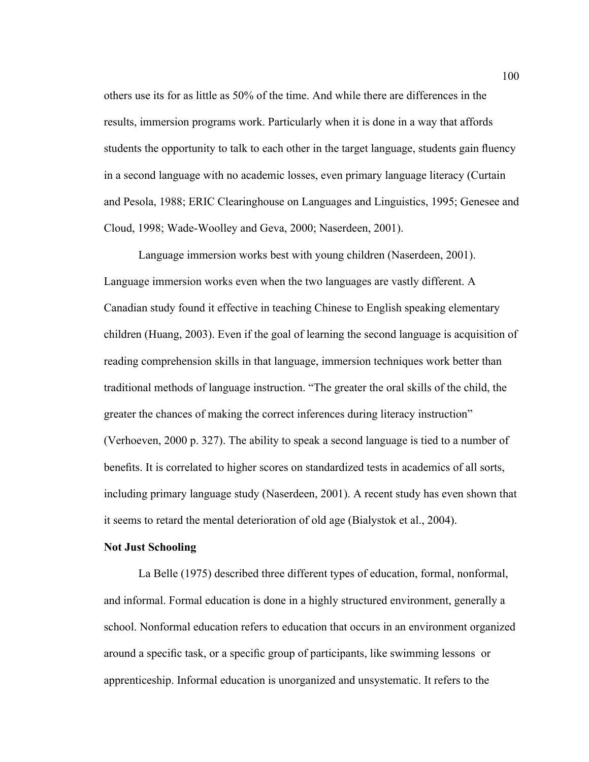others use its for as little as 50% of the time. And while there are differences in the results, immersion programs work. Particularly when it is done in a way that affords students the opportunity to talk to each other in the target language, students gain fluency in a second language with no academic losses, even primary language literacy (Curtain and Pesola, 1988; ERIC Clearinghouse on Languages and Linguistics, 1995; Genesee and Cloud, 1998; Wade-Woolley and Geva, 2000; Naserdeen, 2001).

Language immersion works best with young children (Naserdeen, 2001). Language immersion works even when the two languages are vastly different. A Canadian study found it effective in teaching Chinese to English speaking elementary children (Huang, 2003). Even if the goal of learning the second language is acquisition of reading comprehension skills in that language, immersion techniques work better than traditional methods of language instruction. "The greater the oral skills of the child, the greater the chances of making the correct inferences during literacy instruction" (Verhoeven, 2000 p. 327). The ability to speak a second language is tied to a number of benefits. It is correlated to higher scores on standardized tests in academics of all sorts, including primary language study (Naserdeen, 2001). A recent study has even shown that it seems to retard the mental deterioration of old age (Bialystok et al., 2004).

**Not Just Schooling**

La Belle (1975) described three different types of education, formal, nonformal, and informal. Formal education is done in a highly structured environment, generally a school. Nonformal education refers to education that occurs in an environment organized around a specific task, or a specific group of participants, like swimming lessons or apprenticeship. Informal education is unorganized and unsystematic. It refers to the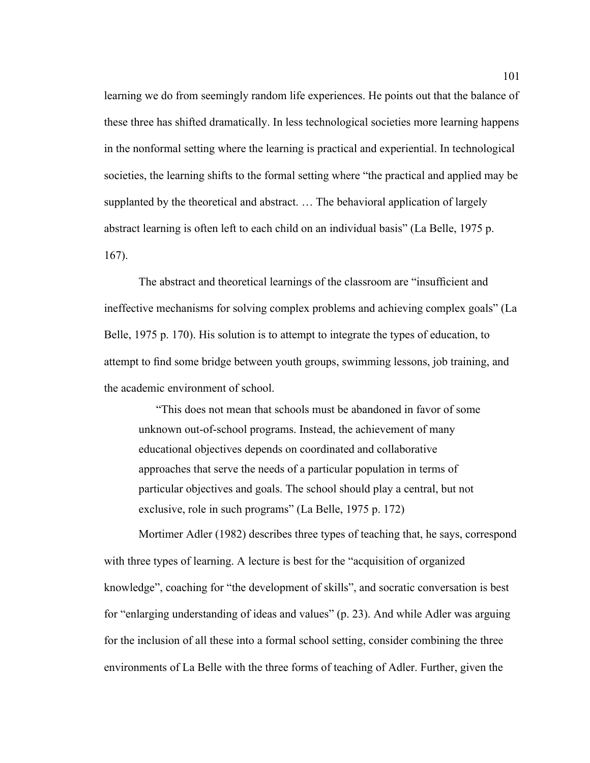learning we do from seemingly random life experiences. He points out that the balance of these three has shifted dramatically. In less technological societies more learning happens in the nonformal setting where the learning is practical and experiential. In technological societies, the learning shifts to the formal setting where "the practical and applied may be supplanted by the theoretical and abstract. … The behavioral application of largely abstract learning is often left to each child on an individual basis" (La Belle, 1975 p. 167).

The abstract and theoretical learnings of the classroom are "insufficient and ineffective mechanisms for solving complex problems and achieving complex goals" (La Belle, 1975 p. 170). His solution is to attempt to integrate the types of education, to attempt to find some bridge between youth groups, swimming lessons, job training, and the academic environment of school.

> "This does not mean that schools must be abandoned in favor of some unknown out-of-school programs. Instead, the achievement of many educational objectives depends on coordinated and collaborative approaches that serve the needs of a particular population in terms of particular objectives and goals. The school should play a central, but not exclusive, role in such programs" (La Belle, 1975 p. 172)

Mortimer Adler (1982) describes three types of teaching that, he says, correspond with three types of learning. A lecture is best for the "acquisition of organized knowledge", coaching for "the development of skills", and socratic conversation is best for "enlarging understanding of ideas and values" (p. 23). And while Adler was arguing for the inclusion of all these into a formal school setting, consider combining the three environments of La Belle with the three forms of teaching of Adler. Further, given the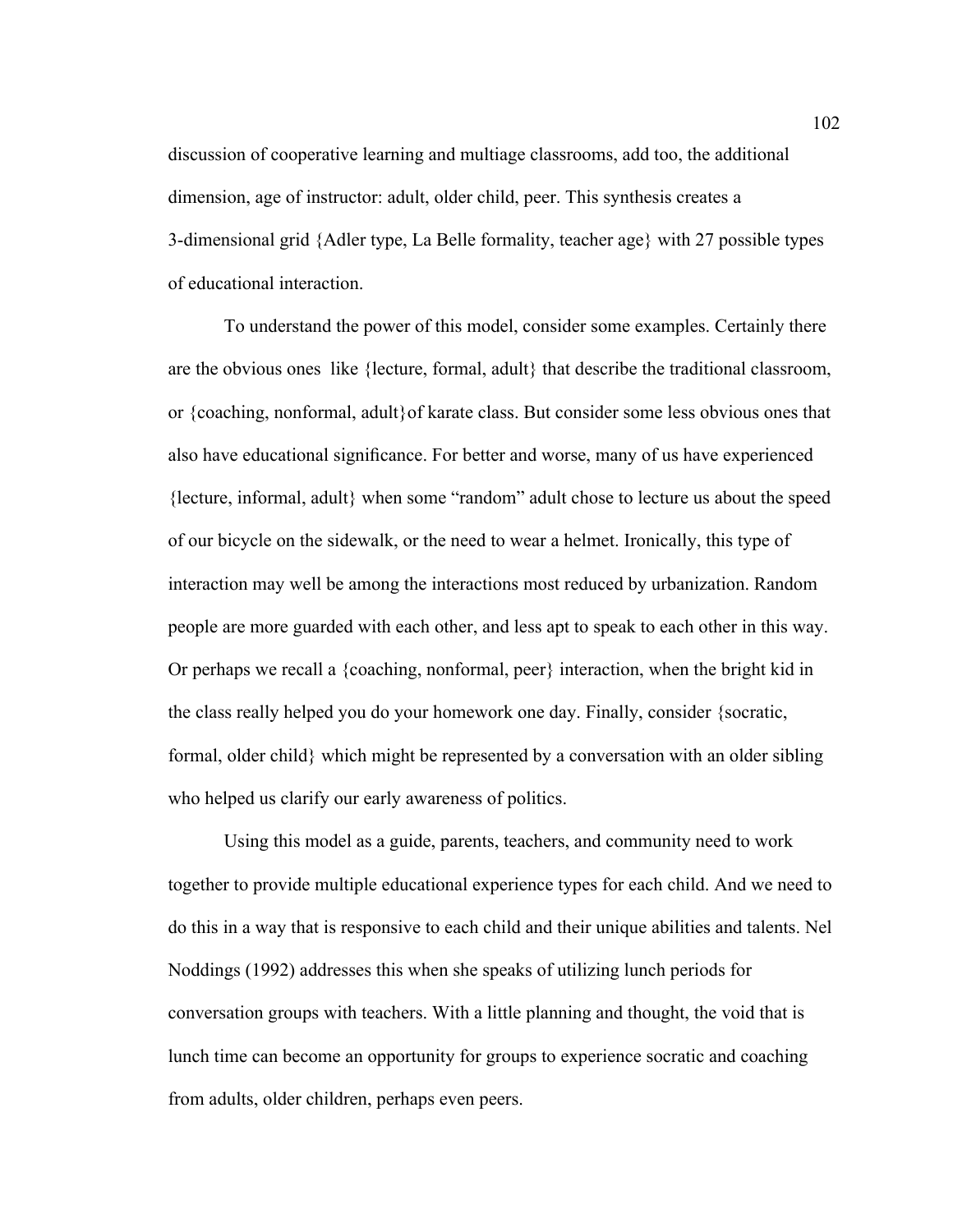discussion of cooperative learning and multiage classrooms, add too, the additional dimension, age of instructor: adult, older child, peer. This synthesis creates a 3-dimensional grid {Adler type, La Belle formality, teacher age} with 27 possible types of educational interaction.

To understand the power of this model, consider some examples. Certainly there are the obvious ones like {lecture, formal, adult} that describe the traditional classroom, or {coaching, nonformal, adult}of karate class. But consider some less obvious ones that also have educational significance. For better and worse, many of us have experienced {lecture, informal, adult} when some "random" adult chose to lecture us about the speed of our bicycle on the sidewalk, or the need to wear a helmet. Ironically, this type of interaction may well be among the interactions most reduced by urbanization. Random people are more guarded with each other, and less apt to speak to each other in this way. Or perhaps we recall a {coaching, nonformal, peer} interaction, when the bright kid in the class really helped you do your homework one day. Finally, consider {socratic, formal, older child} which might be represented by a conversation with an older sibling who helped us clarify our early awareness of politics.

Using this model as a guide, parents, teachers, and community need to work together to provide multiple educational experience types for each child. And we need to do this in a way that is responsive to each child and their unique abilities and talents. Nel Noddings (1992) addresses this when she speaks of utilizing lunch periods for conversation groups with teachers. With a little planning and thought, the void that is lunch time can become an opportunity for groups to experience socratic and coaching from adults, older children, perhaps even peers.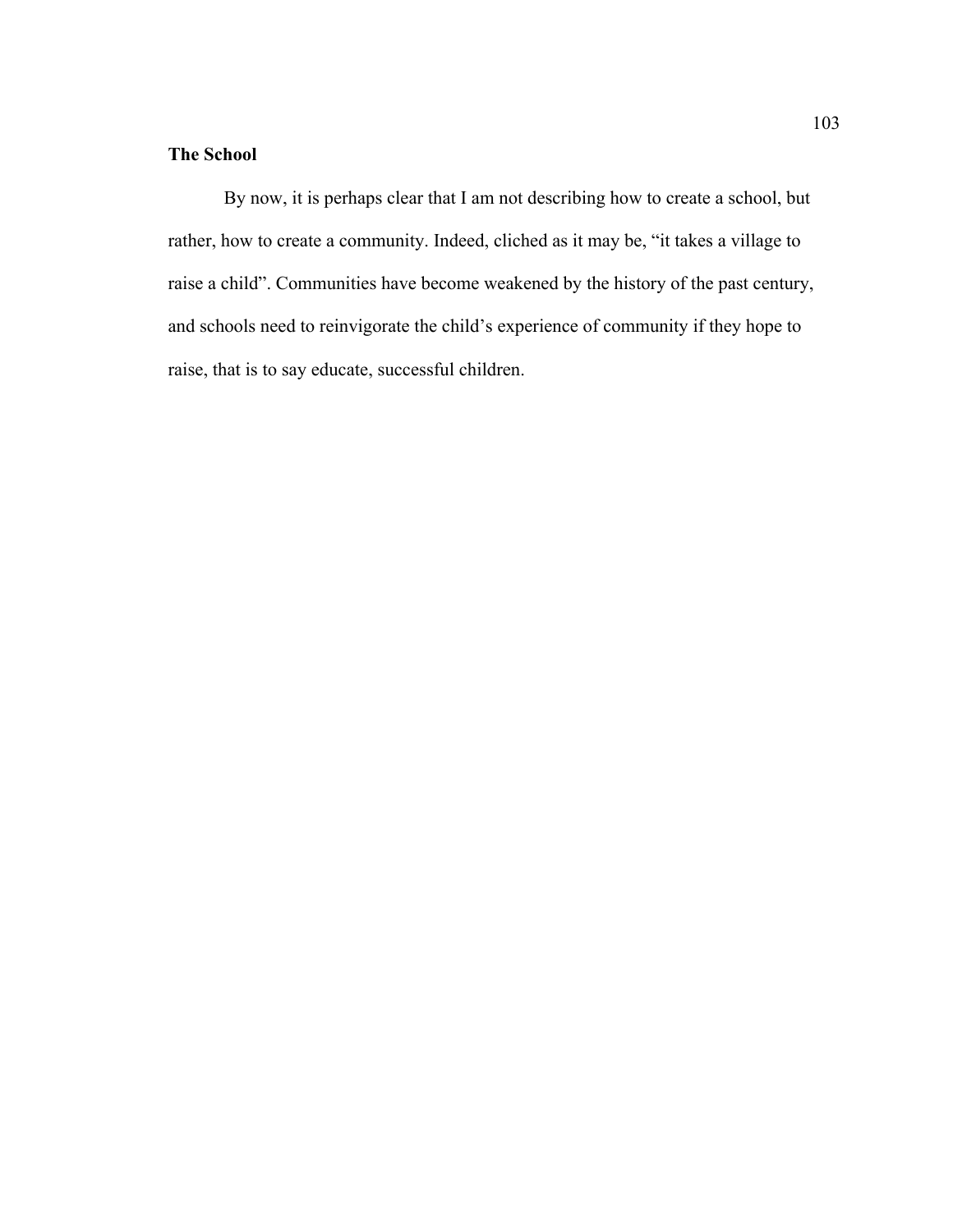## The School

By now, it is perhaps clear that I am not describing how to create a school, but rather, how to create a community. Indeed, cliched as it may be, "it takes a village to raise a child". Communities have become weakened by the history of the past century, and schools need to reinvigorate the child's experience of community if they hope to raise, that is to say educate, successful children.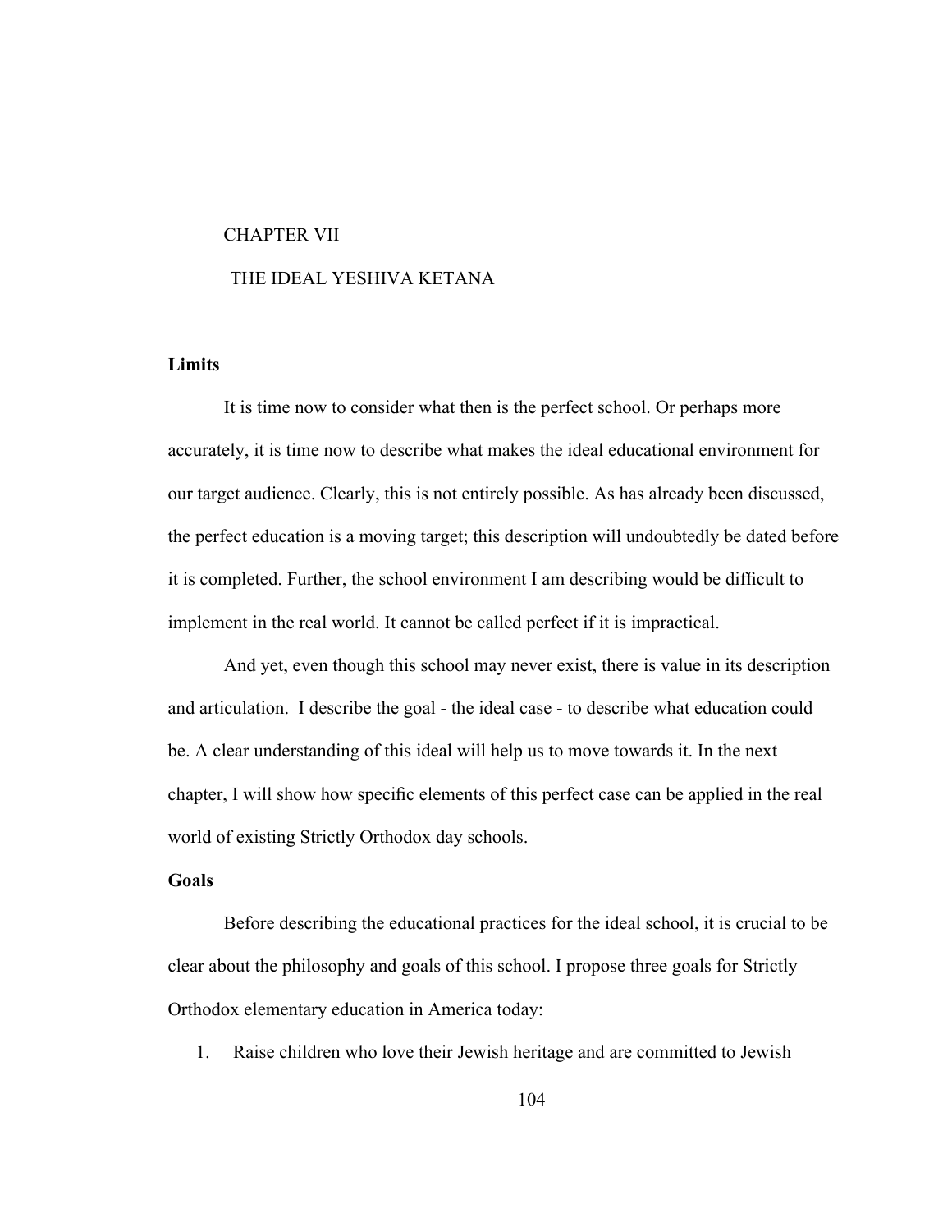# CHAPTER VII

# THE IDEAL YESHIVA KETANA

## Limits

It is time now to consider what then is the perfect school. Or perhaps more accurately, it is time now to describe what makes the ideal educational environment for our target audience. Clearly, this is not entirely possible. As has already been discussed, the perfect education is a moving target; this description will undoubtedly be dated before it is completed. Further, the school environment I am describing would be difficult to implement in the real world. It cannot be called perfect if it is impractical.

And yet, even though this school may never exist, there is value in its description and articulation. I describe the goal - the ideal case - to describe what education could be. A clear understanding of this ideal will help us to move towards it. In the next chapter, I will show how specific elements of this perfect case can be applied in the real world of existing Strictly Orthodox day schools.

## Goals

Before describing the educational practices for the ideal school, it is crucial to be clear about the philosophy and goals of this school. I propose three goals for Strictly Orthodox elementary education in America today:

1. Raise children who love their Jewish heritage and are committed to Jewish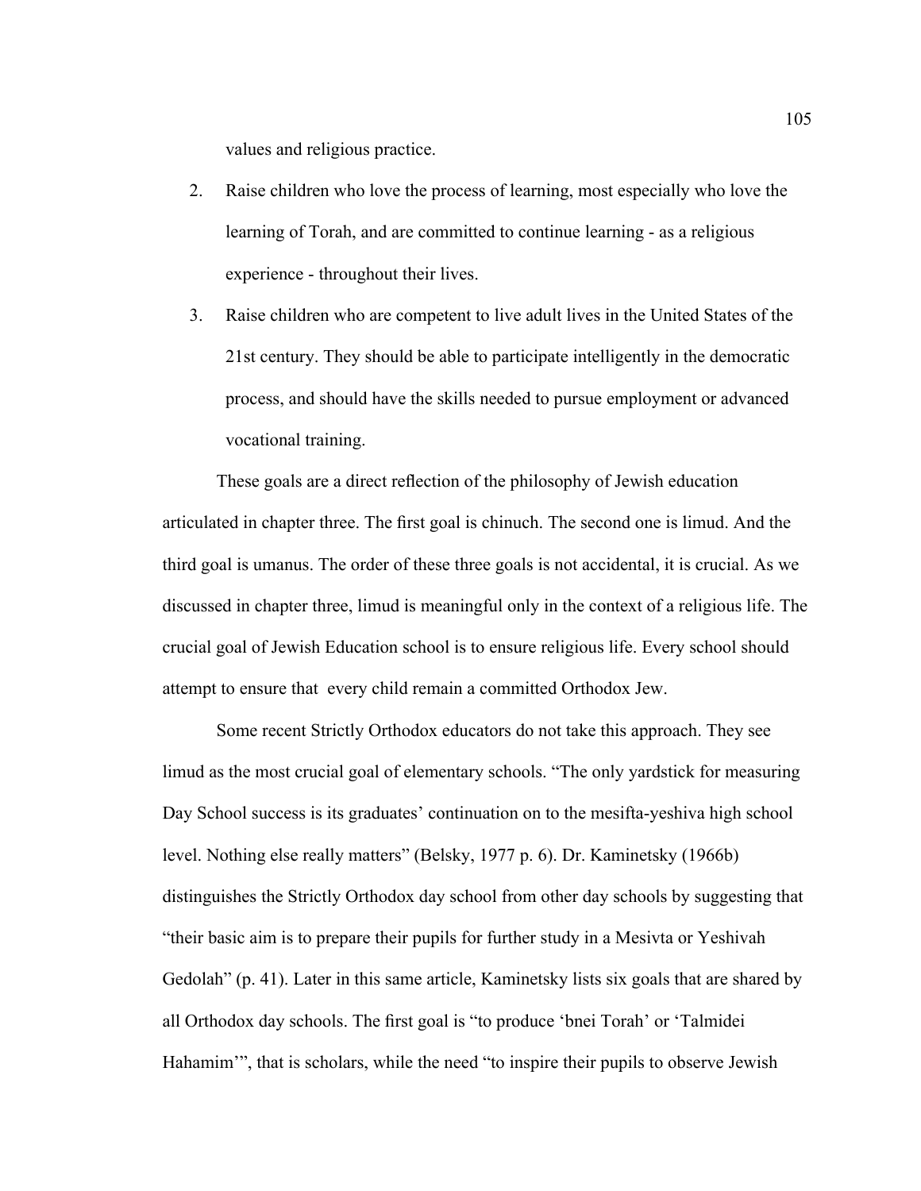values and religious practice.

2. Raise children who love the process of learning, most especially who love the learning of Torah, and are committed to continue learning - as a religious experience - throughout their lives.

3. Raise children who are competent to live adult lives in the United States of the 21st century. They should be able to participate intelligently in the democratic process, and should have the skills needed to pursue employment or advanced vocational training.

These goals are a direct reflection of the philosophy of Jewish education articulated in chapter three. The first goal is chinuch. The second one is limud. And the third goal is umanus. The order of these three goals is not accidental, it is crucial. As we discussed in chapter three, limud is meaningful only in the context of a religious life. The crucial goal of Jewish Education school is to ensure religious life. Every school should attempt to ensure that every child remain a committed Orthodox Jew.

Some recent Strictly Orthodox educators do not take this approach. They see limud as the most crucial goal of elementary schools. "The only yardstick for measuring Day School success is its graduates' continuation on to the mesifta-yeshiva high school level. Nothing else really matters" (Belsky, 1977 p. 6). Dr. Kaminetsky (1966b) distinguishes the Strictly Orthodox day school from other day schools by suggesting that "their basic aim is to prepare their pupils for further study in a Mesivta or Yeshivah Gedolah" (p. 41). Later in this same article, Kaminetsky lists six goals that are shared by all Orthodox day schools. The first goal is "to produce 'bnei Torah' or 'Talmidei Hahamim'", that is scholars, while the need "to inspire their pupils to observe Jewish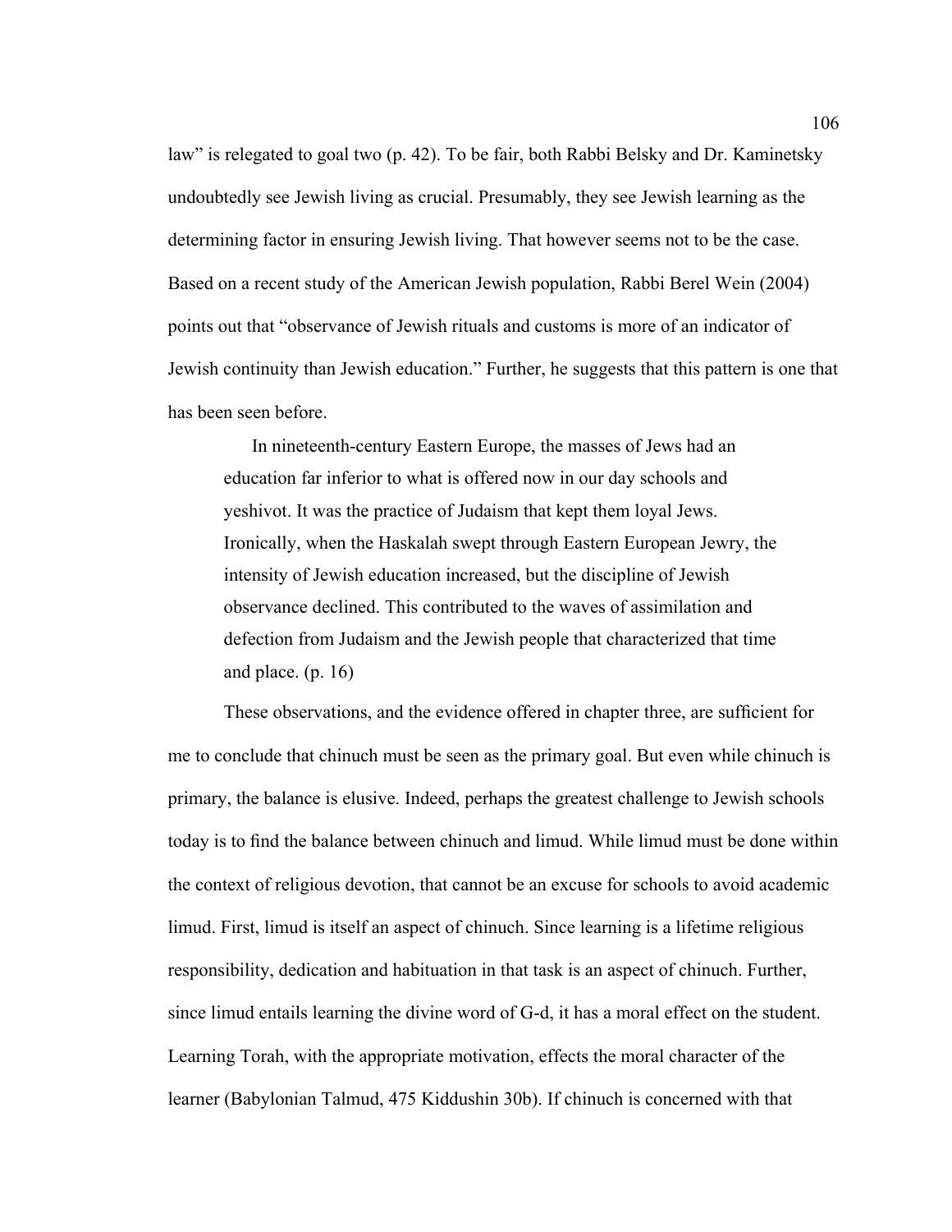law" is relegated to goal two (p. 42). To be fair, both Rabbi Belsky and Dr. Kaminetsky undoubtedly see Jewish living as crucial. Presumably, they see Jewish learning as the determining factor in ensuring Jewish living. That however seems not to be the case. Based on a recent study of the American Jewish population, Rabbi Berel Wein (2004) points out that "observance of Jewish rituals and customs is more of an indicator of Jewish continuity than Jewish education." Further, he suggests that this pattern is one that has been seen before.

> In nineteenth-century Eastern Europe, the masses of Jews had an education far inferior to what is offered now in our day schools and yeshivot. It was the practice of Judaism that kept them loyal Jews. Ironically, when the Haskalah swept through Eastern European Jewry, the intensity of Jewish education increased, but the discipline of Jewish observance declined. This contributed to the waves of assimilation and defection from Judaism and the Jewish people that characterized that time and place. (p. 16)

These observations, and the evidence offered in chapter three, are sufficient for me to conclude that chinuch must be seen as the primary goal. But even while chinuch is primary, the balance is elusive. Indeed, perhaps the greatest challenge to Jewish schools today is to find the balance between chinuch and limud. While limud must be done within the context of religious devotion, that cannot be an excuse for schools to avoid academic limud. First, limud is itself an aspect of chinuch. Since learning is a lifetime religious responsibility, dedication and habituation in that task is an aspect of chinuch. Further, since limud entails learning the divine word of G-d, it has a moral effect on the student. Learning Torah, with the appropriate motivation, effects the moral character of the learner (Babylonian Talmud, 475 Kiddushin 30b). If chinuch is concerned with that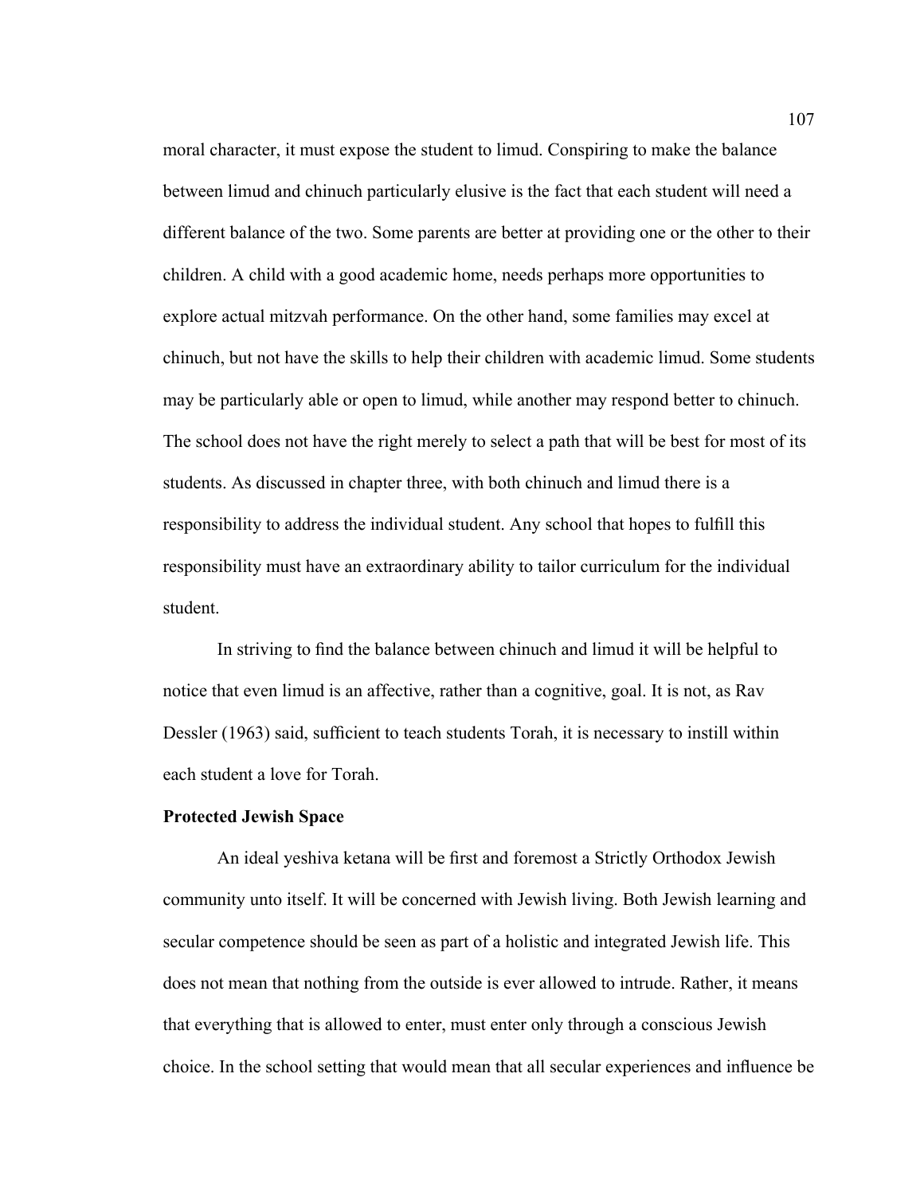moral character, it must expose the student to limud. Conspiring to make the balance between limud and chinuch particularly elusive is the fact that each student will need a different balance of the two. Some parents are better at providing one or the other to their children. A child with a good academic home, needs perhaps more opportunities to explore actual mitzvah performance. On the other hand, some families may excel at chinuch, but not have the skills to help their children with academic limud. Some students may be particularly able or open to limud, while another may respond better to chinuch. The school does not have the right merely to select a path that will be best for most of its students. As discussed in chapter three, with both chinuch and limud there is a responsibility to address the individual student. Any school that hopes to fulfill this responsibility must have an extraordinary ability to tailor curriculum for the individual student.

In striving to find the balance between chinuch and limud it will be helpful to notice that even limud is an affective, rather than a cognitive, goal. It is not, as Rav Dessler (1963) said, sufficient to teach students Torah, it is necessary to instill within each student a love for Torah.

**Protected Jewish Space**

An ideal yeshiva ketana will be first and foremost a Strictly Orthodox Jewish community unto itself. It will be concerned with Jewish living. Both Jewish learning and secular competence should be seen as part of a holistic and integrated Jewish life. This does not mean that nothing from the outside is ever allowed to intrude. Rather, it means that everything that is allowed to enter, must enter only through a conscious Jewish choice. In the school setting that would mean that all secular experiences and influence be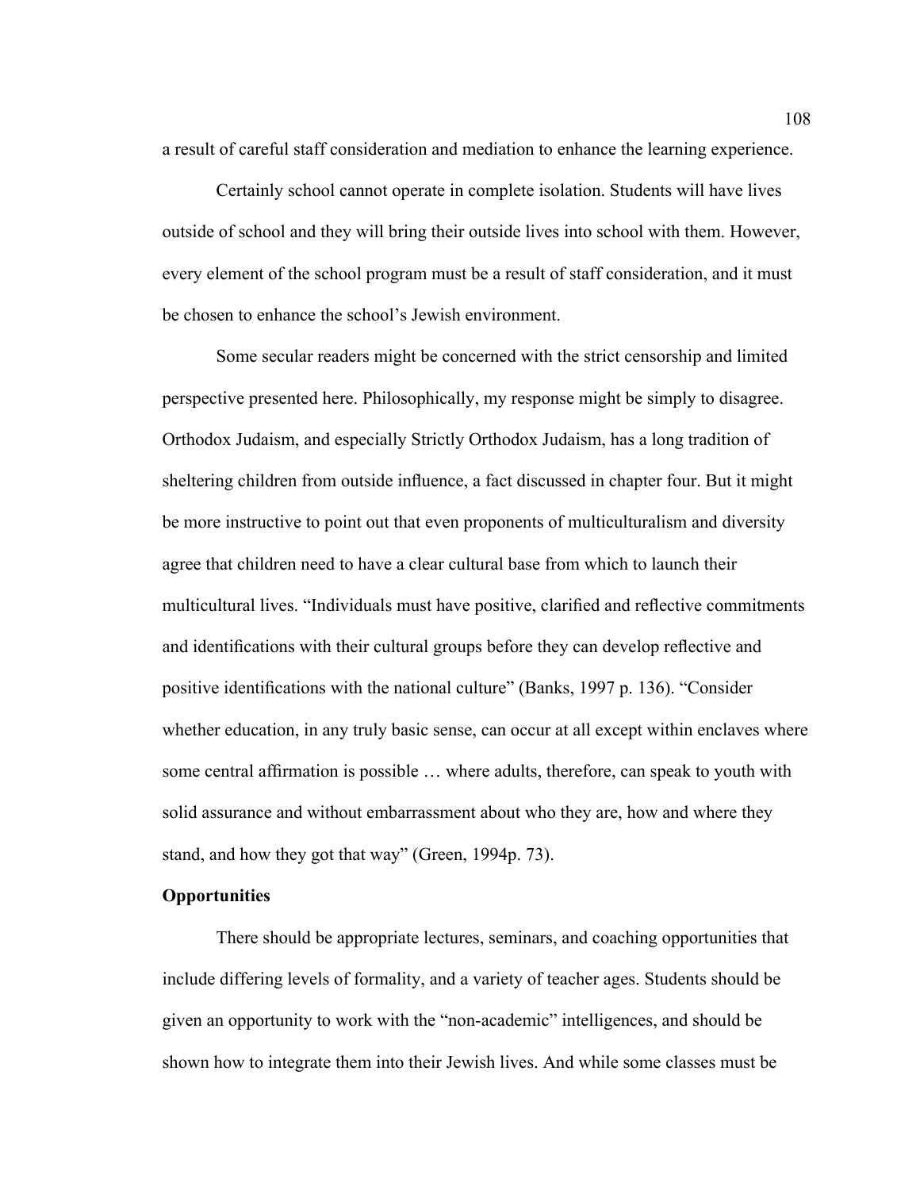a result of careful staff consideration and mediation to enhance the learning experience.

Certainly school cannot operate in complete isolation. Students will have lives outside of school and they will bring their outside lives into school with them. However, every element of the school program must be a result of staff consideration, and it must be chosen to enhance the school's Jewish environment.

Some secular readers might be concerned with the strict censorship and limited perspective presented here. Philosophically, my response might be simply to disagree. Orthodox Judaism, and especially Strictly Orthodox Judaism, has a long tradition of sheltering children from outside influence, a fact discussed in chapter four. But it might be more instructive to point out that even proponents of multiculturalism and diversity agree that children need to have a clear cultural base from which to launch their multicultural lives. "Individuals must have positive, clarified and reflective commitments and identifications with their cultural groups before they can develop reflective and positive identifications with the national culture" (Banks, 1997 p. 136). "Consider whether education, in any truly basic sense, can occur at all except within enclaves where some central affirmation is possible … where adults, therefore, can speak to youth with solid assurance and without embarrassment about who they are, how and where they stand, and how they got that way" (Green, 1994p. 73).

**Opportunities**

There should be appropriate lectures, seminars, and coaching opportunities that include differing levels of formality, and a variety of teacher ages. Students should be given an opportunity to work with the "non-academic" intelligences, and should be shown how to integrate them into their Jewish lives. And while some classes must be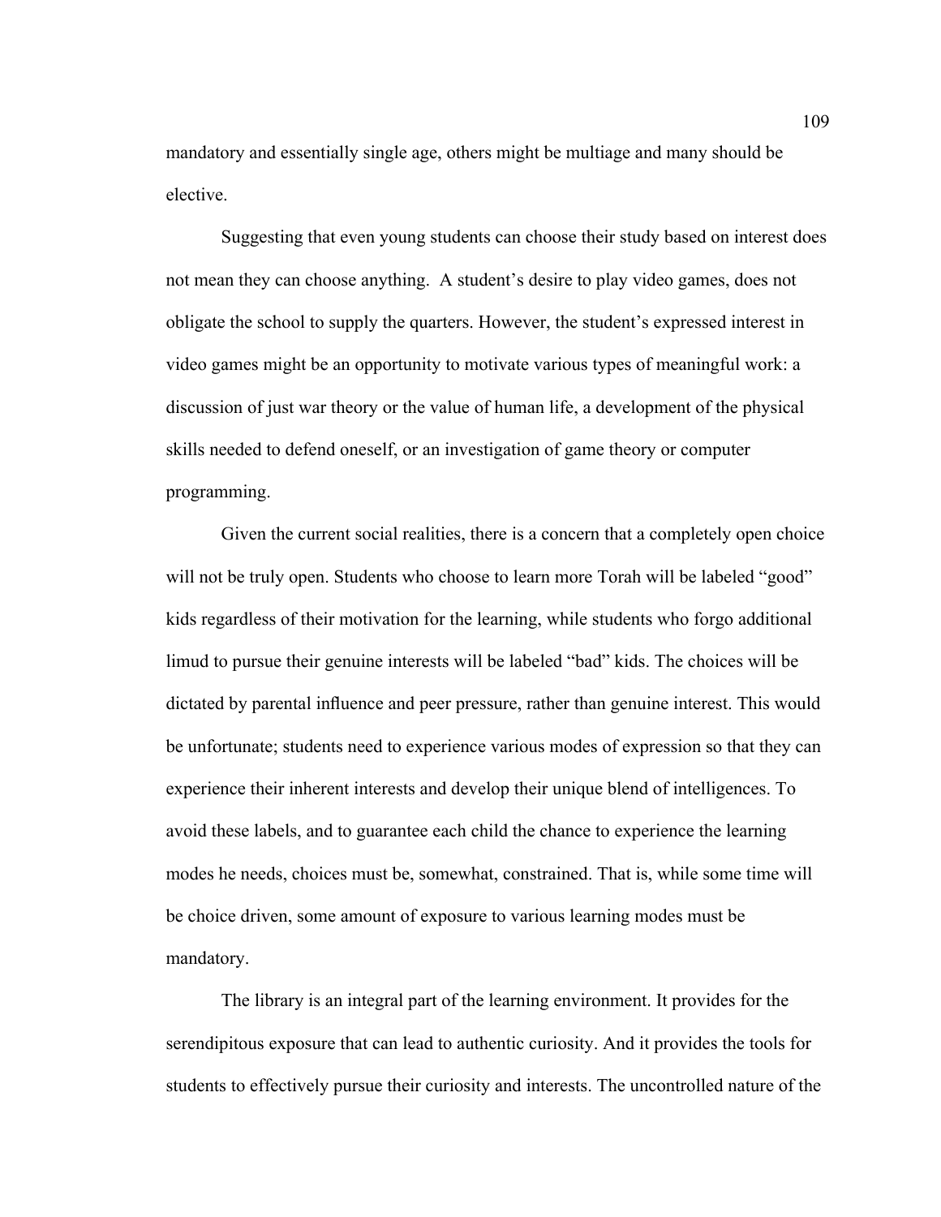mandatory and essentially single age, others might be multiage and many should be elective.

Suggesting that even young students can choose their study based on interest does not mean they can choose anything.  A student's desire to play video games, does not obligate the school to supply the quarters. However, the student's expressed interest in video games might be an opportunity to motivate various types of meaningful work: a discussion of just war theory or the value of human life, a development of the physical skills needed to defend oneself, or an investigation of game theory or computer programming.

Given the current social realities, there is a concern that a completely open choice will not be truly open. Students who choose to learn more Torah will be labeled "good" kids regardless of their motivation for the learning, while students who forgo additional limud to pursue their genuine interests will be labeled "bad" kids. The choices will be dictated by parental influence and peer pressure, rather than genuine interest. This would be unfortunate; students need to experience various modes of expression so that they can experience their inherent interests and develop their unique blend of intelligences. To avoid these labels, and to guarantee each child the chance to experience the learning modes he needs, choices must be, somewhat, constrained. That is, while some time will be choice driven, some amount of exposure to various learning modes must be mandatory.

The library is an integral part of the learning environment. It provides for the serendipitous exposure that can lead to authentic curiosity. And it provides the tools for students to effectively pursue their curiosity and interests. The uncontrolled nature of the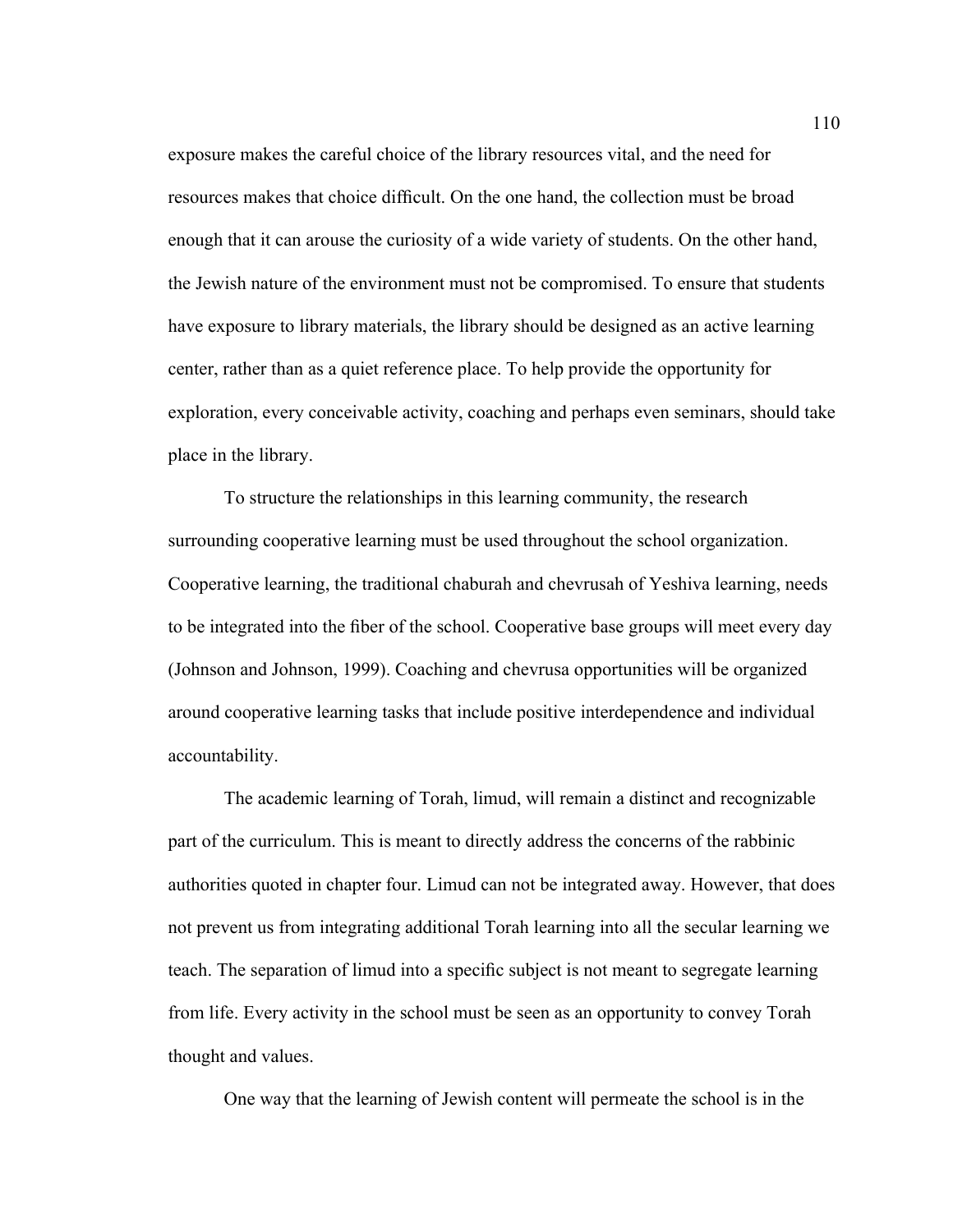exposure makes the careful choice of the library resources vital, and the need for resources makes that choice difficult. On the one hand, the collection must be broad enough that it can arouse the curiosity of a wide variety of students. On the other hand, the Jewish nature of the environment must not be compromised. To ensure that students have exposure to library materials, the library should be designed as an active learning center, rather than as a quiet reference place. To help provide the opportunity for exploration, every conceivable activity, coaching and perhaps even seminars, should take place in the library.

To structure the relationships in this learning community, the research surrounding cooperative learning must be used throughout the school organization. Cooperative learning, the traditional chaburah and chevrusah of Yeshiva learning, needs to be integrated into the fiber of the school. Cooperative base groups will meet every day (Johnson and Johnson, 1999). Coaching and chevrusa opportunities will be organized around cooperative learning tasks that include positive interdependence and individual accountability.

The academic learning of Torah, limud, will remain a distinct and recognizable part of the curriculum. This is meant to directly address the concerns of the rabbinic authorities quoted in chapter four. Limud can not be integrated away. However, that does not prevent us from integrating additional Torah learning into all the secular learning we teach. The separation of limud into a specific subject is not meant to segregate learning from life. Every activity in the school must be seen as an opportunity to convey Torah thought and values.

One way that the learning of Jewish content will permeate the school is in the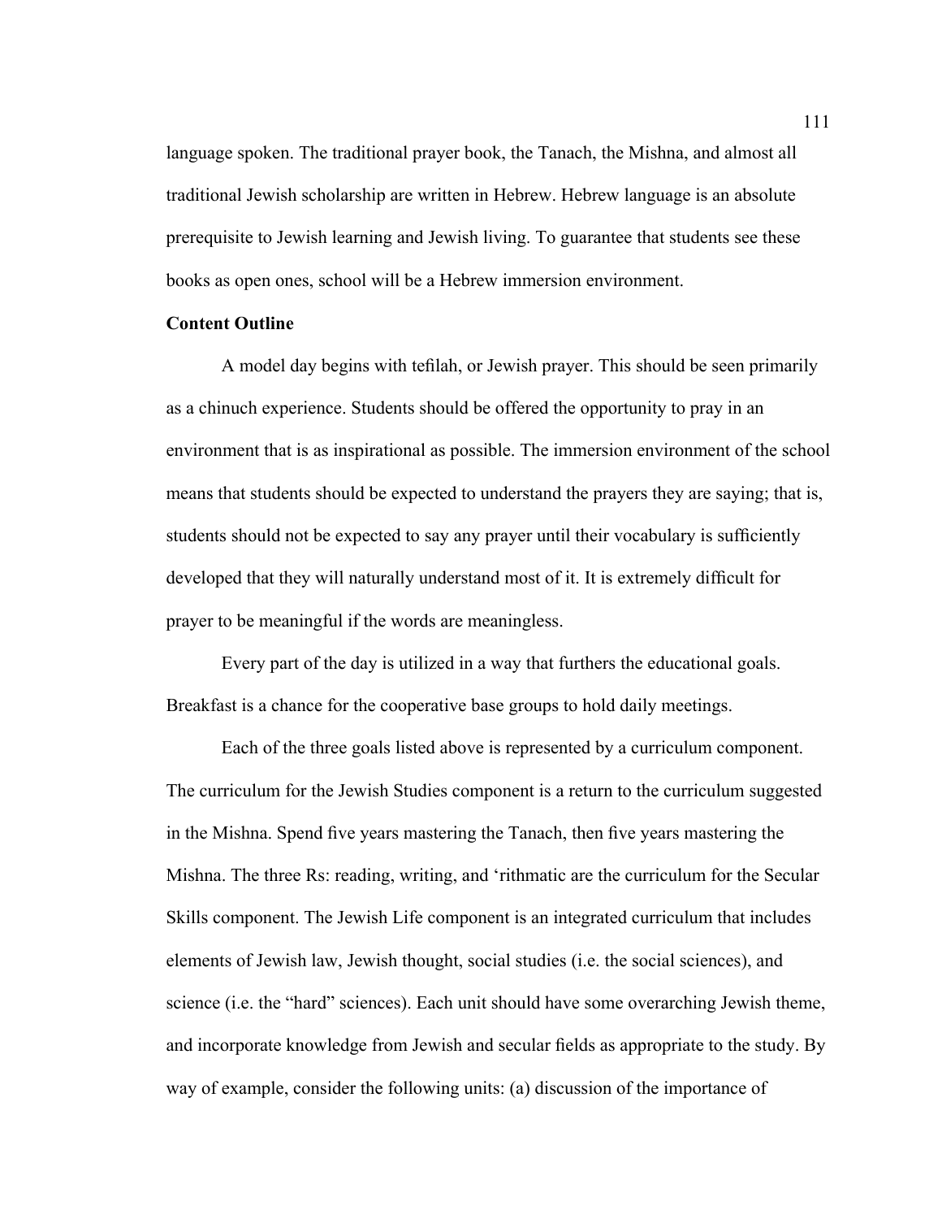language spoken. The traditional prayer book, the Tanach, the Mishna, and almost all traditional Jewish scholarship are written in Hebrew. Hebrew language is an absolute prerequisite to Jewish learning and Jewish living. To guarantee that students see these books as open ones, school will be a Hebrew immersion environment.

**Content Outline**

A model day begins with tefilah, or Jewish prayer. This should be seen primarily as a chinuch experience. Students should be offered the opportunity to pray in an environment that is as inspirational as possible. The immersion environment of the school means that students should be expected to understand the prayers they are saying; that is, students should not be expected to say any prayer until their vocabulary is sufficiently developed that they will naturally understand most of it. It is extremely difficult for prayer to be meaningful if the words are meaningless.

Every part of the day is utilized in a way that furthers the educational goals. Breakfast is a chance for the cooperative base groups to hold daily meetings.

Each of the three goals listed above is represented by a curriculum component. The curriculum for the Jewish Studies component is a return to the curriculum suggested in the Mishna. Spend five years mastering the Tanach, then five years mastering the Mishna. The three Rs: reading, writing, and 'rithmatic are the curriculum for the Secular Skills component. The Jewish Life component is an integrated curriculum that includes elements of Jewish law, Jewish thought, social studies (i.e. the social sciences), and science (i.e. the "hard" sciences). Each unit should have some overarching Jewish theme, and incorporate knowledge from Jewish and secular fields as appropriate to the study. By way of example, consider the following units: (a) discussion of the importance of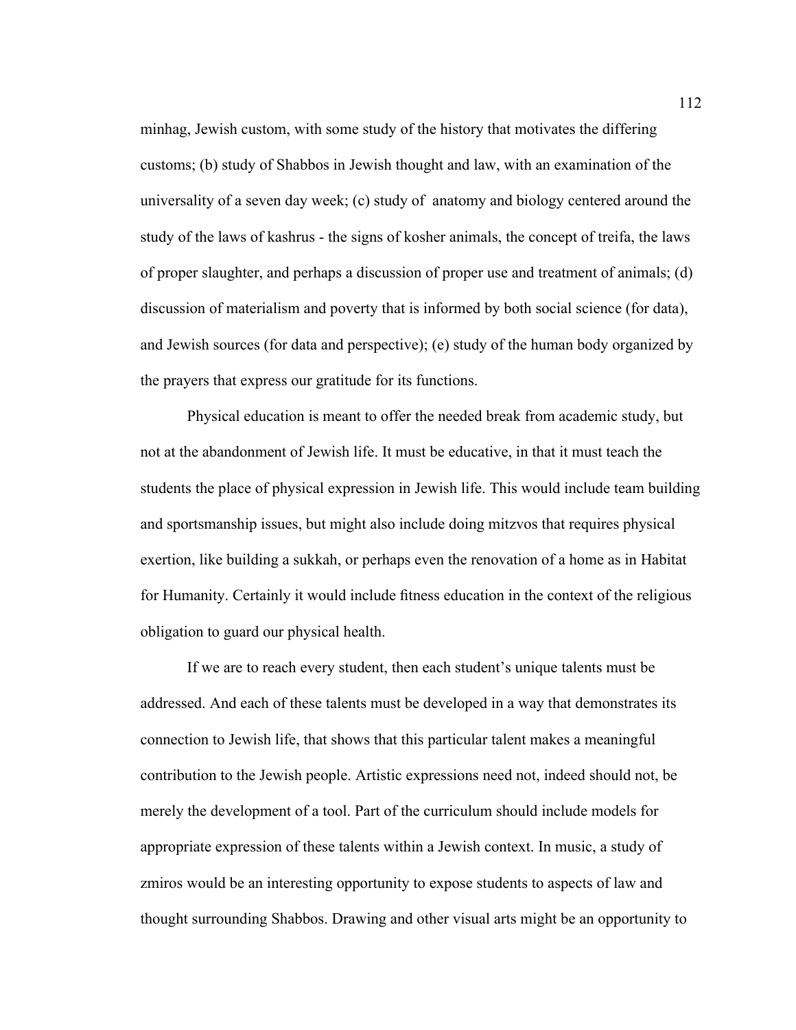minhag, Jewish custom, with some study of the history that motivates the differing customs; (b) study of Shabbos in Jewish thought and law, with an examination of the universality of a seven day week; (c) study of anatomy and biology centered around the study of the laws of kashrus - the signs of kosher animals, the concept of treifa, the laws of proper slaughter, and perhaps a discussion of proper use and treatment of animals; (d) discussion of materialism and poverty that is informed by both social science (for data), and Jewish sources (for data and perspective); (e) study of the human body organized by the prayers that express our gratitude for its functions.

Physical education is meant to offer the needed break from academic study, but not at the abandonment of Jewish life. It must be educative, in that it must teach the students the place of physical expression in Jewish life. This would include team building and sportsmanship issues, but might also include doing mitzvos that requires physical exertion, like building a sukkah, or perhaps even the renovation of a home as in Habitat for Humanity. Certainly it would include fitness education in the context of the religious obligation to guard our physical health.

If we are to reach every student, then each student's unique talents must be addressed. And each of these talents must be developed in a way that demonstrates its connection to Jewish life, that shows that this particular talent makes a meaningful contribution to the Jewish people. Artistic expressions need not, indeed should not, be merely the development of a tool. Part of the curriculum should include models for appropriate expression of these talents within a Jewish context. In music, a study of zmiros would be an interesting opportunity to expose students to aspects of law and thought surrounding Shabbos. Drawing and other visual arts might be an opportunity to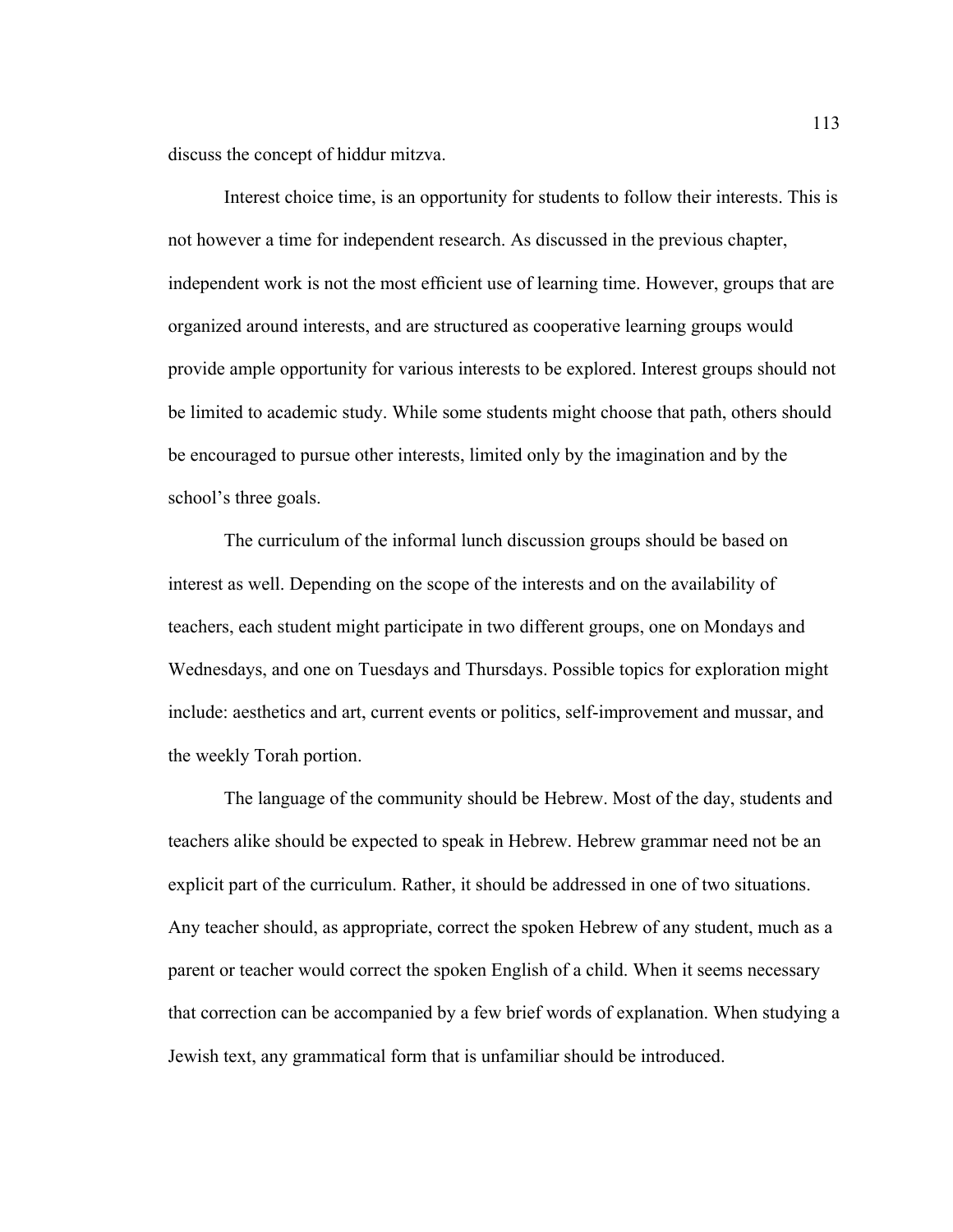discuss the concept of hiddur mitzva.

Interest choice time, is an opportunity for students to follow their interests. This is not however a time for independent research. As discussed in the previous chapter, independent work is not the most efficient use of learning time. However, groups that are organized around interests, and are structured as cooperative learning groups would provide ample opportunity for various interests to be explored. Interest groups should not be limited to academic study. While some students might choose that path, others should be encouraged to pursue other interests, limited only by the imagination and by the school's three goals.

The curriculum of the informal lunch discussion groups should be based on interest as well. Depending on the scope of the interests and on the availability of teachers, each student might participate in two different groups, one on Mondays and Wednesdays, and one on Tuesdays and Thursdays. Possible topics for exploration might include: aesthetics and art, current events or politics, self-improvement and mussar, and the weekly Torah portion.

The language of the community should be Hebrew. Most of the day, students and teachers alike should be expected to speak in Hebrew. Hebrew grammar need not be an explicit part of the curriculum. Rather, it should be addressed in one of two situations. Any teacher should, as appropriate, correct the spoken Hebrew of any student, much as a parent or teacher would correct the spoken English of a child. When it seems necessary that correction can be accompanied by a few brief words of explanation. When studying a Jewish text, any grammatical form that is unfamiliar should be introduced.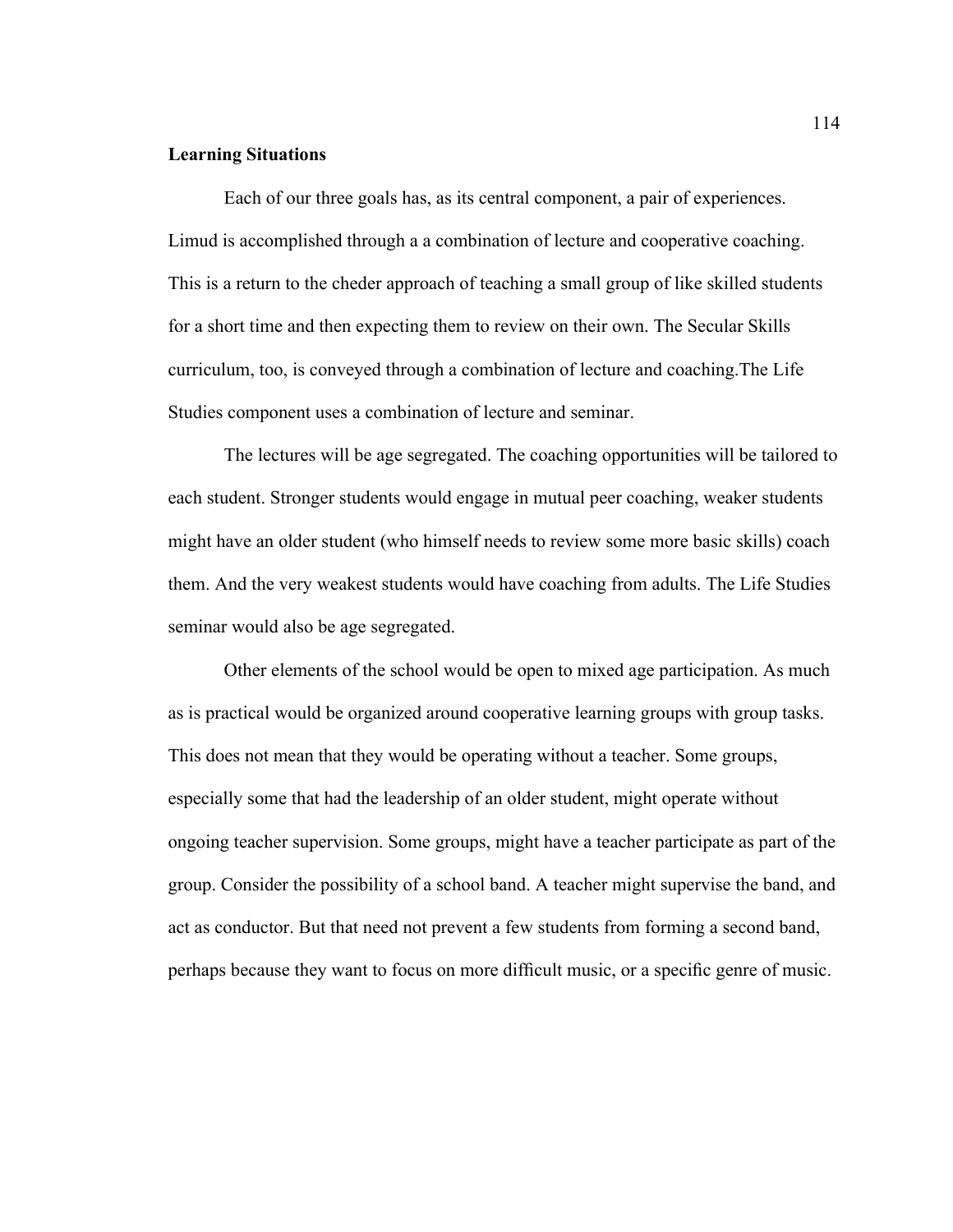**Learning Situations**

Each of our three goals has, as its central component, a pair of experiences. Limud is accomplished through a a combination of lecture and cooperative coaching. This is a return to the cheder approach of teaching a small group of like skilled students for a short time and then expecting them to review on their own. The Secular Skills curriculum, too, is conveyed through a combination of lecture and coaching.The Life Studies component uses a combination of lecture and seminar.

The lectures will be age segregated. The coaching opportunities will be tailored to each student. Stronger students would engage in mutual peer coaching, weaker students might have an older student (who himself needs to review some more basic skills) coach them. And the very weakest students would have coaching from adults. The Life Studies seminar would also be age segregated.

Other elements of the school would be open to mixed age participation. As much as is practical would be organized around cooperative learning groups with group tasks. This does not mean that they would be operating without a teacher. Some groups, especially some that had the leadership of an older student, might operate without ongoing teacher supervision. Some groups, might have a teacher participate as part of the group. Consider the possibility of a school band. A teacher might supervise the band, and act as conductor. But that need not prevent a few students from forming a second band, perhaps because they want to focus on more difficult music, or a specific genre of music.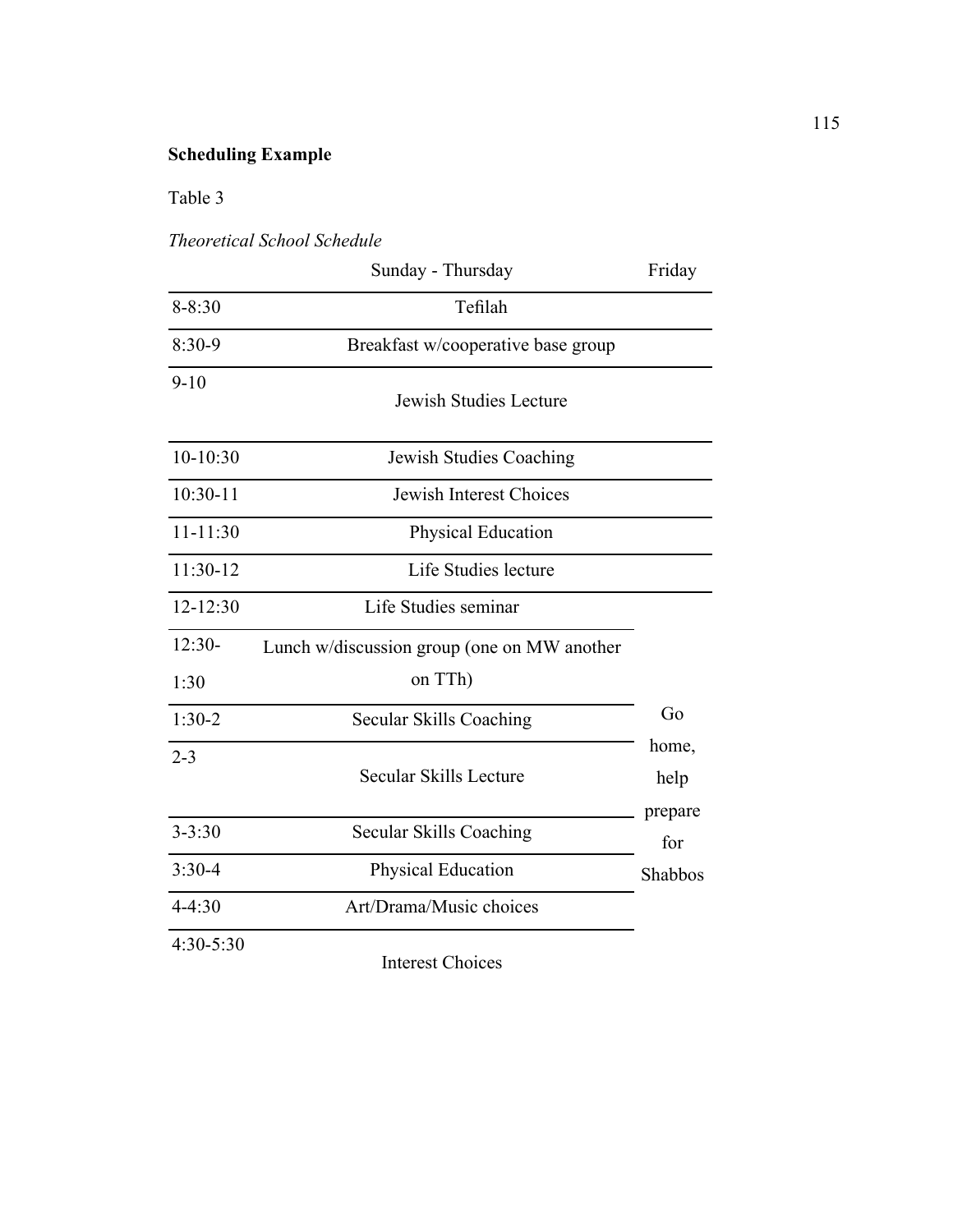**Scheduling Example**

Table 3

*Theoretical School Schedule*

| | Sunday - Thursday | Friday |
|---|---|---|
| 8-8:30 | Tefilah | |
| 8:30-9 | Breakfast w/cooperative base group | |
| 9-10 | Jewish Studies Lecture | |
| 10-10:30 | Jewish Studies Coaching | |
| 10:30-11 | Jewish Interest Choices | |
| 11-11:30 | Physical Education | |
| 11:30-12 | Life Studies lecture | |
| 12-12:30 | Life Studies seminar | Go home, help prepare for Shabbos |
| 12:30-1:30 | Lunch w/discussion group (one on MW another on TTh) | |
| 1:30-2 | Secular Skills Coaching | |
| 2-3 | Secular Skills Lecture | |
| 3-3:30 | Secular Skills Coaching | |
| 3:30-4 | Physical Education | |
| 4-4:30 | Art/Drama/Music choices | |
| 4:30-5:30 | Interest Choices | |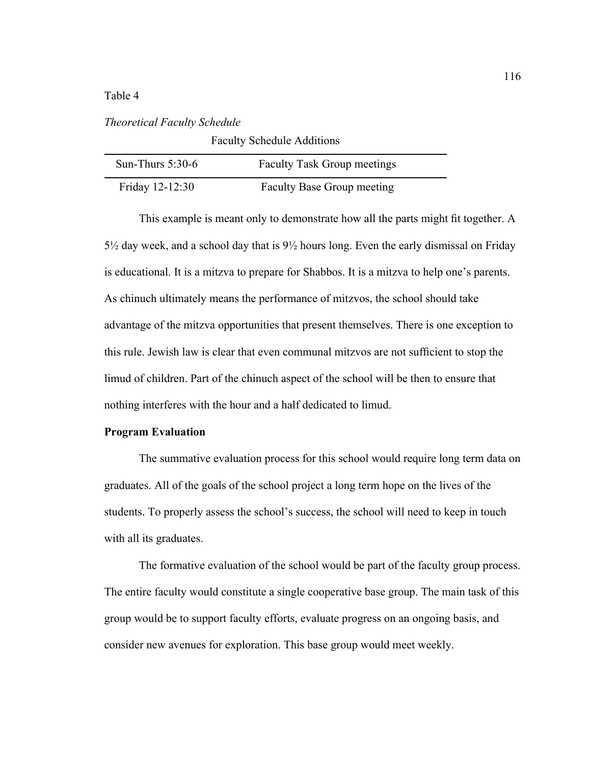Table 4

*Theoretical Faculty Schedule*

| Faculty Schedule Additions | |
|---|---|
| Sun-Thurs 5:30-6 | Faculty Task Group meetings |
| Friday 12-12:30 | Faculty Base Group meeting |

This example is meant only to demonstrate how all the parts might fit together. A 5½ day week, and a school day that is 9½ hours long. Even the early dismissal on Friday is educational. It is a mitzva to prepare for Shabbos. It is a mitzva to help one's parents. As chinuch ultimately means the performance of mitzvos, the school should take advantage of the mitzva opportunities that present themselves. There is one exception to this rule. Jewish law is clear that even communal mitzvos are not sufficient to stop the limud of children. Part of the chinuch aspect of the school will be then to ensure that nothing interferes with the hour and a half dedicated to limud.

**Program Evaluation**

The summative evaluation process for this school would require long term data on graduates. All of the goals of the school project a long term hope on the lives of the students. To properly assess the school's success, the school will need to keep in touch with all its graduates.

The formative evaluation of the school would be part of the faculty group process. The entire faculty would constitute a single cooperative base group. The main task of this group would be to support faculty efforts, evaluate progress on an ongoing basis, and consider new avenues for exploration. This base group would meet weekly.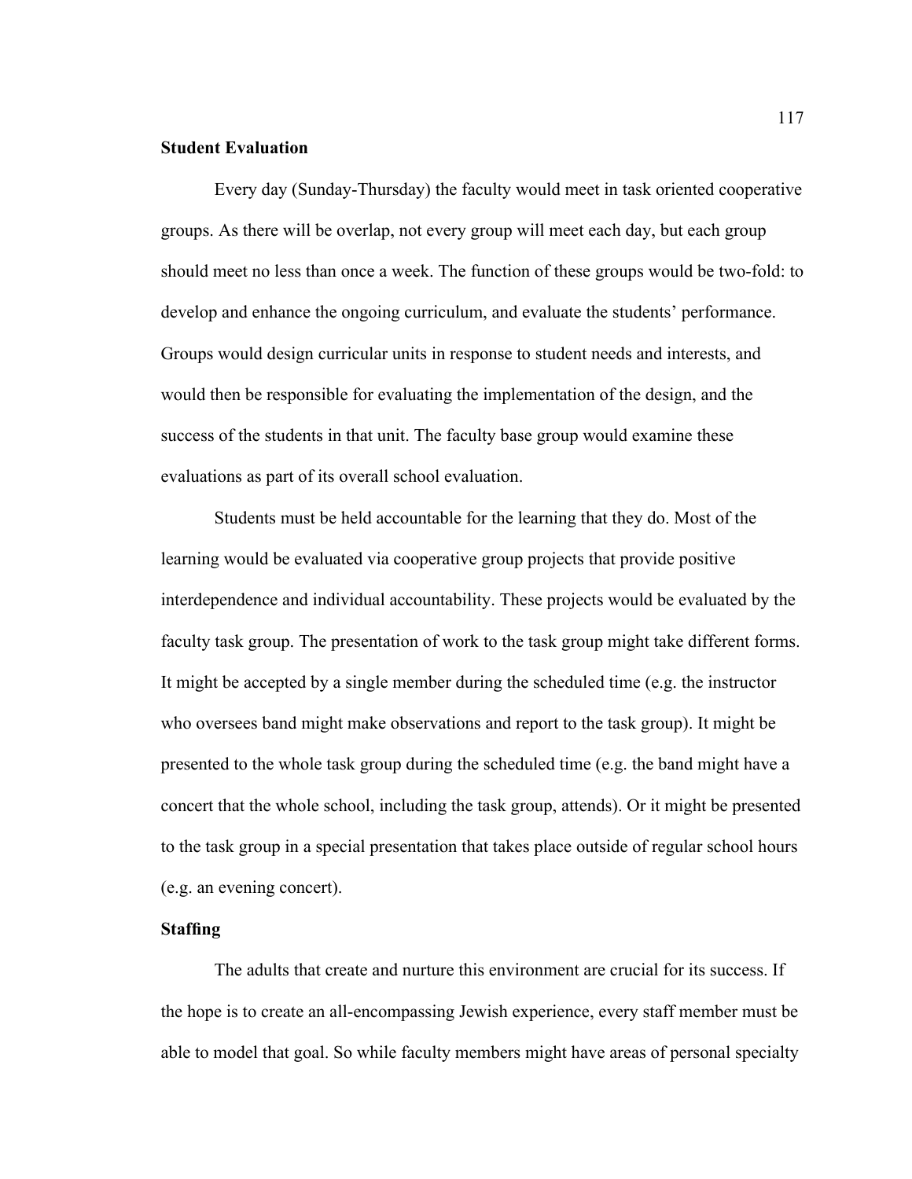**Student Evaluation**

Every day (Sunday-Thursday) the faculty would meet in task oriented cooperative groups. As there will be overlap, not every group will meet each day, but each group should meet no less than once a week. The function of these groups would be two-fold: to develop and enhance the ongoing curriculum, and evaluate the students' performance. Groups would design curricular units in response to student needs and interests, and would then be responsible for evaluating the implementation of the design, and the success of the students in that unit. The faculty base group would examine these evaluations as part of its overall school evaluation.

Students must be held accountable for the learning that they do. Most of the learning would be evaluated via cooperative group projects that provide positive interdependence and individual accountability. These projects would be evaluated by the faculty task group. The presentation of work to the task group might take different forms. It might be accepted by a single member during the scheduled time (e.g. the instructor who oversees band might make observations and report to the task group). It might be presented to the whole task group during the scheduled time (e.g. the band might have a concert that the whole school, including the task group, attends). Or it might be presented to the task group in a special presentation that takes place outside of regular school hours (e.g. an evening concert).

**Staffing**

The adults that create and nurture this environment are crucial for its success. If the hope is to create an all-encompassing Jewish experience, every staff member must be able to model that goal. So while faculty members might have areas of personal specialty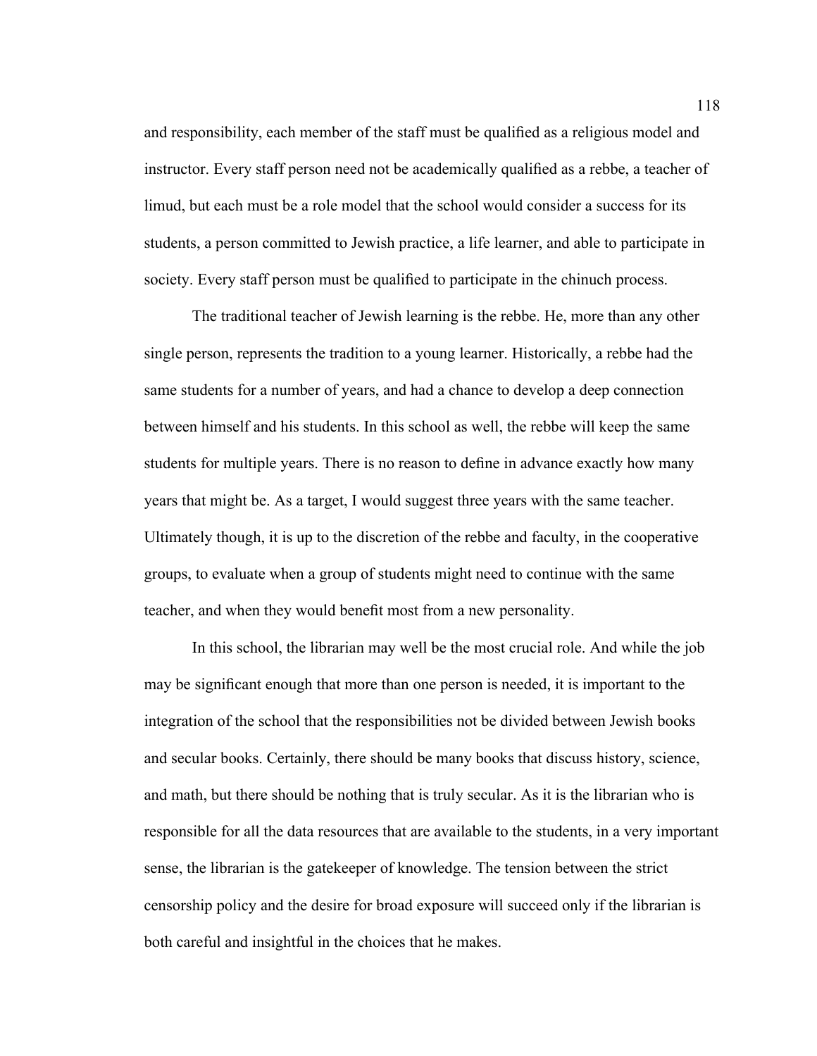and responsibility, each member of the staff must be qualified as a religious model and instructor. Every staff person need not be academically qualified as a rebbe, a teacher of limud, but each must be a role model that the school would consider a success for its students, a person committed to Jewish practice, a life learner, and able to participate in society. Every staff person must be qualified to participate in the chinuch process.

The traditional teacher of Jewish learning is the rebbe. He, more than any other single person, represents the tradition to a young learner. Historically, a rebbe had the same students for a number of years, and had a chance to develop a deep connection between himself and his students. In this school as well, the rebbe will keep the same students for multiple years. There is no reason to define in advance exactly how many years that might be. As a target, I would suggest three years with the same teacher. Ultimately though, it is up to the discretion of the rebbe and faculty, in the cooperative groups, to evaluate when a group of students might need to continue with the same teacher, and when they would benefit most from a new personality.

In this school, the librarian may well be the most crucial role. And while the job may be significant enough that more than one person is needed, it is important to the integration of the school that the responsibilities not be divided between Jewish books and secular books. Certainly, there should be many books that discuss history, science, and math, but there should be nothing that is truly secular. As it is the librarian who is responsible for all the data resources that are available to the students, in a very important sense, the librarian is the gatekeeper of knowledge. The tension between the strict censorship policy and the desire for broad exposure will succeed only if the librarian is both careful and insightful in the choices that he makes.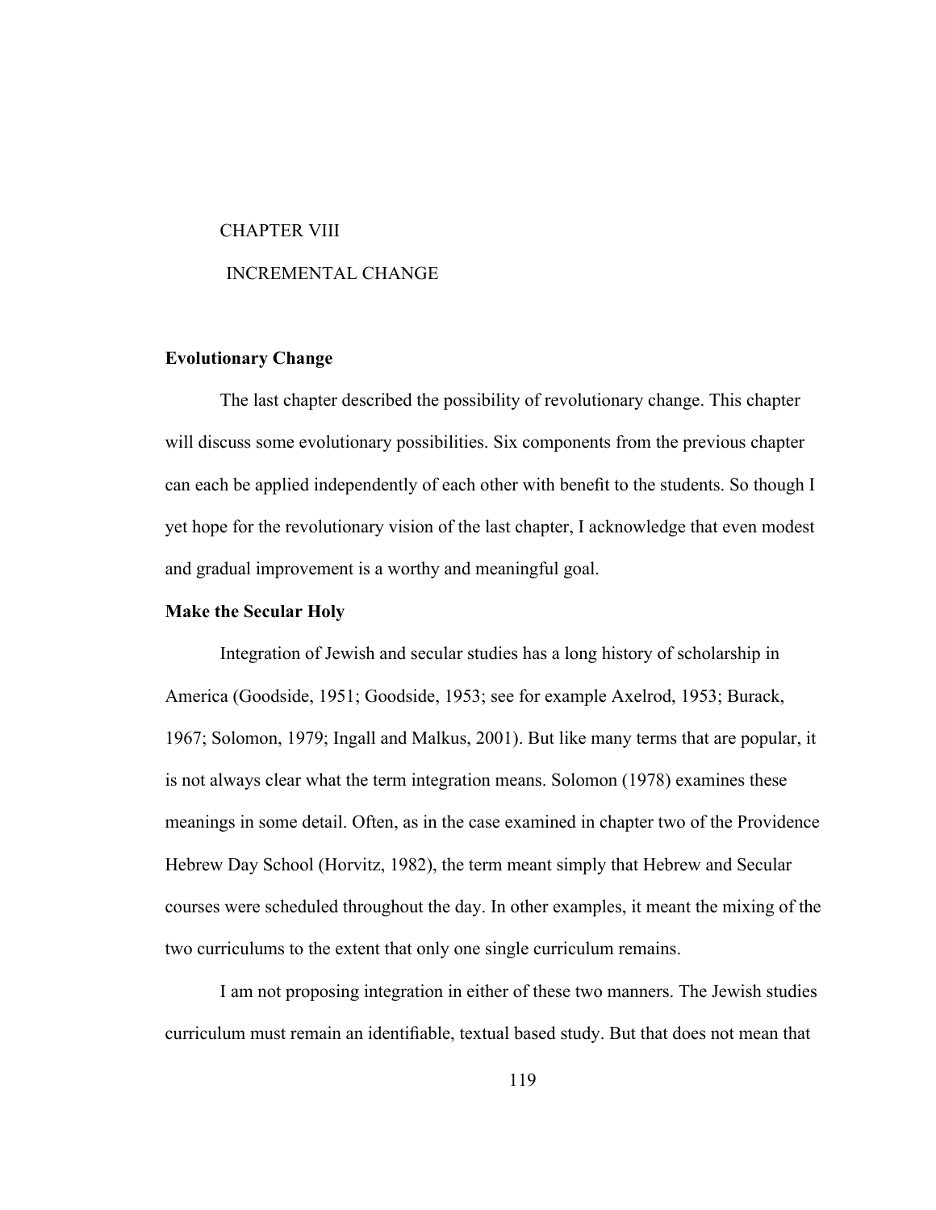# CHAPTER VIII

# INCREMENTAL CHANGE

## Evolutionary Change

The last chapter described the possibility of revolutionary change. This chapter will discuss some evolutionary possibilities. Six components from the previous chapter can each be applied independently of each other with benefit to the students. So though I yet hope for the revolutionary vision of the last chapter, I acknowledge that even modest and gradual improvement is a worthy and meaningful goal.

## Make the Secular Holy

Integration of Jewish and secular studies has a long history of scholarship in America (Goodside, 1951; Goodside, 1953; see for example Axelrod, 1953; Burack, 1967; Solomon, 1979; Ingall and Malkus, 2001). But like many terms that are popular, it is not always clear what the term integration means. Solomon (1978) examines these meanings in some detail. Often, as in the case examined in chapter two of the Providence Hebrew Day School (Horvitz, 1982), the term meant simply that Hebrew and Secular courses were scheduled throughout the day. In other examples, it meant the mixing of the two curriculums to the extent that only one single curriculum remains.

I am not proposing integration in either of these two manners. The Jewish studies curriculum must remain an identifiable, textual based study. But that does not mean that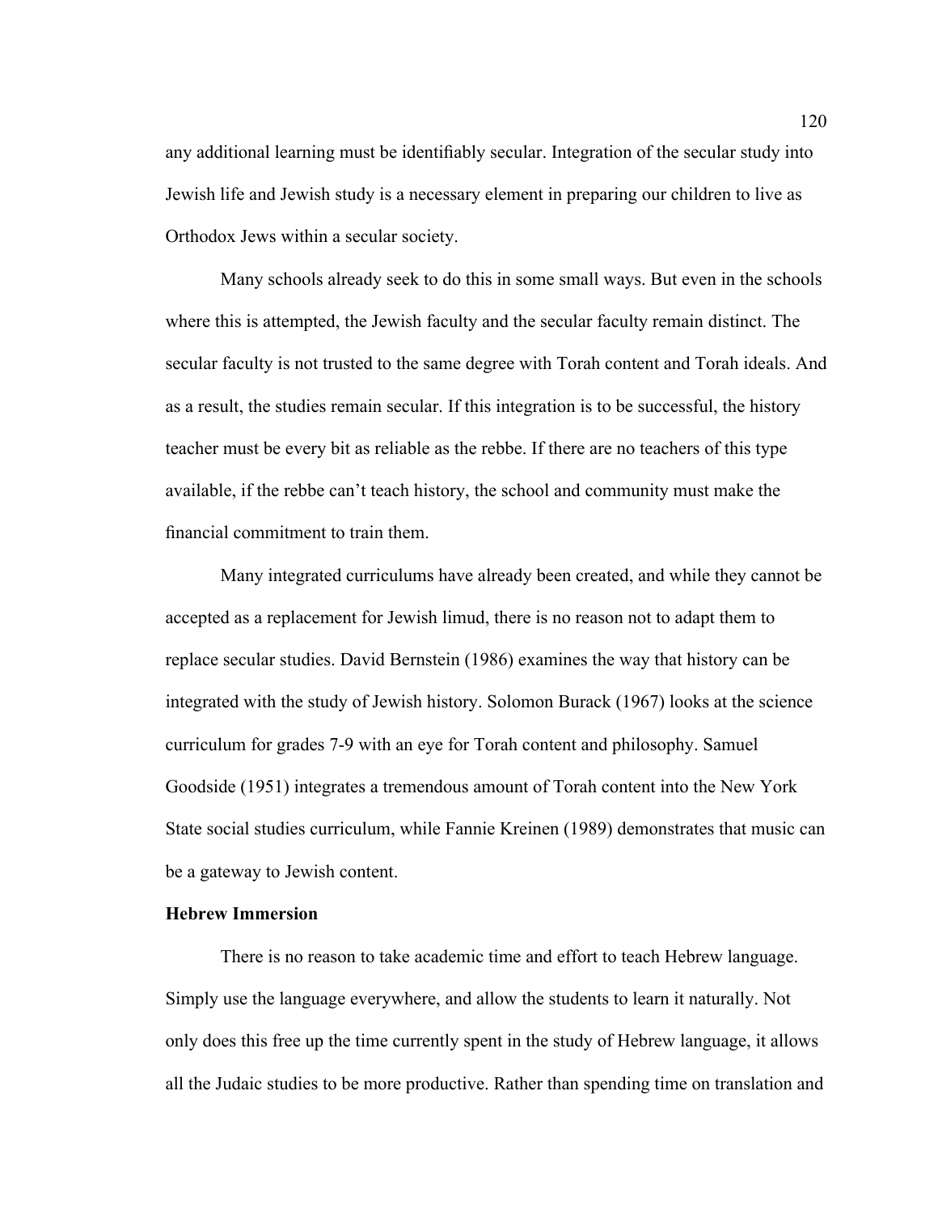any additional learning must be identifiably secular. Integration of the secular study into Jewish life and Jewish study is a necessary element in preparing our children to live as Orthodox Jews within a secular society.

Many schools already seek to do this in some small ways. But even in the schools where this is attempted, the Jewish faculty and the secular faculty remain distinct. The secular faculty is not trusted to the same degree with Torah content and Torah ideals. And as a result, the studies remain secular. If this integration is to be successful, the history teacher must be every bit as reliable as the rebbe. If there are no teachers of this type available, if the rebbe can't teach history, the school and community must make the financial commitment to train them.

Many integrated curriculums have already been created, and while they cannot be accepted as a replacement for Jewish limud, there is no reason not to adapt them to replace secular studies. David Bernstein (1986) examines the way that history can be integrated with the study of Jewish history. Solomon Burack (1967) looks at the science curriculum for grades 7-9 with an eye for Torah content and philosophy. Samuel Goodside (1951) integrates a tremendous amount of Torah content into the New York State social studies curriculum, while Fannie Kreinen (1989) demonstrates that music can be a gateway to Jewish content.

**Hebrew Immersion**

There is no reason to take academic time and effort to teach Hebrew language. Simply use the language everywhere, and allow the students to learn it naturally. Not only does this free up the time currently spent in the study of Hebrew language, it allows all the Judaic studies to be more productive. Rather than spending time on translation and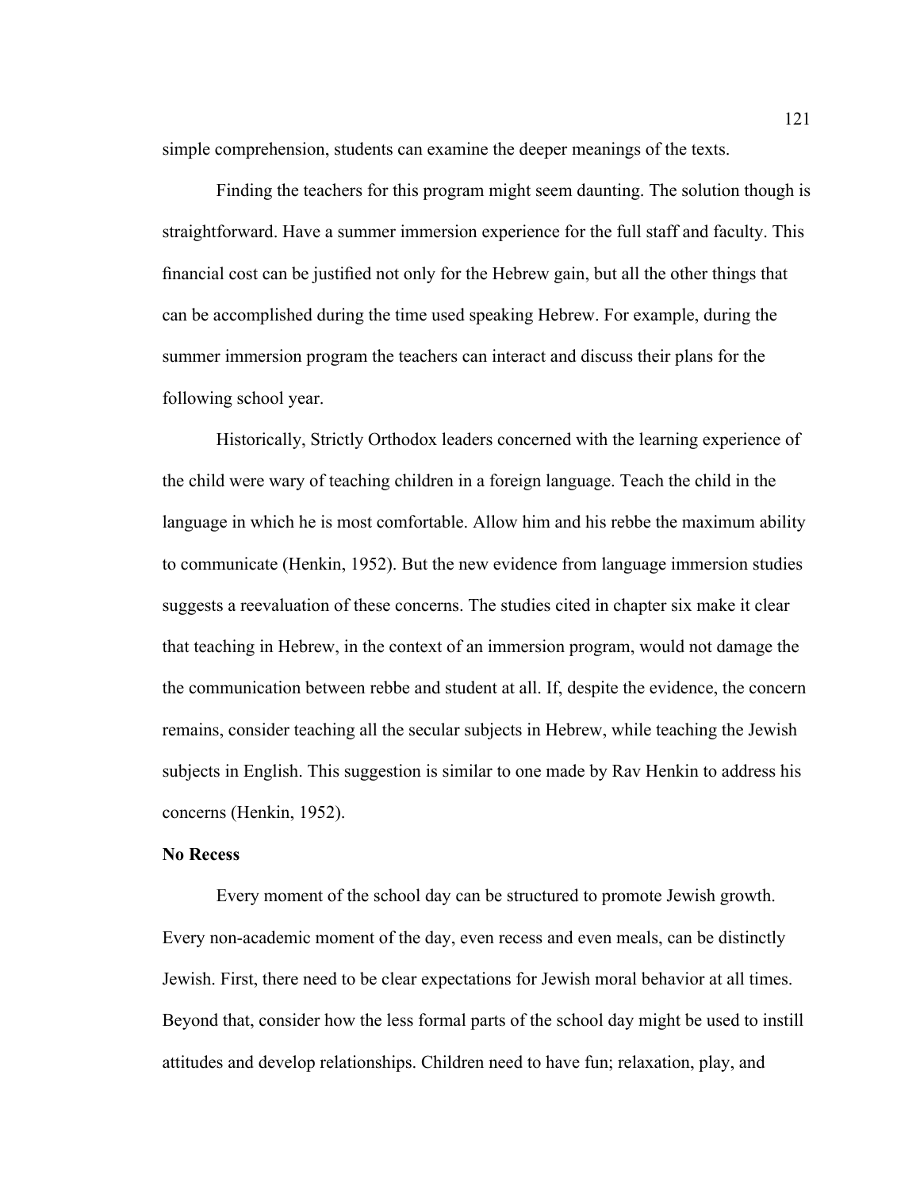simple comprehension, students can examine the deeper meanings of the texts.

Finding the teachers for this program might seem daunting. The solution though is straightforward. Have a summer immersion experience for the full staff and faculty. This financial cost can be justified not only for the Hebrew gain, but all the other things that can be accomplished during the time used speaking Hebrew. For example, during the summer immersion program the teachers can interact and discuss their plans for the following school year.

Historically, Strictly Orthodox leaders concerned with the learning experience of the child were wary of teaching children in a foreign language. Teach the child in the language in which he is most comfortable. Allow him and his rebbe the maximum ability to communicate (Henkin, 1952). But the new evidence from language immersion studies suggests a reevaluation of these concerns. The studies cited in chapter six make it clear that teaching in Hebrew, in the context of an immersion program, would not damage the the communication between rebbe and student at all. If, despite the evidence, the concern remains, consider teaching all the secular subjects in Hebrew, while teaching the Jewish subjects in English. This suggestion is similar to one made by Rav Henkin to address his concerns (Henkin, 1952).

**No Recess**

Every moment of the school day can be structured to promote Jewish growth. Every non-academic moment of the day, even recess and even meals, can be distinctly Jewish. First, there need to be clear expectations for Jewish moral behavior at all times. Beyond that, consider how the less formal parts of the school day might be used to instill attitudes and develop relationships. Children need to have fun; relaxation, play, and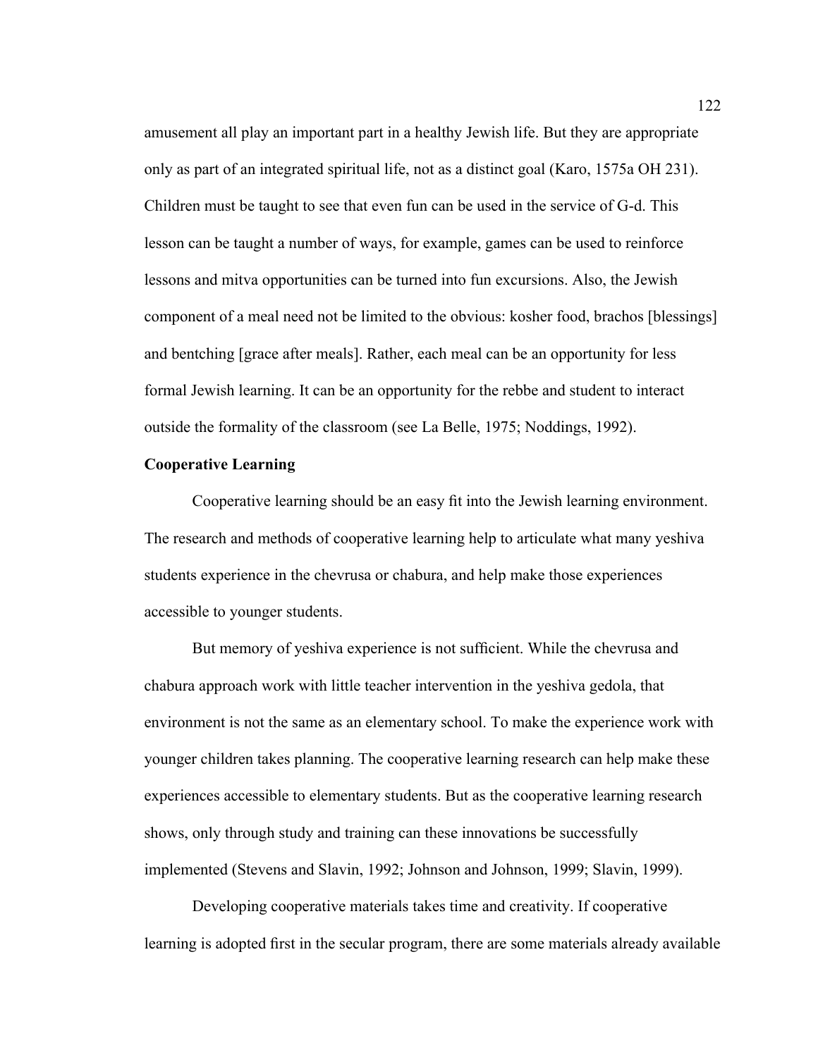amusement all play an important part in a healthy Jewish life. But they are appropriate only as part of an integrated spiritual life, not as a distinct goal (Karo, 1575a OH 231). Children must be taught to see that even fun can be used in the service of G-d. This lesson can be taught a number of ways, for example, games can be used to reinforce lessons and mitva opportunities can be turned into fun excursions. Also, the Jewish component of a meal need not be limited to the obvious: kosher food, brachos [blessings] and bentching [grace after meals]. Rather, each meal can be an opportunity for less formal Jewish learning. It can be an opportunity for the rebbe and student to interact outside the formality of the classroom (see La Belle, 1975; Noddings, 1992).

**Cooperative Learning**

Cooperative learning should be an easy fit into the Jewish learning environment. The research and methods of cooperative learning help to articulate what many yeshiva students experience in the chevrusa or chabura, and help make those experiences accessible to younger students.

But memory of yeshiva experience is not sufficient. While the chevrusa and chabura approach work with little teacher intervention in the yeshiva gedola, that environment is not the same as an elementary school. To make the experience work with younger children takes planning. The cooperative learning research can help make these experiences accessible to elementary students. But as the cooperative learning research shows, only through study and training can these innovations be successfully implemented (Stevens and Slavin, 1992; Johnson and Johnson, 1999; Slavin, 1999).

Developing cooperative materials takes time and creativity. If cooperative learning is adopted first in the secular program, there are some materials already available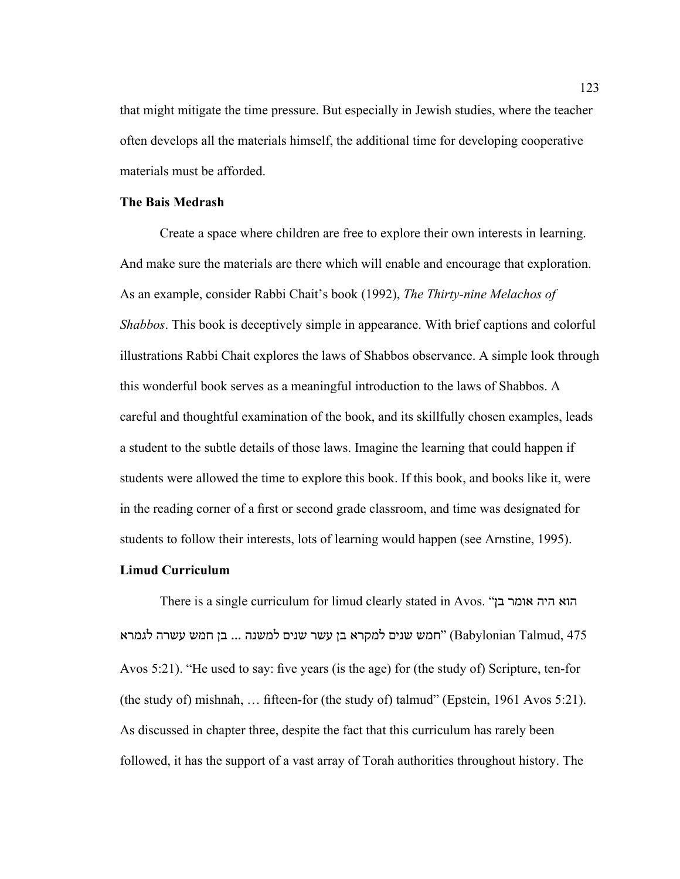that might mitigate the time pressure. But especially in Jewish studies, where the teacher often develops all the materials himself, the additional time for developing cooperative materials must be afforded.

**The Bais Medrash**

Create a space where children are free to explore their own interests in learning. And make sure the materials are there which will enable and encourage that exploration. As an example, consider Rabbi Chait's book (1992), *The Thirty-nine Melachos of Shabbos*. This book is deceptively simple in appearance. With brief captions and colorful illustrations Rabbi Chait explores the laws of Shabbos observance. A simple look through this wonderful book serves as a meaningful introduction to the laws of Shabbos. A careful and thoughtful examination of the book, and its skillfully chosen examples, leads a student to the subtle details of those laws. Imagine the learning that could happen if students were allowed the time to explore this book. If this book, and books like it, were in the reading corner of a first or second grade classroom, and time was designated for students to follow their interests, lots of learning would happen (see Arnstine, 1995).

**Limud Curriculum**

There is a single curriculum for limud clearly stated in Avos. "הוא היה אומר בן חמש שנים למקרא בן עשר שנים למשנה ... בן חמש עשרה לגמרא" (Babylonian Talmud, 475 Avos 5:21). "He used to say: five years (is the age) for (the study of) Scripture, ten-for (the study of) mishnah, … fifteen-for (the study of) talmud" (Epstein, 1961 Avos 5:21). As discussed in chapter three, despite the fact that this curriculum has rarely been followed, it has the support of a vast array of Torah authorities throughout history. The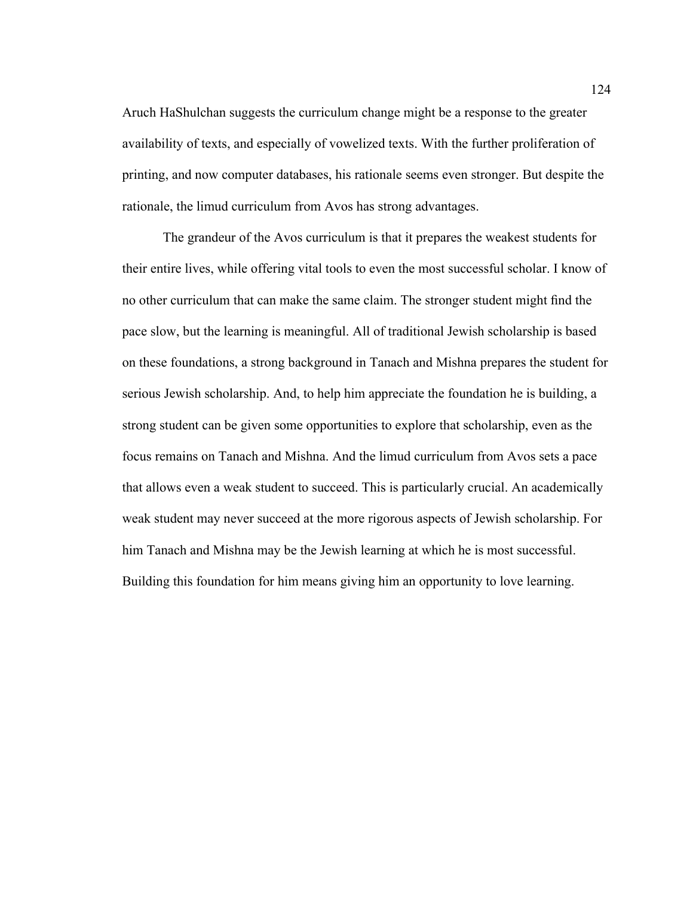Aruch HaShulchan suggests the curriculum change might be a response to the greater availability of texts, and especially of vowelized texts. With the further proliferation of printing, and now computer databases, his rationale seems even stronger. But despite the rationale, the limud curriculum from Avos has strong advantages.

The grandeur of the Avos curriculum is that it prepares the weakest students for their entire lives, while offering vital tools to even the most successful scholar. I know of no other curriculum that can make the same claim. The stronger student might find the pace slow, but the learning is meaningful. All of traditional Jewish scholarship is based on these foundations, a strong background in Tanach and Mishna prepares the student for serious Jewish scholarship. And, to help him appreciate the foundation he is building, a strong student can be given some opportunities to explore that scholarship, even as the focus remains on Tanach and Mishna. And the limud curriculum from Avos sets a pace that allows even a weak student to succeed. This is particularly crucial. An academically weak student may never succeed at the more rigorous aspects of Jewish scholarship. For him Tanach and Mishna may be the Jewish learning at which he is most successful. Building this foundation for him means giving him an opportunity to love learning.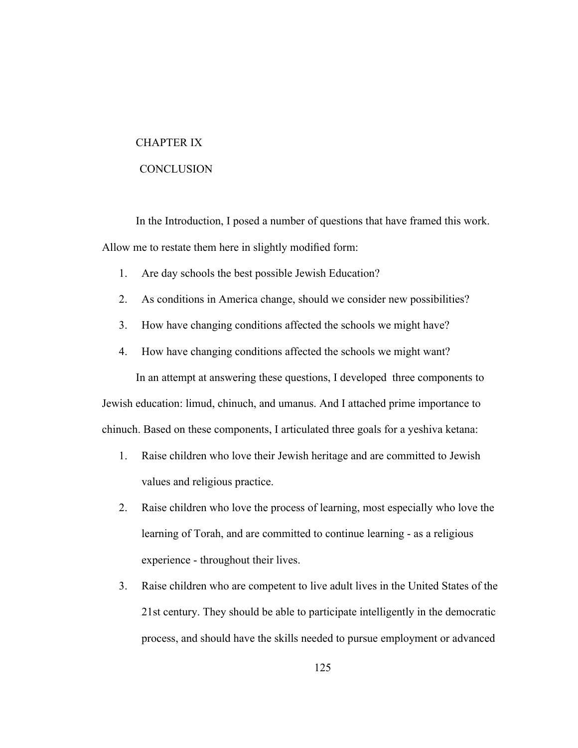# CHAPTER IX

# CONCLUSION

In the Introduction, I posed a number of questions that have framed this work. Allow me to restate them here in slightly modified form:

1. Are day schools the best possible Jewish Education?
2. As conditions in America change, should we consider new possibilities?
3. How have changing conditions affected the schools we might have?
4. How have changing conditions affected the schools we might want?

In an attempt at answering these questions, I developed three components to Jewish education: limud, chinuch, and umanus. And I attached prime importance to chinuch. Based on these components, I articulated three goals for a yeshiva ketana:

1. Raise children who love their Jewish heritage and are committed to Jewish values and religious practice.
2. Raise children who love the process of learning, most especially who love the learning of Torah, and are committed to continue learning - as a religious experience - throughout their lives.
3. Raise children who are competent to live adult lives in the United States of the 21st century. They should be able to participate intelligently in the democratic process, and should have the skills needed to pursue employment or advanced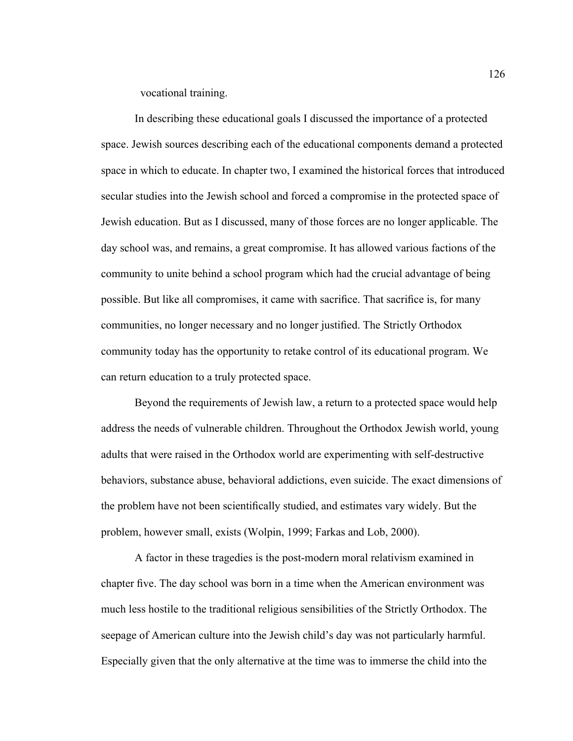vocational training.

In describing these educational goals I discussed the importance of a protected space. Jewish sources describing each of the educational components demand a protected space in which to educate. In chapter two, I examined the historical forces that introduced secular studies into the Jewish school and forced a compromise in the protected space of Jewish education. But as I discussed, many of those forces are no longer applicable. The day school was, and remains, a great compromise. It has allowed various factions of the community to unite behind a school program which had the crucial advantage of being possible. But like all compromises, it came with sacrifice. That sacrifice is, for many communities, no longer necessary and no longer justified. The Strictly Orthodox community today has the opportunity to retake control of its educational program. We can return education to a truly protected space.

Beyond the requirements of Jewish law, a return to a protected space would help address the needs of vulnerable children. Throughout the Orthodox Jewish world, young adults that were raised in the Orthodox world are experimenting with self-destructive behaviors, substance abuse, behavioral addictions, even suicide. The exact dimensions of the problem have not been scientifically studied, and estimates vary widely. But the problem, however small, exists (Wolpin, 1999; Farkas and Lob, 2000).

A factor in these tragedies is the post-modern moral relativism examined in chapter five. The day school was born in a time when the American environment was much less hostile to the traditional religious sensibilities of the Strictly Orthodox. The seepage of American culture into the Jewish child's day was not particularly harmful. Especially given that the only alternative at the time was to immerse the child into the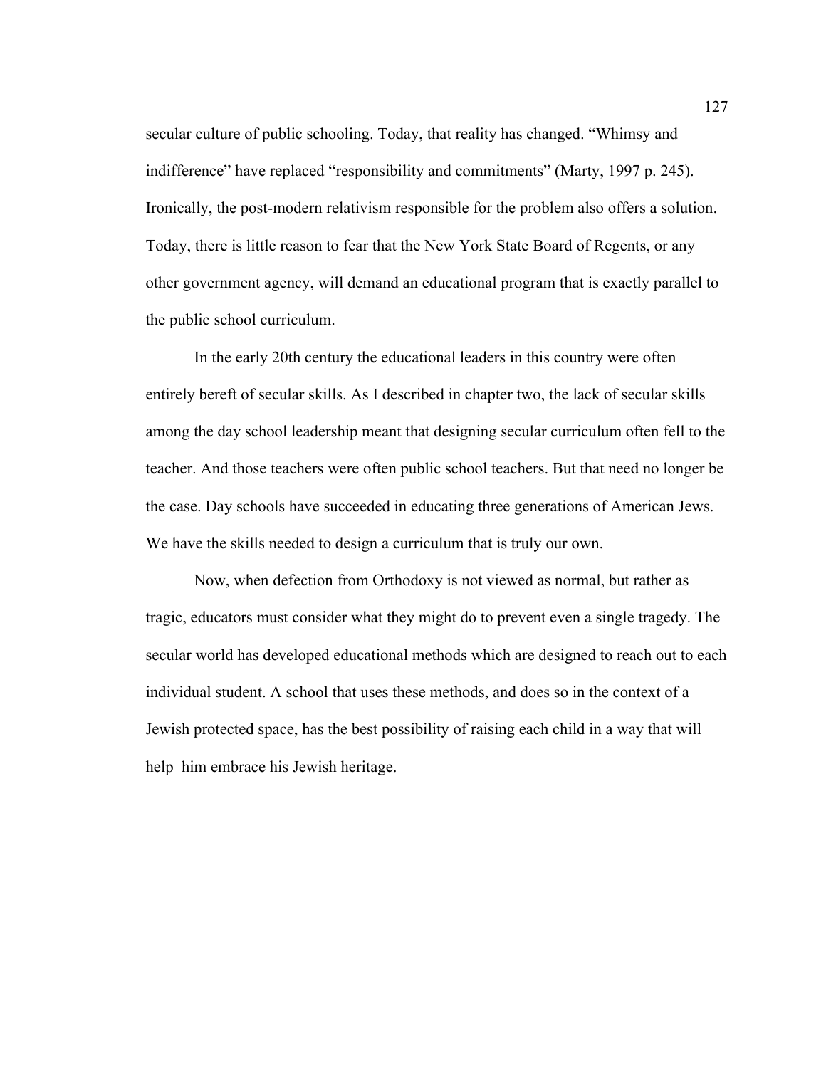secular culture of public schooling. Today, that reality has changed. "Whimsy and indifference" have replaced "responsibility and commitments" (Marty, 1997 p. 245). Ironically, the post-modern relativism responsible for the problem also offers a solution. Today, there is little reason to fear that the New York State Board of Regents, or any other government agency, will demand an educational program that is exactly parallel to the public school curriculum.

In the early 20th century the educational leaders in this country were often entirely bereft of secular skills. As I described in chapter two, the lack of secular skills among the day school leadership meant that designing secular curriculum often fell to the teacher. And those teachers were often public school teachers. But that need no longer be the case. Day schools have succeeded in educating three generations of American Jews. We have the skills needed to design a curriculum that is truly our own.

Now, when defection from Orthodoxy is not viewed as normal, but rather as tragic, educators must consider what they might do to prevent even a single tragedy. The secular world has developed educational methods which are designed to reach out to each individual student. A school that uses these methods, and does so in the context of a Jewish protected space, has the best possibility of raising each child in a way that will help him embrace his Jewish heritage.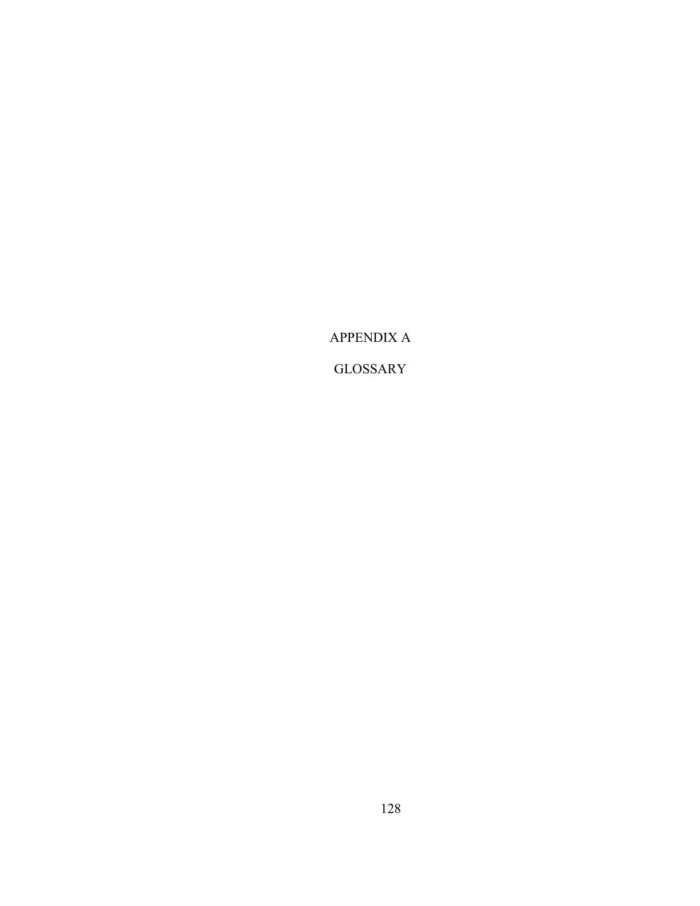# APPENDIX A

# GLOSSARY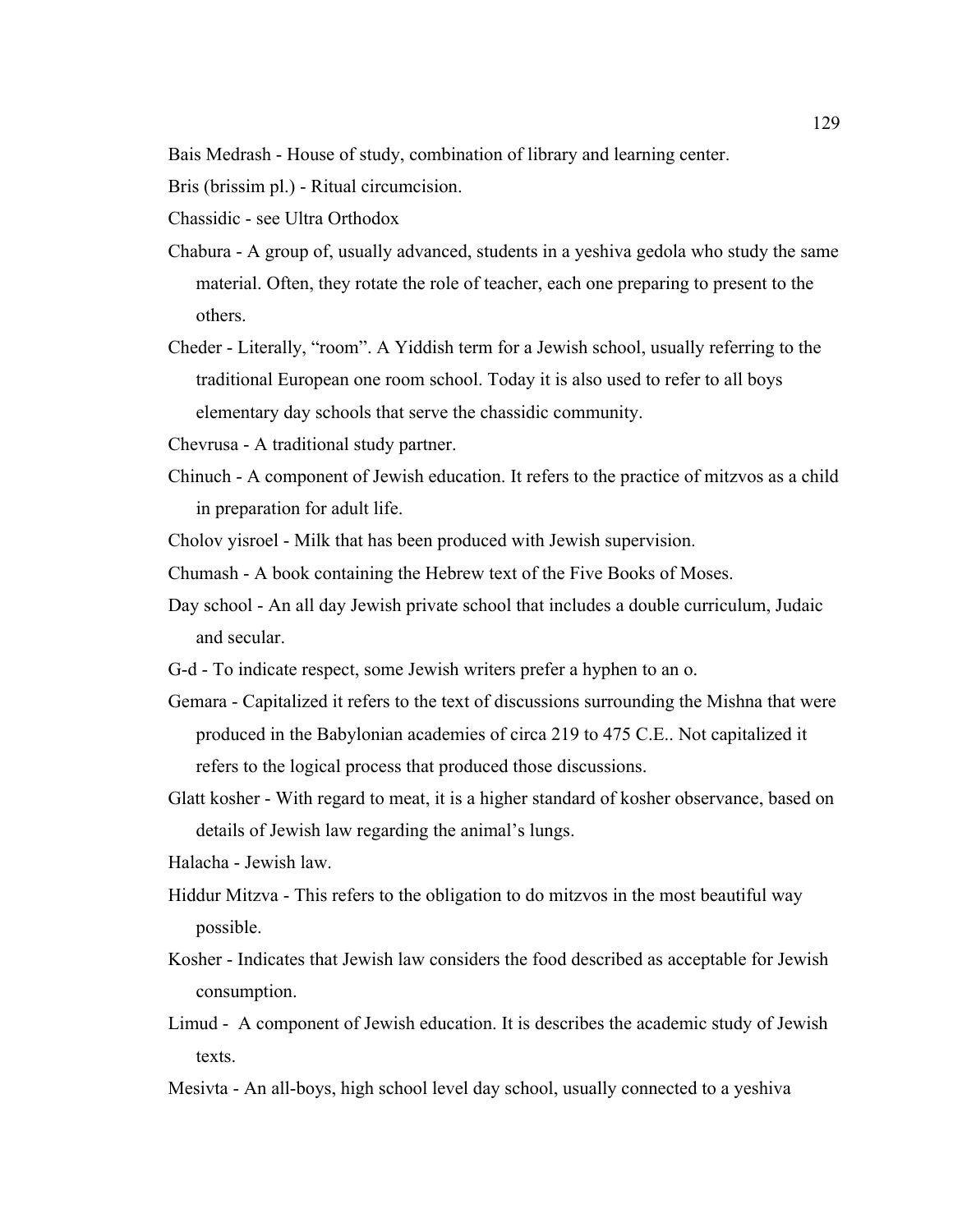Bais Medrash - House of study, combination of library and learning center.

Bris (brissim pl.) - Ritual circumcision.

Chassidic - see Ultra Orthodox

Chabura - A group of, usually advanced, students in a yeshiva gedola who study the same material. Often, they rotate the role of teacher, each one preparing to present to the others.

Cheder - Literally, "room". A Yiddish term for a Jewish school, usually referring to the traditional European one room school. Today it is also used to refer to all boys elementary day schools that serve the chassidic community.

Chevrusa - A traditional study partner.

Chinuch - A component of Jewish education. It refers to the practice of mitzvos as a child in preparation for adult life.

Cholov yisroel - Milk that has been produced with Jewish supervision.

Chumash - A book containing the Hebrew text of the Five Books of Moses.

Day school - An all day Jewish private school that includes a double curriculum, Judaic and secular.

G-d - To indicate respect, some Jewish writers prefer a hyphen to an o.

Gemara - Capitalized it refers to the text of discussions surrounding the Mishna that were produced in the Babylonian academies of circa 219 to 475 C.E.. Not capitalized it refers to the logical process that produced those discussions.

Glatt kosher - With regard to meat, it is a higher standard of kosher observance, based on details of Jewish law regarding the animal's lungs.

Halacha - Jewish law.

Hiddur Mitzva - This refers to the obligation to do mitzvos in the most beautiful way possible.

Kosher - Indicates that Jewish law considers the food described as acceptable for Jewish consumption.

Limud - A component of Jewish education. It is describes the academic study of Jewish texts.

Mesivta - An all-boys, high school level day school, usually connected to a yeshiva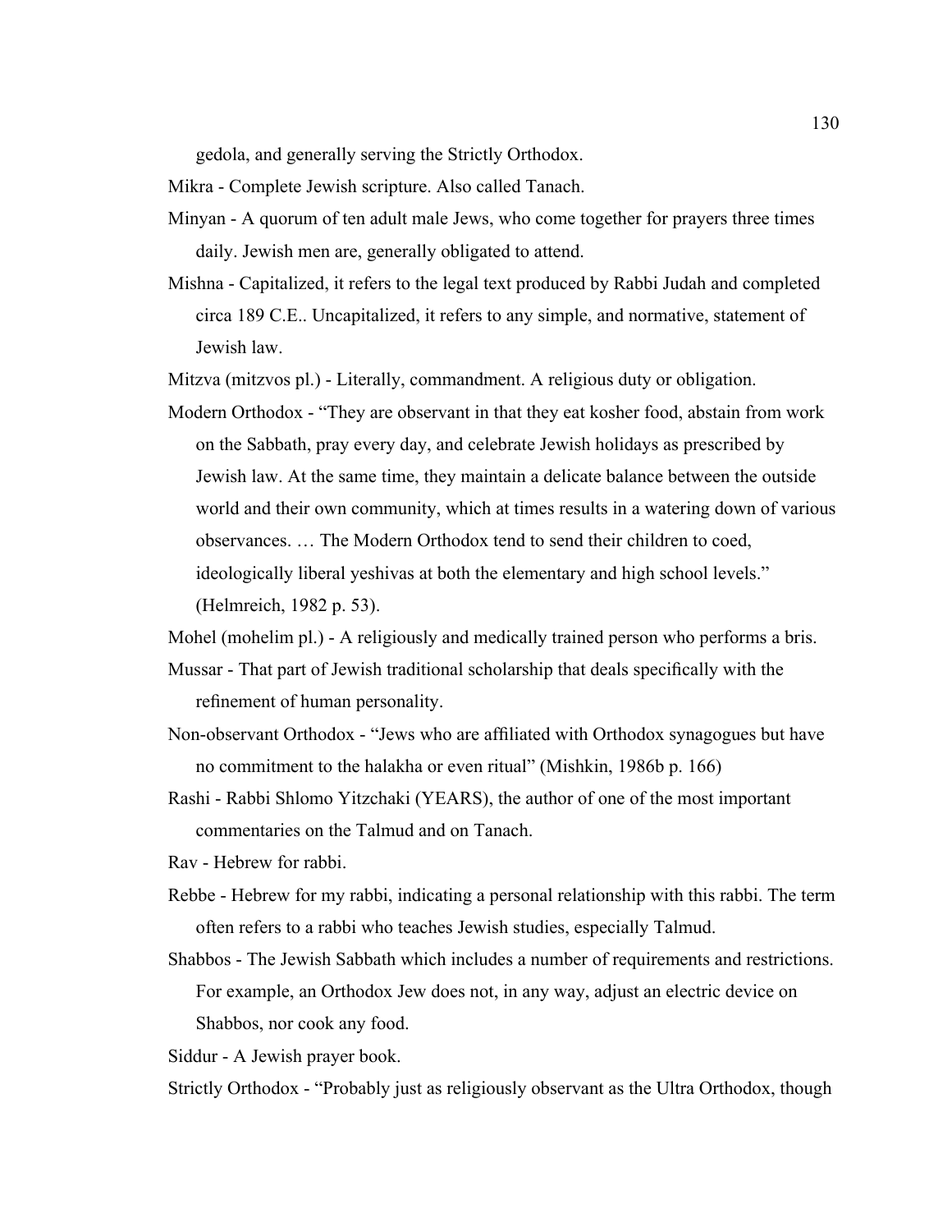gedola, and generally serving the Strictly Orthodox.

Mikra - Complete Jewish scripture. Also called Tanach.

Minyan - A quorum of ten adult male Jews, who come together for prayers three times daily. Jewish men are, generally obligated to attend.

Mishna - Capitalized, it refers to the legal text produced by Rabbi Judah and completed circa 189 C.E.. Uncapitalized, it refers to any simple, and normative, statement of Jewish law.

Mitzva (mitzvos pl.) - Literally, commandment. A religious duty or obligation.

Modern Orthodox - "They are observant in that they eat kosher food, abstain from work on the Sabbath, pray every day, and celebrate Jewish holidays as prescribed by Jewish law. At the same time, they maintain a delicate balance between the outside world and their own community, which at times results in a watering down of various observances. … The Modern Orthodox tend to send their children to coed, ideologically liberal yeshivas at both the elementary and high school levels." (Helmreich, 1982 p. 53).

Mohel (mohelim pl.) - A religiously and medically trained person who performs a bris.

Mussar - That part of Jewish traditional scholarship that deals specifically with the refinement of human personality.

Non-observant Orthodox - "Jews who are affiliated with Orthodox synagogues but have no commitment to the halakha or even ritual" (Mishkin, 1986b p. 166)

Rashi - Rabbi Shlomo Yitzchaki (YEARS), the author of one of the most important commentaries on the Talmud and on Tanach.

Rav - Hebrew for rabbi.

Rebbe - Hebrew for my rabbi, indicating a personal relationship with this rabbi. The term often refers to a rabbi who teaches Jewish studies, especially Talmud.

Shabbos - The Jewish Sabbath which includes a number of requirements and restrictions. For example, an Orthodox Jew does not, in any way, adjust an electric device on Shabbos, nor cook any food.

Siddur - A Jewish prayer book.

Strictly Orthodox - "Probably just as religiously observant as the Ultra Orthodox, though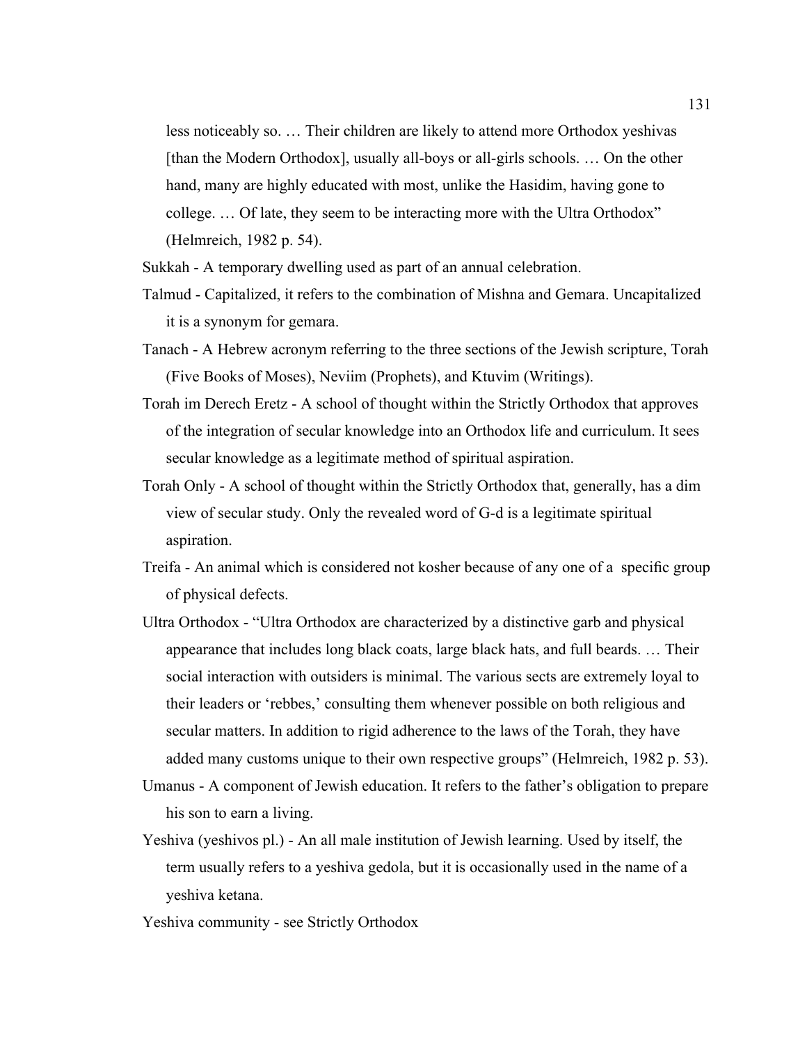less noticeably so. … Their children are likely to attend more Orthodox yeshivas [than the Modern Orthodox], usually all-boys or all-girls schools. … On the other hand, many are highly educated with most, unlike the Hasidim, having gone to college. … Of late, they seem to be interacting more with the Ultra Orthodox" (Helmreich, 1982 p. 54).

Sukkah - A temporary dwelling used as part of an annual celebration.

Talmud - Capitalized, it refers to the combination of Mishna and Gemara. Uncapitalized it is a synonym for gemara.

Tanach - A Hebrew acronym referring to the three sections of the Jewish scripture, Torah (Five Books of Moses), Neviim (Prophets), and Ktuvim (Writings).

Torah im Derech Eretz - A school of thought within the Strictly Orthodox that approves of the integration of secular knowledge into an Orthodox life and curriculum. It sees secular knowledge as a legitimate method of spiritual aspiration.

Torah Only - A school of thought within the Strictly Orthodox that, generally, has a dim view of secular study. Only the revealed word of G-d is a legitimate spiritual aspiration.

Treifa - An animal which is considered not kosher because of any one of a specific group of physical defects.

Ultra Orthodox - "Ultra Orthodox are characterized by a distinctive garb and physical appearance that includes long black coats, large black hats, and full beards. … Their social interaction with outsiders is minimal. The various sects are extremely loyal to their leaders or 'rebbes,' consulting them whenever possible on both religious and secular matters. In addition to rigid adherence to the laws of the Torah, they have added many customs unique to their own respective groups" (Helmreich, 1982 p. 53).

Umanus - A component of Jewish education. It refers to the father's obligation to prepare his son to earn a living.

Yeshiva (yeshivos pl.) - An all male institution of Jewish learning. Used by itself, the term usually refers to a yeshiva gedola, but it is occasionally used in the name of a yeshiva ketana.

Yeshiva community - see Strictly Orthodox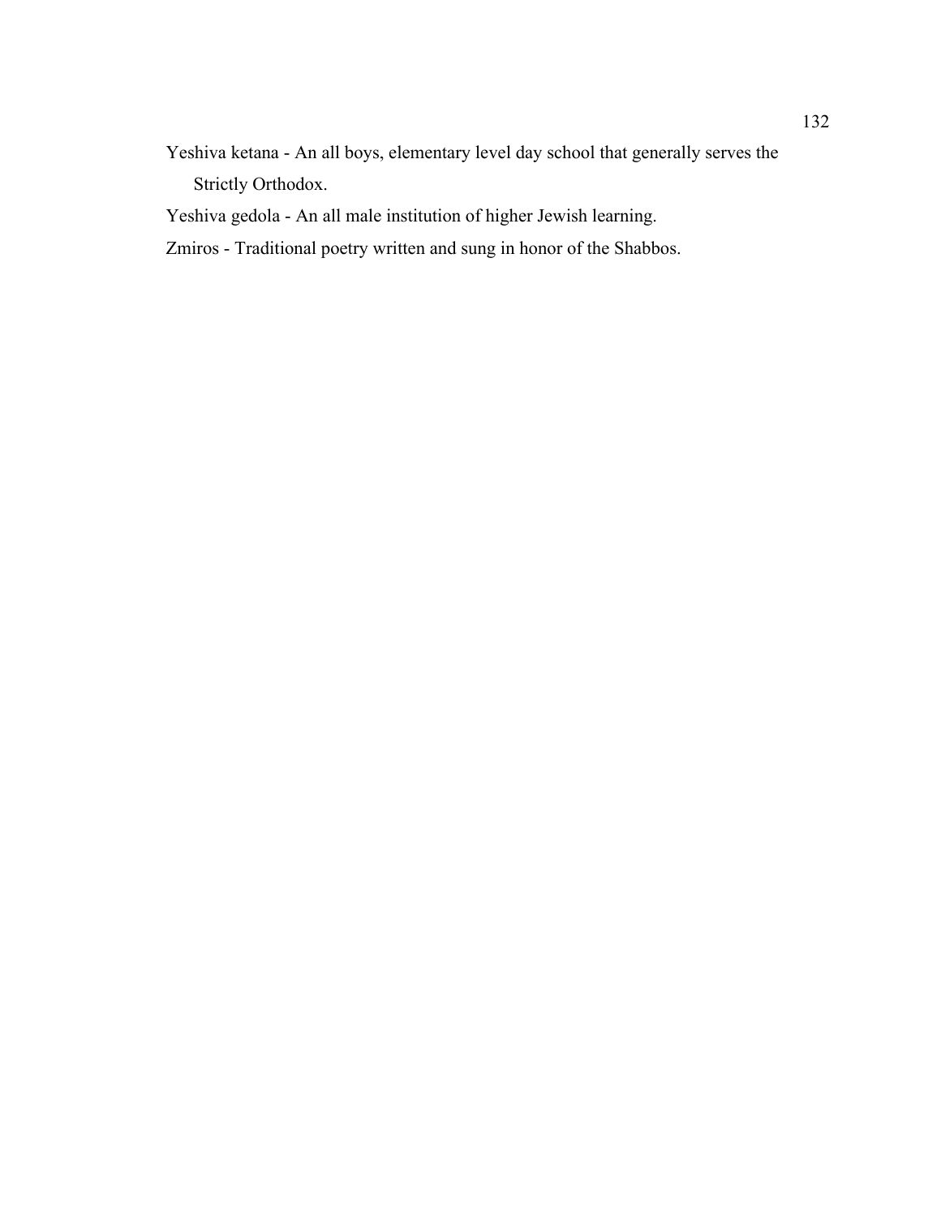Yeshiva ketana - An all boys, elementary level day school that generally serves the Strictly Orthodox.

Yeshiva gedola - An all male institution of higher Jewish learning.

Zmiros - Traditional poetry written and sung in honor of the Shabbos.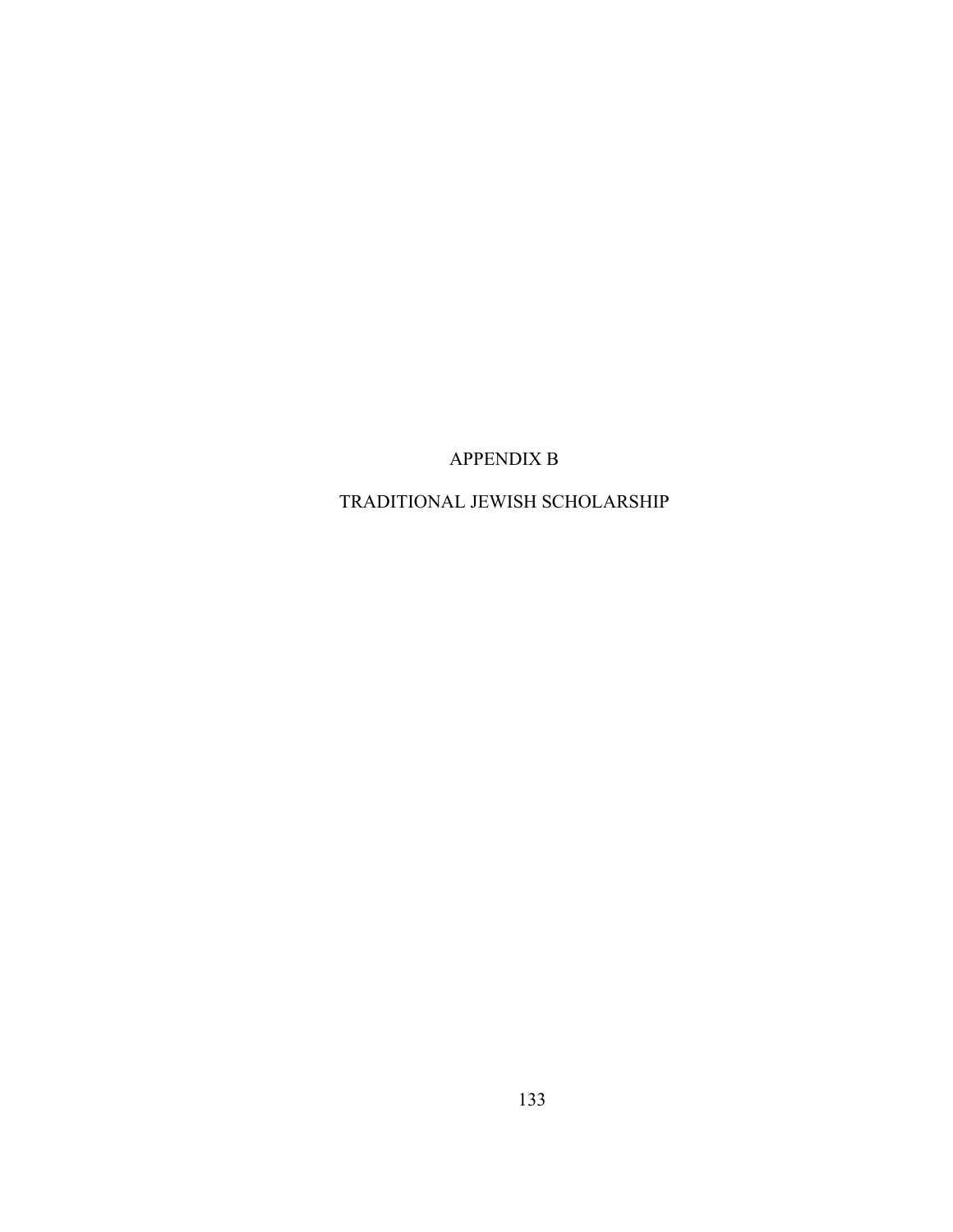# APPENDIX B

# TRADITIONAL JEWISH SCHOLARSHIP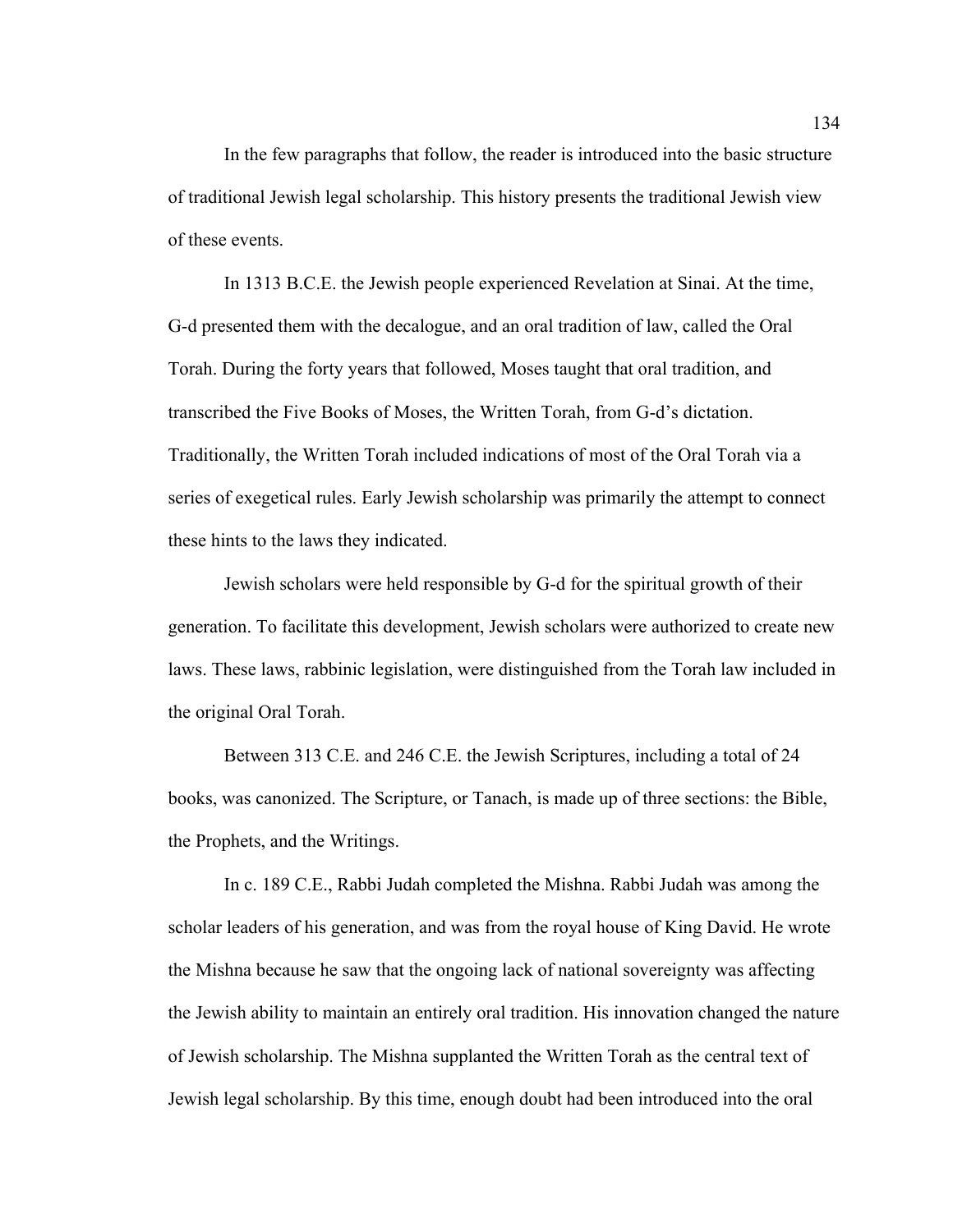In the few paragraphs that follow, the reader is introduced into the basic structure of traditional Jewish legal scholarship. This history presents the traditional Jewish view of these events.

In 1313 B.C.E. the Jewish people experienced Revelation at Sinai. At the time, G-d presented them with the decalogue, and an oral tradition of law, called the Oral Torah. During the forty years that followed, Moses taught that oral tradition, and transcribed the Five Books of Moses, the Written Torah, from G-d's dictation. Traditionally, the Written Torah included indications of most of the Oral Torah via a series of exegetical rules. Early Jewish scholarship was primarily the attempt to connect these hints to the laws they indicated.

Jewish scholars were held responsible by G-d for the spiritual growth of their generation. To facilitate this development, Jewish scholars were authorized to create new laws. These laws, rabbinic legislation, were distinguished from the Torah law included in the original Oral Torah.

Between 313 C.E. and 246 C.E. the Jewish Scriptures, including a total of 24 books, was canonized. The Scripture, or Tanach, is made up of three sections: the Bible, the Prophets, and the Writings.

In c. 189 C.E., Rabbi Judah completed the Mishna. Rabbi Judah was among the scholar leaders of his generation, and was from the royal house of King David. He wrote the Mishna because he saw that the ongoing lack of national sovereignty was affecting the Jewish ability to maintain an entirely oral tradition. His innovation changed the nature of Jewish scholarship. The Mishna supplanted the Written Torah as the central text of Jewish legal scholarship. By this time, enough doubt had been introduced into the oral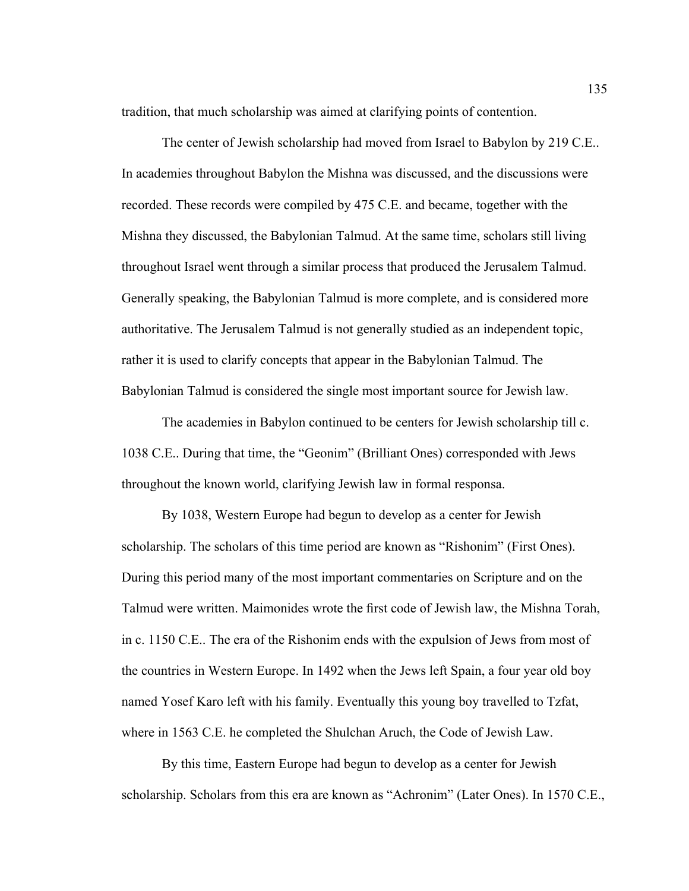tradition, that much scholarship was aimed at clarifying points of contention.

The center of Jewish scholarship had moved from Israel to Babylon by 219 C.E.. In academies throughout Babylon the Mishna was discussed, and the discussions were recorded. These records were compiled by 475 C.E. and became, together with the Mishna they discussed, the Babylonian Talmud. At the same time, scholars still living throughout Israel went through a similar process that produced the Jerusalem Talmud. Generally speaking, the Babylonian Talmud is more complete, and is considered more authoritative. The Jerusalem Talmud is not generally studied as an independent topic, rather it is used to clarify concepts that appear in the Babylonian Talmud. The Babylonian Talmud is considered the single most important source for Jewish law.

The academies in Babylon continued to be centers for Jewish scholarship till c. 1038 C.E.. During that time, the "Geonim" (Brilliant Ones) corresponded with Jews throughout the known world, clarifying Jewish law in formal responsa.

By 1038, Western Europe had begun to develop as a center for Jewish scholarship. The scholars of this time period are known as "Rishonim" (First Ones). During this period many of the most important commentaries on Scripture and on the Talmud were written. Maimonides wrote the first code of Jewish law, the Mishna Torah, in c. 1150 C.E.. The era of the Rishonim ends with the expulsion of Jews from most of the countries in Western Europe. In 1492 when the Jews left Spain, a four year old boy named Yosef Karo left with his family. Eventually this young boy travelled to Tzfat, where in 1563 C.E. he completed the Shulchan Aruch, the Code of Jewish Law.

By this time, Eastern Europe had begun to develop as a center for Jewish scholarship. Scholars from this era are known as "Achronim" (Later Ones). In 1570 C.E.,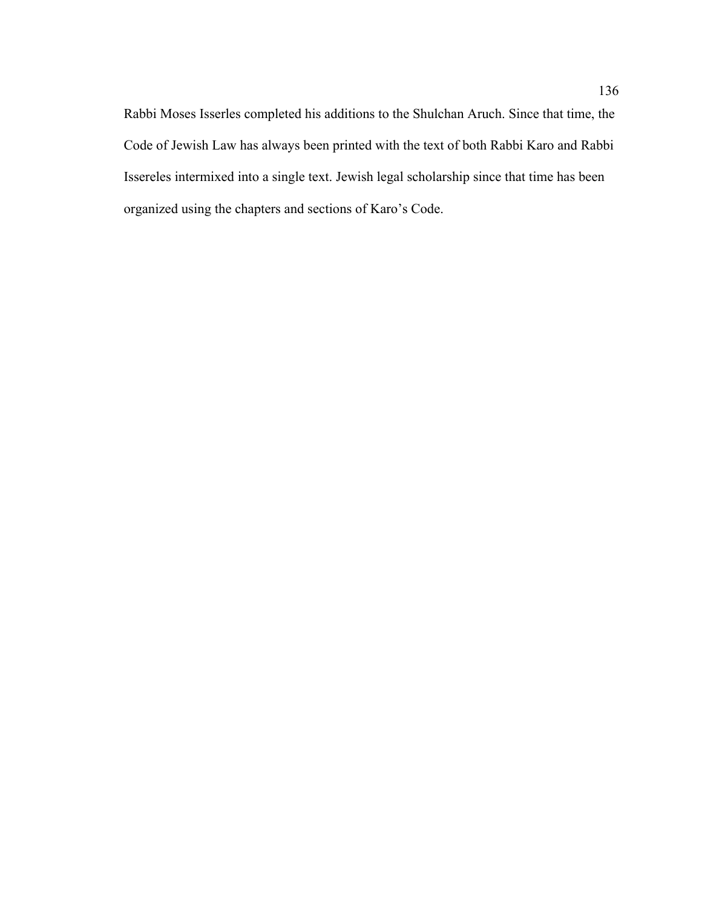Rabbi Moses Isserles completed his additions to the Shulchan Aruch. Since that time, the Code of Jewish Law has always been printed with the text of both Rabbi Karo and Rabbi Issereles intermixed into a single text. Jewish legal scholarship since that time has been organized using the chapters and sections of Karo's Code.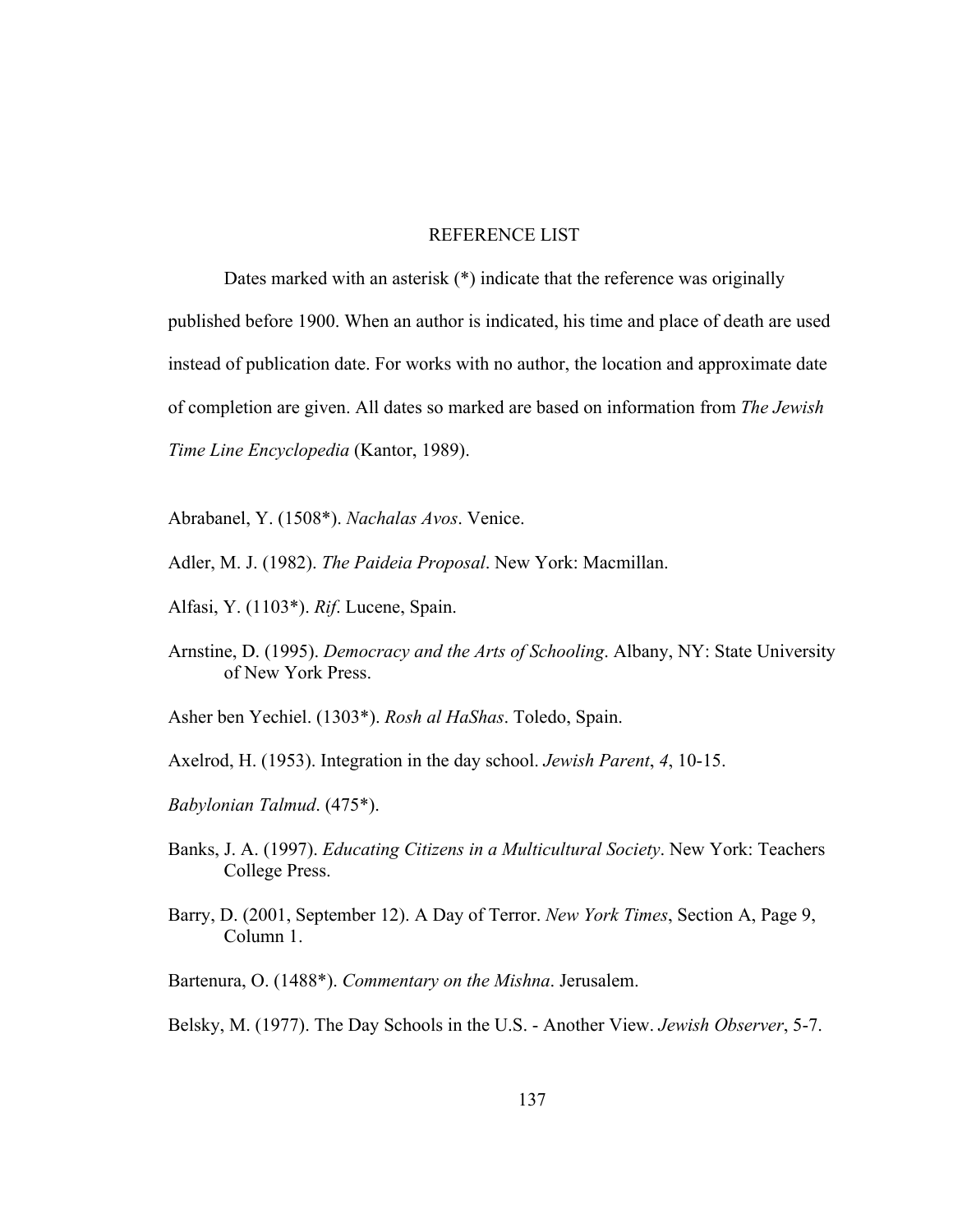# REFERENCE LIST

Dates marked with an asterisk (*) indicate that the reference was originally published before 1900. When an author is indicated, his time and place of death are used instead of publication date. For works with no author, the location and approximate date of completion are given. All dates so marked are based on information from *The Jewish Time Line Encyclopedia* (Kantor, 1989).

Abrabanel, Y. (1508*). *Nachalas Avos*. Venice.

Adler, M. J. (1982). *The Paideia Proposal*. New York: Macmillan.

Alfasi, Y. (1103*). *Rif*. Lucene, Spain.

Arnstine, D. (1995). *Democracy and the Arts of Schooling*. Albany, NY: State University of New York Press.

Asher ben Yechiel. (1303*). *Rosh al HaShas*. Toledo, Spain.

Axelrod, H. (1953). Integration in the day school. *Jewish Parent*, *4*, 10-15.

*Babylonian Talmud*. (475*).

Banks, J. A. (1997). *Educating Citizens in a Multicultural Society*. New York: Teachers College Press.

Barry, D. (2001, September 12). A Day of Terror. *New York Times*, Section A, Page 9, Column 1.

Bartenura, O. (1488*). *Commentary on the Mishna*. Jerusalem.

Belsky, M. (1977). The Day Schools in the U.S. - Another View. *Jewish Observer*, 5-7.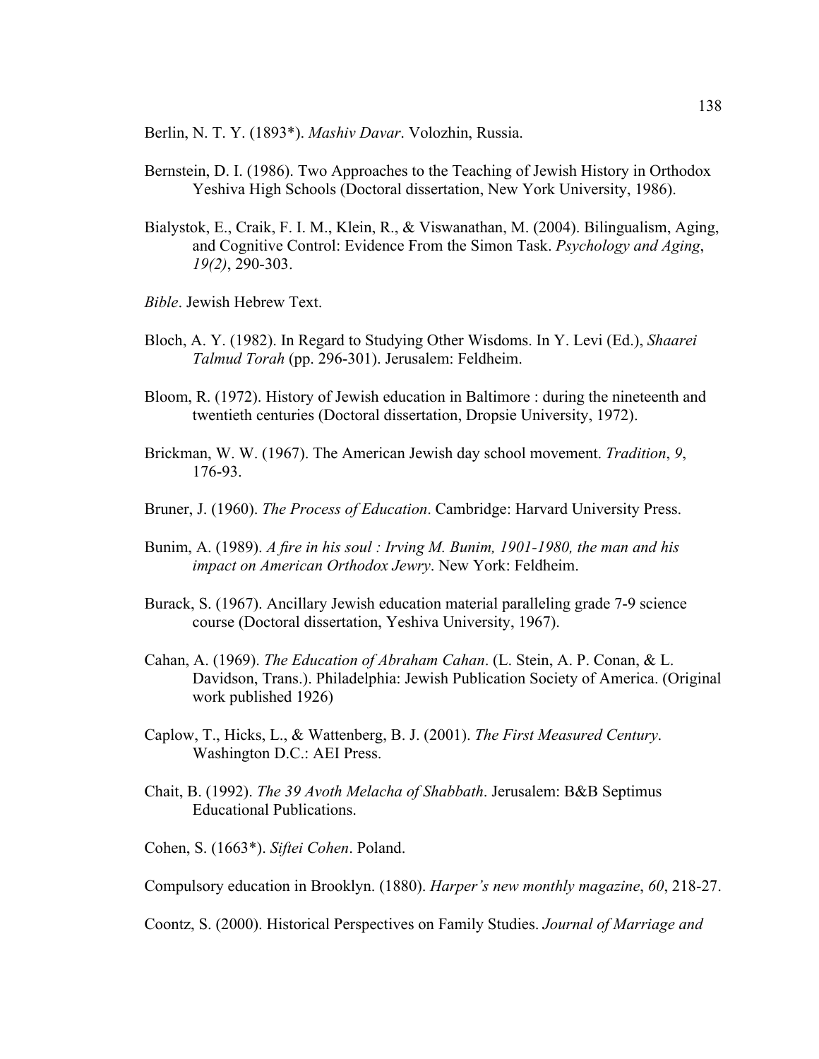Berlin, N. T. Y. (1893*). *Mashiv Davar*. Volozhin, Russia.

Bernstein, D. I. (1986). Two Approaches to the Teaching of Jewish History in Orthodox Yeshiva High Schools (Doctoral dissertation, New York University, 1986).

Bialystok, E., Craik, F. I. M., Klein, R., & Viswanathan, M. (2004). Bilingualism, Aging, and Cognitive Control: Evidence From the Simon Task. *Psychology and Aging*, *19(2)*, 290-303.

*Bible*. Jewish Hebrew Text.

Bloch, A. Y. (1982). In Regard to Studying Other Wisdoms. In Y. Levi (Ed.), *Shaarei Talmud Torah* (pp. 296-301). Jerusalem: Feldheim.

Bloom, R. (1972). History of Jewish education in Baltimore : during the nineteenth and twentieth centuries (Doctoral dissertation, Dropsie University, 1972).

Brickman, W. W. (1967). The American Jewish day school movement. *Tradition*, *9*, 176-93.

Bruner, J. (1960). *The Process of Education*. Cambridge: Harvard University Press.

Bunim, A. (1989). *A fire in his soul : Irving M. Bunim, 1901-1980, the man and his impact on American Orthodox Jewry*. New York: Feldheim.

Burack, S. (1967). Ancillary Jewish education material paralleling grade 7-9 science course (Doctoral dissertation, Yeshiva University, 1967).

Cahan, A. (1969). *The Education of Abraham Cahan*. (L. Stein, A. P. Conan, & L. Davidson, Trans.). Philadelphia: Jewish Publication Society of America. (Original work published 1926)

Caplow, T., Hicks, L., & Wattenberg, B. J. (2001). *The First Measured Century*. Washington D.C.: AEI Press.

Chait, B. (1992). *The 39 Avoth Melacha of Shabbath*. Jerusalem: B&B Septimus Educational Publications.

Cohen, S. (1663*). *Siftei Cohen*. Poland.

Compulsory education in Brooklyn. (1880). *Harper's new monthly magazine*, *60*, 218-27.

Coontz, S. (2000). Historical Perspectives on Family Studies. *Journal of Marriage and*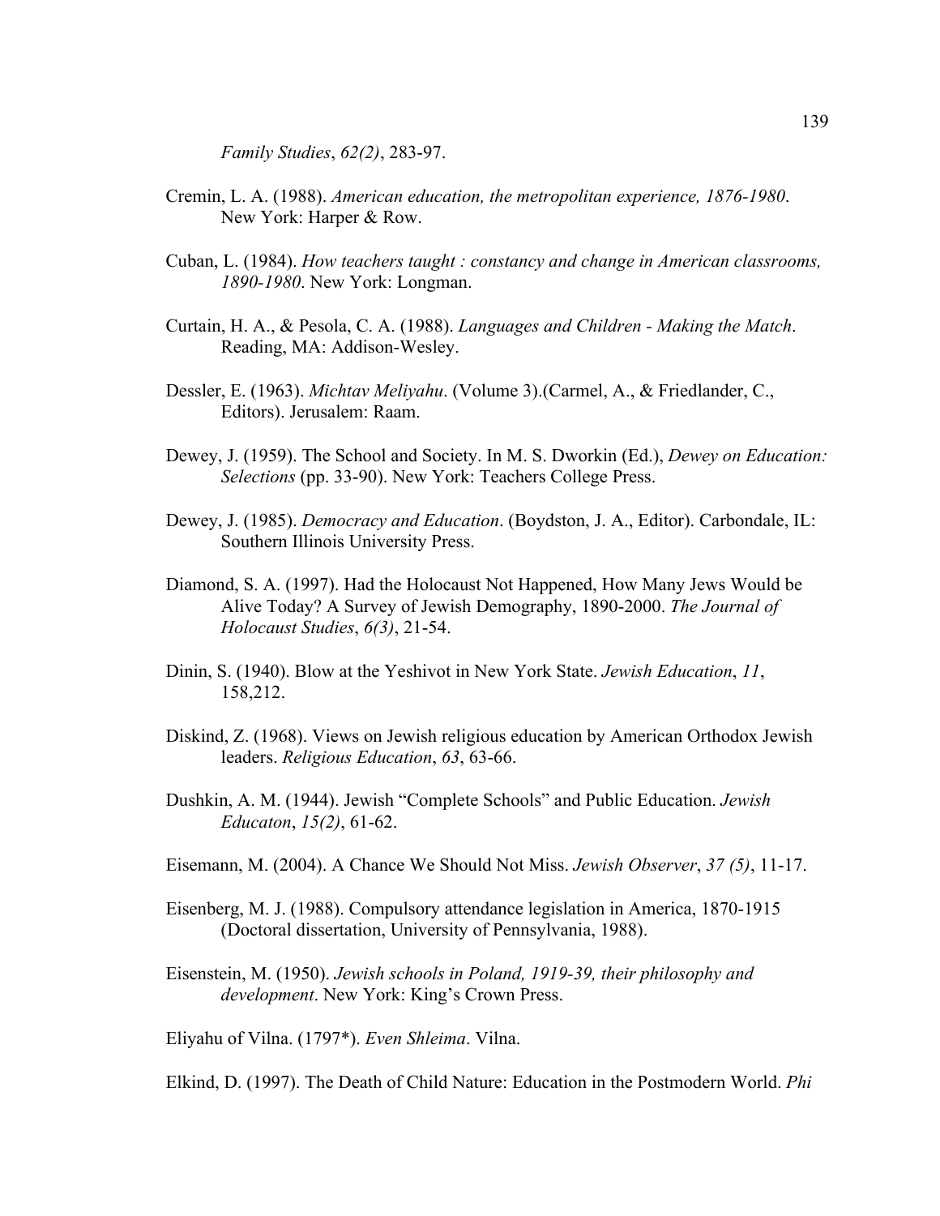*Family Studies*, *62(2)*, 283-97.

Cremin, L. A. (1988). *American education, the metropolitan experience, 1876-1980*. New York: Harper & Row.

Cuban, L. (1984). *How teachers taught : constancy and change in American classrooms, 1890-1980*. New York: Longman.

Curtain, H. A., & Pesola, C. A. (1988). *Languages and Children - Making the Match*. Reading, MA: Addison-Wesley.

Dessler, E. (1963). *Michtav Meliyahu*. (Volume 3).(Carmel, A., & Friedlander, C., Editors). Jerusalem: Raam.

Dewey, J. (1959). The School and Society. In M. S. Dworkin (Ed.), *Dewey on Education: Selections* (pp. 33-90). New York: Teachers College Press.

Dewey, J. (1985). *Democracy and Education*. (Boydston, J. A., Editor). Carbondale, IL: Southern Illinois University Press.

Diamond, S. A. (1997). Had the Holocaust Not Happened, How Many Jews Would be Alive Today? A Survey of Jewish Demography, 1890-2000. *The Journal of Holocaust Studies*, *6(3)*, 21-54.

Dinin, S. (1940). Blow at the Yeshivot in New York State. *Jewish Education*, *11*, 158,212.

Diskind, Z. (1968). Views on Jewish religious education by American Orthodox Jewish leaders. *Religious Education*, *63*, 63-66.

Dushkin, A. M. (1944). Jewish "Complete Schools" and Public Education. *Jewish Educaton*, *15(2)*, 61-62.

Eisemann, M. (2004). A Chance We Should Not Miss. *Jewish Observer*, *37 (5)*, 11-17.

Eisenberg, M. J. (1988). Compulsory attendance legislation in America, 1870-1915 (Doctoral dissertation, University of Pennsylvania, 1988).

Eisenstein, M. (1950). *Jewish schools in Poland, 1919-39, their philosophy and development*. New York: King's Crown Press.

Eliyahu of Vilna. (1797*). *Even Shleima*. Vilna.

Elkind, D. (1997). The Death of Child Nature: Education in the Postmodern World. *Phi*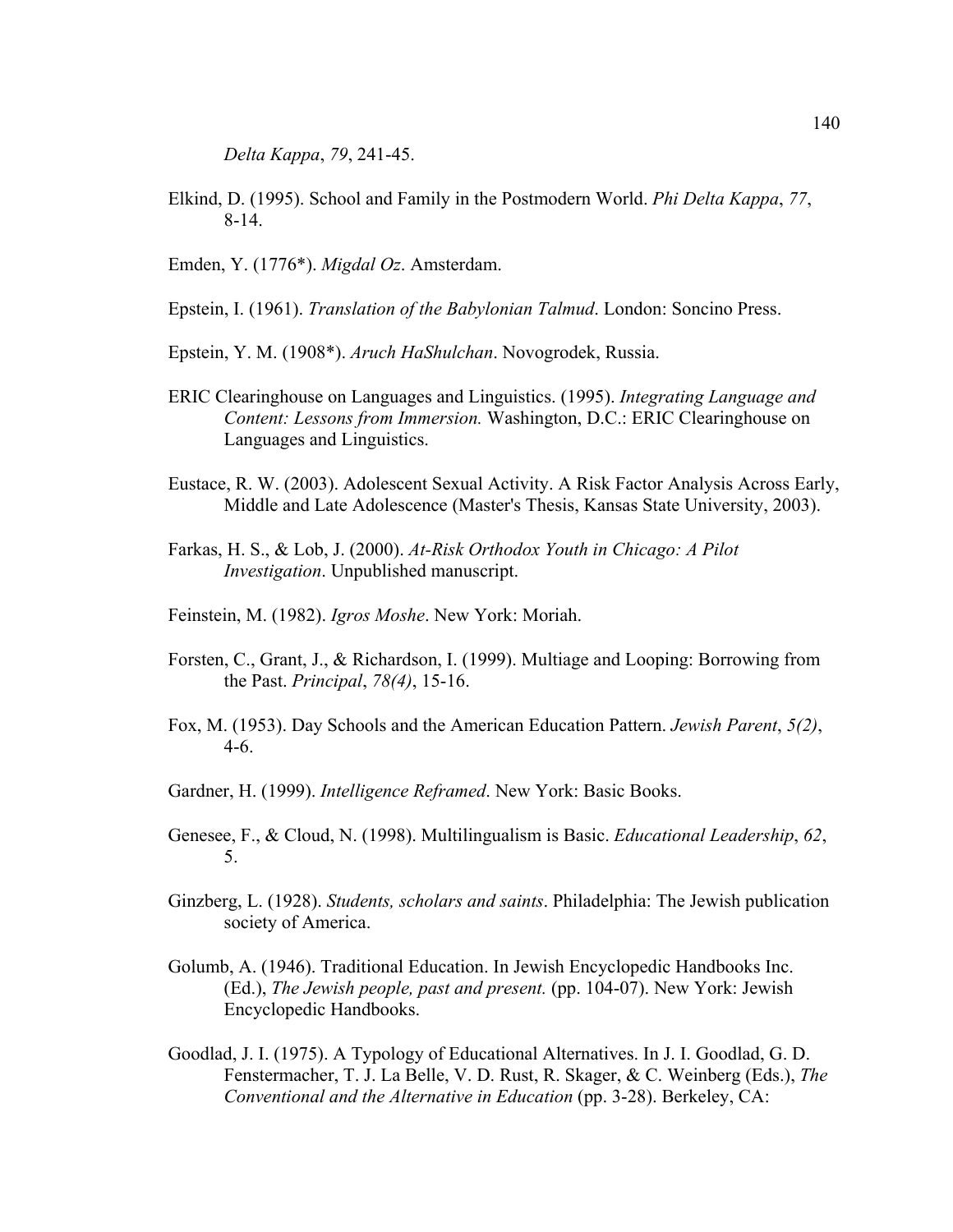*Delta Kappa*, *79*, 241-45.

Elkind, D. (1995). School and Family in the Postmodern World. *Phi Delta Kappa*, *77*, 8-14.

Emden, Y. (1776*). *Migdal Oz*. Amsterdam.

Epstein, I. (1961). *Translation of the Babylonian Talmud*. London: Soncino Press.

Epstein, Y. M. (1908*). *Aruch HaShulchan*. Novogrodek, Russia.

ERIC Clearinghouse on Languages and Linguistics. (1995). *Integrating Language and Content: Lessons from Immersion.* Washington, D.C.: ERIC Clearinghouse on Languages and Linguistics.

Eustace, R. W. (2003). Adolescent Sexual Activity. A Risk Factor Analysis Across Early, Middle and Late Adolescence (Master's Thesis, Kansas State University, 2003).

Farkas, H. S., & Lob, J. (2000). *At-Risk Orthodox Youth in Chicago: A Pilot Investigation*. Unpublished manuscript.

Feinstein, M. (1982). *Igros Moshe*. New York: Moriah.

Forsten, C., Grant, J., & Richardson, I. (1999). Multiage and Looping: Borrowing from the Past. *Principal*, *78(4)*, 15-16.

Fox, M. (1953). Day Schools and the American Education Pattern. *Jewish Parent*, *5(2)*, 4-6.

Gardner, H. (1999). *Intelligence Reframed*. New York: Basic Books.

Genesee, F., & Cloud, N. (1998). Multilingualism is Basic. *Educational Leadership*, *62*, 5.

Ginzberg, L. (1928). *Students, scholars and saints*. Philadelphia: The Jewish publication society of America.

Golumb, A. (1946). Traditional Education. In Jewish Encyclopedic Handbooks Inc. (Ed.), *The Jewish people, past and present.* (pp. 104-07). New York: Jewish Encyclopedic Handbooks.

Goodlad, J. I. (1975). A Typology of Educational Alternatives. In J. I. Goodlad, G. D. Fenstermacher, T. J. La Belle, V. D. Rust, R. Skager, & C. Weinberg (Eds.), *The Conventional and the Alternative in Education* (pp. 3-28). Berkeley, CA: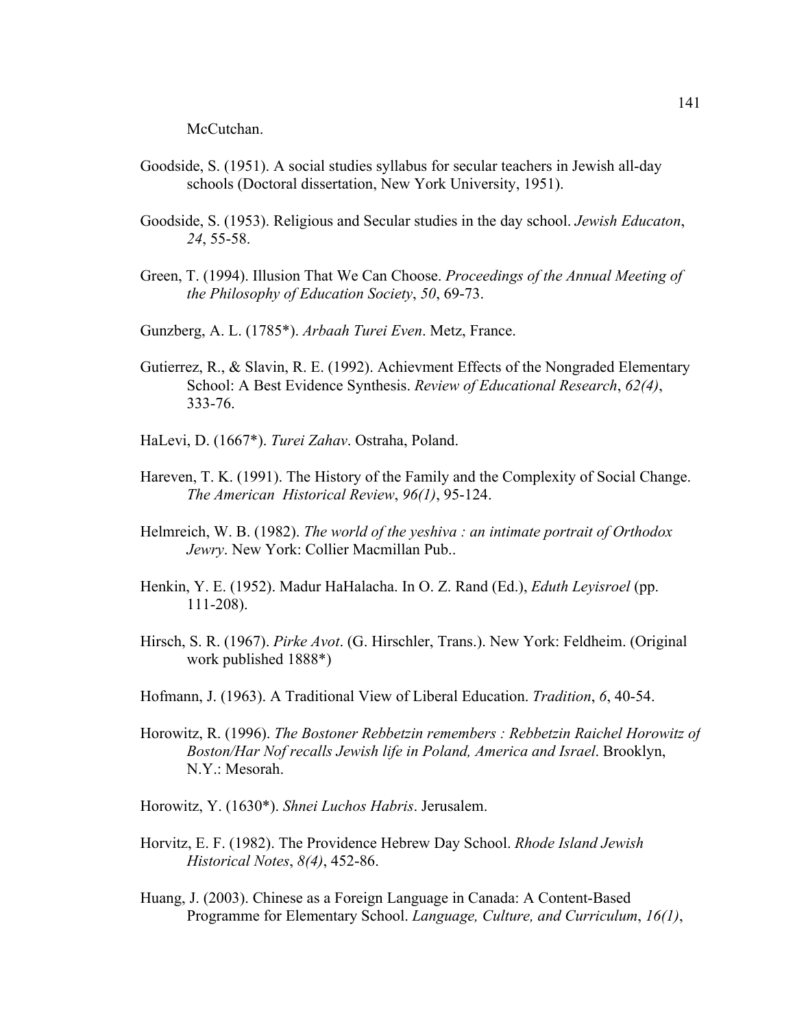McCutchan.

Goodside, S. (1951). A social studies syllabus for secular teachers in Jewish all-day schools (Doctoral dissertation, New York University, 1951).

Goodside, S. (1953). Religious and Secular studies in the day school. *Jewish Educaton*, *24*, 55-58.

Green, T. (1994). Illusion That We Can Choose. *Proceedings of the Annual Meeting of the Philosophy of Education Society*, *50*, 69-73.

Gunzberg, A. L. (1785*). *Arbaah Turei Even*. Metz, France.

Gutierrez, R., & Slavin, R. E. (1992). Achievment Effects of the Nongraded Elementary School: A Best Evidence Synthesis. *Review of Educational Research*, *62(4)*, 333-76.

HaLevi, D. (1667*). *Turei Zahav*. Ostraha, Poland.

Hareven, T. K. (1991). The History of the Family and the Complexity of Social Change. *The American Historical Review*, *96(1)*, 95-124.

Helmreich, W. B. (1982). *The world of the yeshiva : an intimate portrait of Orthodox Jewry*. New York: Collier Macmillan Pub..

Henkin, Y. E. (1952). Madur HaHalacha. In O. Z. Rand (Ed.), *Eduth Leyisroel* (pp. 111-208).

Hirsch, S. R. (1967). *Pirke Avot*. (G. Hirschler, Trans.). New York: Feldheim. (Original work published 1888*)

Hofmann, J. (1963). A Traditional View of Liberal Education. *Tradition*, *6*, 40-54.

Horowitz, R. (1996). *The Bostoner Rebbetzin remembers : Rebbetzin Raichel Horowitz of Boston/Har Nof recalls Jewish life in Poland, America and Israel*. Brooklyn, N.Y.: Mesorah.

Horowitz, Y. (1630*). *Shnei Luchos Habris*. Jerusalem.

Horvitz, E. F. (1982). The Providence Hebrew Day School. *Rhode Island Jewish Historical Notes*, *8(4)*, 452-86.

Huang, J. (2003). Chinese as a Foreign Language in Canada: A Content-Based Programme for Elementary School. *Language, Culture, and Curriculum*, *16(1)*,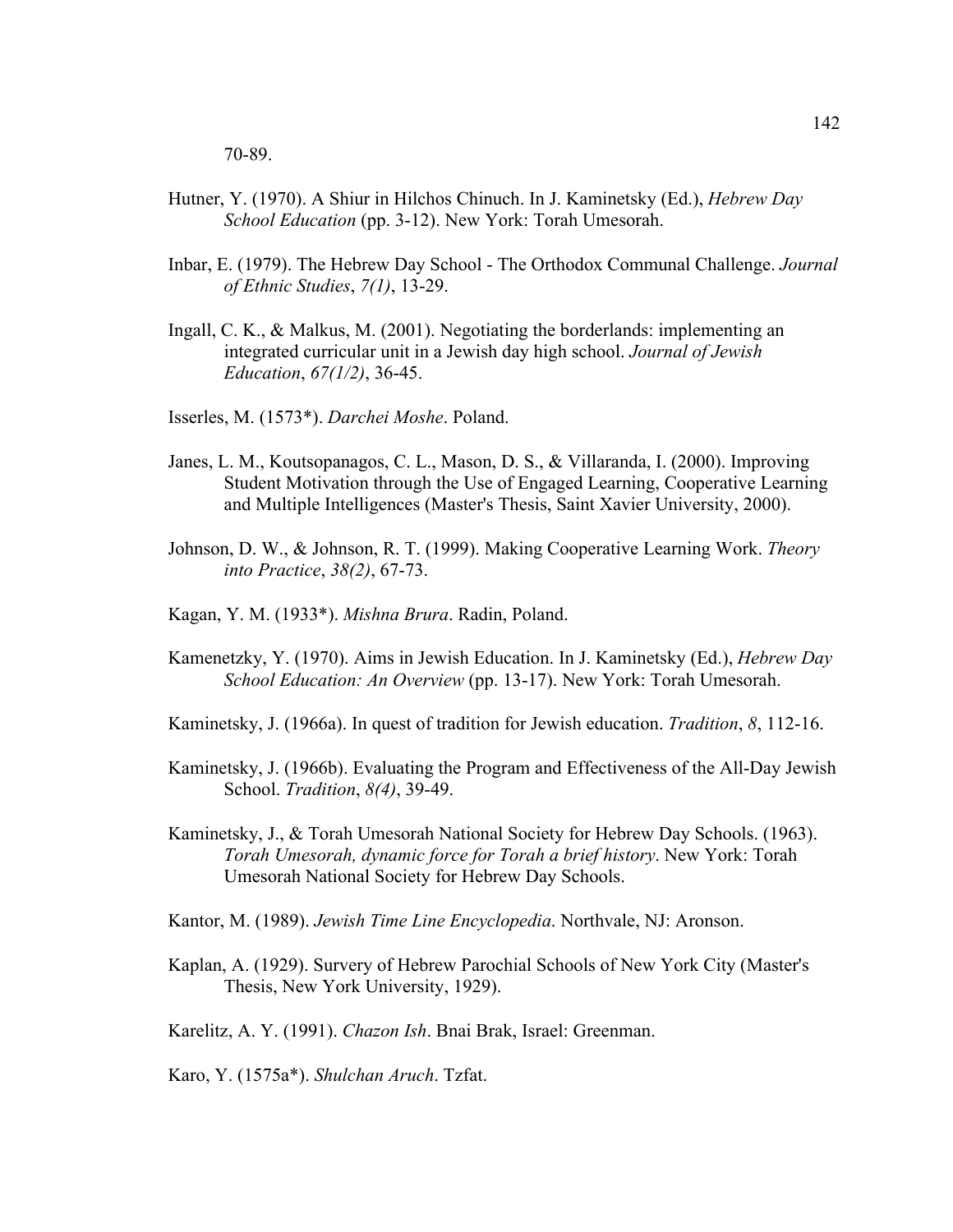70-89.

Hutner, Y. (1970). A Shiur in Hilchos Chinuch. In J. Kaminetsky (Ed.), *Hebrew Day School Education* (pp. 3-12). New York: Torah Umesorah.

Inbar, E. (1979). The Hebrew Day School - The Orthodox Communal Challenge. *Journal of Ethnic Studies*, *7(1)*, 13-29.

Ingall, C. K., & Malkus, M. (2001). Negotiating the borderlands: implementing an integrated curricular unit in a Jewish day high school. *Journal of Jewish Education*, *67(1/2)*, 36-45.

Isserles, M. (1573*). *Darchei Moshe*. Poland.

Janes, L. M., Koutsopanagos, C. L., Mason, D. S., & Villaranda, I. (2000). Improving Student Motivation through the Use of Engaged Learning, Cooperative Learning and Multiple Intelligences (Master's Thesis, Saint Xavier University, 2000).

Johnson, D. W., & Johnson, R. T. (1999). Making Cooperative Learning Work. *Theory into Practice*, *38(2)*, 67-73.

Kagan, Y. M. (1933*). *Mishna Brura*. Radin, Poland.

Kamenetzky, Y. (1970). Aims in Jewish Education. In J. Kaminetsky (Ed.), *Hebrew Day School Education: An Overview* (pp. 13-17). New York: Torah Umesorah.

Kaminetsky, J. (1966a). In quest of tradition for Jewish education. *Tradition*, *8*, 112-16.

Kaminetsky, J. (1966b). Evaluating the Program and Effectiveness of the All-Day Jewish School. *Tradition*, *8(4)*, 39-49.

Kaminetsky, J., & Torah Umesorah National Society for Hebrew Day Schools. (1963). *Torah Umesorah, dynamic force for Torah a brief history*. New York: Torah Umesorah National Society for Hebrew Day Schools.

Kantor, M. (1989). *Jewish Time Line Encyclopedia*. Northvale, NJ: Aronson.

Kaplan, A. (1929). Survery of Hebrew Parochial Schools of New York City (Master's Thesis, New York University, 1929).

Karelitz, A. Y. (1991). *Chazon Ish*. Bnai Brak, Israel: Greenman.

Karo, Y. (1575a*). *Shulchan Aruch*. Tzfat.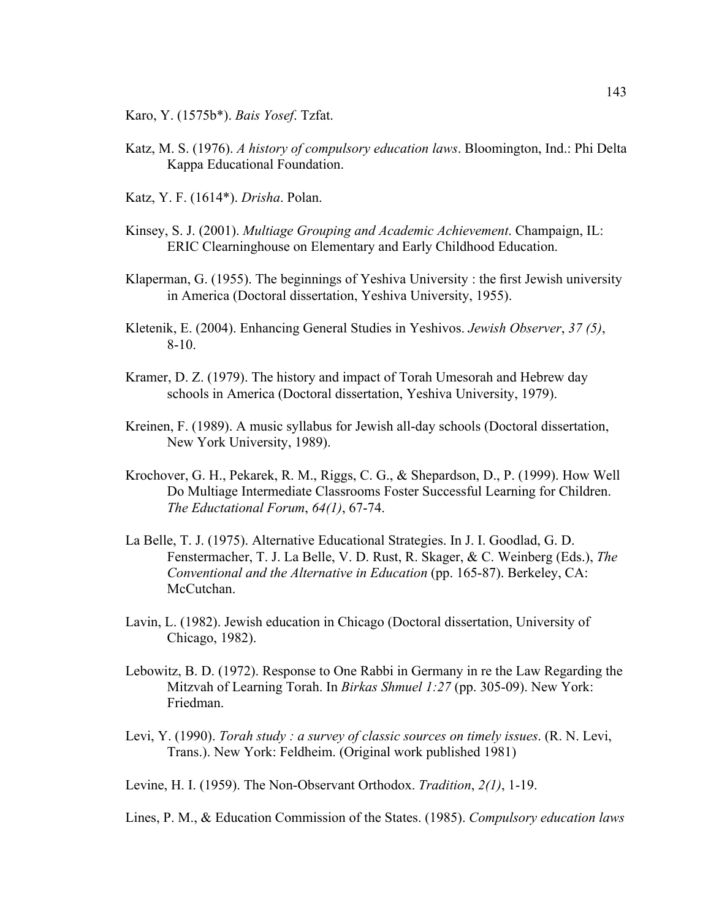Karo, Y. (1575b*). *Bais Yosef*. Tzfat.

Katz, M. S. (1976). *A history of compulsory education laws*. Bloomington, Ind.: Phi Delta Kappa Educational Foundation.

Katz, Y. F. (1614*). *Drisha*. Polan.

Kinsey, S. J. (2001). *Multiage Grouping and Academic Achievement*. Champaign, IL: ERIC Clearninghouse on Elementary and Early Childhood Education.

Klaperman, G. (1955). The beginnings of Yeshiva University : the first Jewish university in America (Doctoral dissertation, Yeshiva University, 1955).

Kletenik, E. (2004). Enhancing General Studies in Yeshivos. *Jewish Observer*, *37 (5)*, 8-10.

Kramer, D. Z. (1979). The history and impact of Torah Umesorah and Hebrew day schools in America (Doctoral dissertation, Yeshiva University, 1979).

Kreinen, F. (1989). A music syllabus for Jewish all-day schools (Doctoral dissertation, New York University, 1989).

Krochover, G. H., Pekarek, R. M., Riggs, C. G., & Shepardson, D., P. (1999). How Well Do Multiage Intermediate Classrooms Foster Successful Learning for Children. *The Eductational Forum*, *64(1)*, 67-74.

La Belle, T. J. (1975). Alternative Educational Strategies. In J. I. Goodlad, G. D. Fenstermacher, T. J. La Belle, V. D. Rust, R. Skager, & C. Weinberg (Eds.), *The Conventional and the Alternative in Education* (pp. 165-87). Berkeley, CA: McCutchan.

Lavin, L. (1982). Jewish education in Chicago (Doctoral dissertation, University of Chicago, 1982).

Lebowitz, B. D. (1972). Response to One Rabbi in Germany in re the Law Regarding the Mitzvah of Learning Torah. In *Birkas Shmuel 1:27* (pp. 305-09). New York: Friedman.

Levi, Y. (1990). *Torah study : a survey of classic sources on timely issues*. (R. N. Levi, Trans.). New York: Feldheim. (Original work published 1981)

Levine, H. I. (1959). The Non-Observant Orthodox. *Tradition*, *2(1)*, 1-19.

Lines, P. M., & Education Commission of the States. (1985). *Compulsory education laws*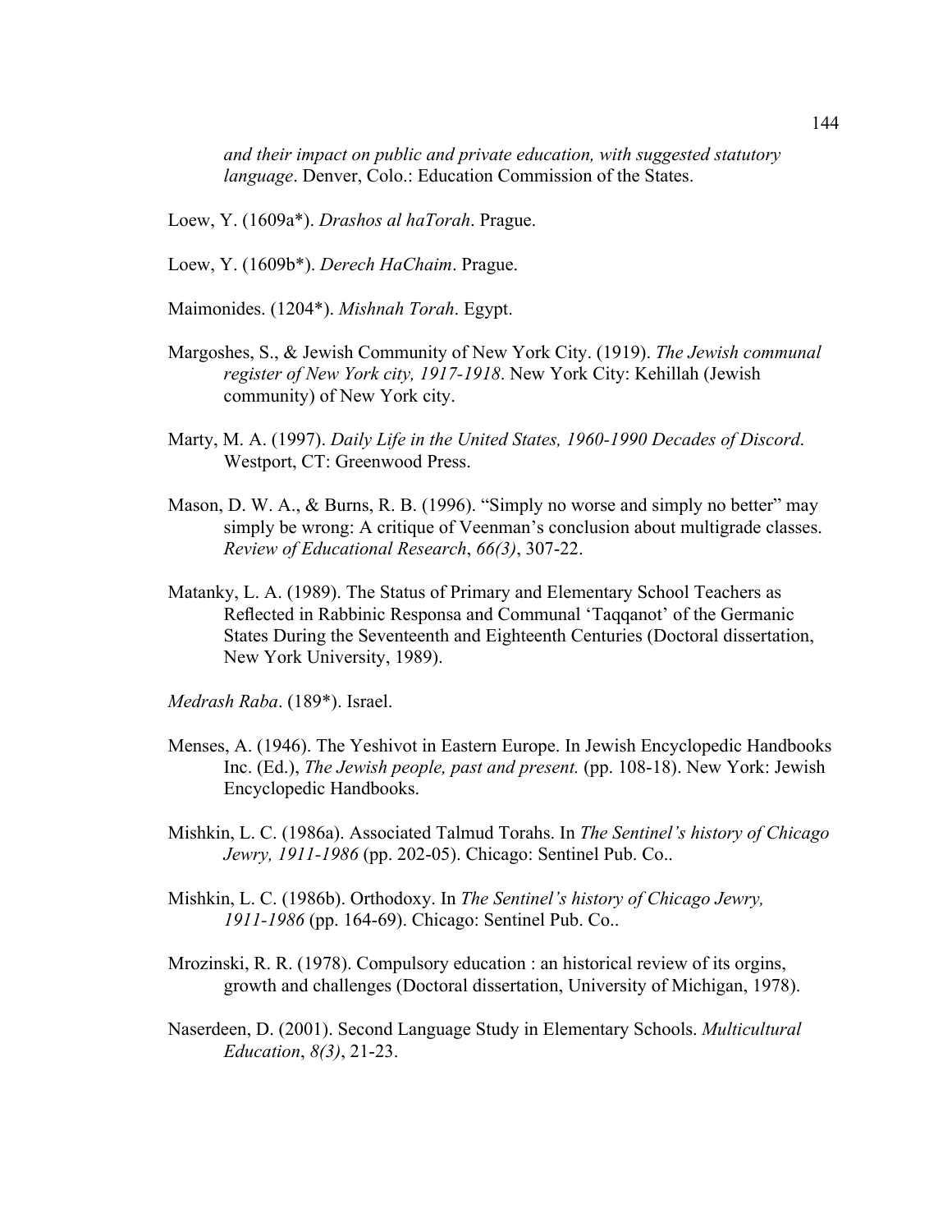*and their impact on public and private education, with suggested statutory language*. Denver, Colo.: Education Commission of the States.

Loew, Y. (1609a*). *Drashos al haTorah*. Prague.

Loew, Y. (1609b*). *Derech HaChaim*. Prague.

Maimonides. (1204*). *Mishnah Torah*. Egypt.

Margoshes, S., & Jewish Community of New York City. (1919). *The Jewish communal register of New York city, 1917-1918*. New York City: Kehillah (Jewish community) of New York city.

Marty, M. A. (1997). *Daily Life in the United States, 1960-1990 Decades of Discord*. Westport, CT: Greenwood Press.

Mason, D. W. A., & Burns, R. B. (1996). "Simply no worse and simply no better" may simply be wrong: A critique of Veenman's conclusion about multigrade classes. *Review of Educational Research*, *66(3)*, 307-22.

Matanky, L. A. (1989). The Status of Primary and Elementary School Teachers as Reflected in Rabbinic Responsa and Communal 'Taqqanot' of the Germanic States During the Seventeenth and Eighteenth Centuries (Doctoral dissertation, New York University, 1989).

*Medrash Raba*. (189*). Israel.

Menses, A. (1946). The Yeshivot in Eastern Europe. In Jewish Encyclopedic Handbooks Inc. (Ed.), *The Jewish people, past and present.* (pp. 108-18). New York: Jewish Encyclopedic Handbooks.

Mishkin, L. C. (1986a). Associated Talmud Torahs. In *The Sentinel's history of Chicago Jewry, 1911-1986* (pp. 202-05). Chicago: Sentinel Pub. Co..

Mishkin, L. C. (1986b). Orthodoxy. In *The Sentinel's history of Chicago Jewry, 1911-1986* (pp. 164-69). Chicago: Sentinel Pub. Co..

Mrozinski, R. R. (1978). Compulsory education : an historical review of its orgins, growth and challenges (Doctoral dissertation, University of Michigan, 1978).

Naserdeen, D. (2001). Second Language Study in Elementary Schools. *Multicultural Education*, *8(3)*, 21-23.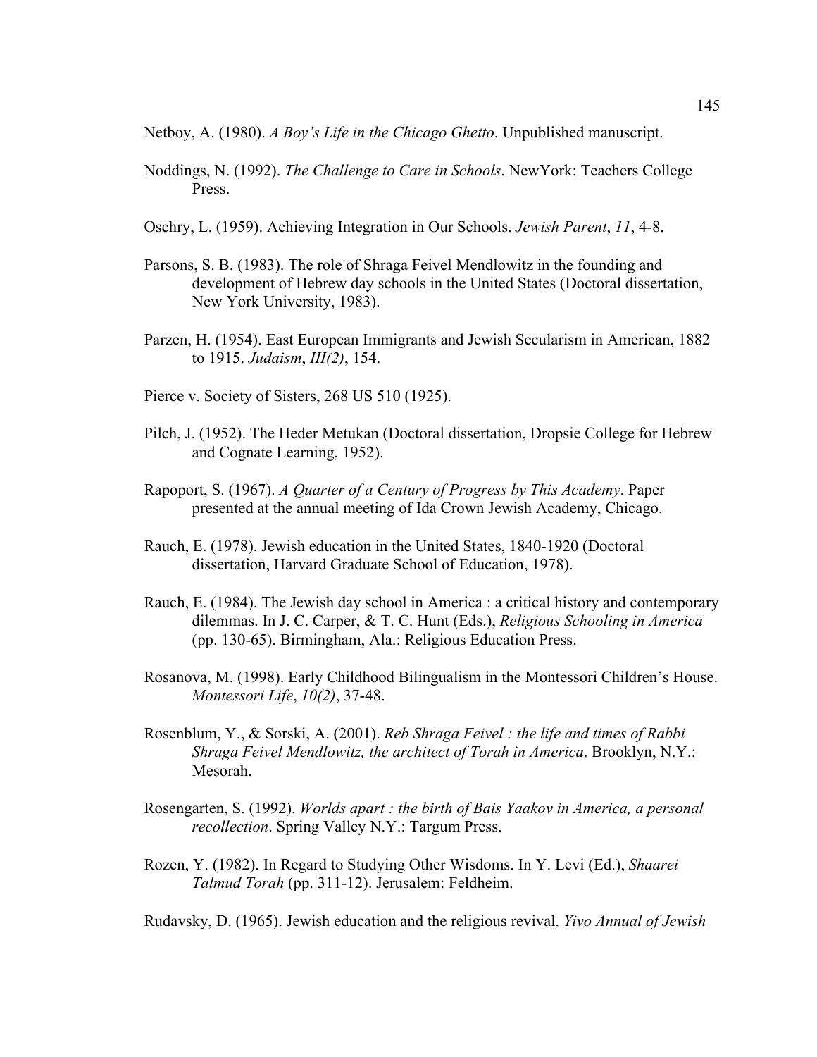Netboy, A. (1980). *A Boy's Life in the Chicago Ghetto*. Unpublished manuscript.

Noddings, N. (1992). *The Challenge to Care in Schools*. NewYork: Teachers College Press.

Oschry, L. (1959). Achieving Integration in Our Schools. *Jewish Parent*, *11*, 4-8.

Parsons, S. B. (1983). The role of Shraga Feivel Mendlowitz in the founding and development of Hebrew day schools in the United States (Doctoral dissertation, New York University, 1983).

Parzen, H. (1954). East European Immigrants and Jewish Secularism in American, 1882 to 1915. *Judaism*, *III(2)*, 154.

Pierce v. Society of Sisters, 268 US 510 (1925).

Pilch, J. (1952). The Heder Metukan (Doctoral dissertation, Dropsie College for Hebrew and Cognate Learning, 1952).

Rapoport, S. (1967). *A Quarter of a Century of Progress by This Academy*. Paper presented at the annual meeting of Ida Crown Jewish Academy, Chicago.

Rauch, E. (1978). Jewish education in the United States, 1840-1920 (Doctoral dissertation, Harvard Graduate School of Education, 1978).

Rauch, E. (1984). The Jewish day school in America : a critical history and contemporary dilemmas. In J. C. Carper, & T. C. Hunt (Eds.), *Religious Schooling in America* (pp. 130-65). Birmingham, Ala.: Religious Education Press.

Rosanova, M. (1998). Early Childhood Bilingualism in the Montessori Children's House. *Montessori Life*, *10(2)*, 37-48.

Rosenblum, Y., & Sorski, A. (2001). *Reb Shraga Feivel : the life and times of Rabbi Shraga Feivel Mendlowitz, the architect of Torah in America*. Brooklyn, N.Y.: Mesorah.

Rosengarten, S. (1992). *Worlds apart : the birth of Bais Yaakov in America, a personal recollection*. Spring Valley N.Y.: Targum Press.

Rozen, Y. (1982). In Regard to Studying Other Wisdoms. In Y. Levi (Ed.), *Shaarei Talmud Torah* (pp. 311-12). Jerusalem: Feldheim.

Rudavsky, D. (1965). Jewish education and the religious revival. *Yivo Annual of Jewish*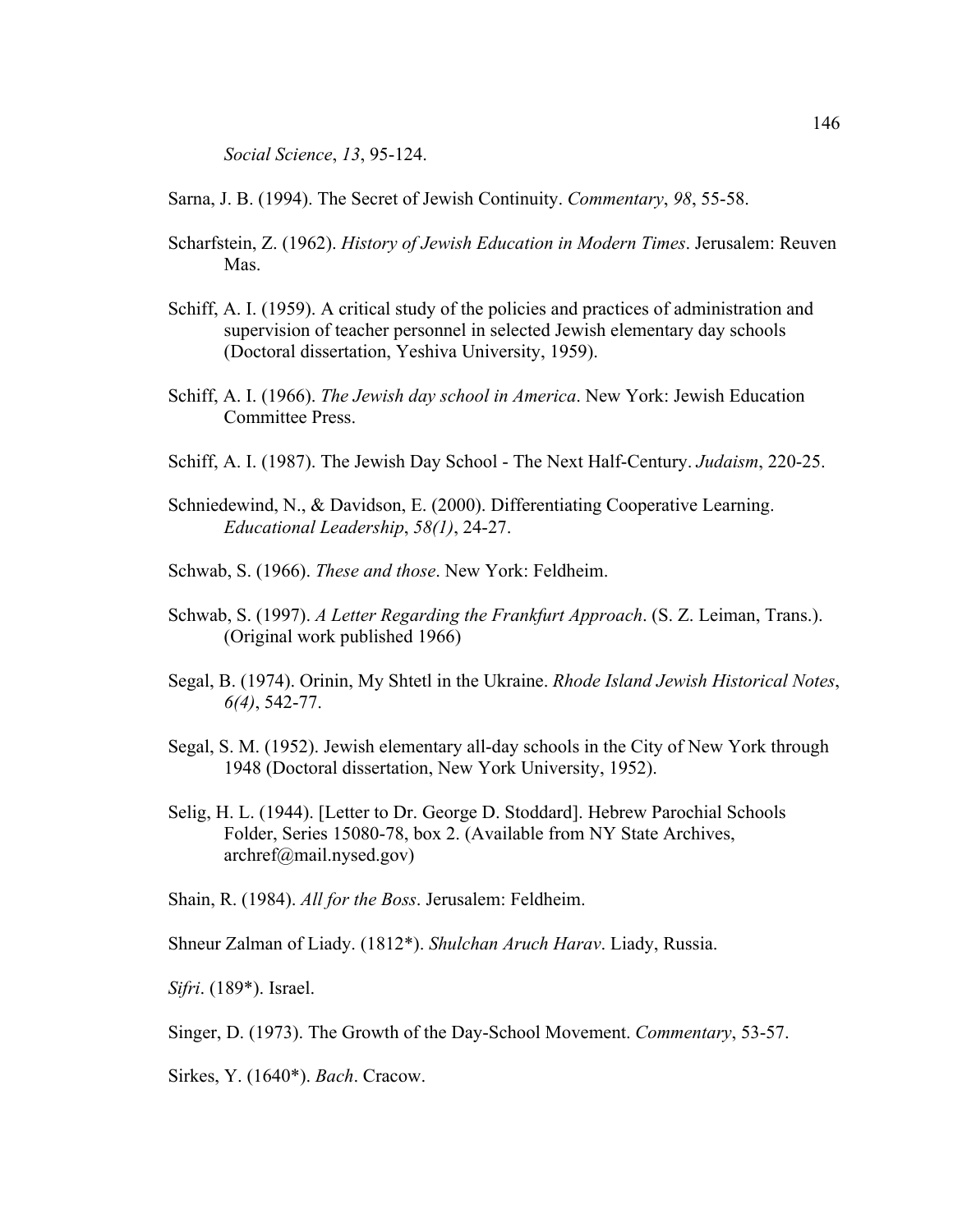*Social Science*, *13*, 95-124.

Sarna, J. B. (1994). The Secret of Jewish Continuity. *Commentary*, *98*, 55-58.

Scharfstein, Z. (1962). *History of Jewish Education in Modern Times*. Jerusalem: Reuven Mas.

Schiff, A. I. (1959). A critical study of the policies and practices of administration and supervision of teacher personnel in selected Jewish elementary day schools (Doctoral dissertation, Yeshiva University, 1959).

Schiff, A. I. (1966). *The Jewish day school in America*. New York: Jewish Education Committee Press.

Schiff, A. I. (1987). The Jewish Day School - The Next Half-Century. *Judaism*, 220-25.

Schniedewind, N., & Davidson, E. (2000). Differentiating Cooperative Learning. *Educational Leadership*, *58(1)*, 24-27.

Schwab, S. (1966). *These and those*. New York: Feldheim.

Schwab, S. (1997). *A Letter Regarding the Frankfurt Approach*. (S. Z. Leiman, Trans.). (Original work published 1966)

Segal, B. (1974). Orinin, My Shtetl in the Ukraine. *Rhode Island Jewish Historical Notes*, *6(4)*, 542-77.

Segal, S. M. (1952). Jewish elementary all-day schools in the City of New York through 1948 (Doctoral dissertation, New York University, 1952).

Selig, H. L. (1944). [Letter to Dr. George D. Stoddard]. Hebrew Parochial Schools Folder, Series 15080-78, box 2. (Available from NY State Archives, archref@mail.nysed.gov)

Shain, R. (1984). *All for the Boss*. Jerusalem: Feldheim.

Shneur Zalman of Liady. (1812*). *Shulchan Aruch Harav*. Liady, Russia.

*Sifri*. (189*). Israel.

Singer, D. (1973). The Growth of the Day-School Movement. *Commentary*, 53-57.

Sirkes, Y. (1640*). *Bach*. Cracow.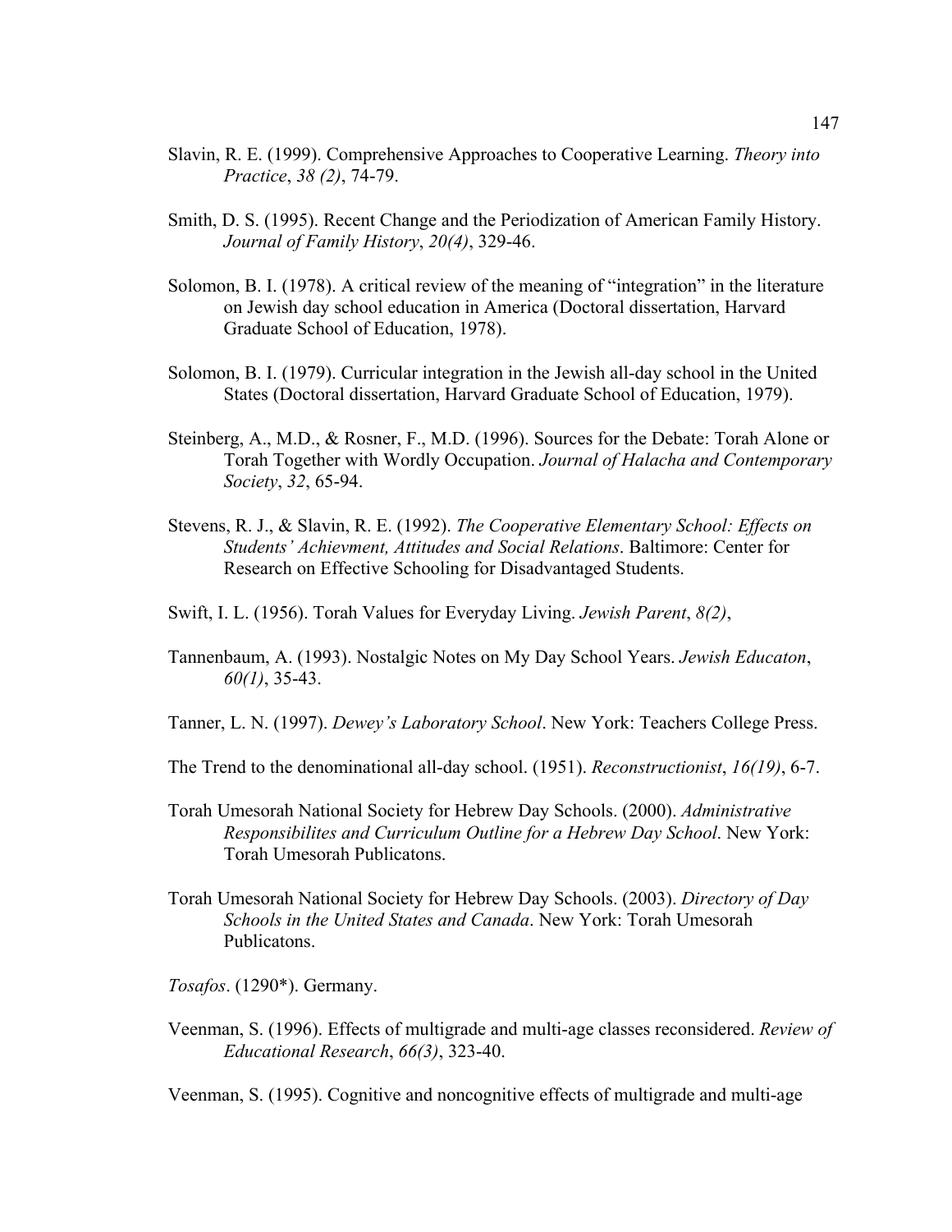Slavin, R. E. (1999). Comprehensive Approaches to Cooperative Learning. *Theory into Practice*, *38 (2)*, 74-79.

Smith, D. S. (1995). Recent Change and the Periodization of American Family History. *Journal of Family History*, *20(4)*, 329-46.

Solomon, B. I. (1978). A critical review of the meaning of "integration" in the literature on Jewish day school education in America (Doctoral dissertation, Harvard Graduate School of Education, 1978).

Solomon, B. I. (1979). Curricular integration in the Jewish all-day school in the United States (Doctoral dissertation, Harvard Graduate School of Education, 1979).

Steinberg, A., M.D., & Rosner, F., M.D. (1996). Sources for the Debate: Torah Alone or Torah Together with Wordly Occupation. *Journal of Halacha and Contemporary Society*, *32*, 65-94.

Stevens, R. J., & Slavin, R. E. (1992). *The Cooperative Elementary School: Effects on Students' Achievment, Attitudes and Social Relations*. Baltimore: Center for Research on Effective Schooling for Disadvantaged Students.

Swift, I. L. (1956). Torah Values for Everyday Living. *Jewish Parent*, *8(2)*,

Tannenbaum, A. (1993). Nostalgic Notes on My Day School Years. *Jewish Educaton*, *60(1)*, 35-43.

Tanner, L. N. (1997). *Dewey's Laboratory School*. New York: Teachers College Press.

The Trend to the denominational all-day school. (1951). *Reconstructionist*, *16(19)*, 6-7.

Torah Umesorah National Society for Hebrew Day Schools. (2000). *Administrative Responsibilites and Curriculum Outline for a Hebrew Day School*. New York: Torah Umesorah Publicatons.

Torah Umesorah National Society for Hebrew Day Schools. (2003). *Directory of Day Schools in the United States and Canada*. New York: Torah Umesorah Publicatons.

*Tosafos*. (1290*). Germany.

Veenman, S. (1996). Effects of multigrade and multi-age classes reconsidered. *Review of Educational Research*, *66(3)*, 323-40.

Veenman, S. (1995). Cognitive and noncognitive effects of multigrade and multi-age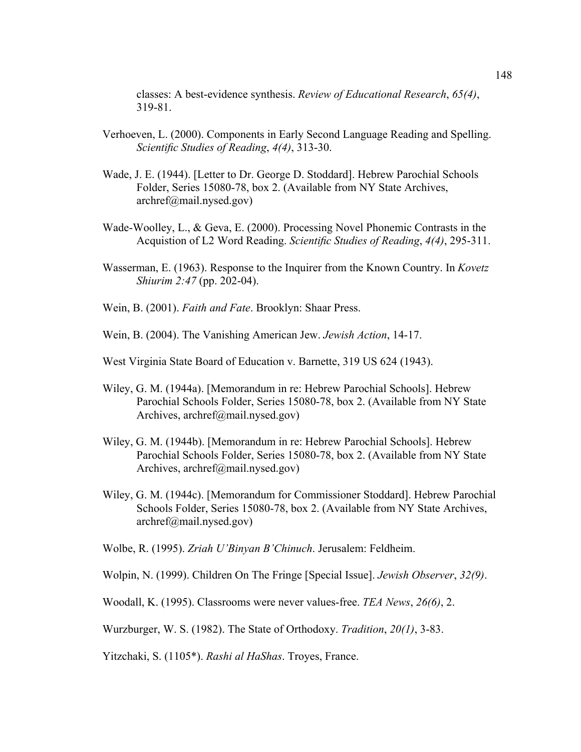classes: A best-evidence synthesis. *Review of Educational Research*, *65(4)*, 319-81.

Verhoeven, L. (2000). Components in Early Second Language Reading and Spelling. *Scientific Studies of Reading*, *4(4)*, 313-30.

Wade, J. E. (1944). [Letter to Dr. George D. Stoddard]. Hebrew Parochial Schools Folder, Series 15080-78, box 2. (Available from NY State Archives, archref@mail.nysed.gov)

Wade-Woolley, L., & Geva, E. (2000). Processing Novel Phonemic Contrasts in the Acquistion of L2 Word Reading. *Scientific Studies of Reading*, *4(4)*, 295-311.

Wasserman, E. (1963). Response to the Inquirer from the Known Country. In *Kovetz Shiurim 2:47* (pp. 202-04).

Wein, B. (2001). *Faith and Fate*. Brooklyn: Shaar Press.

Wein, B. (2004). The Vanishing American Jew. *Jewish Action*, 14-17.

West Virginia State Board of Education v. Barnette, 319 US 624 (1943).

Wiley, G. M. (1944a). [Memorandum in re: Hebrew Parochial Schools]. Hebrew Parochial Schools Folder, Series 15080-78, box 2. (Available from NY State Archives, archref@mail.nysed.gov)

Wiley, G. M. (1944b). [Memorandum in re: Hebrew Parochial Schools]. Hebrew Parochial Schools Folder, Series 15080-78, box 2. (Available from NY State Archives, archref@mail.nysed.gov)

Wiley, G. M. (1944c). [Memorandum for Commissioner Stoddard]. Hebrew Parochial Schools Folder, Series 15080-78, box 2. (Available from NY State Archives, archref@mail.nysed.gov)

Wolbe, R. (1995). *Zriah U'Binyan B'Chinuch*. Jerusalem: Feldheim.

Wolpin, N. (1999). Children On The Fringe [Special Issue]. *Jewish Observer*, *32(9)*.

Woodall, K. (1995). Classrooms were never values-free. *TEA News*, *26(6)*, 2.

Wurzburger, W. S. (1982). The State of Orthodoxy. *Tradition*, *20(1)*, 3-83.

Yitzchaki, S. (1105*). *Rashi al HaShas*. Troyes, France.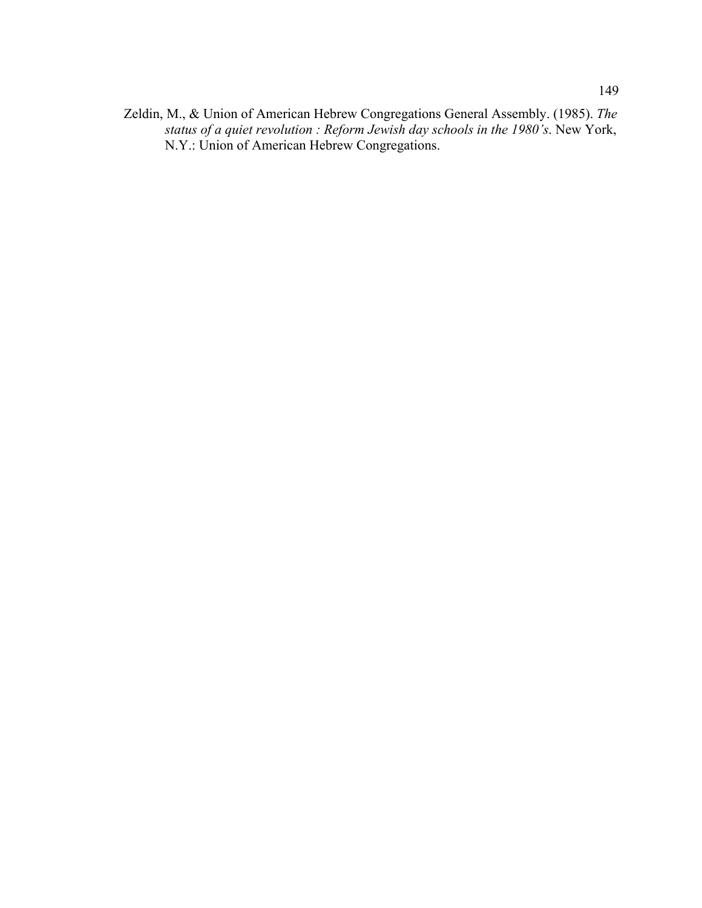Zeldin, M., & Union of American Hebrew Congregations General Assembly. (1985). *The status of a quiet revolution : Reform Jewish day schools in the 1980's*. New York, N.Y.: Union of American Hebrew Congregations.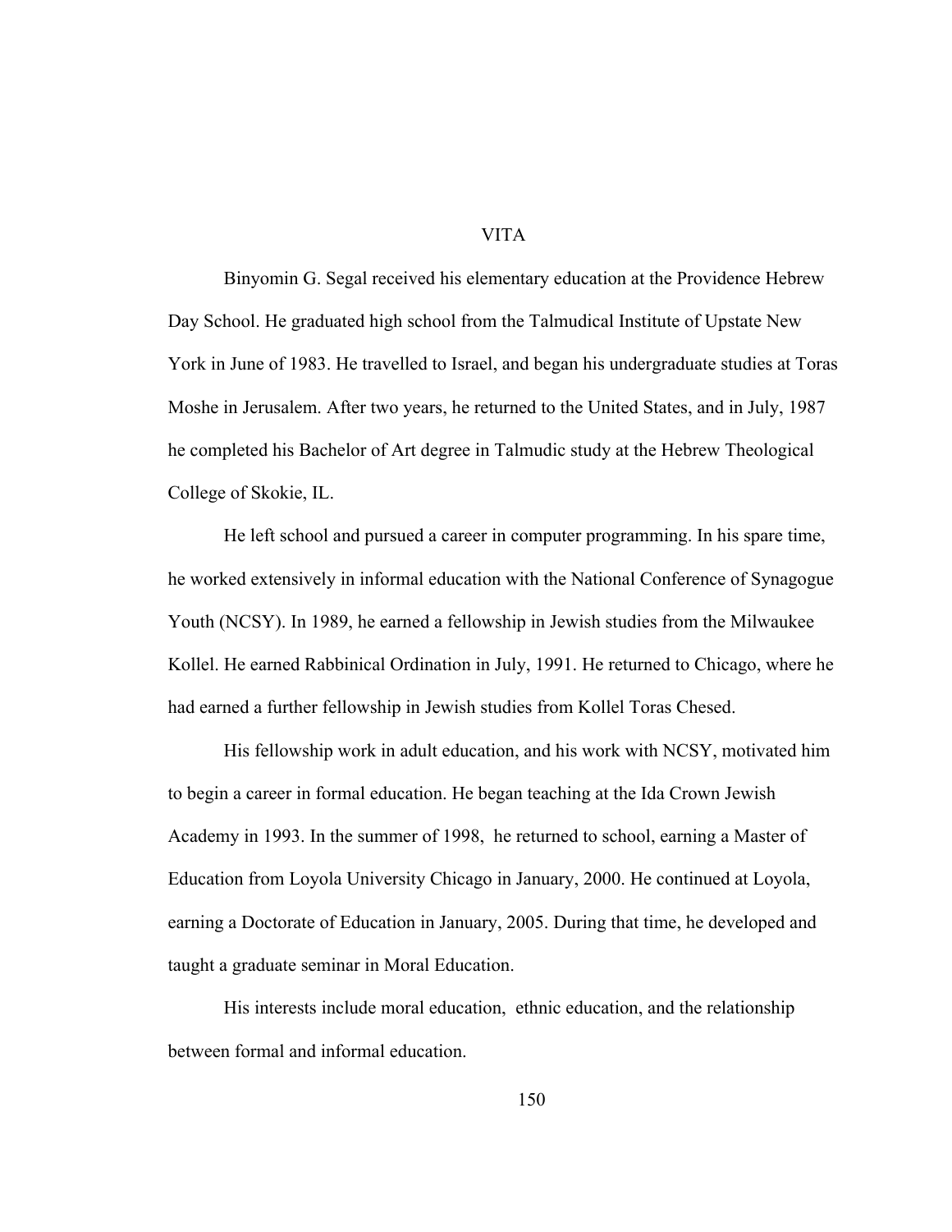# VITA

Binyomin G. Segal received his elementary education at the Providence Hebrew Day School. He graduated high school from the Talmudical Institute of Upstate New York in June of 1983. He travelled to Israel, and began his undergraduate studies at Toras Moshe in Jerusalem. After two years, he returned to the United States, and in July, 1987 he completed his Bachelor of Art degree in Talmudic study at the Hebrew Theological College of Skokie, IL.

He left school and pursued a career in computer programming. In his spare time, he worked extensively in informal education with the National Conference of Synagogue Youth (NCSY). In 1989, he earned a fellowship in Jewish studies from the Milwaukee Kollel. He earned Rabbinical Ordination in July, 1991. He returned to Chicago, where he had earned a further fellowship in Jewish studies from Kollel Toras Chesed.

His fellowship work in adult education, and his work with NCSY, motivated him to begin a career in formal education. He began teaching at the Ida Crown Jewish Academy in 1993. In the summer of 1998, he returned to school, earning a Master of Education from Loyola University Chicago in January, 2000. He continued at Loyola, earning a Doctorate of Education in January, 2005. During that time, he developed and taught a graduate seminar in Moral Education.

His interests include moral education, ethnic education, and the relationship between formal and informal education.